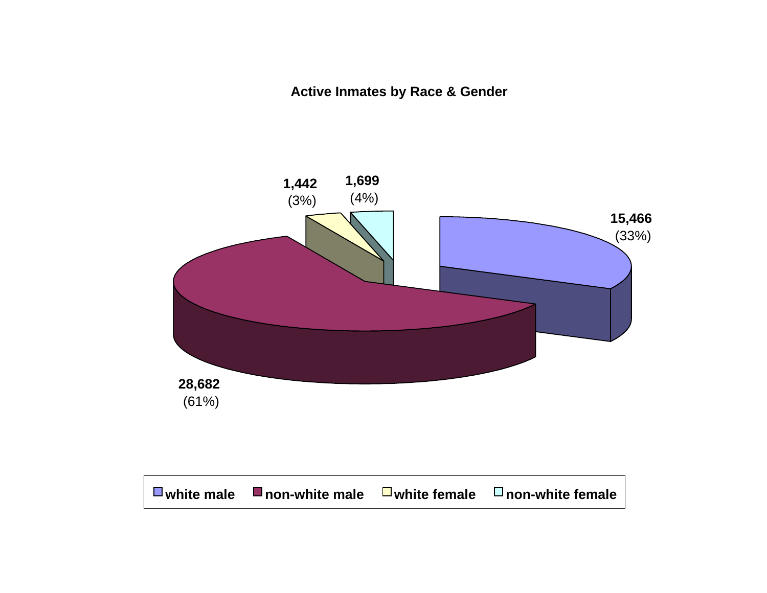**Active Inmates by Race & Gender**

| Category | Count | Percent |
|---|---|---|
| white male | 15,466 | (33%) |
| non-white male | 28,682 | (61%) |
| white female | 1,442 | (3%) |
| non-white female | 1,699 | (4%) |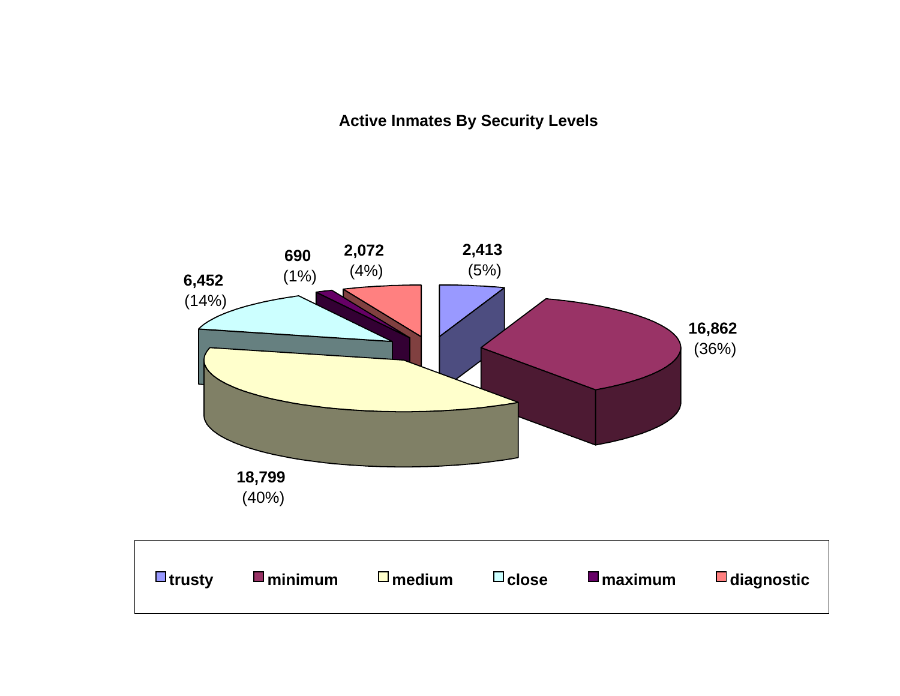## Active Inmates By Security Levels

| Security Level | Inmates | Percent |
|---|---|---|
| trusty | 2,413 | (5%) |
| minimum | 16,862 | (36%) |
| medium | 18,799 | (40%) |
| close | 6,452 | (14%) |
| maximum | 690 | (1%) |
| diagnostic | 2,072 | (4%) |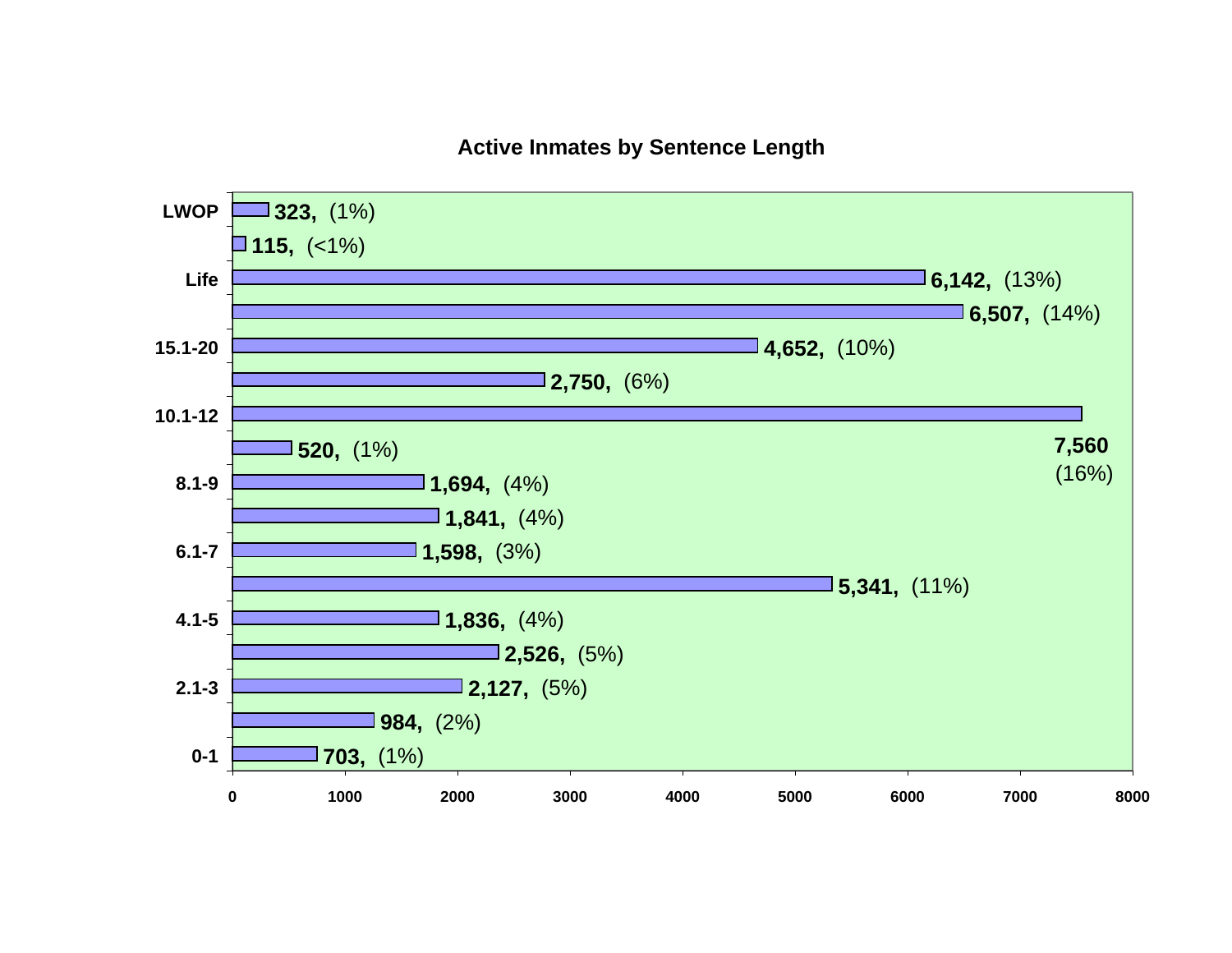## Active Inmates by Sentence Length

| Sentence Length | Inmates | Percent |
|---|---|---|
| LWOP | 323 | (1%) |
|  | 115 | (<1%) |
| Life | 6,142 | (13%) |
|  | 6,507 | (14%) |
| 15.1-20 | 4,652 | (10%) |
|  | 2,750 | (6%) |
| 10.1-12 | 7,560 | (16%) |
|  | 520 | (1%) |
| 8.1-9 | 1,694 | (4%) |
|  | 1,841 | (4%) |
| 6.1-7 | 1,598 | (3%) |
|  | 5,341 | (11%) |
| 4.1-5 | 1,836 | (4%) |
|  | 2,526 | (5%) |
| 2.1-3 | 2,127 | (5%) |
|  | 984 | (2%) |
| 0-1 | 703 | (1%) |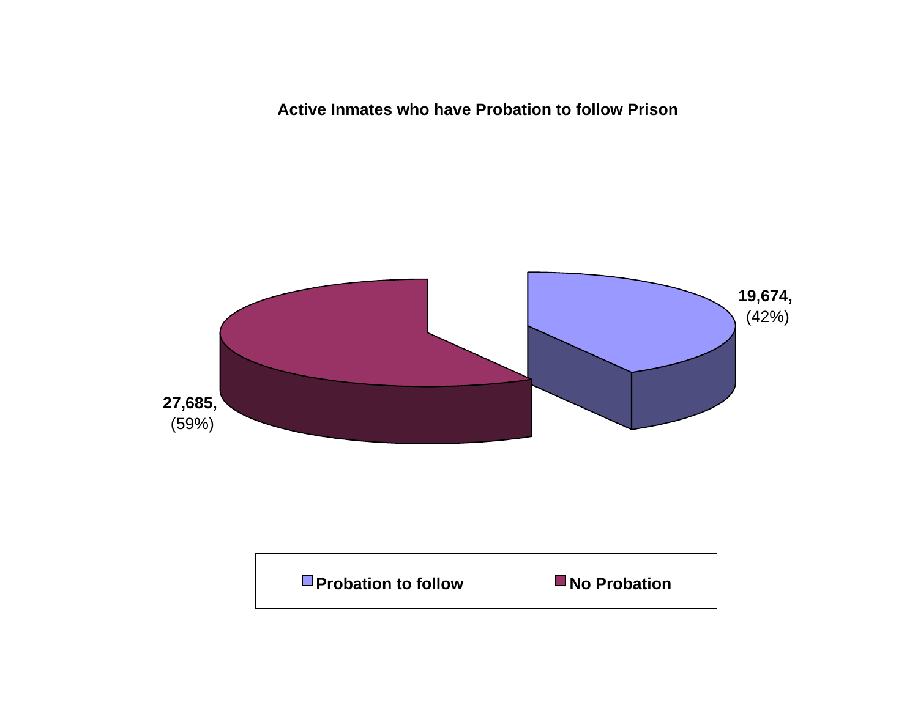**Active Inmates who have Probation to follow Prison**

19,674, (42%)

27,685, (59%)

Probation to follow

No Probation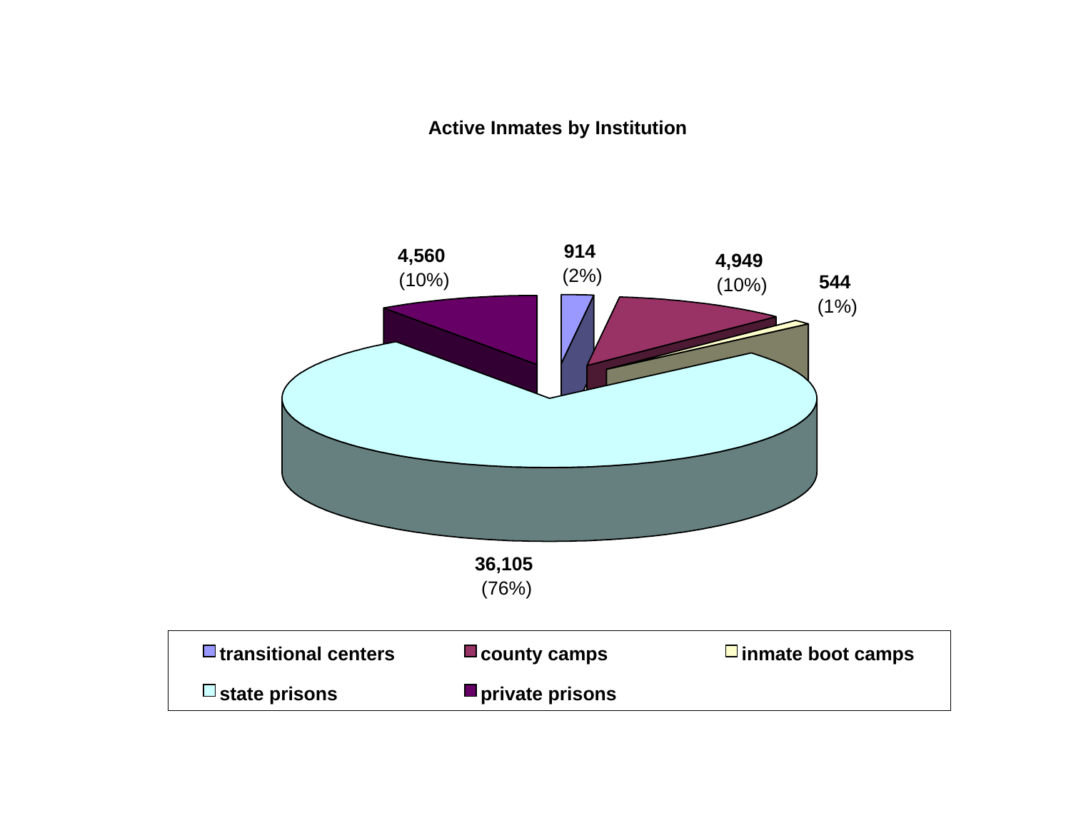**Active Inmates by Institution**

| Institution | Inmates | Percent |
|---|---|---|
| transitional centers | 914 | (2%) |
| county camps | 4,949 | (10%) |
| inmate boot camps | 544 | (1%) |
| state prisons | 36,105 | (76%) |
| private prisons | 4,560 | (10%) |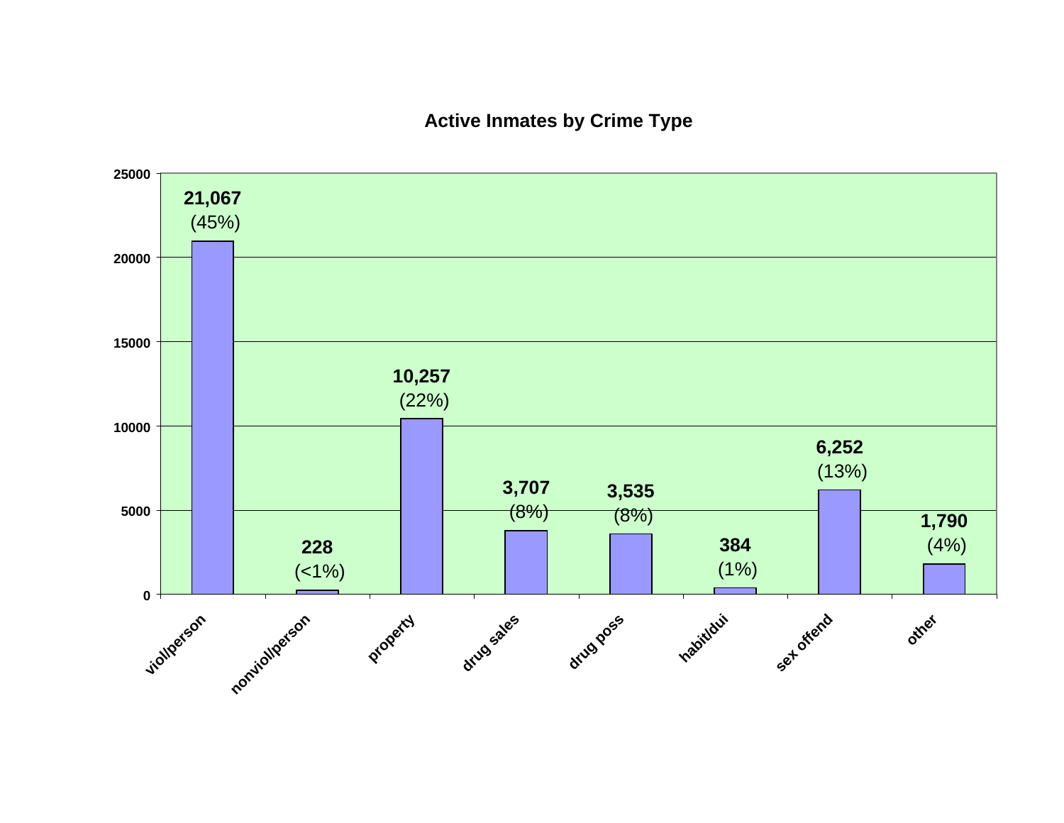## Active Inmates by Crime Type

| Crime Type | Count | Percent |
|---|---|---|
| viol/person | 21,067 | (45%) |
| nonviol/person | 228 | (<1%) |
| property | 10,257 | (22%) |
| drug sales | 3,707 | (8%) |
| drug poss | 3,535 | (8%) |
| habit/dui | 384 | (1%) |
| sex offend | 6,252 | (13%) |
| other | 1,790 | (4%) |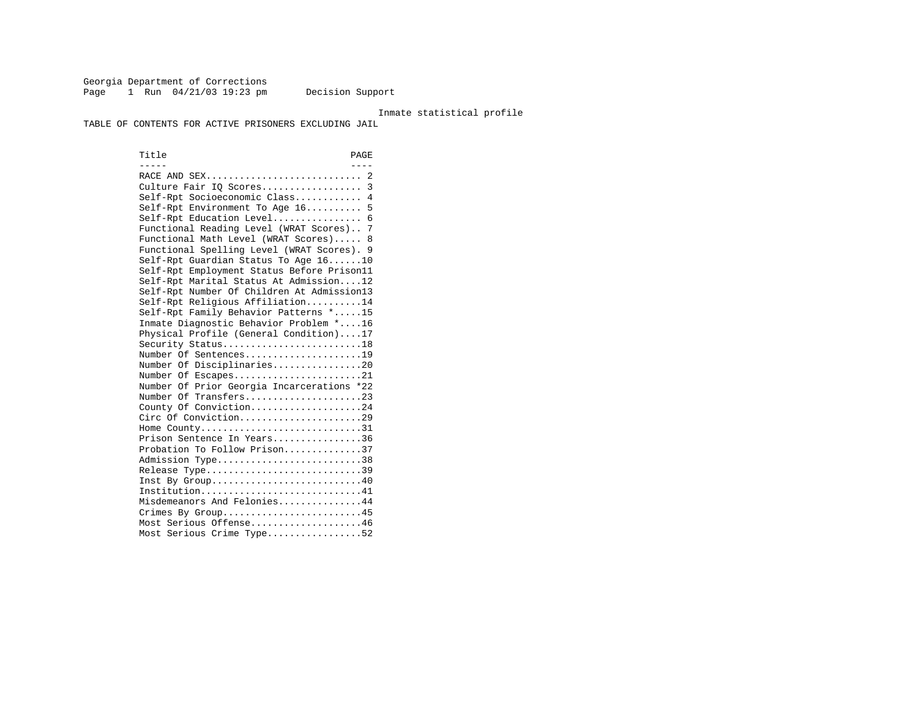Georgia Department of Corrections
Page 1 Run 04/21/03 19:23 pm Decision Support

Inmate statistical profile

TABLE OF CONTENTS FOR ACTIVE PRISONERS EXCLUDING JAIL

| Title | PAGE |
|---|---|
| RACE AND SEX | 2 |
| Culture Fair IQ Scores | 3 |
| Self-Rpt Socioeconomic Class | 4 |
| Self-Rpt Environment To Age 16 | 5 |
| Self-Rpt Education Level | 6 |
| Functional Reading Level (WRAT Scores) | 7 |
| Functional Math Level (WRAT Scores) | 8 |
| Functional Spelling Level (WRAT Scores) | 9 |
| Self-Rpt Guardian Status To Age 16 | 10 |
| Self-Rpt Employment Status Before Prison | 11 |
| Self-Rpt Marital Status At Admission | 12 |
| Self-Rpt Number Of Children At Admission | 13 |
| Self-Rpt Religious Affiliation | 14 |
| Self-Rpt Family Behavior Patterns * | 15 |
| Inmate Diagnostic Behavior Problem * | 16 |
| Physical Profile (General Condition) | 17 |
| Security Status | 18 |
| Number Of Sentences | 19 |
| Number Of Disciplinaries | 20 |
| Number Of Escapes | 21 |
| Number Of Prior Georgia Incarcerations * | 22 |
| Number Of Transfers | 23 |
| County Of Conviction | 24 |
| Circ Of Conviction | 29 |
| Home County | 31 |
| Prison Sentence In Years | 36 |
| Probation To Follow Prison | 37 |
| Admission Type | 38 |
| Release Type | 39 |
| Inst By Group | 40 |
| Institution | 41 |
| Misdemeanors And Felonies | 44 |
| Crimes By Group | 45 |
| Most Serious Offense | 46 |
| Most Serious Crime Type | 52 |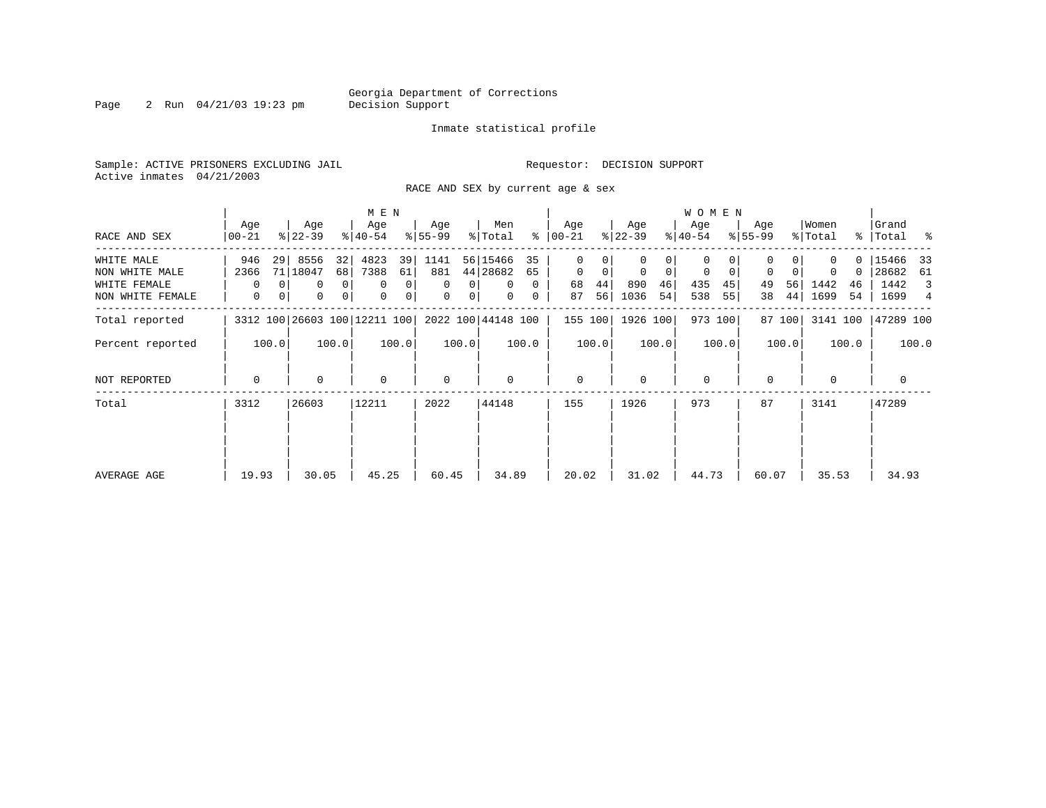Georgia Department of Corrections
Decision Support

Page 2 Run 04/21/03 19:23 pm

Inmate statistical profile

Sample: ACTIVE PRISONERS EXCLUDING JAIL    Requestor: DECISION SUPPORT
Active inmates 04/21/2003

RACE AND SEX by current age & sex

| RACE AND SEX | MEN Age 00-21 | % | Age 22-39 | % | Age 40-54 | % | Age 55-99 | % | Men Total | % | WOMEN Age 00-21 | % | Age 22-39 | % | Age 40-54 | % | Age 55-99 | % | Women Total | % | Grand Total | % |
|---|---|---|---|---|---|---|---|---|---|---|---|---|---|---|---|---|---|---|---|---|---|---|
| WHITE MALE | 946 | 29 | 8556 | 32 | 4823 | 39 | 1141 | 56 | 15466 | 35 | 0 | 0 | 0 | 0 | 0 | 0 | 0 | 0 | 0 | 0 | 15466 | 33 |
| NON WHITE MALE | 2366 | 71 | 18047 | 68 | 7388 | 61 | 881 | 44 | 28682 | 65 | 0 | 0 | 0 | 0 | 0 | 0 | 0 | 0 | 0 | 0 | 28682 | 61 |
| WHITE FEMALE | 0 | 0 | 0 | 0 | 0 | 0 | 0 | 0 | 0 | 0 | 68 | 44 | 890 | 46 | 435 | 45 | 49 | 56 | 1442 | 46 | 1442 | 3 |
| NON WHITE FEMALE | 0 | 0 | 0 | 0 | 0 | 0 | 0 | 0 | 0 | 0 | 87 | 56 | 1036 | 54 | 538 | 55 | 38 | 44 | 1699 | 54 | 1699 | 4 |
| Total reported | 3312 | 100 | 26603 | 100 | 12211 | 100 | 2022 | 100 | 44148 | 100 | 155 | 100 | 1926 | 100 | 973 | 100 | 87 | 100 | 3141 | 100 | 47289 | 100 |
| Percent reported | | 100.0 | | 100.0 | | 100.0 | | 100.0 | | 100.0 | | 100.0 | | 100.0 | | 100.0 | | 100.0 | | 100.0 | | 100.0 |
| NOT REPORTED | 0 | | 0 | | 0 | | 0 | | 0 | | 0 | | 0 | | 0 | | 0 | | 0 | | 0 | |
| Total | 3312 | | 26603 | | 12211 | | 2022 | | 44148 | | 155 | | 1926 | | 973 | | 87 | | 3141 | | 47289 | |
| AVERAGE AGE | 19.93 | | 30.05 | | 45.25 | | 60.45 | | 34.89 | | 20.02 | | 31.02 | | 44.73 | | 60.07 | | 35.53 | | 34.93 | |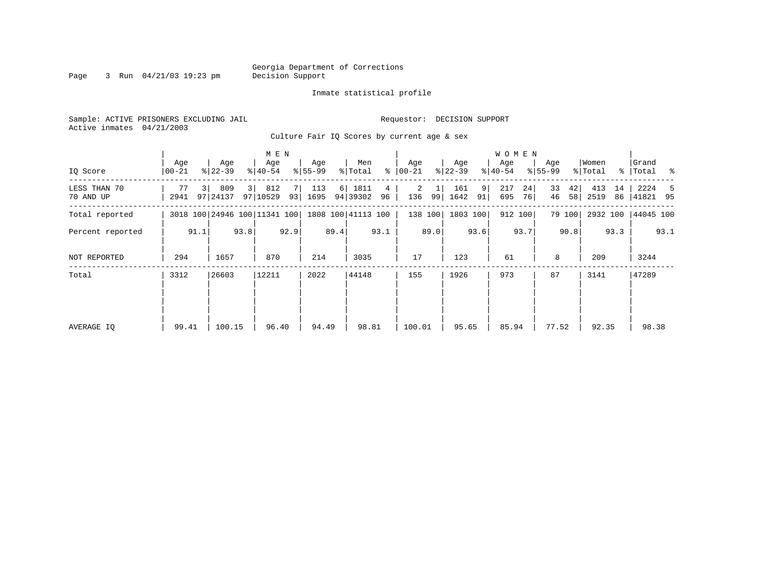Georgia Department of Corrections
Decision Support

Inmate statistical profile

Sample: ACTIVE PRISONERS EXCLUDING JAIL

Requestor: DECISION SUPPORT

Active inmates 04/21/2003

Culture Fair IQ Scores by current age & sex

| IQ Score | MEN Age 00-21 | % | MEN Age 22-39 | % | MEN Age 40-54 | % | MEN Age 55-99 | % | Men Total | % | WOMEN Age 00-21 | % | WOMEN Age 22-39 | % | WOMEN Age 40-54 | % | WOMEN Age 55-99 | % | Women Total | % | Grand Total | % |
|---|---|---|---|---|---|---|---|---|---|---|---|---|---|---|---|---|---|---|---|---|---|---|
| LESS THAN 70 | 77 | 3 | 809 | 3 | 812 | 7 | 113 | 6 | 1811 | 4 | 2 | 1 | 161 | 9 | 217 | 24 | 33 | 42 | 413 | 14 | 2224 | 5 |
| 70 AND UP | 2941 | 97 | 24137 | 97 | 10529 | 93 | 1695 | 94 | 39302 | 96 | 136 | 99 | 1642 | 91 | 695 | 76 | 46 | 58 | 2519 | 86 | 41821 | 95 |
| Total reported | 3018 | 100 | 24946 | 100 | 11341 | 100 | 1808 | 100 | 41113 | 100 | 138 | 100 | 1803 | 100 | 912 | 100 | 79 | 100 | 2932 | 100 | 44045 | 100 |
| Percent reported | | 91.1 | | 93.8 | | 92.9 | | 89.4 | | 93.1 | | 89.0 | | 93.6 | | 93.7 | | 90.8 | | 93.3 | | 93.1 |
| NOT REPORTED | 294 | | 1657 | | 870 | | 214 | | 3035 | | 17 | | 123 | | 61 | | 8 | | 209 | | 3244 | |
| Total | 3312 | | 26603 | | 12211 | | 2022 | | 44148 | | 155 | | 1926 | | 973 | | 87 | | 3141 | | 47289 | |
| AVERAGE IQ | 99.41 | | 100.15 | | 96.40 | | 94.49 | | 98.81 | | 100.01 | | 95.65 | | 85.94 | | 77.52 | | 92.35 | | 98.38 | |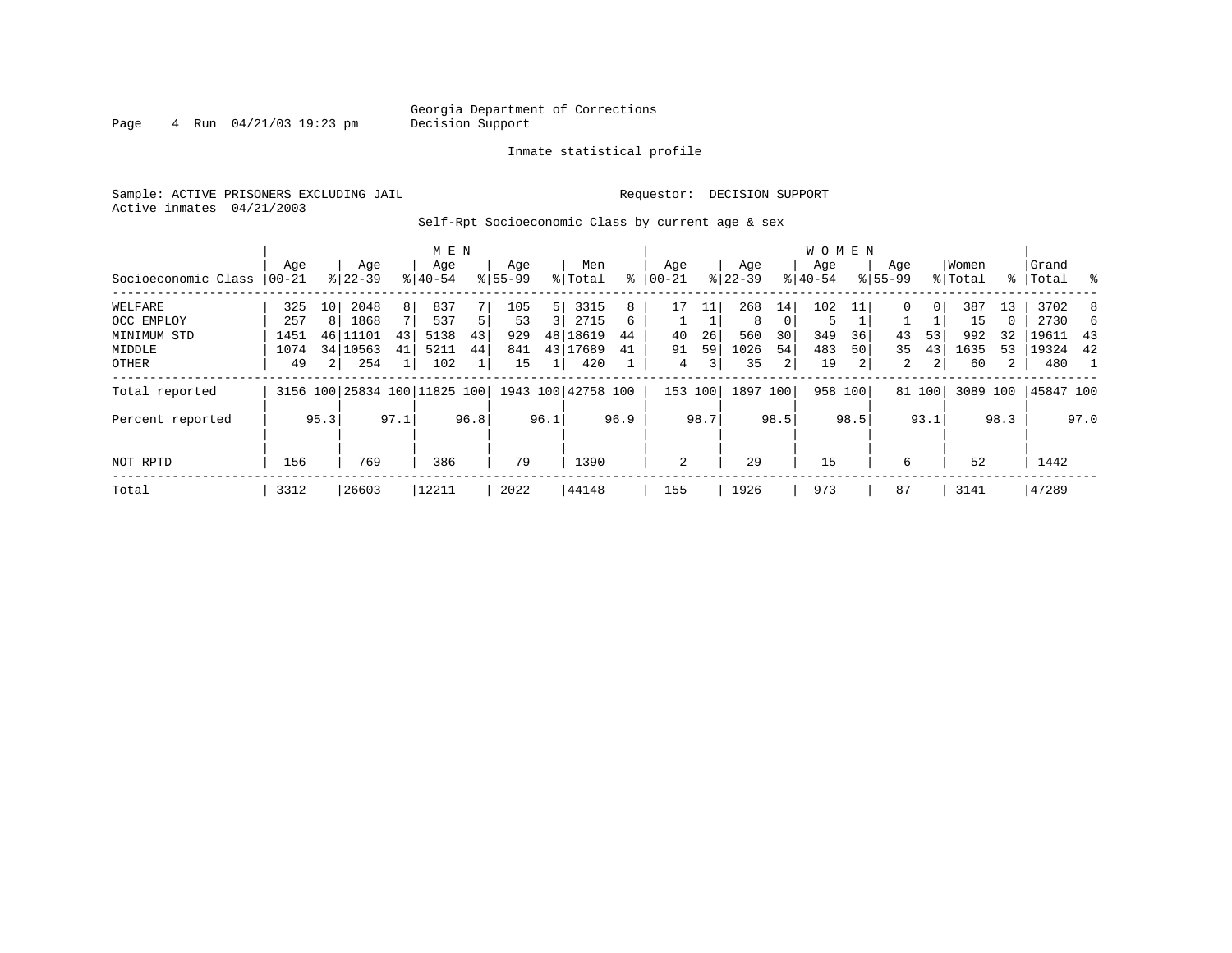Georgia Department of Corrections
Decision Support

Inmate statistical profile

Sample: ACTIVE PRISONERS EXCLUDING JAIL    Requestor: DECISION SUPPORT
Active inmates 04/21/2003

Self-Rpt Socioeconomic Class by current age & sex

| | MEN | | | | | | | | | | WOMEN | | | | | | | | | | | |
|---|---|---|---|---|---|---|---|---|---|---|---|---|---|---|---|---|---|---|---|---|---|---|
| Socioeconomic Class | Age 00-21 | % | Age 22-39 | % | Age 40-54 | % | Age 55-99 | % | Men Total | % | Age 00-21 | % | Age 22-39 | % | Age 40-54 | % | Age 55-99 | % | Women Total | % | Grand Total | % |
| WELFARE | 325 | 10 | 2048 | 8 | 837 | 7 | 105 | 5 | 3315 | 8 | 17 | 11 | 268 | 14 | 102 | 11 | 0 | 0 | 387 | 13 | 3702 | 8 |
| OCC EMPLOY | 257 | 8 | 1868 | 7 | 537 | 5 | 53 | 3 | 2715 | 6 | 1 | 1 | 8 | 0 | 5 | 1 | 1 | 1 | 15 | 0 | 2730 | 6 |
| MINIMUM STD | 1451 | 46 | 11101 | 43 | 5138 | 43 | 929 | 48 | 18619 | 44 | 40 | 26 | 560 | 30 | 349 | 36 | 43 | 53 | 992 | 32 | 19611 | 43 |
| MIDDLE | 1074 | 34 | 10563 | 41 | 5211 | 44 | 841 | 43 | 17689 | 41 | 91 | 59 | 1026 | 54 | 483 | 50 | 35 | 43 | 1635 | 53 | 19324 | 42 |
| OTHER | 49 | 2 | 254 | 1 | 102 | 1 | 15 | 1 | 420 | 1 | 4 | 3 | 35 | 2 | 19 | 2 | 2 | 2 | 60 | 2 | 480 | 1 |
| Total reported | 3156 | 100 | 25834 | 100 | 11825 | 100 | 1943 | 100 | 42758 | 100 | 153 | 100 | 1897 | 100 | 958 | 100 | 81 | 100 | 3089 | 100 | 45847 | 100 |
| Percent reported | | 95.3 | | 97.1 | | 96.8 | | 96.1 | | 96.9 | | 98.7 | | 98.5 | | 98.5 | | 93.1 | | 98.3 | | 97.0 |
| NOT RPTD | 156 | | 769 | | 386 | | 79 | | 1390 | | 2 | | 29 | | 15 | | 6 | | 52 | | 1442 | |
| Total | 3312 | | 26603 | | 12211 | | 2022 | | 44148 | | 155 | | 1926 | | 973 | | 87 | | 3141 | | 47289 | |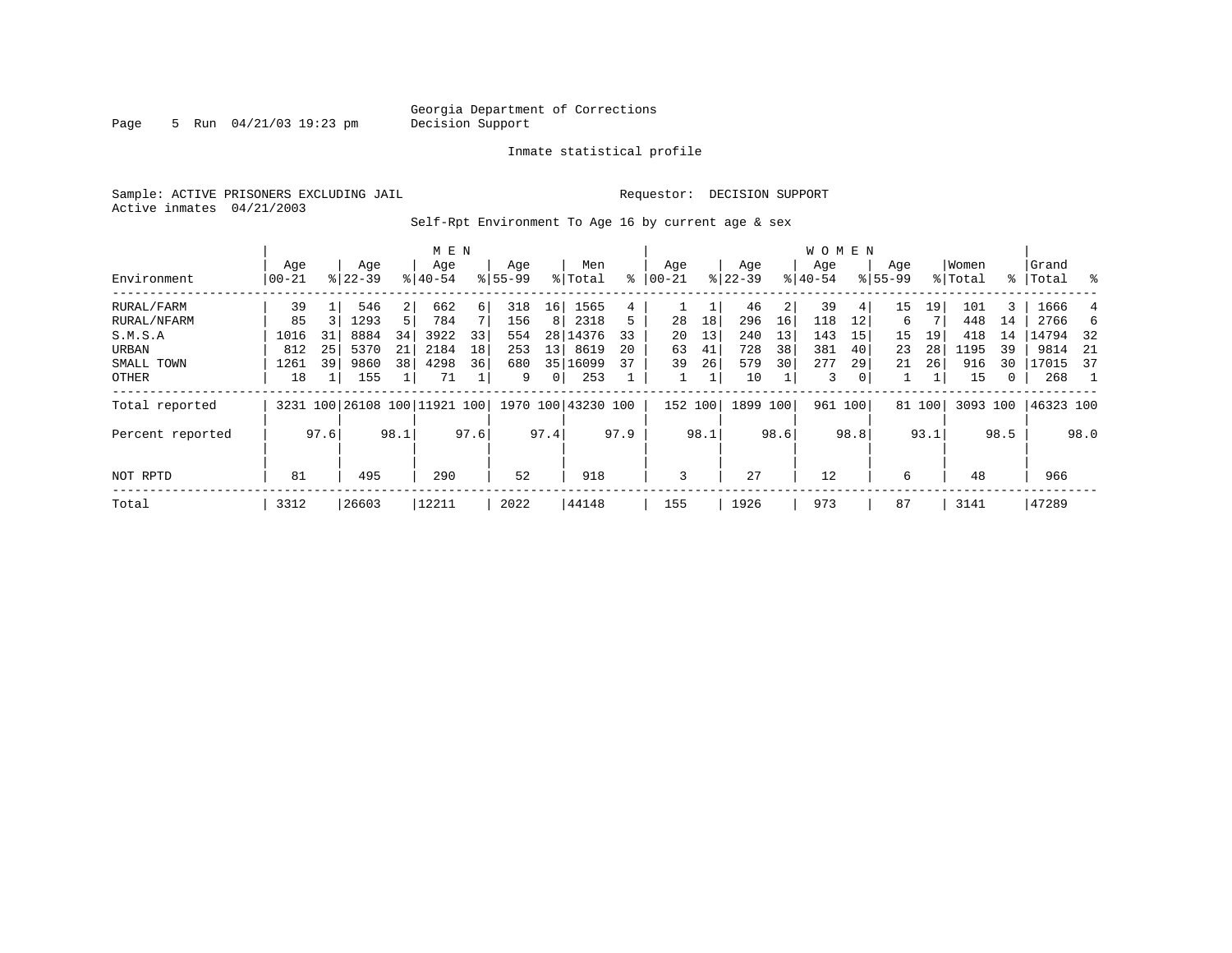Georgia Department of Corrections
Decision Support

Inmate statistical profile

Sample: ACTIVE PRISONERS EXCLUDING JAIL    Requestor: DECISION SUPPORT
Active inmates 04/21/2003

Self-Rpt Environment To Age 16 by current age & sex

| Environment | MEN Age 00-21 | % | Age 22-39 | % | Age 40-54 | % | Age 55-99 | % | Men Total | % | WOMEN Age 00-21 | % | Age 22-39 | % | Age 40-54 | % | Age 55-99 | % | Women Total | % | Grand Total | % |
|---|---|---|---|---|---|---|---|---|---|---|---|---|---|---|---|---|---|---|---|---|---|---|
| RURAL/FARM | 39 | 1 | 546 | 2 | 662 | 6 | 318 | 16 | 1565 | 4 | 1 | 1 | 46 | 2 | 39 | 4 | 15 | 19 | 101 | 3 | 1666 | 4 |
| RURAL/NFARM | 85 | 3 | 1293 | 5 | 784 | 7 | 156 | 8 | 2318 | 5 | 28 | 18 | 296 | 16 | 118 | 12 | 6 | 7 | 448 | 14 | 2766 | 6 |
| S.M.S.A | 1016 | 31 | 8884 | 34 | 3922 | 33 | 554 | 28 | 14376 | 33 | 20 | 13 | 240 | 13 | 143 | 15 | 15 | 19 | 418 | 14 | 14794 | 32 |
| URBAN | 812 | 25 | 5370 | 21 | 2184 | 18 | 253 | 13 | 8619 | 20 | 63 | 41 | 728 | 38 | 381 | 40 | 23 | 28 | 1195 | 39 | 9814 | 21 |
| SMALL TOWN | 1261 | 39 | 9860 | 38 | 4298 | 36 | 680 | 35 | 16099 | 37 | 39 | 26 | 579 | 30 | 277 | 29 | 21 | 26 | 916 | 30 | 17015 | 37 |
| OTHER | 18 | 1 | 155 | 1 | 71 | 1 | 9 | 0 | 253 | 1 | 1 | 1 | 10 | 1 | 3 | 0 | 1 | 1 | 15 | 0 | 268 | 1 |
| Total reported | 3231 | 100 | 26108 | 100 | 11921 | 100 | 1970 | 100 | 43230 | 100 | 152 | 100 | 1899 | 100 | 961 | 100 | 81 | 100 | 3093 | 100 | 46323 | 100 |
| Percent reported | | 97.6 | | 98.1 | | 97.6 | | 97.4 | | 97.9 | | 98.1 | | 98.6 | | 98.8 | | 93.1 | | 98.5 | | 98.0 |
| NOT RPTD | 81 | | 495 | | 290 | | 52 | | 918 | | 3 | | 27 | | 12 | | 6 | | 48 | | 966 | |
| Total | 3312 | | 26603 | | 12211 | | 2022 | | 44148 | | 155 | | 1926 | | 973 | | 87 | | 3141 | | 47289 | |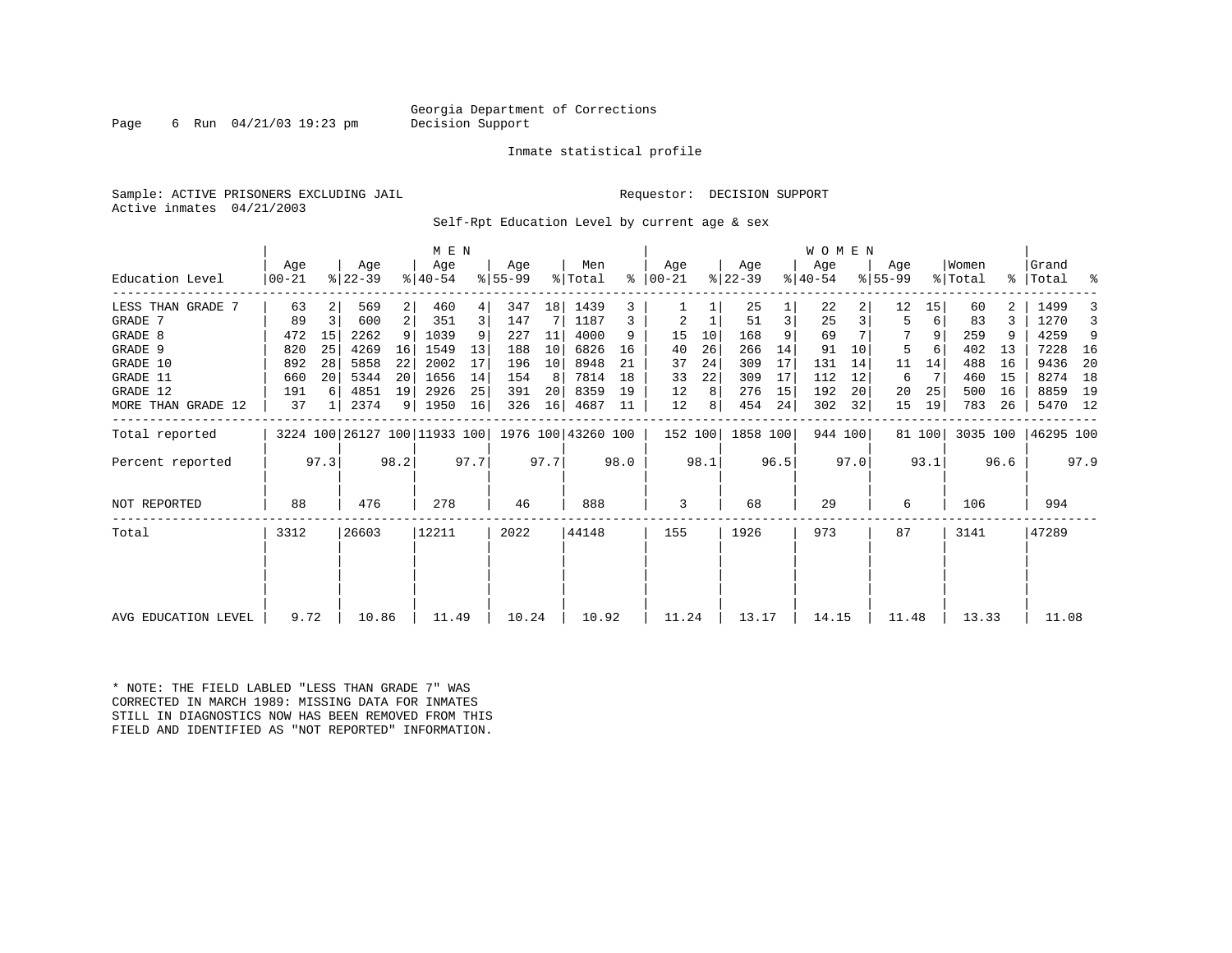Georgia Department of Corrections
Decision Support

Inmate statistical profile

Sample: ACTIVE PRISONERS EXCLUDING JAIL

Requestor: DECISION SUPPORT

Active inmates 04/21/2003

Self-Rpt Education Level by current age & sex

| Education Level | MEN Age 00-21 | % | Age 22-39 | % | Age 40-54 | % | Age 55-99 | % | Men Total | % | WOMEN Age 00-21 | % | Age 22-39 | % | Age 40-54 | % | Age 55-99 | % | Women Total | % | Grand Total | % |
|---|---|---|---|---|---|---|---|---|---|---|---|---|---|---|---|---|---|---|---|---|---|---|
| LESS THAN GRADE 7 | 63 | 2 | 569 | 2 | 460 | 4 | 347 | 18 | 1439 | 3 | 1 | 1 | 25 | 1 | 22 | 2 | 12 | 15 | 60 | 2 | 1499 | 3 |
| GRADE 7 | 89 | 3 | 600 | 2 | 351 | 3 | 147 | 7 | 1187 | 3 | 2 | 1 | 51 | 3 | 25 | 3 | 5 | 6 | 83 | 3 | 1270 | 3 |
| GRADE 8 | 472 | 15 | 2262 | 9 | 1039 | 9 | 227 | 11 | 4000 | 9 | 15 | 10 | 168 | 9 | 69 | 7 | 7 | 9 | 259 | 9 | 4259 | 9 |
| GRADE 9 | 820 | 25 | 4269 | 16 | 1549 | 13 | 188 | 10 | 6826 | 16 | 40 | 26 | 266 | 14 | 91 | 10 | 5 | 6 | 402 | 13 | 7228 | 16 |
| GRADE 10 | 892 | 28 | 5858 | 22 | 2002 | 17 | 196 | 10 | 8948 | 21 | 37 | 24 | 309 | 17 | 131 | 14 | 11 | 14 | 488 | 16 | 9436 | 20 |
| GRADE 11 | 660 | 20 | 5344 | 20 | 1656 | 14 | 154 | 8 | 7814 | 18 | 33 | 22 | 309 | 17 | 112 | 12 | 6 | 7 | 460 | 15 | 8274 | 18 |
| GRADE 12 | 191 | 6 | 4851 | 19 | 2926 | 25 | 391 | 20 | 8359 | 19 | 12 | 8 | 276 | 15 | 192 | 20 | 20 | 25 | 500 | 16 | 8859 | 19 |
| MORE THAN GRADE 12 | 37 | 1 | 2374 | 9 | 1950 | 16 | 326 | 16 | 4687 | 11 | 12 | 8 | 454 | 24 | 302 | 32 | 15 | 19 | 783 | 26 | 5470 | 12 |
| Total reported | 3224 | 100 | 26127 | 100 | 11933 | 100 | 1976 | 100 | 43260 | 100 | 152 | 100 | 1858 | 100 | 944 | 100 | 81 | 100 | 3035 | 100 | 46295 | 100 |
| Percent reported | | 97.3 | | 98.2 | | 97.7 | | 97.7 | | 98.0 | | 98.1 | | 96.5 | | 97.0 | | 93.1 | | 96.6 | | 97.9 |
| NOT REPORTED | 88 | | 476 | | 278 | | 46 | | 888 | | 3 | | 68 | | 29 | | 6 | | 106 | | 994 | |
| Total | 3312 | | 26603 | | 12211 | | 2022 | | 44148 | | 155 | | 1926 | | 973 | | 87 | | 3141 | | 47289 | |
| AVG EDUCATION LEVEL | 9.72 | | 10.86 | | 11.49 | | 10.24 | | 10.92 | | 11.24 | | 13.17 | | 14.15 | | 11.48 | | 13.33 | | 11.08 | |

* NOTE: THE FIELD LABLED "LESS THAN GRADE 7" WAS CORRECTED IN MARCH 1989: MISSING DATA FOR INMATES STILL IN DIAGNOSTICS NOW HAS BEEN REMOVED FROM THIS FIELD AND IDENTIFIED AS "NOT REPORTED" INFORMATION.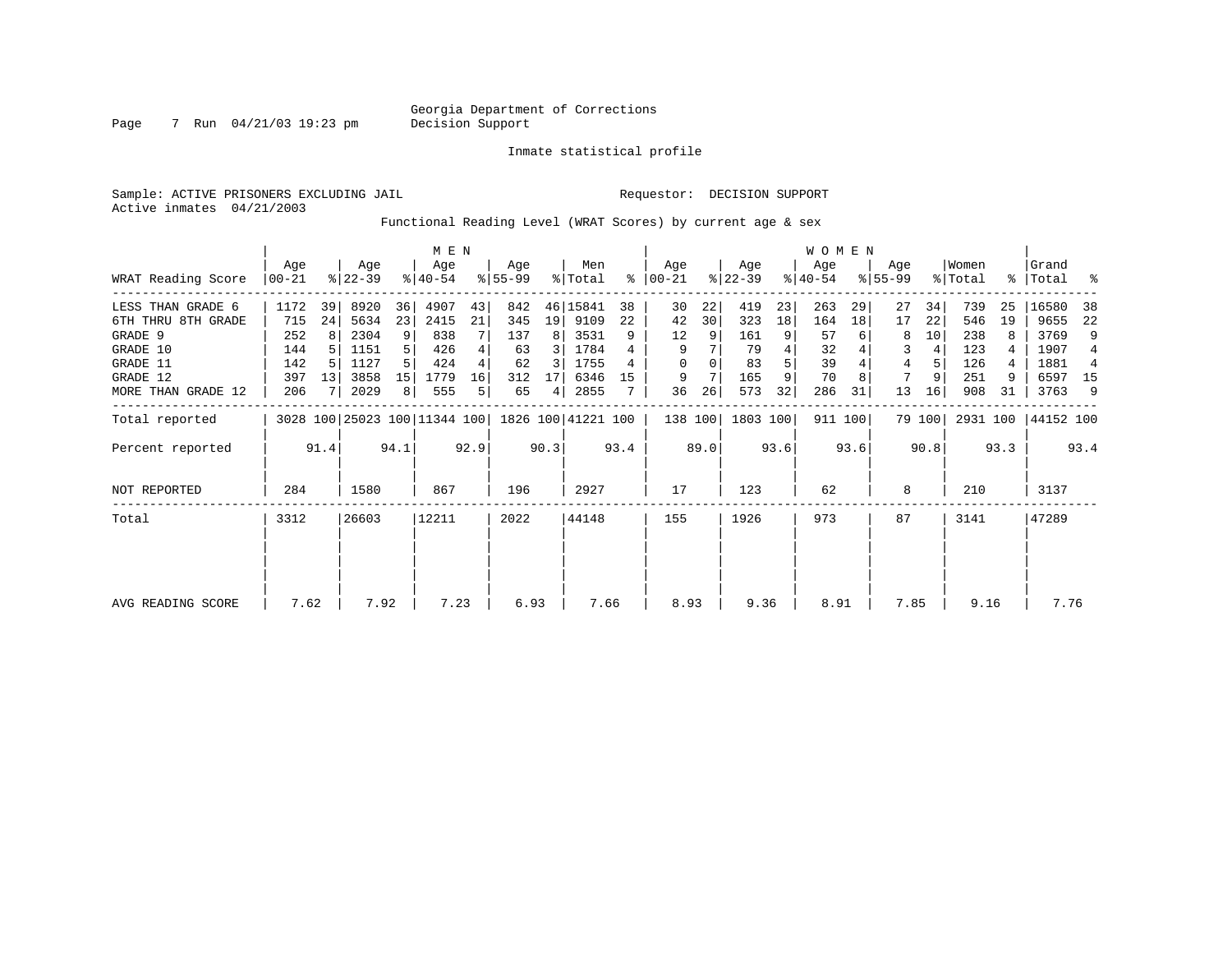Georgia Department of Corrections
Decision Support

Inmate statistical profile

Sample: ACTIVE PRISONERS EXCLUDING JAIL

Requestor: DECISION SUPPORT

Active inmates 04/21/2003

Functional Reading Level (WRAT Scores) by current age & sex

| WRAT Reading Score | MEN Age 00-21 | % | Age 22-39 | % | Age 40-54 | % | Age 55-99 | % | Men Total | % | WOMEN Age 00-21 | % | Age 22-39 | % | Age 40-54 | % | Age 55-99 | % | Women Total | % | Grand Total | % |
|---|---|---|---|---|---|---|---|---|---|---|---|---|---|---|---|---|---|---|---|---|---|---|
| LESS THAN GRADE 6 | 1172 | 39 | 8920 | 36 | 4907 | 43 | 842 | 46 | 15841 | 38 | 30 | 22 | 419 | 23 | 263 | 29 | 27 | 34 | 739 | 25 | 16580 | 38 |
| 6TH THRU 8TH GRADE | 715 | 24 | 5634 | 23 | 2415 | 21 | 345 | 19 | 9109 | 22 | 42 | 30 | 323 | 18 | 164 | 18 | 17 | 22 | 546 | 19 | 9655 | 22 |
| GRADE 9 | 252 | 8 | 2304 | 9 | 838 | 7 | 137 | 8 | 3531 | 9 | 12 | 9 | 161 | 9 | 57 | 6 | 8 | 10 | 238 | 8 | 3769 | 9 |
| GRADE 10 | 144 | 5 | 1151 | 5 | 426 | 4 | 63 | 3 | 1784 | 4 | 9 | 7 | 79 | 4 | 32 | 4 | 3 | 4 | 123 | 4 | 1907 | 4 |
| GRADE 11 | 142 | 5 | 1127 | 5 | 424 | 4 | 62 | 3 | 1755 | 4 | 0 | 0 | 83 | 5 | 39 | 4 | 4 | 5 | 126 | 4 | 1881 | 4 |
| GRADE 12 | 397 | 13 | 3858 | 15 | 1779 | 16 | 312 | 17 | 6346 | 15 | 9 | 7 | 165 | 9 | 70 | 8 | 7 | 9 | 251 | 9 | 6597 | 15 |
| MORE THAN GRADE 12 | 206 | 7 | 2029 | 8 | 555 | 5 | 65 | 4 | 2855 | 7 | 36 | 26 | 573 | 32 | 286 | 31 | 13 | 16 | 908 | 31 | 3763 | 9 |
| Total reported | 3028 | 100 | 25023 | 100 | 11344 | 100 | 1826 | 100 | 41221 | 100 | 138 | 100 | 1803 | 100 | 911 | 100 | 79 | 100 | 2931 | 100 | 44152 | 100 |
| Percent reported | | 91.4 | | 94.1 | | 92.9 | | 90.3 | | 93.4 | | 89.0 | | 93.6 | | 93.6 | | 90.8 | | 93.3 | | 93.4 |
| NOT REPORTED | 284 | | 1580 | | 867 | | 196 | | 2927 | | 17 | | 123 | | 62 | | 8 | | 210 | | 3137 | |
| Total | 3312 | | 26603 | | 12211 | | 2022 | | 44148 | | 155 | | 1926 | | 973 | | 87 | | 3141 | | 47289 | |
| AVG READING SCORE | 7.62 | | 7.92 | | 7.23 | | 6.93 | | 7.66 | | 8.93 | | 9.36 | | 8.91 | | 7.85 | | 9.16 | | 7.76 | |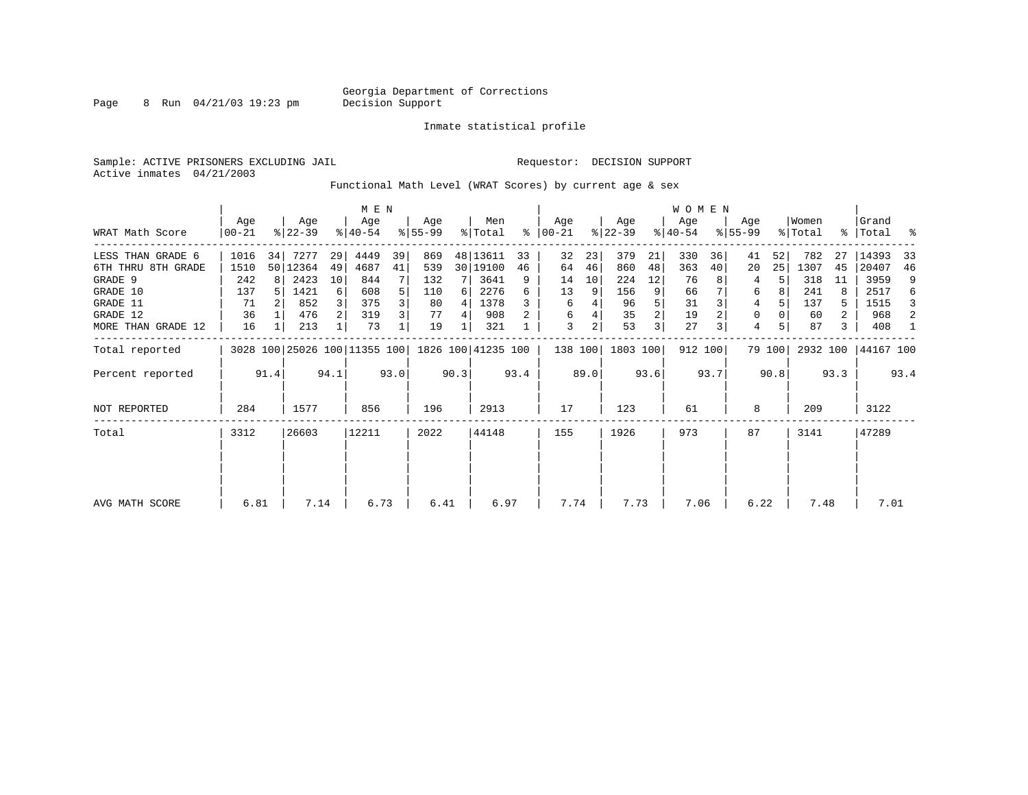Georgia Department of Corrections
Decision Support

Inmate statistical profile

Sample: ACTIVE PRISONERS EXCLUDING JAIL

Requestor: DECISION SUPPORT

Active inmates 04/21/2003

Functional Math Level (WRAT Scores) by current age & sex

| WRAT Math Score | MEN Age 00-21 | % | Age 22-39 | % | Age 40-54 | % | Age 55-99 | % | Men Total | % | WOMEN Age 00-21 | % | Age 22-39 | % | Age 40-54 | % | Age 55-99 | % | Women Total | % | Grand Total | % |
|---|---|---|---|---|---|---|---|---|---|---|---|---|---|---|---|---|---|---|---|---|---|---|
| LESS THAN GRADE 6 | 1016 | 34 | 7277 | 29 | 4449 | 39 | 869 | 48 | 13611 | 33 | 32 | 23 | 379 | 21 | 330 | 36 | 41 | 52 | 782 | 27 | 14393 | 33 |
| 6TH THRU 8TH GRADE | 1510 | 50 | 12364 | 49 | 4687 | 41 | 539 | 30 | 19100 | 46 | 64 | 46 | 860 | 48 | 363 | 40 | 20 | 25 | 1307 | 45 | 20407 | 46 |
| GRADE 9 | 242 | 8 | 2423 | 10 | 844 | 7 | 132 | 7 | 3641 | 9 | 14 | 10 | 224 | 12 | 76 | 8 | 4 | 5 | 318 | 11 | 3959 | 9 |
| GRADE 10 | 137 | 5 | 1421 | 6 | 608 | 5 | 110 | 6 | 2276 | 6 | 13 | 9 | 156 | 9 | 66 | 7 | 6 | 8 | 241 | 8 | 2517 | 6 |
| GRADE 11 | 71 | 2 | 852 | 3 | 375 | 3 | 80 | 4 | 1378 | 3 | 6 | 4 | 96 | 5 | 31 | 3 | 4 | 5 | 137 | 5 | 1515 | 3 |
| GRADE 12 | 36 | 1 | 476 | 2 | 319 | 3 | 77 | 4 | 908 | 2 | 6 | 4 | 35 | 2 | 19 | 2 | 0 | 0 | 60 | 2 | 968 | 2 |
| MORE THAN GRADE 12 | 16 | 1 | 213 | 1 | 73 | 1 | 19 | 1 | 321 | 1 | 3 | 2 | 53 | 3 | 27 | 3 | 4 | 5 | 87 | 3 | 408 | 1 |
| Total reported | 3028 | 100 | 25026 | 100 | 11355 | 100 | 1826 | 100 | 41235 | 100 | 138 | 100 | 1803 | 100 | 912 | 100 | 79 | 100 | 2932 | 100 | 44167 | 100 |
| Percent reported | | 91.4 | | 94.1 | | 93.0 | | 90.3 | | 93.4 | | 89.0 | | 93.6 | | 93.7 | | 90.8 | | 93.3 | | 93.4 |
| NOT REPORTED | 284 | | 1577 | | 856 | | 196 | | 2913 | | 17 | | 123 | | 61 | | 8 | | 209 | | 3122 | |
| Total | 3312 | | 26603 | | 12211 | | 2022 | | 44148 | | 155 | | 1926 | | 973 | | 87 | | 3141 | | 47289 | |
| AVG MATH SCORE | 6.81 | | 7.14 | | 6.73 | | 6.41 | | 6.97 | | 7.74 | | 7.73 | | 7.06 | | 6.22 | | 7.48 | | 7.01 | |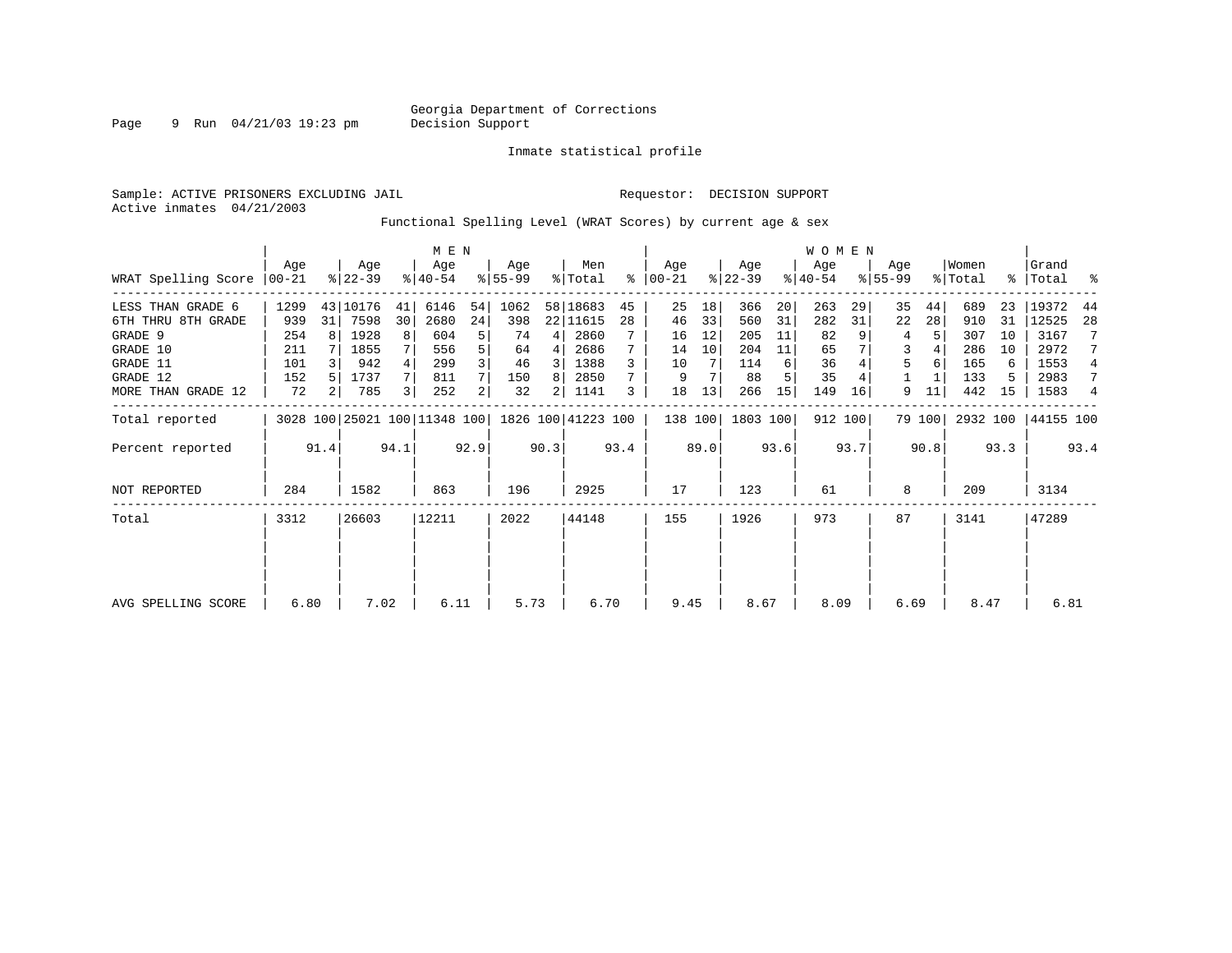Georgia Department of Corrections
Decision Support

Inmate statistical profile

Sample: ACTIVE PRISONERS EXCLUDING JAIL

Requestor: DECISION SUPPORT

Active inmates 04/21/2003

Functional Spelling Level (WRAT Scores) by current age & sex

| WRAT Spelling Score | MEN Age 00-21 | % | Age 22-39 | % | Age 40-54 | % | Age 55-99 | % | Men Total | % | WOMEN Age 00-21 | % | Age 22-39 | % | Age 40-54 | % | Age 55-99 | % | Women Total | % | Grand Total | % |
|---|---|---|---|---|---|---|---|---|---|---|---|---|---|---|---|---|---|---|---|---|---|---|
| LESS THAN GRADE 6 | 1299 | 43 | 10176 | 41 | 6146 | 54 | 1062 | 58 | 18683 | 45 | 25 | 18 | 366 | 20 | 263 | 29 | 35 | 44 | 689 | 23 | 19372 | 44 |
| 6TH THRU 8TH GRADE | 939 | 31 | 7598 | 30 | 2680 | 24 | 398 | 22 | 11615 | 28 | 46 | 33 | 560 | 31 | 282 | 31 | 22 | 28 | 910 | 31 | 12525 | 28 |
| GRADE 9 | 254 | 8 | 1928 | 8 | 604 | 5 | 74 | 4 | 2860 | 7 | 16 | 12 | 205 | 11 | 82 | 9 | 4 | 5 | 307 | 10 | 3167 | 7 |
| GRADE 10 | 211 | 7 | 1855 | 7 | 556 | 5 | 64 | 4 | 2686 | 7 | 14 | 10 | 204 | 11 | 65 | 7 | 3 | 4 | 286 | 10 | 2972 | 7 |
| GRADE 11 | 101 | 3 | 942 | 4 | 299 | 3 | 46 | 3 | 1388 | 3 | 10 | 7 | 114 | 6 | 36 | 4 | 5 | 6 | 165 | 6 | 1553 | 4 |
| GRADE 12 | 152 | 5 | 1737 | 7 | 811 | 7 | 150 | 8 | 2850 | 7 | 9 | 7 | 88 | 5 | 35 | 4 | 1 | 1 | 133 | 5 | 2983 | 7 |
| MORE THAN GRADE 12 | 72 | 2 | 785 | 3 | 252 | 2 | 32 | 2 | 1141 | 3 | 18 | 13 | 266 | 15 | 149 | 16 | 9 | 11 | 442 | 15 | 1583 | 4 |
| Total reported | 3028 | 100 | 25021 | 100 | 11348 | 100 | 1826 | 100 | 41223 | 100 | 138 | 100 | 1803 | 100 | 912 | 100 | 79 | 100 | 2932 | 100 | 44155 | 100 |
| Percent reported | | 91.4 | | 94.1 | | 92.9 | | 90.3 | | 93.4 | | 89.0 | | 93.6 | | 93.7 | | 90.8 | | 93.3 | | 93.4 |
| NOT REPORTED | 284 | | 1582 | | 863 | | 196 | | 2925 | | 17 | | 123 | | 61 | | 8 | | 209 | | 3134 | |
| Total | 3312 | | 26603 | | 12211 | | 2022 | | 44148 | | 155 | | 1926 | | 973 | | 87 | | 3141 | | 47289 | |
| AVG SPELLING SCORE | 6.80 | | 7.02 | | 6.11 | | 5.73 | | 6.70 | | 9.45 | | 8.67 | | 8.09 | | 6.69 | | 8.47 | | 6.81 | |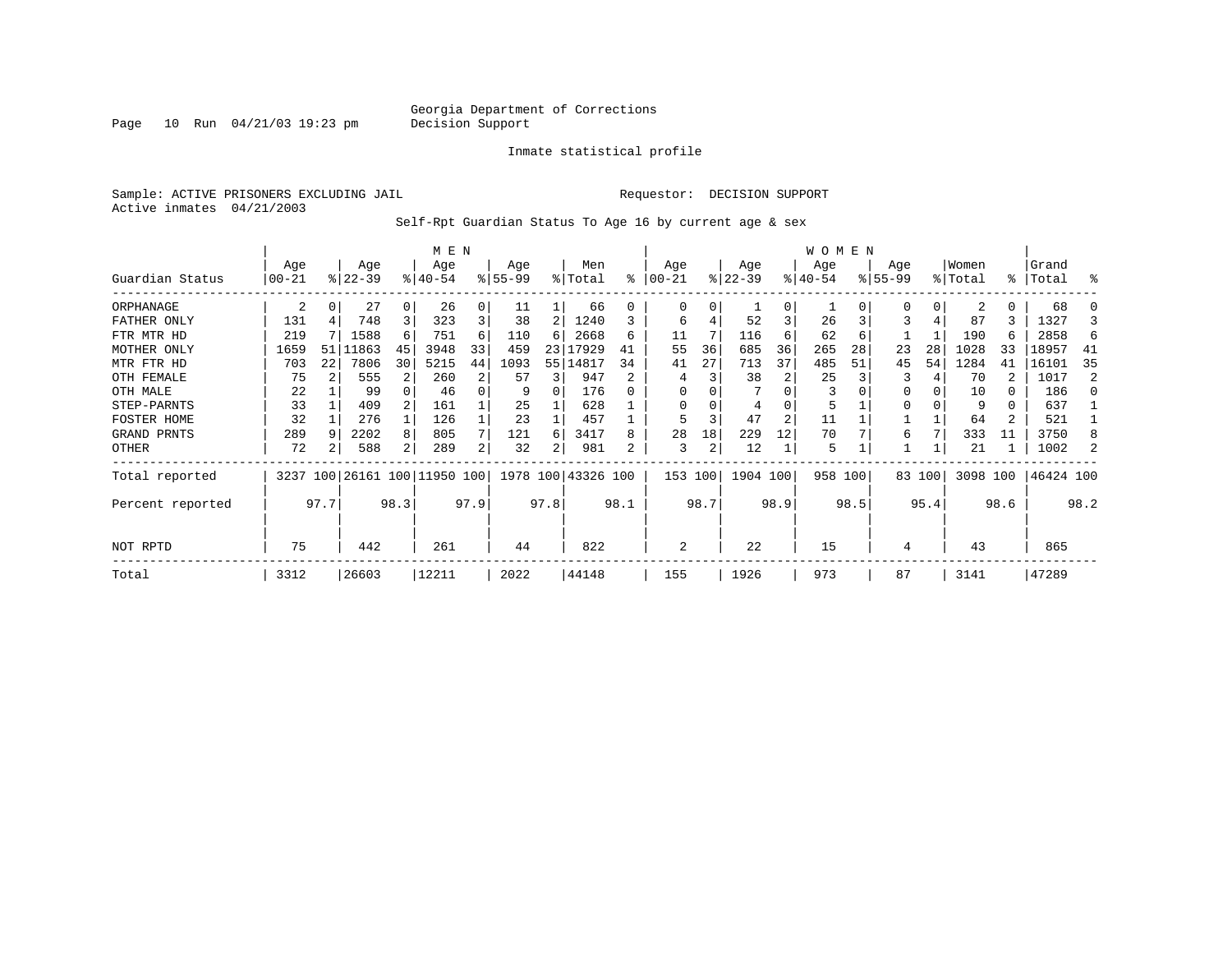Georgia Department of Corrections
Decision Support

Page 10 Run 04/21/03 19:23 pm

Inmate statistical profile

Sample: ACTIVE PRISONERS EXCLUDING JAIL

Requestor: DECISION SUPPORT

Active inmates 04/21/2003

Self-Rpt Guardian Status To Age 16 by current age & sex

| Guardian Status | MEN Age 00-21 | % | Age 22-39 | % | Age 40-54 | % | Age 55-99 | % | Men Total | % | WOMEN Age 00-21 | % | Age 22-39 | % | Age 40-54 | % | Age 55-99 | % | Women Total | % | Grand Total | % |
|---|---|---|---|---|---|---|---|---|---|---|---|---|---|---|---|---|---|---|---|---|---|---|
| ORPHANAGE | 2 | 0 | 27 | 0 | 26 | 0 | 11 | 1 | 66 | 0 | 0 | 0 | 1 | 0 | 1 | 0 | 0 | 0 | 2 | 0 | 68 | 0 |
| FATHER ONLY | 131 | 4 | 748 | 3 | 323 | 3 | 38 | 2 | 1240 | 3 | 6 | 4 | 52 | 3 | 26 | 3 | 3 | 4 | 87 | 3 | 1327 | 3 |
| FTR MTR HD | 219 | 7 | 1588 | 6 | 751 | 6 | 110 | 6 | 2668 | 6 | 11 | 7 | 116 | 6 | 62 | 6 | 1 | 1 | 190 | 6 | 2858 | 6 |
| MOTHER ONLY | 1659 | 51 | 11863 | 45 | 3948 | 33 | 459 | 23 | 17929 | 41 | 55 | 36 | 685 | 36 | 265 | 28 | 23 | 28 | 1028 | 33 | 18957 | 41 |
| MTR FTR HD | 703 | 22 | 7806 | 30 | 5215 | 44 | 1093 | 55 | 14817 | 34 | 41 | 27 | 713 | 37 | 485 | 51 | 45 | 54 | 1284 | 41 | 16101 | 35 |
| OTH FEMALE | 75 | 2 | 555 | 2 | 260 | 2 | 57 | 3 | 947 | 2 | 4 | 3 | 38 | 2 | 25 | 3 | 3 | 4 | 70 | 2 | 1017 | 2 |
| OTH MALE | 22 | 1 | 99 | 0 | 46 | 0 | 9 | 0 | 176 | 0 | 0 | 0 | 7 | 0 | 3 | 0 | 0 | 0 | 10 | 0 | 186 | 0 |
| STEP-PARNTS | 33 | 1 | 409 | 2 | 161 | 1 | 25 | 1 | 628 | 1 | 0 | 0 | 4 | 0 | 5 | 1 | 0 | 0 | 9 | 0 | 637 | 1 |
| FOSTER HOME | 32 | 1 | 276 | 1 | 126 | 1 | 23 | 1 | 457 | 1 | 5 | 3 | 47 | 2 | 11 | 1 | 1 | 1 | 64 | 2 | 521 | 1 |
| GRAND PRNTS | 289 | 9 | 2202 | 8 | 805 | 7 | 121 | 6 | 3417 | 8 | 28 | 18 | 229 | 12 | 70 | 7 | 6 | 7 | 333 | 11 | 3750 | 8 |
| OTHER | 72 | 2 | 588 | 2 | 289 | 2 | 32 | 2 | 981 | 2 | 3 | 2 | 12 | 1 | 5 | 1 | 1 | 1 | 21 | 1 | 1002 | 2 |
| Total reported | 3237 | 100 | 26161 | 100 | 11950 | 100 | 1978 | 100 | 43326 | 100 | 153 | 100 | 1904 | 100 | 958 | 100 | 83 | 100 | 3098 | 100 | 46424 | 100 |
| Percent reported | | 97.7 | | 98.3 | | 97.9 | | 97.8 | | 98.1 | | 98.7 | | 98.9 | | 98.5 | | 95.4 | | 98.6 | | 98.2 |
| NOT RPTD | 75 | | 442 | | 261 | | 44 | | 822 | | 2 | | 22 | | 15 | | 4 | | 43 | | 865 | |
| Total | 3312 | | 26603 | | 12211 | | 2022 | | 44148 | | 155 | | 1926 | | 973 | | 87 | | 3141 | | 47289 | |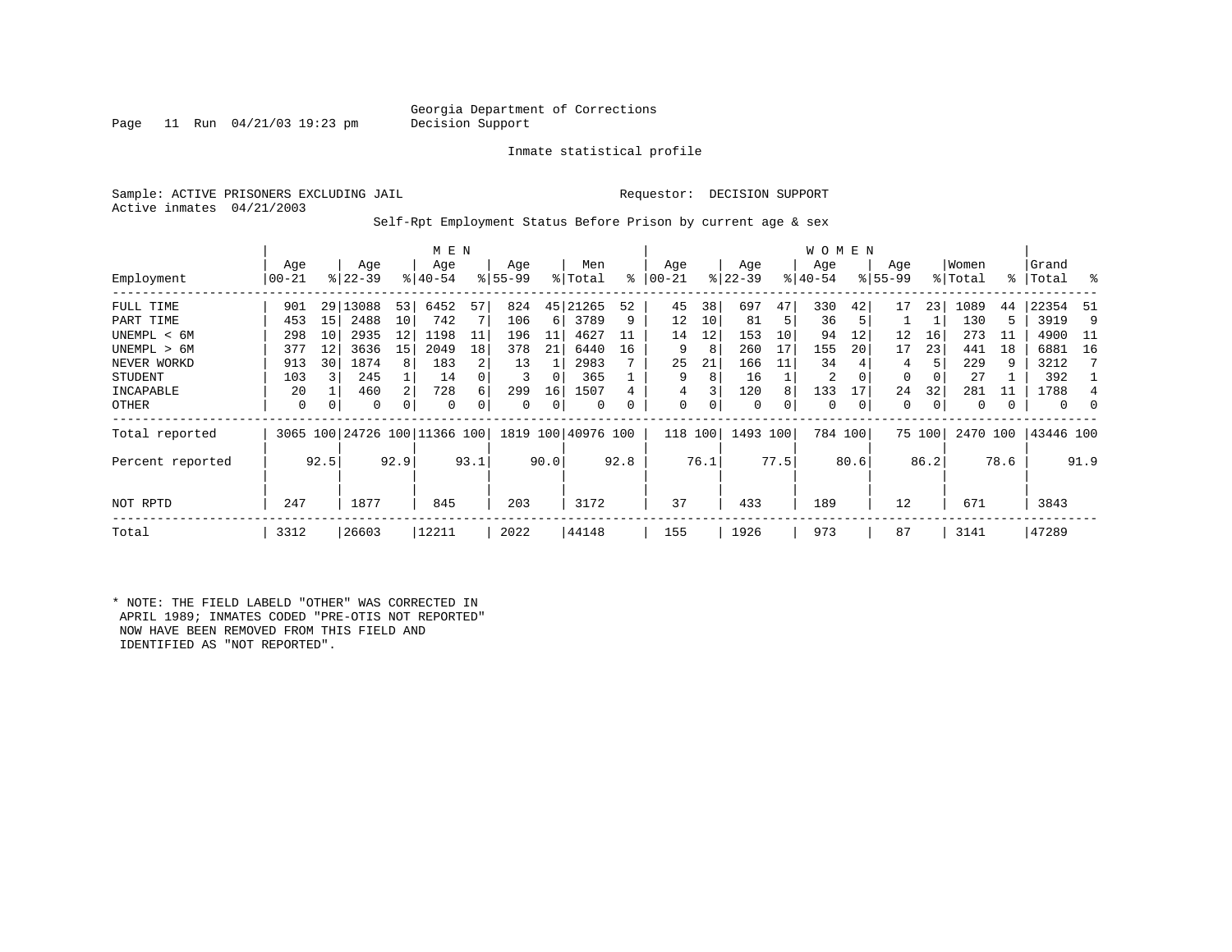Georgia Department of Corrections
Decision Support

Inmate statistical profile

Sample: ACTIVE PRISONERS EXCLUDING JAIL    Requestor: DECISION SUPPORT
Active inmates 04/21/2003

Self-Rpt Employment Status Before Prison by current age & sex

| Employment | MEN Age 00-21 | % | Age 22-39 | % | Age 40-54 | % | Age 55-99 | % | Men Total | % | WOMEN Age 00-21 | % | Age 22-39 | % | Age 40-54 | % | Age 55-99 | % | Women Total | % | Grand Total | % |
|---|---|---|---|---|---|---|---|---|---|---|---|---|---|---|---|---|---|---|---|---|---|---|
| FULL TIME | 901 | 29 | 13088 | 53 | 6452 | 57 | 824 | 45 | 21265 | 52 | 45 | 38 | 697 | 47 | 330 | 42 | 17 | 23 | 1089 | 44 | 22354 | 51 |
| PART TIME | 453 | 15 | 2488 | 10 | 742 | 7 | 106 | 6 | 3789 | 9 | 12 | 10 | 81 | 5 | 36 | 5 | 1 | 1 | 130 | 5 | 3919 | 9 |
| UNEMPL < 6M | 298 | 10 | 2935 | 12 | 1198 | 11 | 196 | 11 | 4627 | 11 | 14 | 12 | 153 | 10 | 94 | 12 | 12 | 16 | 273 | 11 | 4900 | 11 |
| UNEMPL > 6M | 377 | 12 | 3636 | 15 | 2049 | 18 | 378 | 21 | 6440 | 16 | 9 | 8 | 260 | 17 | 155 | 20 | 17 | 23 | 441 | 18 | 6881 | 16 |
| NEVER WORKD | 913 | 30 | 1874 | 8 | 183 | 2 | 13 | 1 | 2983 | 7 | 25 | 21 | 166 | 11 | 34 | 4 | 4 | 5 | 229 | 9 | 3212 | 7 |
| STUDENT | 103 | 3 | 245 | 1 | 14 | 0 | 3 | 0 | 365 | 1 | 9 | 8 | 16 | 1 | 2 | 0 | 0 | 0 | 27 | 1 | 392 | 1 |
| INCAPABLE | 20 | 1 | 460 | 2 | 728 | 6 | 299 | 16 | 1507 | 4 | 4 | 3 | 120 | 8 | 133 | 17 | 24 | 32 | 281 | 11 | 1788 | 4 |
| OTHER | 0 | 0 | 0 | 0 | 0 | 0 | 0 | 0 | 0 | 0 | 0 | 0 | 0 | 0 | 0 | 0 | 0 | 0 | 0 | 0 | 0 | 0 |
| Total reported | 3065 | 100 | 24726 | 100 | 11366 | 100 | 1819 | 100 | 40976 | 100 | 118 | 100 | 1493 | 100 | 784 | 100 | 75 | 100 | 2470 | 100 | 43446 | 100 |
| Percent reported | | 92.5 | | 92.9 | | 93.1 | | 90.0 | | 92.8 | | 76.1 | | 77.5 | | 80.6 | | 86.2 | | 78.6 | | 91.9 |
| NOT RPTD | 247 | | 1877 | | 845 | | 203 | | 3172 | | 37 | | 433 | | 189 | | 12 | | 671 | | 3843 | |
| Total | 3312 | | 26603 | | 12211 | | 2022 | | 44148 | | 155 | | 1926 | | 973 | | 87 | | 3141 | | 47289 | |

* NOTE: THE FIELD LABELD "OTHER" WAS CORRECTED IN APRIL 1989; INMATES CODED "PRE-OTIS NOT REPORTED" NOW HAVE BEEN REMOVED FROM THIS FIELD AND IDENTIFIED AS "NOT REPORTED".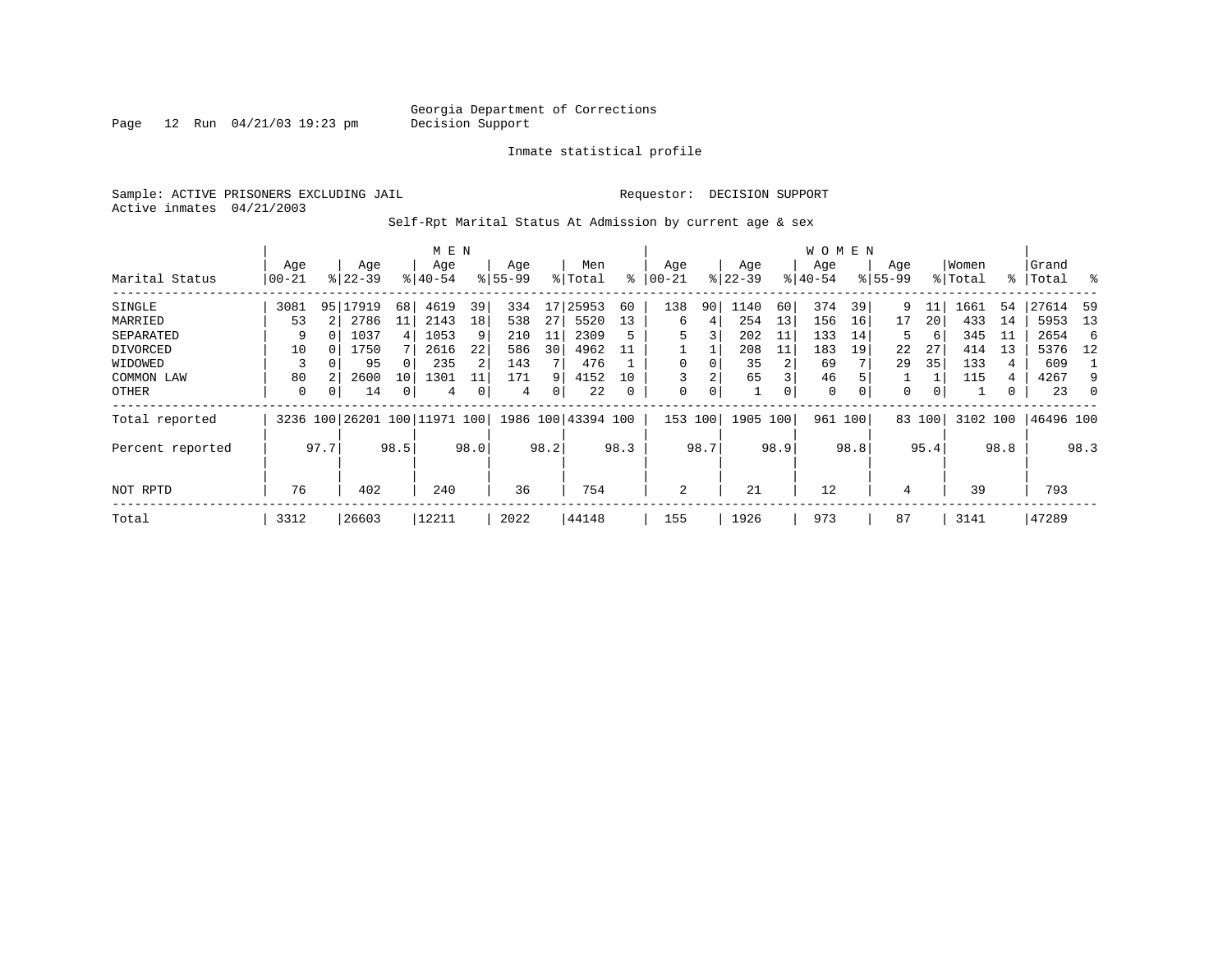Georgia Department of Corrections
Decision Support

Inmate statistical profile

Sample: ACTIVE PRISONERS EXCLUDING JAIL

Requestor: DECISION SUPPORT

Active inmates 04/21/2003

Self-Rpt Marital Status At Admission by current age & sex

| Marital Status | MEN Age 00-21 | % | Age 22-39 | % | Age 40-54 | % | Age 55-99 | % | Men Total | % | WOMEN Age 00-21 | % | Age 22-39 | % | Age 40-54 | % | Age 55-99 | % | Women Total | % | Grand Total | % |
|---|---|---|---|---|---|---|---|---|---|---|---|---|---|---|---|---|---|---|---|---|---|---|
| SINGLE | 3081 | 95 | 17919 | 68 | 4619 | 39 | 334 | 17 | 25953 | 60 | 138 | 90 | 1140 | 60 | 374 | 39 | 9 | 11 | 1661 | 54 | 27614 | 59 |
| MARRIED | 53 | 2 | 2786 | 11 | 2143 | 18 | 538 | 27 | 5520 | 13 | 6 | 4 | 254 | 13 | 156 | 16 | 17 | 20 | 433 | 14 | 5953 | 13 |
| SEPARATED | 9 | 0 | 1037 | 4 | 1053 | 9 | 210 | 11 | 2309 | 5 | 5 | 3 | 202 | 11 | 133 | 14 | 5 | 6 | 345 | 11 | 2654 | 6 |
| DIVORCED | 10 | 0 | 1750 | 7 | 2616 | 22 | 586 | 30 | 4962 | 11 | 1 | 1 | 208 | 11 | 183 | 19 | 22 | 27 | 414 | 13 | 5376 | 12 |
| WIDOWED | 3 | 0 | 95 | 0 | 235 | 2 | 143 | 7 | 476 | 1 | 0 | 0 | 35 | 2 | 69 | 7 | 29 | 35 | 133 | 4 | 609 | 1 |
| COMMON LAW | 80 | 2 | 2600 | 10 | 1301 | 11 | 171 | 9 | 4152 | 10 | 3 | 2 | 65 | 3 | 46 | 5 | 1 | 1 | 115 | 4 | 4267 | 9 |
| OTHER | 0 | 0 | 14 | 0 | 4 | 0 | 4 | 0 | 22 | 0 | 0 | 0 | 1 | 0 | 0 | 0 | 0 | 0 | 1 | 0 | 23 | 0 |
| Total reported | 3236 | 100 | 26201 | 100 | 11971 | 100 | 1986 | 100 | 43394 | 100 | 153 | 100 | 1905 | 100 | 961 | 100 | 83 | 100 | 3102 | 100 | 46496 | 100 |
| Percent reported | | 97.7 | | 98.5 | | 98.0 | | 98.2 | | 98.3 | | 98.7 | | 98.9 | | 98.8 | | 95.4 | | 98.8 | | 98.3 |
| NOT RPTD | 76 | | 402 | | 240 | | 36 | | 754 | | 2 | | 21 | | 12 | | 4 | | 39 | | 793 | |
| Total | 3312 | | 26603 | | 12211 | | 2022 | | 44148 | | 155 | | 1926 | | 973 | | 87 | | 3141 | | 47289 | |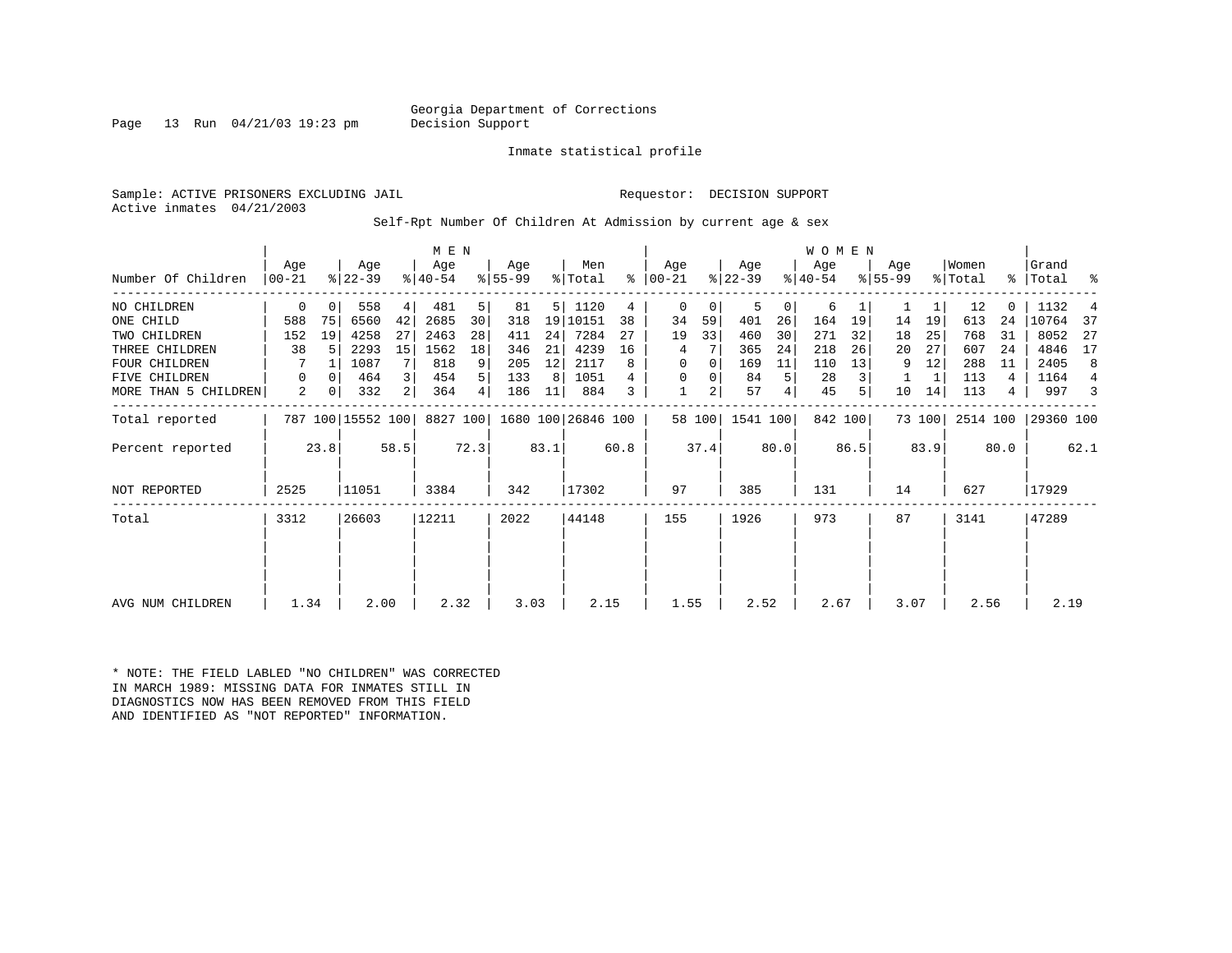Georgia Department of Corrections
Decision Support

Inmate statistical profile

Sample: ACTIVE PRISONERS EXCLUDING JAIL

Requestor: DECISION SUPPORT

Active inmates 04/21/2003

Self-Rpt Number Of Children At Admission by current age & sex

| | MEN | | | | | | | | | | WOMEN | | | | | | | | | | | |
|---|---|---|---|---|---|---|---|---|---|---|---|---|---|---|---|---|---|---|---|---|---|---|
| Number Of Children | Age 00-21 | % | Age 22-39 | % | Age 40-54 | % | Age 55-99 | % | Men Total | % | Age 00-21 | % | Age 22-39 | % | Age 40-54 | % | Age 55-99 | % | Women Total | % | Grand Total | % |
| NO CHILDREN | 0 | 0 | 558 | 4 | 481 | 5 | 81 | 5 | 1120 | 4 | 0 | 0 | 5 | 0 | 6 | 1 | 1 | 1 | 12 | 0 | 1132 | 4 |
| ONE CHILD | 588 | 75 | 6560 | 42 | 2685 | 30 | 318 | 19 | 10151 | 38 | 34 | 59 | 401 | 26 | 164 | 19 | 14 | 19 | 613 | 24 | 10764 | 37 |
| TWO CHILDREN | 152 | 19 | 4258 | 27 | 2463 | 28 | 411 | 24 | 7284 | 27 | 19 | 33 | 460 | 30 | 271 | 32 | 18 | 25 | 768 | 31 | 8052 | 27 |
| THREE CHILDREN | 38 | 5 | 2293 | 15 | 1562 | 18 | 346 | 21 | 4239 | 16 | 4 | 7 | 365 | 24 | 218 | 26 | 20 | 27 | 607 | 24 | 4846 | 17 |
| FOUR CHILDREN | 7 | 1 | 1087 | 7 | 818 | 9 | 205 | 12 | 2117 | 8 | 0 | 0 | 169 | 11 | 110 | 13 | 9 | 12 | 288 | 11 | 2405 | 8 |
| FIVE CHILDREN | 0 | 0 | 464 | 3 | 454 | 5 | 133 | 8 | 1051 | 4 | 0 | 0 | 84 | 5 | 28 | 3 | 1 | 1 | 113 | 4 | 1164 | 4 |
| MORE THAN 5 CHILDREN | 2 | 0 | 332 | 2 | 364 | 4 | 186 | 11 | 884 | 3 | 1 | 2 | 57 | 4 | 45 | 5 | 10 | 14 | 113 | 4 | 997 | 3 |
| Total reported | 787 | 100 | 15552 | 100 | 8827 | 100 | 1680 | 100 | 26846 | 100 | 58 | 100 | 1541 | 100 | 842 | 100 | 73 | 100 | 2514 | 100 | 29360 | 100 |
| Percent reported | | 23.8 | | 58.5 | | 72.3 | | 83.1 | | 60.8 | | 37.4 | | 80.0 | | 86.5 | | 83.9 | | 80.0 | | 62.1 |
| NOT REPORTED | 2525 | | 11051 | | 3384 | | 342 | | 17302 | | 97 | | 385 | | 131 | | 14 | | 627 | | 17929 | |
| Total | 3312 | | 26603 | | 12211 | | 2022 | | 44148 | | 155 | | 1926 | | 973 | | 87 | | 3141 | | 47289 | |
| AVG NUM CHILDREN | 1.34 | | 2.00 | | 2.32 | | 3.03 | | 2.15 | | 1.55 | | 2.52 | | 2.67 | | 3.07 | | 2.56 | | 2.19 | |

* NOTE: THE FIELD LABLED "NO CHILDREN" WAS CORRECTED IN MARCH 1989: MISSING DATA FOR INMATES STILL IN DIAGNOSTICS NOW HAS BEEN REMOVED FROM THIS FIELD AND IDENTIFIED AS "NOT REPORTED" INFORMATION.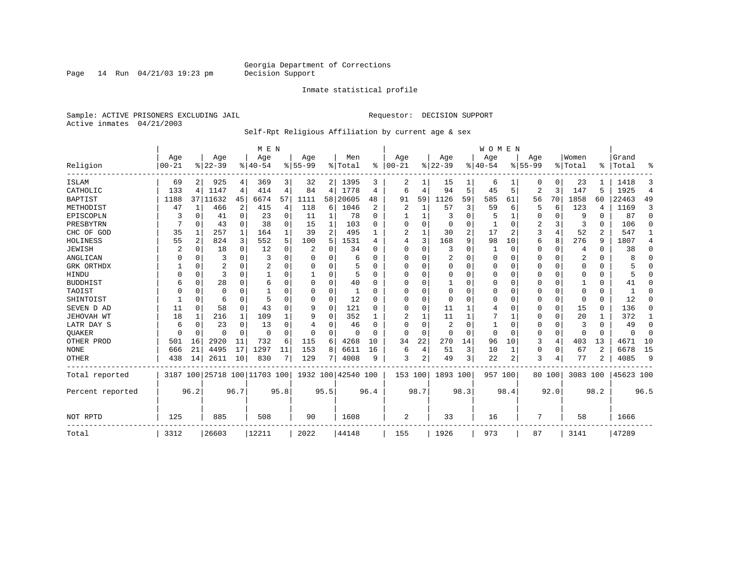Georgia Department of Corrections
Decision Support

Inmate statistical profile

Sample: ACTIVE PRISONERS EXCLUDING JAIL
Active inmates 04/21/2003

Requestor: DECISION SUPPORT

Self-Rpt Religious Affiliation by current age & sex

| Religion | MEN Age 00-21 | % | Age 22-39 | % | Age 40-54 | % | Age 55-99 | % | Men Total | % | WOMEN Age 00-21 | % | Age 22-39 | % | Age 40-54 | % | Age 55-99 | % | Women Total | % | Grand Total | % |
|---|---|---|---|---|---|---|---|---|---|---|---|---|---|---|---|---|---|---|---|---|---|---|
| ISLAM | 69 | 2 | 925 | 4 | 369 | 3 | 32 | 2 | 1395 | 3 | 2 | 1 | 15 | 1 | 6 | 1 | 0 | 0 | 23 | 1 | 1418 | 3 |
| CATHOLIC | 133 | 4 | 1147 | 4 | 414 | 4 | 84 | 4 | 1778 | 4 | 6 | 4 | 94 | 5 | 45 | 5 | 2 | 3 | 147 | 5 | 1925 | 4 |
| BAPTIST | 1188 | 37 | 11632 | 45 | 6674 | 57 | 1111 | 58 | 20605 | 48 | 91 | 59 | 1126 | 59 | 585 | 61 | 56 | 70 | 1858 | 60 | 22463 | 49 |
| METHODIST | 47 | 1 | 466 | 2 | 415 | 4 | 118 | 6 | 1046 | 2 | 2 | 1 | 57 | 3 | 59 | 6 | 5 | 6 | 123 | 4 | 1169 | 3 |
| EPISCOPLN | 3 | 0 | 41 | 0 | 23 | 0 | 11 | 1 | 78 | 0 | 1 | 1 | 3 | 0 | 5 | 1 | 0 | 0 | 9 | 0 | 87 | 0 |
| PRESBYTRN | 7 | 0 | 43 | 0 | 38 | 0 | 15 | 1 | 103 | 0 | 0 | 0 | 0 | 0 | 1 | 0 | 2 | 3 | 3 | 0 | 106 | 0 |
| CHC OF GOD | 35 | 1 | 257 | 1 | 164 | 1 | 39 | 2 | 495 | 1 | 2 | 1 | 30 | 2 | 17 | 2 | 3 | 4 | 52 | 2 | 547 | 1 |
| HOLINESS | 55 | 2 | 824 | 3 | 552 | 5 | 100 | 5 | 1531 | 4 | 4 | 3 | 168 | 9 | 98 | 10 | 6 | 8 | 276 | 9 | 1807 | 4 |
| JEWISH | 2 | 0 | 18 | 0 | 12 | 0 | 2 | 0 | 34 | 0 | 0 | 0 | 3 | 0 | 1 | 0 | 0 | 0 | 4 | 0 | 38 | 0 |
| ANGLICAN | 0 | 0 | 3 | 0 | 3 | 0 | 0 | 0 | 6 | 0 | 0 | 0 | 2 | 0 | 0 | 0 | 0 | 0 | 2 | 0 | 8 | 0 |
| GRK ORTHDX | 1 | 0 | 2 | 0 | 2 | 0 | 0 | 0 | 5 | 0 | 0 | 0 | 0 | 0 | 0 | 0 | 0 | 0 | 0 | 0 | 5 | 0 |
| HINDU | 0 | 0 | 3 | 0 | 1 | 0 | 1 | 0 | 5 | 0 | 0 | 0 | 0 | 0 | 0 | 0 | 0 | 0 | 0 | 0 | 5 | 0 |
| BUDDHIST | 6 | 0 | 28 | 0 | 6 | 0 | 0 | 0 | 40 | 0 | 0 | 0 | 1 | 0 | 0 | 0 | 0 | 0 | 1 | 0 | 41 | 0 |
| TAOIST | 0 | 0 | 0 | 0 | 1 | 0 | 0 | 0 | 1 | 0 | 0 | 0 | 0 | 0 | 0 | 0 | 0 | 0 | 0 | 0 | 1 | 0 |
| SHINTOIST | 1 | 0 | 6 | 0 | 5 | 0 | 0 | 0 | 12 | 0 | 0 | 0 | 0 | 0 | 0 | 0 | 0 | 0 | 0 | 0 | 12 | 0 |
| SEVEN D AD | 11 | 0 | 58 | 0 | 43 | 0 | 9 | 0 | 121 | 0 | 0 | 0 | 11 | 1 | 4 | 0 | 0 | 0 | 15 | 0 | 136 | 0 |
| JEHOVAH WT | 18 | 1 | 216 | 1 | 109 | 1 | 9 | 0 | 352 | 1 | 2 | 1 | 11 | 1 | 7 | 1 | 0 | 0 | 20 | 1 | 372 | 1 |
| LATR DAY S | 6 | 0 | 23 | 0 | 13 | 0 | 4 | 0 | 46 | 0 | 0 | 0 | 2 | 0 | 1 | 0 | 0 | 0 | 3 | 0 | 49 | 0 |
| QUAKER | 0 | 0 | 0 | 0 | 0 | 0 | 0 | 0 | 0 | 0 | 0 | 0 | 0 | 0 | 0 | 0 | 0 | 0 | 0 | 0 | 0 | 0 |
| OTHER PROD | 501 | 16 | 2920 | 11 | 732 | 6 | 115 | 6 | 4268 | 10 | 34 | 22 | 270 | 14 | 96 | 10 | 3 | 4 | 403 | 13 | 4671 | 10 |
| NONE | 666 | 21 | 4495 | 17 | 1297 | 11 | 153 | 8 | 6611 | 16 | 6 | 4 | 51 | 3 | 10 | 1 | 0 | 0 | 67 | 2 | 6678 | 15 |
| OTHER | 438 | 14 | 2611 | 10 | 830 | 7 | 129 | 7 | 4008 | 9 | 3 | 2 | 49 | 3 | 22 | 2 | 3 | 4 | 77 | 2 | 4085 | 9 |
| Total reported | 3187 | 100 | 25718 | 100 | 11703 | 100 | 1932 | 100 | 42540 | 100 | 153 | 100 | 1893 | 100 | 957 | 100 | 80 | 100 | 3083 | 100 | 45623 | 100 |
| Percent reported | | 96.2 | | 96.7 | | 95.8 | | 95.5 | | 96.4 | | 98.7 | | 98.3 | | 98.4 | | 92.0 | | 98.2 | | 96.5 |
| NOT RPTD | 125 | | 885 | | 508 | | 90 | | 1608 | | 2 | | 33 | | 16 | | 7 | | 58 | | 1666 | |
| Total | 3312 | | 26603 | | 12211 | | 2022 | | 44148 | | 155 | | 1926 | | 973 | | 87 | | 3141 | | 47289 | |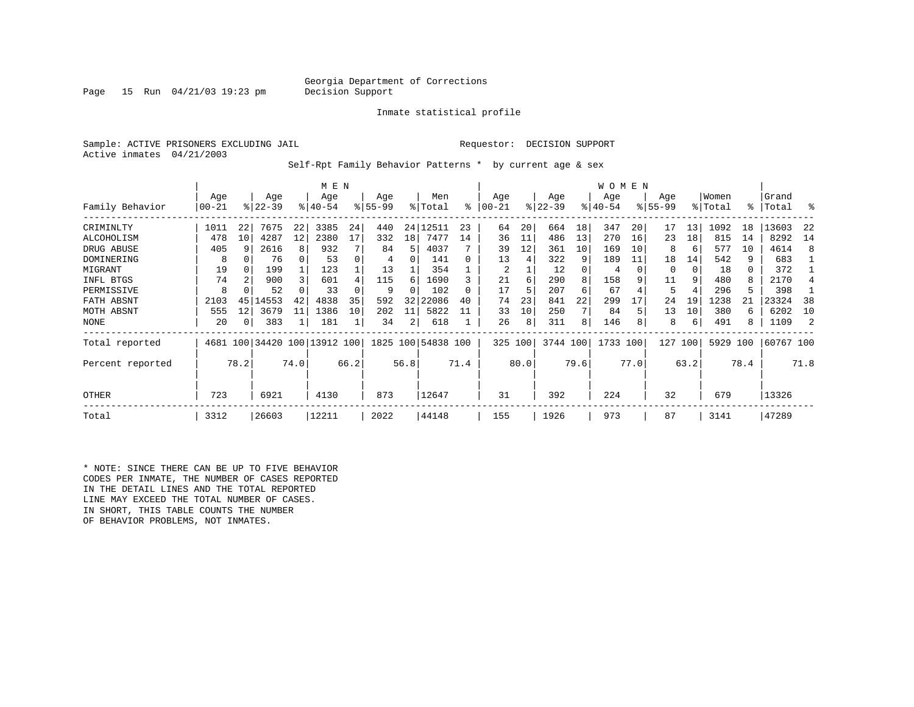Georgia Department of Corrections
Decision Support

Inmate statistical profile

Sample: ACTIVE PRISONERS EXCLUDING JAIL

Requestor: DECISION SUPPORT

Active inmates 04/21/2003

Self-Rpt Family Behavior Patterns * by current age & sex

| Family Behavior | MEN Age 00-21 | % | Age 22-39 | % | Age 40-54 | % | Age 55-99 | % | Men Total | % | WOMEN Age 00-21 | % | Age 22-39 | % | Age 40-54 | % | Age 55-99 | % | Women Total | % | Grand Total | % |
|---|---|---|---|---|---|---|---|---|---|---|---|---|---|---|---|---|---|---|---|---|---|---|
| CRIMINLTY | 1011 | 22 | 7675 | 22 | 3385 | 24 | 440 | 24 | 12511 | 23 | 64 | 20 | 664 | 18 | 347 | 20 | 17 | 13 | 1092 | 18 | 13603 | 22 |
| ALCOHOLISM | 478 | 10 | 4287 | 12 | 2380 | 17 | 332 | 18 | 7477 | 14 | 36 | 11 | 486 | 13 | 270 | 16 | 23 | 18 | 815 | 14 | 8292 | 14 |
| DRUG ABUSE | 405 | 9 | 2616 | 8 | 932 | 7 | 84 | 5 | 4037 | 7 | 39 | 12 | 361 | 10 | 169 | 10 | 8 | 6 | 577 | 10 | 4614 | 8 |
| DOMINERING | 8 | 0 | 76 | 0 | 53 | 0 | 4 | 0 | 141 | 0 | 13 | 4 | 322 | 9 | 189 | 11 | 18 | 14 | 542 | 9 | 683 | 1 |
| MIGRANT | 19 | 0 | 199 | 1 | 123 | 1 | 13 | 1 | 354 | 1 | 2 | 1 | 12 | 0 | 4 | 0 | 0 | 0 | 18 | 0 | 372 | 1 |
| INFL BTGS | 74 | 2 | 900 | 3 | 601 | 4 | 115 | 6 | 1690 | 3 | 21 | 6 | 290 | 8 | 158 | 9 | 11 | 9 | 480 | 8 | 2170 | 4 |
| PERMISSIVE | 8 | 0 | 52 | 0 | 33 | 0 | 9 | 0 | 102 | 0 | 17 | 5 | 207 | 6 | 67 | 4 | 5 | 4 | 296 | 5 | 398 | 1 |
| FATH ABSNT | 2103 | 45 | 14553 | 42 | 4838 | 35 | 592 | 32 | 22086 | 40 | 74 | 23 | 841 | 22 | 299 | 17 | 24 | 19 | 1238 | 21 | 23324 | 38 |
| MOTH ABSNT | 555 | 12 | 3679 | 11 | 1386 | 10 | 202 | 11 | 5822 | 11 | 33 | 10 | 250 | 7 | 84 | 5 | 13 | 10 | 380 | 6 | 6202 | 10 |
| NONE | 20 | 0 | 383 | 1 | 181 | 1 | 34 | 2 | 618 | 1 | 26 | 8 | 311 | 8 | 146 | 8 | 8 | 6 | 491 | 8 | 1109 | 2 |
| Total reported | 4681 | 100 | 34420 | 100 | 13912 | 100 | 1825 | 100 | 54838 | 100 | 325 | 100 | 3744 | 100 | 1733 | 100 | 127 | 100 | 5929 | 100 | 60767 | 100 |
| Percent reported | | 78.2 | | 74.0 | | 66.2 | | 56.8 | | 71.4 | | 80.0 | | 79.6 | | 77.0 | | 63.2 | | 78.4 | | 71.8 |
| OTHER | 723 | | 6921 | | 4130 | | 873 | | 12647 | | 31 | | 392 | | 224 | | 32 | | 679 | | 13326 | |
| Total | 3312 | | 26603 | | 12211 | | 2022 | | 44148 | | 155 | | 1926 | | 973 | | 87 | | 3141 | | 47289 | |

* NOTE: SINCE THERE CAN BE UP TO FIVE BEHAVIOR CODES PER INMATE, THE NUMBER OF CASES REPORTED IN THE DETAIL LINES AND THE TOTAL REPORTED LINE MAY EXCEED THE TOTAL NUMBER OF CASES. IN SHORT, THIS TABLE COUNTS THE NUMBER OF BEHAVIOR PROBLEMS, NOT INMATES.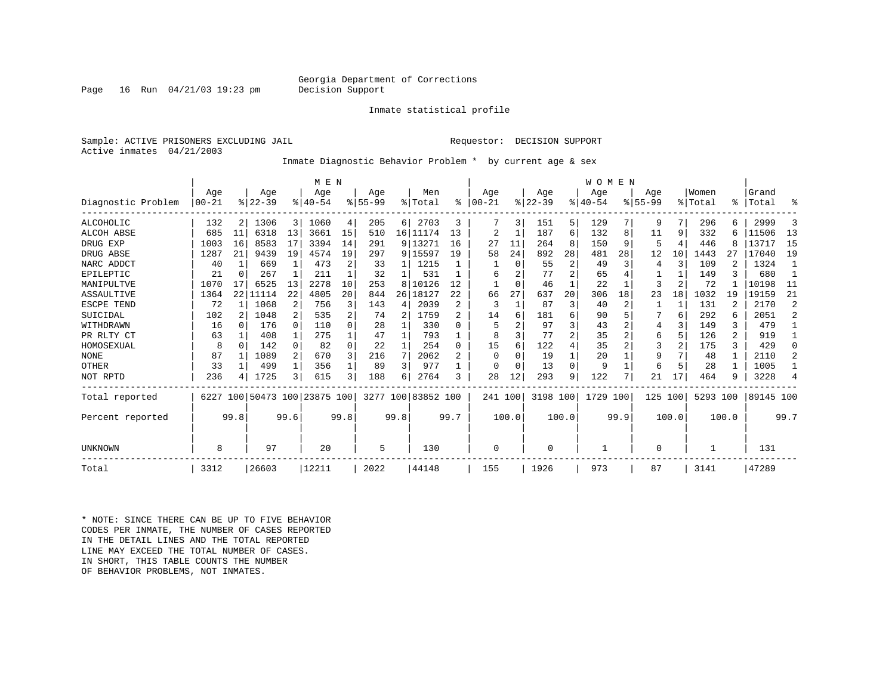Georgia Department of Corrections
Decision Support

Inmate statistical profile

Sample: ACTIVE PRISONERS EXCLUDING JAIL

Requestor: DECISION SUPPORT

Active inmates 04/21/2003

Inmate Diagnostic Behavior Problem * by current age & sex

| | MEN | | | | | | | | | | WOMEN | | | | | | | | | | | |
|---|---|---|---|---|---|---|---|---|---|---|---|---|---|---|---|---|---|---|---|---|---|---|
| Diagnostic Problem | Age 00-21 | % | Age 22-39 | % | Age 40-54 | % | Age 55-99 | % | Men Total | % | Age 00-21 | % | Age 22-39 | % | Age 40-54 | % | Age 55-99 | % | Women Total | % | Grand Total | % |
| ALCOHOLIC | 132 | 2 | 1306 | 3 | 1060 | 4 | 205 | 6 | 2703 | 3 | 7 | 3 | 151 | 5 | 129 | 7 | 9 | 7 | 296 | 6 | 2999 | 3 |
| ALCOH ABSE | 685 | 11 | 6318 | 13 | 3661 | 15 | 510 | 16 | 11174 | 13 | 2 | 1 | 187 | 6 | 132 | 8 | 11 | 9 | 332 | 6 | 11506 | 13 |
| DRUG EXP | 1003 | 16 | 8583 | 17 | 3394 | 14 | 291 | 9 | 13271 | 16 | 27 | 11 | 264 | 8 | 150 | 9 | 5 | 4 | 446 | 8 | 13717 | 15 |
| DRUG ABSE | 1287 | 21 | 9439 | 19 | 4574 | 19 | 297 | 9 | 15597 | 19 | 58 | 24 | 892 | 28 | 481 | 28 | 12 | 10 | 1443 | 27 | 17040 | 19 |
| NARC ADDCT | 40 | 1 | 669 | 1 | 473 | 2 | 33 | 1 | 1215 | 1 | 1 | 0 | 55 | 2 | 49 | 3 | 4 | 3 | 109 | 2 | 1324 | 1 |
| EPILEPTIC | 21 | 0 | 267 | 1 | 211 | 1 | 32 | 1 | 531 | 1 | 6 | 2 | 77 | 2 | 65 | 4 | 1 | 1 | 149 | 3 | 680 | 1 |
| MANIPULTVE | 1070 | 17 | 6525 | 13 | 2278 | 10 | 253 | 8 | 10126 | 12 | 1 | 0 | 46 | 1 | 22 | 1 | 3 | 2 | 72 | 1 | 10198 | 11 |
| ASSAULTIVE | 1364 | 22 | 11114 | 22 | 4805 | 20 | 844 | 26 | 18127 | 22 | 66 | 27 | 637 | 20 | 306 | 18 | 23 | 18 | 1032 | 19 | 19159 | 21 |
| ESCPE TEND | 72 | 1 | 1068 | 2 | 756 | 3 | 143 | 4 | 2039 | 2 | 3 | 1 | 87 | 3 | 40 | 2 | 1 | 1 | 131 | 2 | 2170 | 2 |
| SUICIDAL | 102 | 2 | 1048 | 2 | 535 | 2 | 74 | 2 | 1759 | 2 | 14 | 6 | 181 | 6 | 90 | 5 | 7 | 6 | 292 | 6 | 2051 | 2 |
| WITHDRAWN | 16 | 0 | 176 | 0 | 110 | 0 | 28 | 1 | 330 | 0 | 5 | 2 | 97 | 3 | 43 | 2 | 4 | 3 | 149 | 3 | 479 | 1 |
| PR RLTY CT | 63 | 1 | 408 | 1 | 275 | 1 | 47 | 1 | 793 | 1 | 8 | 3 | 77 | 2 | 35 | 2 | 6 | 5 | 126 | 2 | 919 | 1 |
| HOMOSEXUAL | 8 | 0 | 142 | 0 | 82 | 0 | 22 | 1 | 254 | 0 | 15 | 6 | 122 | 4 | 35 | 2 | 3 | 2 | 175 | 3 | 429 | 0 |
| NONE | 87 | 1 | 1089 | 2 | 670 | 3 | 216 | 7 | 2062 | 2 | 0 | 0 | 19 | 1 | 20 | 1 | 9 | 7 | 48 | 1 | 2110 | 2 |
| OTHER | 33 | 1 | 499 | 1 | 356 | 1 | 89 | 3 | 977 | 1 | 0 | 0 | 13 | 0 | 9 | 1 | 6 | 5 | 28 | 1 | 1005 | 1 |
| NOT RPTD | 236 | 4 | 1725 | 3 | 615 | 3 | 188 | 6 | 2764 | 3 | 28 | 12 | 293 | 9 | 122 | 7 | 21 | 17 | 464 | 9 | 3228 | 4 |
| Total reported | 6227 | 100 | 50473 | 100 | 23875 | 100 | 3277 | 100 | 83852 | 100 | 241 | 100 | 3198 | 100 | 1729 | 100 | 125 | 100 | 5293 | 100 | 89145 | 100 |
| Percent reported | | 99.8 | | 99.6 | | 99.8 | | 99.8 | | 99.7 | | 100.0 | | 100.0 | | 99.9 | | 100.0 | | 100.0 | | 99.7 |
| UNKNOWN | 8 | | 97 | | 20 | | 5 | | 130 | | 0 | | 0 | | 1 | | 0 | | 1 | | 131 | |
| Total | 3312 | | 26603 | | 12211 | | 2022 | | 44148 | | 155 | | 1926 | | 973 | | 87 | | 3141 | | 47289 | |

* NOTE: SINCE THERE CAN BE UP TO FIVE BEHAVIOR CODES PER INMATE, THE NUMBER OF CASES REPORTED IN THE DETAIL LINES AND THE TOTAL REPORTED LINE MAY EXCEED THE TOTAL NUMBER OF CASES. IN SHORT, THIS TABLE COUNTS THE NUMBER OF BEHAVIOR PROBLEMS, NOT INMATES.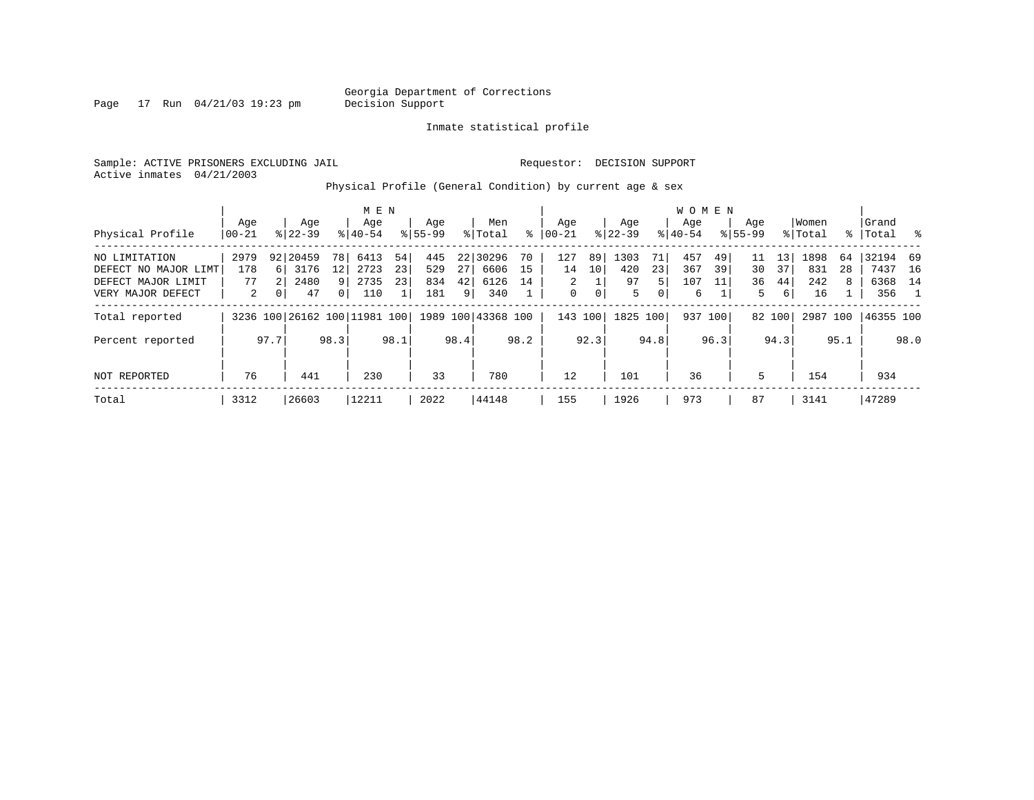Georgia Department of Corrections
Decision Support

Inmate statistical profile

Sample: ACTIVE PRISONERS EXCLUDING JAIL

Requestor: DECISION SUPPORT

Active inmates 04/21/2003

Physical Profile (General Condition) by current age & sex

| Physical Profile | MEN Age 00-21 | % | Age 22-39 | % | Age 40-54 | % | Age 55-99 | % | Men Total | % | WOMEN Age 00-21 | % | Age 22-39 | % | Age 40-54 | % | Age 55-99 | % | Women Total | % | Grand Total | % |
|---|---|---|---|---|---|---|---|---|---|---|---|---|---|---|---|---|---|---|---|---|---|---|
| NO LIMITATION | 2979 | 92 | 20459 | 78 | 6413 | 54 | 445 | 22 | 30296 | 70 | 127 | 89 | 1303 | 71 | 457 | 49 | 11 | 13 | 1898 | 64 | 32194 | 69 |
| DEFECT NO MAJOR LIMT | 178 | 6 | 3176 | 12 | 2723 | 23 | 529 | 27 | 6606 | 15 | 14 | 10 | 420 | 23 | 367 | 39 | 30 | 37 | 831 | 28 | 7437 | 16 |
| DEFECT MAJOR LIMIT | 77 | 2 | 2480 | 9 | 2735 | 23 | 834 | 42 | 6126 | 14 | 2 | 1 | 97 | 5 | 107 | 11 | 36 | 44 | 242 | 8 | 6368 | 14 |
| VERY MAJOR DEFECT | 2 | 0 | 47 | 0 | 110 | 1 | 181 | 9 | 340 | 1 | 0 | 0 | 5 | 0 | 6 | 1 | 5 | 6 | 16 | 1 | 356 | 1 |
| Total reported | 3236 | 100 | 26162 | 100 | 11981 | 100 | 1989 | 100 | 43368 | 100 | 143 | 100 | 1825 | 100 | 937 | 100 | 82 | 100 | 2987 | 100 | 46355 | 100 |
| Percent reported | | 97.7 | | 98.3 | | 98.1 | | 98.4 | | 98.2 | | 92.3 | | 94.8 | | 96.3 | | 94.3 | | 95.1 | | 98.0 |
| NOT REPORTED | 76 | | 441 | | 230 | | 33 | | 780 | | 12 | | 101 | | 36 | | 5 | | 154 | | 934 | |
| Total | 3312 | | 26603 | | 12211 | | 2022 | | 44148 | | 155 | | 1926 | | 973 | | 87 | | 3141 | | 47289 | |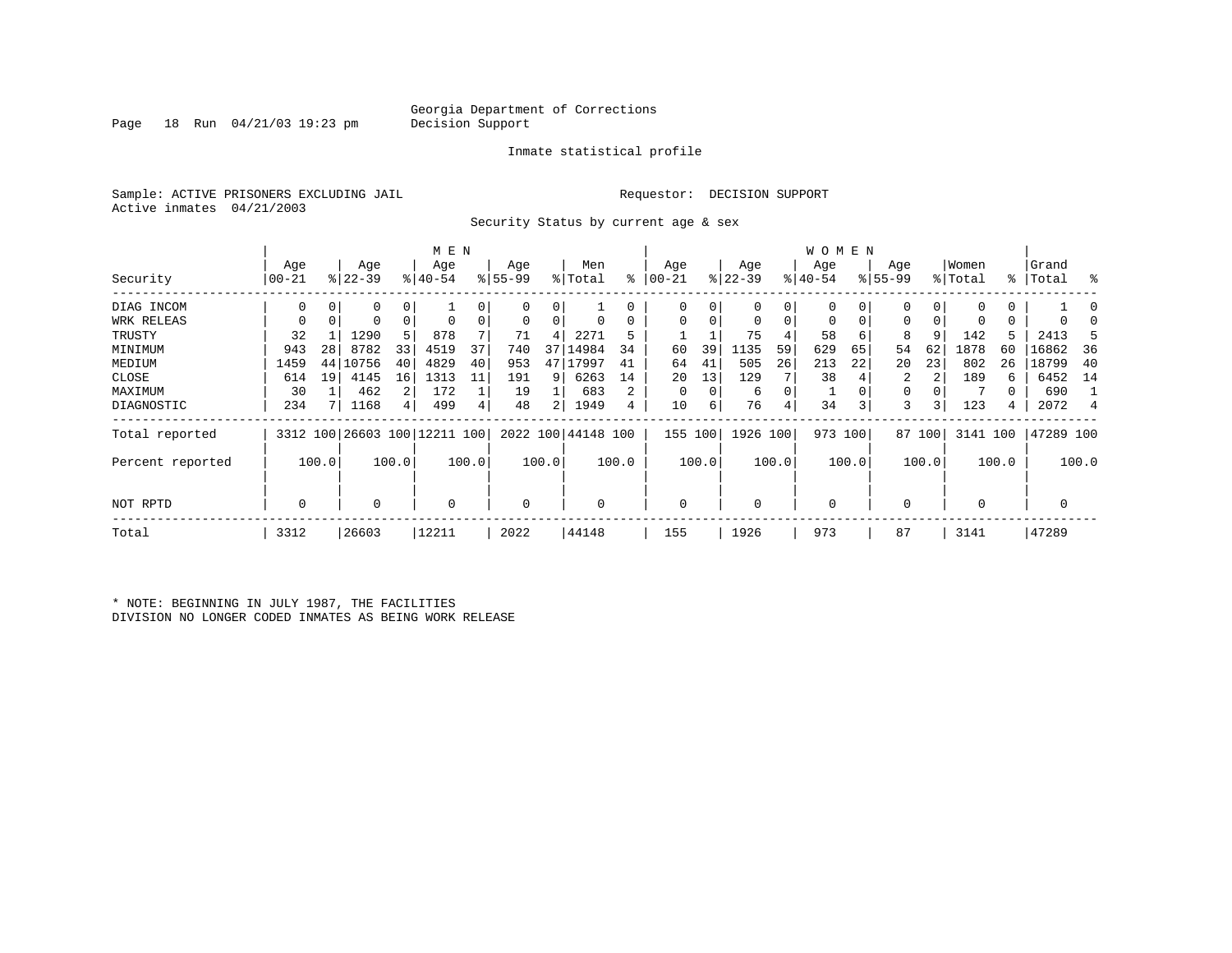Georgia Department of Corrections
Decision Support

Inmate statistical profile

Sample: ACTIVE PRISONERS EXCLUDING JAIL

Requestor: DECISION SUPPORT

Active inmates 04/21/2003

Security Status by current age & sex

| Security | MEN Age 00-21 | % | Age 22-39 | % | Age 40-54 | % | Age 55-99 | % | Men Total | % | WOMEN Age 00-21 | % | Age 22-39 | % | Age 40-54 | % | Age 55-99 | % | Women Total | % | Grand Total | % |
|---|---|---|---|---|---|---|---|---|---|---|---|---|---|---|---|---|---|---|---|---|---|---|
| DIAG INCOM | 0 | 0 | 0 | 0 | 1 | 0 | 0 | 0 | 1 | 0 | 0 | 0 | 0 | 0 | 0 | 0 | 0 | 0 | 0 | 0 | 1 | 0 |
| WRK RELEAS | 0 | 0 | 0 | 0 | 0 | 0 | 0 | 0 | 0 | 0 | 0 | 0 | 0 | 0 | 0 | 0 | 0 | 0 | 0 | 0 | 0 | 0 |
| TRUSTY | 32 | 1 | 1290 | 5 | 878 | 7 | 71 | 4 | 2271 | 5 | 1 | 1 | 75 | 4 | 58 | 6 | 8 | 9 | 142 | 5 | 2413 | 5 |
| MINIMUM | 943 | 28 | 8782 | 33 | 4519 | 37 | 740 | 37 | 14984 | 34 | 60 | 39 | 1135 | 59 | 629 | 65 | 54 | 62 | 1878 | 60 | 16862 | 36 |
| MEDIUM | 1459 | 44 | 10756 | 40 | 4829 | 40 | 953 | 47 | 17997 | 41 | 64 | 41 | 505 | 26 | 213 | 22 | 20 | 23 | 802 | 26 | 18799 | 40 |
| CLOSE | 614 | 19 | 4145 | 16 | 1313 | 11 | 191 | 9 | 6263 | 14 | 20 | 13 | 129 | 7 | 38 | 4 | 2 | 2 | 189 | 6 | 6452 | 14 |
| MAXIMUM | 30 | 1 | 462 | 2 | 172 | 1 | 19 | 1 | 683 | 2 | 0 | 0 | 6 | 0 | 1 | 0 | 0 | 0 | 7 | 0 | 690 | 1 |
| DIAGNOSTIC | 234 | 7 | 1168 | 4 | 499 | 4 | 48 | 2 | 1949 | 4 | 10 | 6 | 76 | 4 | 34 | 3 | 3 | 3 | 123 | 4 | 2072 | 4 |
| Total reported | 3312 | 100 | 26603 | 100 | 12211 | 100 | 2022 | 100 | 44148 | 100 | 155 | 100 | 1926 | 100 | 973 | 100 | 87 | 100 | 3141 | 100 | 47289 | 100 |
| Percent reported | | 100.0 | | 100.0 | | 100.0 | | 100.0 | | 100.0 | | 100.0 | | 100.0 | | 100.0 | | 100.0 | | 100.0 | | 100.0 |
| NOT RPTD | 0 | | 0 | | 0 | | 0 | | 0 | | 0 | | 0 | | 0 | | 0 | | 0 | | 0 | |
| Total | 3312 | | 26603 | | 12211 | | 2022 | | 44148 | | 155 | | 1926 | | 973 | | 87 | | 3141 | | 47289 | |

* NOTE: BEGINNING IN JULY 1987, THE FACILITIES DIVISION NO LONGER CODED INMATES AS BEING WORK RELEASE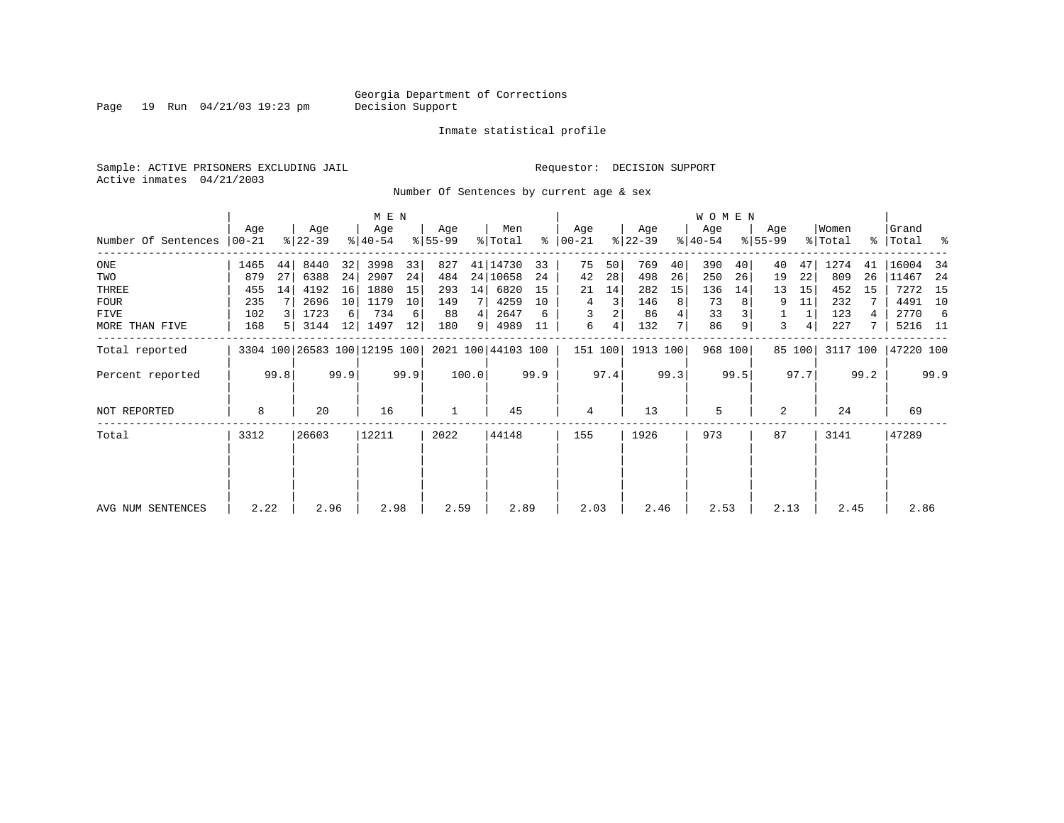Georgia Department of Corrections
Decision Support

Inmate statistical profile

Sample: ACTIVE PRISONERS EXCLUDING JAIL

Requestor: DECISION SUPPORT

Active inmates 04/21/2003

Number Of Sentences by current age & sex

| Number Of Sentences | MEN Age 00-21 | % | Age 22-39 | % | Age 40-54 | % | Age 55-99 | % | Men Total | % | WOMEN Age 00-21 | % | Age 22-39 | % | Age 40-54 | % | Age 55-99 | % | Women Total | % | Grand Total | % |
|---|---|---|---|---|---|---|---|---|---|---|---|---|---|---|---|---|---|---|---|---|---|---|
| ONE | 1465 | 44 | 8440 | 32 | 3998 | 33 | 827 | 41 | 14730 | 33 | 75 | 50 | 769 | 40 | 390 | 40 | 40 | 47 | 1274 | 41 | 16004 | 34 |
| TWO | 879 | 27 | 6388 | 24 | 2907 | 24 | 484 | 24 | 10658 | 24 | 42 | 28 | 498 | 26 | 250 | 26 | 19 | 22 | 809 | 26 | 11467 | 24 |
| THREE | 455 | 14 | 4192 | 16 | 1880 | 15 | 293 | 14 | 6820 | 15 | 21 | 14 | 282 | 15 | 136 | 14 | 13 | 15 | 452 | 15 | 7272 | 15 |
| FOUR | 235 | 7 | 2696 | 10 | 1179 | 10 | 149 | 7 | 4259 | 10 | 4 | 3 | 146 | 8 | 73 | 8 | 9 | 11 | 232 | 7 | 4491 | 10 |
| FIVE | 102 | 3 | 1723 | 6 | 734 | 6 | 88 | 4 | 2647 | 6 | 3 | 2 | 86 | 4 | 33 | 3 | 1 | 1 | 123 | 4 | 2770 | 6 |
| MORE THAN FIVE | 168 | 5 | 3144 | 12 | 1497 | 12 | 180 | 9 | 4989 | 11 | 6 | 4 | 132 | 7 | 86 | 9 | 3 | 4 | 227 | 7 | 5216 | 11 |
| Total reported | 3304 | 100 | 26583 | 100 | 12195 | 100 | 2021 | 100 | 44103 | 100 | 151 | 100 | 1913 | 100 | 968 | 100 | 85 | 100 | 3117 | 100 | 47220 | 100 |
| Percent reported | | 99.8 | | 99.9 | | 99.9 | | 100.0 | | 99.9 | | 97.4 | | 99.3 | | 99.5 | | 97.7 | | 99.2 | | 99.9 |
| NOT REPORTED | 8 | | 20 | | 16 | | 1 | | 45 | | 4 | | 13 | | 5 | | 2 | | 24 | | 69 | |
| Total | 3312 | | 26603 | | 12211 | | 2022 | | 44148 | | 155 | | 1926 | | 973 | | 87 | | 3141 | | 47289 | |
| AVG NUM SENTENCES | 2.22 | | 2.96 | | 2.98 | | 2.59 | | 2.89 | | 2.03 | | 2.46 | | 2.53 | | 2.13 | | 2.45 | | 2.86 | |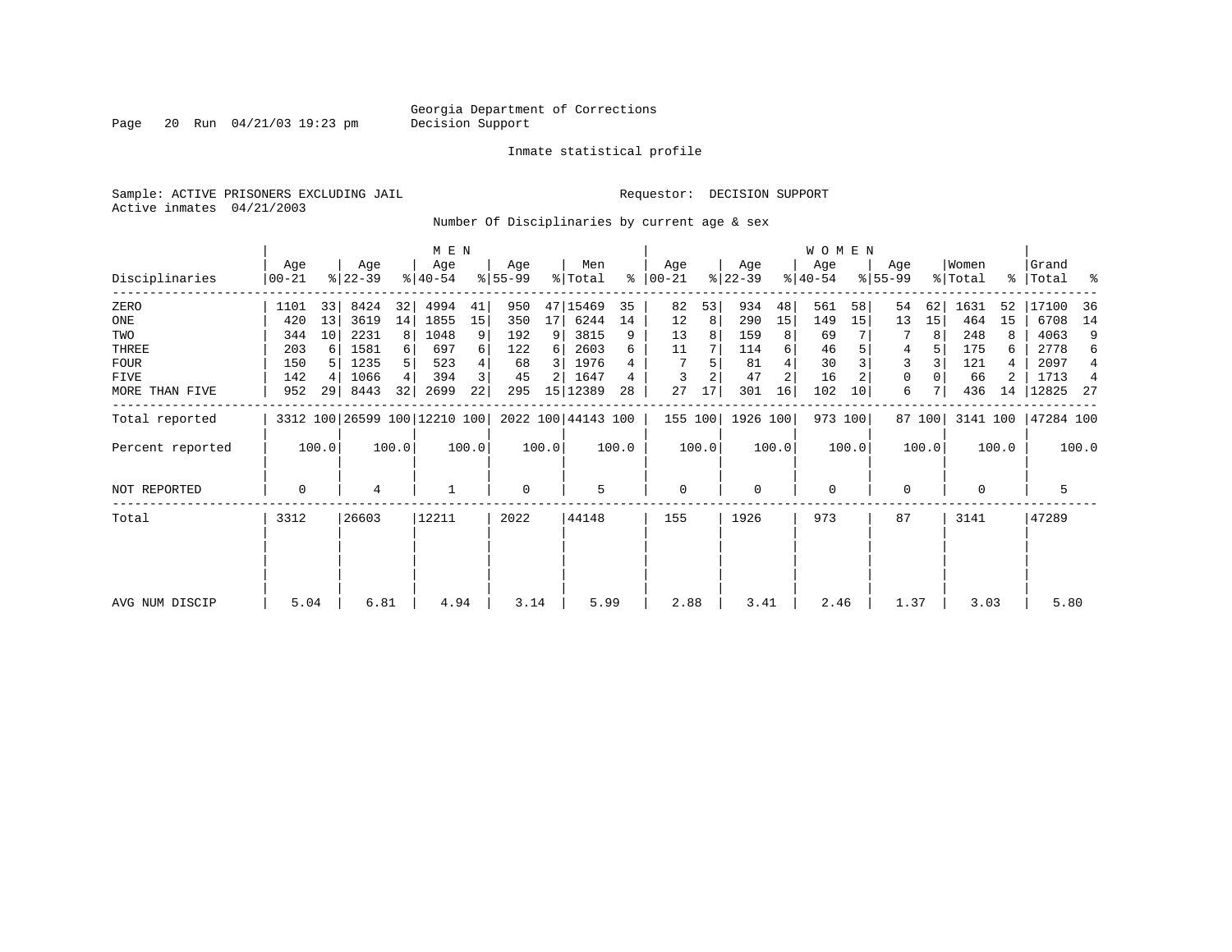Georgia Department of Corrections
Decision Support

Inmate statistical profile

Sample: ACTIVE PRISONERS EXCLUDING JAIL
Active inmates 04/21/2003

Requestor: DECISION SUPPORT

Number Of Disciplinaries by current age & sex

| Disciplinaries | MEN Age 00-21 | % | Age 22-39 | % | Age 40-54 | % | Age 55-99 | % | Men Total | % | WOMEN Age 00-21 | % | Age 22-39 | % | Age 40-54 | % | Age 55-99 | % | Women Total | % | Grand Total | % |
|---|---|---|---|---|---|---|---|---|---|---|---|---|---|---|---|---|---|---|---|---|---|---|
| ZERO | 1101 | 33 | 8424 | 32 | 4994 | 41 | 950 | 47 | 15469 | 35 | 82 | 53 | 934 | 48 | 561 | 58 | 54 | 62 | 1631 | 52 | 17100 | 36 |
| ONE | 420 | 13 | 3619 | 14 | 1855 | 15 | 350 | 17 | 6244 | 14 | 12 | 8 | 290 | 15 | 149 | 15 | 13 | 15 | 464 | 15 | 6708 | 14 |
| TWO | 344 | 10 | 2231 | 8 | 1048 | 9 | 192 | 9 | 3815 | 9 | 13 | 8 | 159 | 8 | 69 | 7 | 7 | 8 | 248 | 8 | 4063 | 9 |
| THREE | 203 | 6 | 1581 | 6 | 697 | 6 | 122 | 6 | 2603 | 6 | 11 | 7 | 114 | 6 | 46 | 5 | 4 | 5 | 175 | 6 | 2778 | 6 |
| FOUR | 150 | 5 | 1235 | 5 | 523 | 4 | 68 | 3 | 1976 | 4 | 7 | 5 | 81 | 4 | 30 | 3 | 3 | 3 | 121 | 4 | 2097 | 4 |
| FIVE | 142 | 4 | 1066 | 4 | 394 | 3 | 45 | 2 | 1647 | 4 | 3 | 2 | 47 | 2 | 16 | 2 | 0 | 0 | 66 | 2 | 1713 | 4 |
| MORE THAN FIVE | 952 | 29 | 8443 | 32 | 2699 | 22 | 295 | 15 | 12389 | 28 | 27 | 17 | 301 | 16 | 102 | 10 | 6 | 7 | 436 | 14 | 12825 | 27 |
| Total reported | 3312 | 100 | 26599 | 100 | 12210 | 100 | 2022 | 100 | 44143 | 100 | 155 | 100 | 1926 | 100 | 973 | 100 | 87 | 100 | 3141 | 100 | 47284 | 100 |
| Percent reported | | 100.0 | | 100.0 | | 100.0 | | 100.0 | | 100.0 | | 100.0 | | 100.0 | | 100.0 | | 100.0 | | 100.0 | | 100.0 |
| NOT REPORTED | 0 | | 4 | | 1 | | 0 | | 5 | | 0 | | 0 | | 0 | | 0 | | 0 | | 5 | |
| Total | 3312 | | 26603 | | 12211 | | 2022 | | 44148 | | 155 | | 1926 | | 973 | | 87 | | 3141 | | 47289 | |
| AVG NUM DISCIP | 5.04 | | 6.81 | | 4.94 | | 3.14 | | 5.99 | | 2.88 | | 3.41 | | 2.46 | | 1.37 | | 3.03 | | 5.80 | |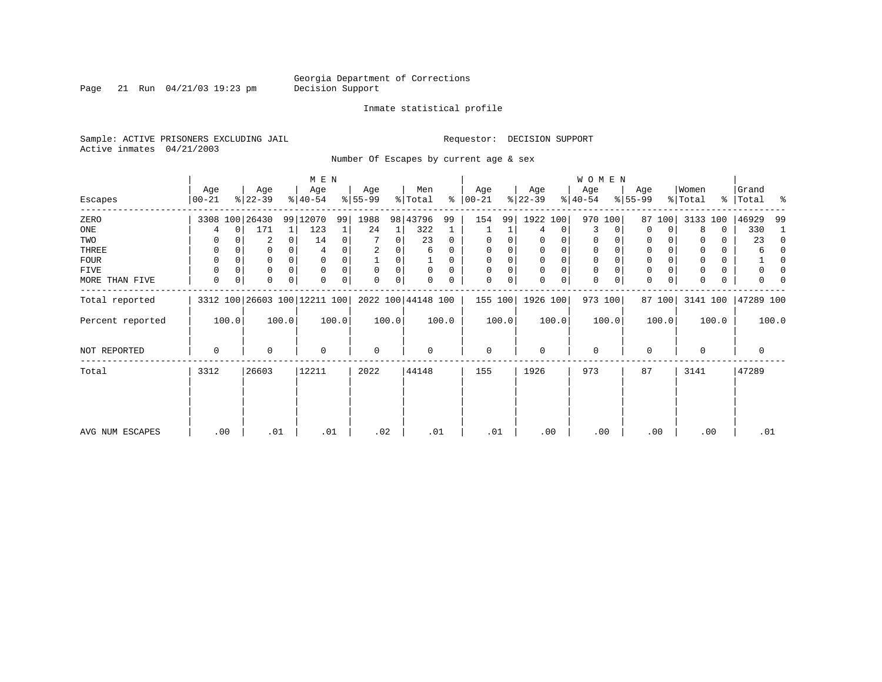Georgia Department of Corrections
Decision Support

Inmate statistical profile

Sample: ACTIVE PRISONERS EXCLUDING JAIL

Requestor: DECISION SUPPORT

Active inmates 04/21/2003

Number Of Escapes by current age & sex

| Escapes | MEN Age 00-21 | % | Age 22-39 | % | Age 40-54 | % | Age 55-99 | % | Men Total | % | WOMEN Age 00-21 | % | Age 22-39 | % | Age 40-54 | % | Age 55-99 | % | Women Total | % | Grand Total | % |
|---|---|---|---|---|---|---|---|---|---|---|---|---|---|---|---|---|---|---|---|---|---|---|
| ZERO | 3308 | 100 | 26430 | 99 | 12070 | 99 | 1988 | 98 | 43796 | 99 | 154 | 99 | 1922 | 100 | 970 | 100 | 87 | 100 | 3133 | 100 | 46929 | 99 |
| ONE | 4 | 0 | 171 | 1 | 123 | 1 | 24 | 1 | 322 | 1 | 1 | 1 | 4 | 0 | 3 | 0 | 0 | 0 | 8 | 0 | 330 | 1 |
| TWO | 0 | 0 | 2 | 0 | 14 | 0 | 7 | 0 | 23 | 0 | 0 | 0 | 0 | 0 | 0 | 0 | 0 | 0 | 0 | 0 | 23 | 0 |
| THREE | 0 | 0 | 0 | 0 | 4 | 0 | 2 | 0 | 6 | 0 | 0 | 0 | 0 | 0 | 0 | 0 | 0 | 0 | 0 | 0 | 6 | 0 |
| FOUR | 0 | 0 | 0 | 0 | 0 | 0 | 1 | 0 | 1 | 0 | 0 | 0 | 0 | 0 | 0 | 0 | 0 | 0 | 0 | 0 | 1 | 0 |
| FIVE | 0 | 0 | 0 | 0 | 0 | 0 | 0 | 0 | 0 | 0 | 0 | 0 | 0 | 0 | 0 | 0 | 0 | 0 | 0 | 0 | 0 | 0 |
| MORE THAN FIVE | 0 | 0 | 0 | 0 | 0 | 0 | 0 | 0 | 0 | 0 | 0 | 0 | 0 | 0 | 0 | 0 | 0 | 0 | 0 | 0 | 0 | 0 |
| Total reported | 3312 | 100 | 26603 | 100 | 12211 | 100 | 2022 | 100 | 44148 | 100 | 155 | 100 | 1926 | 100 | 973 | 100 | 87 | 100 | 3141 | 100 | 47289 | 100 |
| Percent reported | 100.0 | | 100.0 | | 100.0 | | 100.0 | | 100.0 | | 100.0 | | 100.0 | | 100.0 | | 100.0 | | 100.0 | | 100.0 | |
| NOT REPORTED | 0 | | 0 | | 0 | | 0 | | 0 | | 0 | | 0 | | 0 | | 0 | | 0 | | 0 | |
| Total | 3312 | | 26603 | | 12211 | | 2022 | | 44148 | | 155 | | 1926 | | 973 | | 87 | | 3141 | | 47289 | |
| AVG NUM ESCAPES | .00 | | .01 | | .01 | | .02 | | .01 | | .01 | | .00 | | .00 | | .00 | | .00 | | .01 | |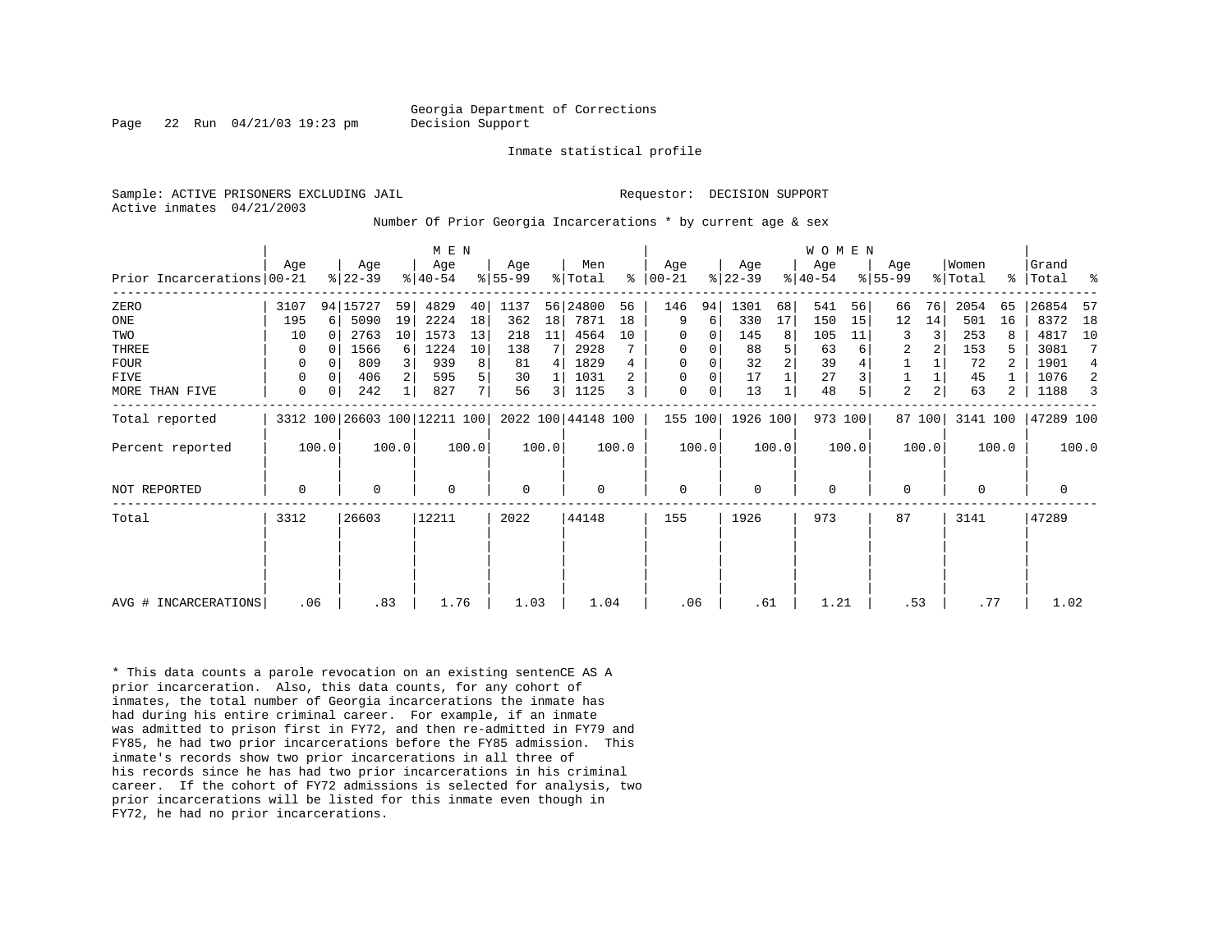Georgia Department of Corrections
Decision Support

Inmate statistical profile

Sample: ACTIVE PRISONERS EXCLUDING JAIL

Requestor: DECISION SUPPORT

Active inmates 04/21/2003

Number Of Prior Georgia Incarcerations * by current age & sex

| | MEN | | | | | | | | | | WOMEN | | | | | | | | | | | |
|---|---|---|---|---|---|---|---|---|---|---|---|---|---|---|---|---|---|---|---|---|---|---|
| Prior Incarcerations | Age 00-21 | % | Age 22-39 | % | Age 40-54 | % | Age 55-99 | % | Men Total | % | Age 00-21 | % | Age 22-39 | % | Age 40-54 | % | Age 55-99 | % | Women Total | % | Grand Total | % |
| ZERO | 3107 | 94 | 15727 | 59 | 4829 | 40 | 1137 | 56 | 24800 | 56 | 146 | 94 | 1301 | 68 | 541 | 56 | 66 | 76 | 2054 | 65 | 26854 | 57 |
| ONE | 195 | 6 | 5090 | 19 | 2224 | 18 | 362 | 18 | 7871 | 18 | 9 | 6 | 330 | 17 | 150 | 15 | 12 | 14 | 501 | 16 | 8372 | 18 |
| TWO | 10 | 0 | 2763 | 10 | 1573 | 13 | 218 | 11 | 4564 | 10 | 0 | 0 | 145 | 8 | 105 | 11 | 3 | 3 | 253 | 8 | 4817 | 10 |
| THREE | 0 | 0 | 1566 | 6 | 1224 | 10 | 138 | 7 | 2928 | 7 | 0 | 0 | 88 | 5 | 63 | 6 | 2 | 2 | 153 | 5 | 3081 | 7 |
| FOUR | 0 | 0 | 809 | 3 | 939 | 8 | 81 | 4 | 1829 | 4 | 0 | 0 | 32 | 2 | 39 | 4 | 1 | 1 | 72 | 2 | 1901 | 4 |
| FIVE | 0 | 0 | 406 | 2 | 595 | 5 | 30 | 1 | 1031 | 2 | 0 | 0 | 17 | 1 | 27 | 3 | 1 | 1 | 45 | 1 | 1076 | 2 |
| MORE THAN FIVE | 0 | 0 | 242 | 1 | 827 | 7 | 56 | 3 | 1125 | 3 | 0 | 0 | 13 | 1 | 48 | 5 | 2 | 2 | 63 | 2 | 1188 | 3 |
| Total reported | 3312 | 100 | 26603 | 100 | 12211 | 100 | 2022 | 100 | 44148 | 100 | 155 | 100 | 1926 | 100 | 973 | 100 | 87 | 100 | 3141 | 100 | 47289 | 100 |
| Percent reported | 100.0 | | 100.0 | | 100.0 | | 100.0 | | 100.0 | | 100.0 | | 100.0 | | 100.0 | | 100.0 | | 100.0 | | 100.0 | |
| NOT REPORTED | 0 | | 0 | | 0 | | 0 | | 0 | | 0 | | 0 | | 0 | | 0 | | 0 | | 0 | |
| Total | 3312 | | 26603 | | 12211 | | 2022 | | 44148 | | 155 | | 1926 | | 973 | | 87 | | 3141 | | 47289 | |
| AVG # INCARCERATIONS | .06 | | .83 | | 1.76 | | 1.03 | | 1.04 | | .06 | | .61 | | 1.21 | | .53 | | .77 | | 1.02 | |

* This data counts a parole revocation on an existing sentenCE AS A prior incarceration. Also, this data counts, for any cohort of inmates, the total number of Georgia incarcerations the inmate has had during his entire criminal career. For example, if an inmate was admitted to prison first in FY72, and then re-admitted in FY79 and FY85, he had two prior incarcerations before the FY85 admission. This inmate's records show two prior incarcerations in all three of his records since he has had two prior incarcerations in his criminal career. If the cohort of FY72 admissions is selected for analysis, two prior incarcerations will be listed for this inmate even though in FY72, he had no prior incarcerations.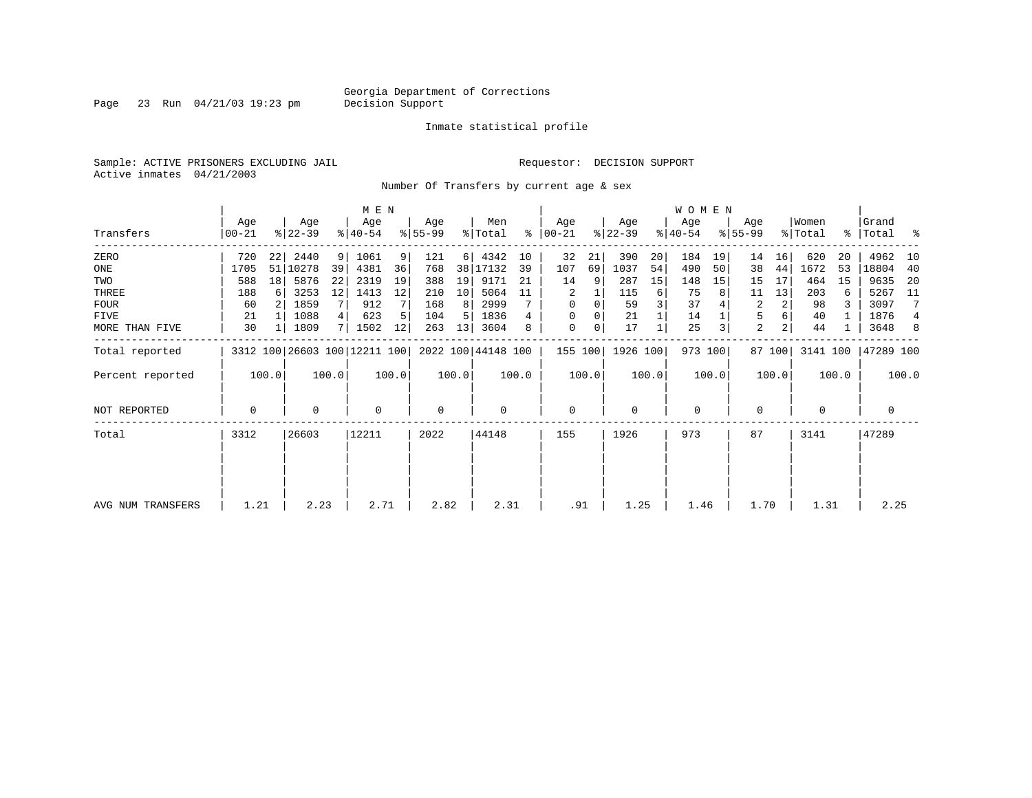Georgia Department of Corrections
Decision Support

Inmate statistical profile

Sample: ACTIVE PRISONERS EXCLUDING JAIL

Requestor: DECISION SUPPORT

Active inmates 04/21/2003

Number Of Transfers by current age & sex

| Transfers | MEN Age 00-21 | % | MEN Age 22-39 | % | MEN Age 40-54 | % | MEN Age 55-99 | % | Men Total | % | WOMEN Age 00-21 | % | WOMEN Age 22-39 | % | WOMEN Age 40-54 | % | WOMEN Age 55-99 | % | Women Total | % | Grand Total | % |
|---|---|---|---|---|---|---|---|---|---|---|---|---|---|---|---|---|---|---|---|---|---|---|
| ZERO | 720 | 22 | 2440 | 9 | 1061 | 9 | 121 | 6 | 4342 | 10 | 32 | 21 | 390 | 20 | 184 | 19 | 14 | 16 | 620 | 20 | 4962 | 10 |
| ONE | 1705 | 51 | 10278 | 39 | 4381 | 36 | 768 | 38 | 17132 | 39 | 107 | 69 | 1037 | 54 | 490 | 50 | 38 | 44 | 1672 | 53 | 18804 | 40 |
| TWO | 588 | 18 | 5876 | 22 | 2319 | 19 | 388 | 19 | 9171 | 21 | 14 | 9 | 287 | 15 | 148 | 15 | 15 | 17 | 464 | 15 | 9635 | 20 |
| THREE | 188 | 6 | 3253 | 12 | 1413 | 12 | 210 | 10 | 5064 | 11 | 2 | 1 | 115 | 6 | 75 | 8 | 11 | 13 | 203 | 6 | 5267 | 11 |
| FOUR | 60 | 2 | 1859 | 7 | 912 | 7 | 168 | 8 | 2999 | 7 | 0 | 0 | 59 | 3 | 37 | 4 | 2 | 2 | 98 | 3 | 3097 | 7 |
| FIVE | 21 | 1 | 1088 | 4 | 623 | 5 | 104 | 5 | 1836 | 4 | 0 | 0 | 21 | 1 | 14 | 1 | 5 | 6 | 40 | 1 | 1876 | 4 |
| MORE THAN FIVE | 30 | 1 | 1809 | 7 | 1502 | 12 | 263 | 13 | 3604 | 8 | 0 | 0 | 17 | 1 | 25 | 3 | 2 | 2 | 44 | 1 | 3648 | 8 |
| Total reported | 3312 | 100 | 26603 | 100 | 12211 | 100 | 2022 | 100 | 44148 | 100 | 155 | 100 | 1926 | 100 | 973 | 100 | 87 | 100 | 3141 | 100 | 47289 | 100 |
| Percent reported | | 100.0 | | 100.0 | | 100.0 | | 100.0 | | 100.0 | | 100.0 | | 100.0 | | 100.0 | | 100.0 | | 100.0 | | 100.0 |
| NOT REPORTED | 0 | | 0 | | 0 | | 0 | | 0 | | 0 | | 0 | | 0 | | 0 | | 0 | | 0 | |
| Total | 3312 | | 26603 | | 12211 | | 2022 | | 44148 | | 155 | | 1926 | | 973 | | 87 | | 3141 | | 47289 | |
| AVG NUM TRANSFERS | 1.21 | | 2.23 | | 2.71 | | 2.82 | | 2.31 | | .91 | | 1.25 | | 1.46 | | 1.70 | | 1.31 | | 2.25 | |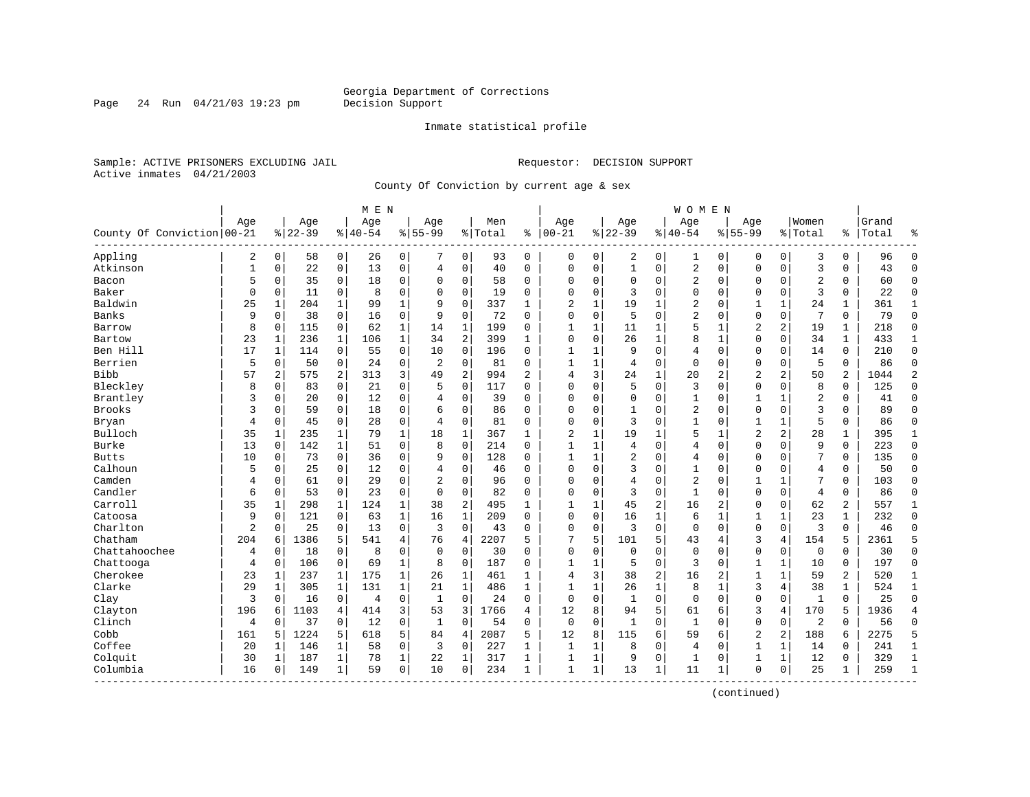Georgia Department of Corrections
Decision Support

Inmate statistical profile

Sample: ACTIVE PRISONERS EXCLUDING JAIL

Requestor: DECISION SUPPORT

Active inmates 04/21/2003

County Of Conviction by current age & sex

| County Of Conviction | MEN Age 00-21 | % | Age 22-39 | % | Age 40-54 | % | Age 55-99 | % | Men Total | % | WOMEN Age 00-21 | % | Age 22-39 | % | Age 40-54 | % | Age 55-99 | % | Women Total | % | Grand Total | % |
|---|---|---|---|---|---|---|---|---|---|---|---|---|---|---|---|---|---|---|---|---|---|---|
| Appling | 2 | 0 | 58 | 0 | 26 | 0 | 7 | 0 | 93 | 0 | 0 | 0 | 2 | 0 | 1 | 0 | 0 | 0 | 3 | 0 | 96 | 0 |
| Atkinson | 1 | 0 | 22 | 0 | 13 | 0 | 4 | 0 | 40 | 0 | 0 | 0 | 1 | 0 | 2 | 0 | 0 | 0 | 3 | 0 | 43 | 0 |
| Bacon | 5 | 0 | 35 | 0 | 18 | 0 | 0 | 0 | 58 | 0 | 0 | 0 | 0 | 0 | 2 | 0 | 0 | 0 | 2 | 0 | 60 | 0 |
| Baker | 0 | 0 | 11 | 0 | 8 | 0 | 0 | 0 | 19 | 0 | 0 | 0 | 3 | 0 | 0 | 0 | 0 | 0 | 3 | 0 | 22 | 0 |
| Baldwin | 25 | 1 | 204 | 1 | 99 | 1 | 9 | 0 | 337 | 1 | 2 | 1 | 19 | 1 | 2 | 0 | 1 | 1 | 24 | 1 | 361 | 1 |
| Banks | 9 | 0 | 38 | 0 | 16 | 0 | 9 | 0 | 72 | 0 | 0 | 0 | 5 | 0 | 2 | 0 | 0 | 0 | 7 | 0 | 79 | 0 |
| Barrow | 8 | 0 | 115 | 0 | 62 | 1 | 14 | 1 | 199 | 0 | 1 | 1 | 11 | 1 | 5 | 1 | 2 | 2 | 19 | 1 | 218 | 0 |
| Bartow | 23 | 1 | 236 | 1 | 106 | 1 | 34 | 2 | 399 | 1 | 0 | 0 | 26 | 1 | 8 | 1 | 0 | 0 | 34 | 1 | 433 | 1 |
| Ben Hill | 17 | 1 | 114 | 0 | 55 | 0 | 10 | 0 | 196 | 0 | 1 | 1 | 9 | 0 | 4 | 0 | 0 | 0 | 14 | 0 | 210 | 0 |
| Berrien | 5 | 0 | 50 | 0 | 24 | 0 | 2 | 0 | 81 | 0 | 1 | 1 | 4 | 0 | 0 | 0 | 0 | 0 | 5 | 0 | 86 | 0 |
| Bibb | 57 | 2 | 575 | 2 | 313 | 3 | 49 | 2 | 994 | 2 | 4 | 3 | 24 | 1 | 20 | 2 | 2 | 2 | 50 | 2 | 1044 | 2 |
| Bleckley | 8 | 0 | 83 | 0 | 21 | 0 | 5 | 0 | 117 | 0 | 0 | 0 | 5 | 0 | 3 | 0 | 0 | 0 | 8 | 0 | 125 | 0 |
| Brantley | 3 | 0 | 20 | 0 | 12 | 0 | 4 | 0 | 39 | 0 | 0 | 0 | 0 | 0 | 1 | 0 | 1 | 1 | 2 | 0 | 41 | 0 |
| Brooks | 3 | 0 | 59 | 0 | 18 | 0 | 6 | 0 | 86 | 0 | 0 | 0 | 1 | 0 | 2 | 0 | 0 | 0 | 3 | 0 | 89 | 0 |
| Bryan | 4 | 0 | 45 | 0 | 28 | 0 | 4 | 0 | 81 | 0 | 0 | 0 | 3 | 0 | 1 | 0 | 1 | 1 | 5 | 0 | 86 | 0 |
| Bulloch | 35 | 1 | 235 | 1 | 79 | 1 | 18 | 1 | 367 | 1 | 2 | 1 | 19 | 1 | 5 | 1 | 2 | 2 | 28 | 1 | 395 | 1 |
| Burke | 13 | 0 | 142 | 1 | 51 | 0 | 8 | 0 | 214 | 0 | 1 | 1 | 4 | 0 | 4 | 0 | 0 | 0 | 9 | 0 | 223 | 0 |
| Butts | 10 | 0 | 73 | 0 | 36 | 0 | 9 | 0 | 128 | 0 | 1 | 1 | 2 | 0 | 4 | 0 | 0 | 0 | 7 | 0 | 135 | 0 |
| Calhoun | 5 | 0 | 25 | 0 | 12 | 0 | 4 | 0 | 46 | 0 | 0 | 0 | 3 | 0 | 1 | 0 | 0 | 0 | 4 | 0 | 50 | 0 |
| Camden | 4 | 0 | 61 | 0 | 29 | 0 | 2 | 0 | 96 | 0 | 0 | 0 | 4 | 0 | 2 | 0 | 1 | 1 | 7 | 0 | 103 | 0 |
| Candler | 6 | 0 | 53 | 0 | 23 | 0 | 0 | 0 | 82 | 0 | 0 | 0 | 3 | 0 | 1 | 0 | 0 | 0 | 4 | 0 | 86 | 0 |
| Carroll | 35 | 1 | 298 | 1 | 124 | 1 | 38 | 2 | 495 | 1 | 1 | 1 | 45 | 2 | 16 | 2 | 0 | 0 | 62 | 2 | 557 | 1 |
| Catoosa | 9 | 0 | 121 | 0 | 63 | 1 | 16 | 1 | 209 | 0 | 0 | 0 | 16 | 1 | 6 | 1 | 1 | 1 | 23 | 1 | 232 | 0 |
| Charlton | 2 | 0 | 25 | 0 | 13 | 0 | 3 | 0 | 43 | 0 | 0 | 0 | 3 | 0 | 0 | 0 | 0 | 0 | 3 | 0 | 46 | 0 |
| Chatham | 204 | 6 | 1386 | 5 | 541 | 4 | 76 | 4 | 2207 | 5 | 7 | 5 | 101 | 5 | 43 | 4 | 3 | 4 | 154 | 5 | 2361 | 5 |
| Chattahoochee | 4 | 0 | 18 | 0 | 8 | 0 | 0 | 0 | 30 | 0 | 0 | 0 | 0 | 0 | 0 | 0 | 0 | 0 | 0 | 0 | 30 | 0 |
| Chattooga | 4 | 0 | 106 | 0 | 69 | 1 | 8 | 0 | 187 | 0 | 1 | 1 | 5 | 0 | 3 | 0 | 1 | 1 | 10 | 0 | 197 | 0 |
| Cherokee | 23 | 1 | 237 | 1 | 175 | 1 | 26 | 1 | 461 | 1 | 4 | 3 | 38 | 2 | 16 | 2 | 1 | 1 | 59 | 2 | 520 | 1 |
| Clarke | 29 | 1 | 305 | 1 | 131 | 1 | 21 | 1 | 486 | 1 | 1 | 1 | 26 | 1 | 8 | 1 | 3 | 4 | 38 | 1 | 524 | 1 |
| Clay | 3 | 0 | 16 | 0 | 4 | 0 | 1 | 0 | 24 | 0 | 0 | 0 | 1 | 0 | 0 | 0 | 0 | 0 | 1 | 0 | 25 | 0 |
| Clayton | 196 | 6 | 1103 | 4 | 414 | 3 | 53 | 3 | 1766 | 4 | 12 | 8 | 94 | 5 | 61 | 6 | 3 | 4 | 170 | 5 | 1936 | 4 |
| Clinch | 4 | 0 | 37 | 0 | 12 | 0 | 1 | 0 | 54 | 0 | 0 | 0 | 1 | 0 | 1 | 0 | 0 | 0 | 2 | 0 | 56 | 0 |
| Cobb | 161 | 5 | 1224 | 5 | 618 | 5 | 84 | 4 | 2087 | 5 | 12 | 8 | 115 | 6 | 59 | 6 | 2 | 2 | 188 | 6 | 2275 | 5 |
| Coffee | 20 | 1 | 146 | 1 | 58 | 0 | 3 | 0 | 227 | 1 | 1 | 1 | 8 | 0 | 4 | 0 | 1 | 1 | 14 | 0 | 241 | 1 |
| Colquit | 30 | 1 | 187 | 1 | 78 | 1 | 22 | 1 | 317 | 1 | 1 | 1 | 9 | 0 | 1 | 0 | 1 | 1 | 12 | 0 | 329 | 1 |
| Columbia | 16 | 0 | 149 | 1 | 59 | 0 | 10 | 0 | 234 | 1 | 1 | 1 | 13 | 1 | 11 | 1 | 0 | 0 | 25 | 1 | 259 | 1 |

(continued)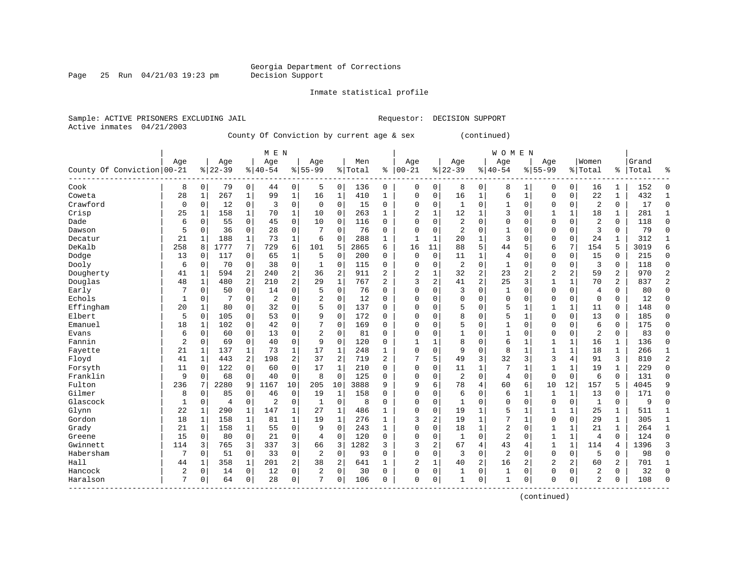Georgia Department of Corrections
Decision Support

Inmate statistical profile

Sample: ACTIVE PRISONERS EXCLUDING JAIL    Requestor: DECISION SUPPORT
Active inmates 04/21/2003

County Of Conviction by current age & sex (continued)

| County Of Conviction | MEN Age 00-21 | % | Age 22-39 | % | Age 40-54 | % | Age 55-99 | % | Men Total | % | WOMEN Age 00-21 | % | Age 22-39 | % | Age 40-54 | % | Age 55-99 | % | Women Total | % | Grand Total | % |
|---|---|---|---|---|---|---|---|---|---|---|---|---|---|---|---|---|---|---|---|---|---|---|
| Cook | 8 | 0 | 79 | 0 | 44 | 0 | 5 | 0 | 136 | 0 | 0 | 0 | 8 | 0 | 8 | 1 | 0 | 0 | 16 | 1 | 152 | 0 |
| Coweta | 28 | 1 | 267 | 1 | 99 | 1 | 16 | 1 | 410 | 1 | 0 | 0 | 16 | 1 | 6 | 1 | 0 | 0 | 22 | 1 | 432 | 1 |
| Crawford | 0 | 0 | 12 | 0 | 3 | 0 | 0 | 0 | 15 | 0 | 0 | 0 | 1 | 0 | 1 | 0 | 0 | 0 | 2 | 0 | 17 | 0 |
| Crisp | 25 | 1 | 158 | 1 | 70 | 1 | 10 | 0 | 263 | 1 | 2 | 1 | 12 | 1 | 3 | 0 | 1 | 1 | 18 | 1 | 281 | 1 |
| Dade | 6 | 0 | 55 | 0 | 45 | 0 | 10 | 0 | 116 | 0 | 0 | 0 | 2 | 0 | 0 | 0 | 0 | 0 | 2 | 0 | 118 | 0 |
| Dawson | 5 | 0 | 36 | 0 | 28 | 0 | 7 | 0 | 76 | 0 | 0 | 0 | 2 | 0 | 1 | 0 | 0 | 0 | 3 | 0 | 79 | 0 |
| Decatur | 21 | 1 | 188 | 1 | 73 | 1 | 6 | 0 | 288 | 1 | 1 | 1 | 20 | 1 | 3 | 0 | 0 | 0 | 24 | 1 | 312 | 1 |
| DeKalb | 258 | 8 | 1777 | 7 | 729 | 6 | 101 | 5 | 2865 | 6 | 16 | 11 | 88 | 5 | 44 | 5 | 6 | 7 | 154 | 5 | 3019 | 6 |
| Dodge | 13 | 0 | 117 | 0 | 65 | 1 | 5 | 0 | 200 | 0 | 0 | 0 | 11 | 1 | 4 | 0 | 0 | 0 | 15 | 0 | 215 | 0 |
| Dooly | 6 | 0 | 70 | 0 | 38 | 0 | 1 | 0 | 115 | 0 | 0 | 0 | 2 | 0 | 1 | 0 | 0 | 0 | 3 | 0 | 118 | 0 |
| Dougherty | 41 | 1 | 594 | 2 | 240 | 2 | 36 | 2 | 911 | 2 | 2 | 1 | 32 | 2 | 23 | 2 | 2 | 2 | 59 | 2 | 970 | 2 |
| Douglas | 48 | 1 | 480 | 2 | 210 | 2 | 29 | 1 | 767 | 2 | 3 | 2 | 41 | 2 | 25 | 3 | 1 | 1 | 70 | 2 | 837 | 2 |
| Early | 7 | 0 | 50 | 0 | 14 | 0 | 5 | 0 | 76 | 0 | 0 | 0 | 3 | 0 | 1 | 0 | 0 | 0 | 4 | 0 | 80 | 0 |
| Echols | 1 | 0 | 7 | 0 | 2 | 0 | 2 | 0 | 12 | 0 | 0 | 0 | 0 | 0 | 0 | 0 | 0 | 0 | 0 | 0 | 12 | 0 |
| Effingham | 20 | 1 | 80 | 0 | 32 | 0 | 5 | 0 | 137 | 0 | 0 | 0 | 5 | 0 | 5 | 1 | 1 | 1 | 11 | 0 | 148 | 0 |
| Elbert | 5 | 0 | 105 | 0 | 53 | 0 | 9 | 0 | 172 | 0 | 0 | 0 | 8 | 0 | 5 | 1 | 0 | 0 | 13 | 0 | 185 | 0 |
| Emanuel | 18 | 1 | 102 | 0 | 42 | 0 | 7 | 0 | 169 | 0 | 0 | 0 | 5 | 0 | 1 | 0 | 0 | 0 | 6 | 0 | 175 | 0 |
| Evans | 6 | 0 | 60 | 0 | 13 | 0 | 2 | 0 | 81 | 0 | 0 | 0 | 1 | 0 | 1 | 0 | 0 | 0 | 2 | 0 | 83 | 0 |
| Fannin | 2 | 0 | 69 | 0 | 40 | 0 | 9 | 0 | 120 | 0 | 1 | 1 | 8 | 0 | 6 | 1 | 1 | 1 | 16 | 1 | 136 | 0 |
| Fayette | 21 | 1 | 137 | 1 | 73 | 1 | 17 | 1 | 248 | 1 | 0 | 0 | 9 | 0 | 8 | 1 | 1 | 1 | 18 | 1 | 266 | 1 |
| Floyd | 41 | 1 | 443 | 2 | 198 | 2 | 37 | 2 | 719 | 2 | 7 | 5 | 49 | 3 | 32 | 3 | 3 | 4 | 91 | 3 | 810 | 2 |
| Forsyth | 11 | 0 | 122 | 0 | 60 | 0 | 17 | 1 | 210 | 0 | 0 | 0 | 11 | 1 | 7 | 1 | 1 | 1 | 19 | 1 | 229 | 0 |
| Franklin | 9 | 0 | 68 | 0 | 40 | 0 | 8 | 0 | 125 | 0 | 0 | 0 | 2 | 0 | 4 | 0 | 0 | 0 | 6 | 0 | 131 | 0 |
| Fulton | 236 | 7 | 2280 | 9 | 1167 | 10 | 205 | 10 | 3888 | 9 | 9 | 6 | 78 | 4 | 60 | 6 | 10 | 12 | 157 | 5 | 4045 | 9 |
| Gilmer | 8 | 0 | 85 | 0 | 46 | 0 | 19 | 1 | 158 | 0 | 0 | 0 | 6 | 0 | 6 | 1 | 1 | 1 | 13 | 0 | 171 | 0 |
| Glascock | 1 | 0 | 4 | 0 | 2 | 0 | 1 | 0 | 8 | 0 | 0 | 0 | 1 | 0 | 0 | 0 | 0 | 0 | 1 | 0 | 9 | 0 |
| Glynn | 22 | 1 | 290 | 1 | 147 | 1 | 27 | 1 | 486 | 1 | 0 | 0 | 19 | 1 | 5 | 1 | 1 | 1 | 25 | 1 | 511 | 1 |
| Gordon | 18 | 1 | 158 | 1 | 81 | 1 | 19 | 1 | 276 | 1 | 3 | 2 | 19 | 1 | 7 | 1 | 0 | 0 | 29 | 1 | 305 | 1 |
| Grady | 21 | 1 | 158 | 1 | 55 | 0 | 9 | 0 | 243 | 1 | 0 | 0 | 18 | 1 | 2 | 0 | 1 | 1 | 21 | 1 | 264 | 1 |
| Greene | 15 | 0 | 80 | 0 | 21 | 0 | 4 | 0 | 120 | 0 | 0 | 0 | 1 | 0 | 2 | 0 | 1 | 1 | 4 | 0 | 124 | 0 |
| Gwinnett | 114 | 3 | 765 | 3 | 337 | 3 | 66 | 3 | 1282 | 3 | 3 | 2 | 67 | 4 | 43 | 4 | 1 | 1 | 114 | 4 | 1396 | 3 |
| Habersham | 7 | 0 | 51 | 0 | 33 | 0 | 2 | 0 | 93 | 0 | 0 | 0 | 3 | 0 | 2 | 0 | 0 | 0 | 5 | 0 | 98 | 0 |
| Hall | 44 | 1 | 358 | 1 | 201 | 2 | 38 | 2 | 641 | 1 | 2 | 1 | 40 | 2 | 16 | 2 | 2 | 2 | 60 | 2 | 701 | 1 |
| Hancock | 2 | 0 | 14 | 0 | 12 | 0 | 2 | 0 | 30 | 0 | 0 | 0 | 1 | 0 | 1 | 0 | 0 | 0 | 2 | 0 | 32 | 0 |
| Haralson | 7 | 0 | 64 | 0 | 28 | 0 | 7 | 0 | 106 | 0 | 0 | 0 | 1 | 0 | 1 | 0 | 0 | 0 | 2 | 0 | 108 | 0 |

(continued)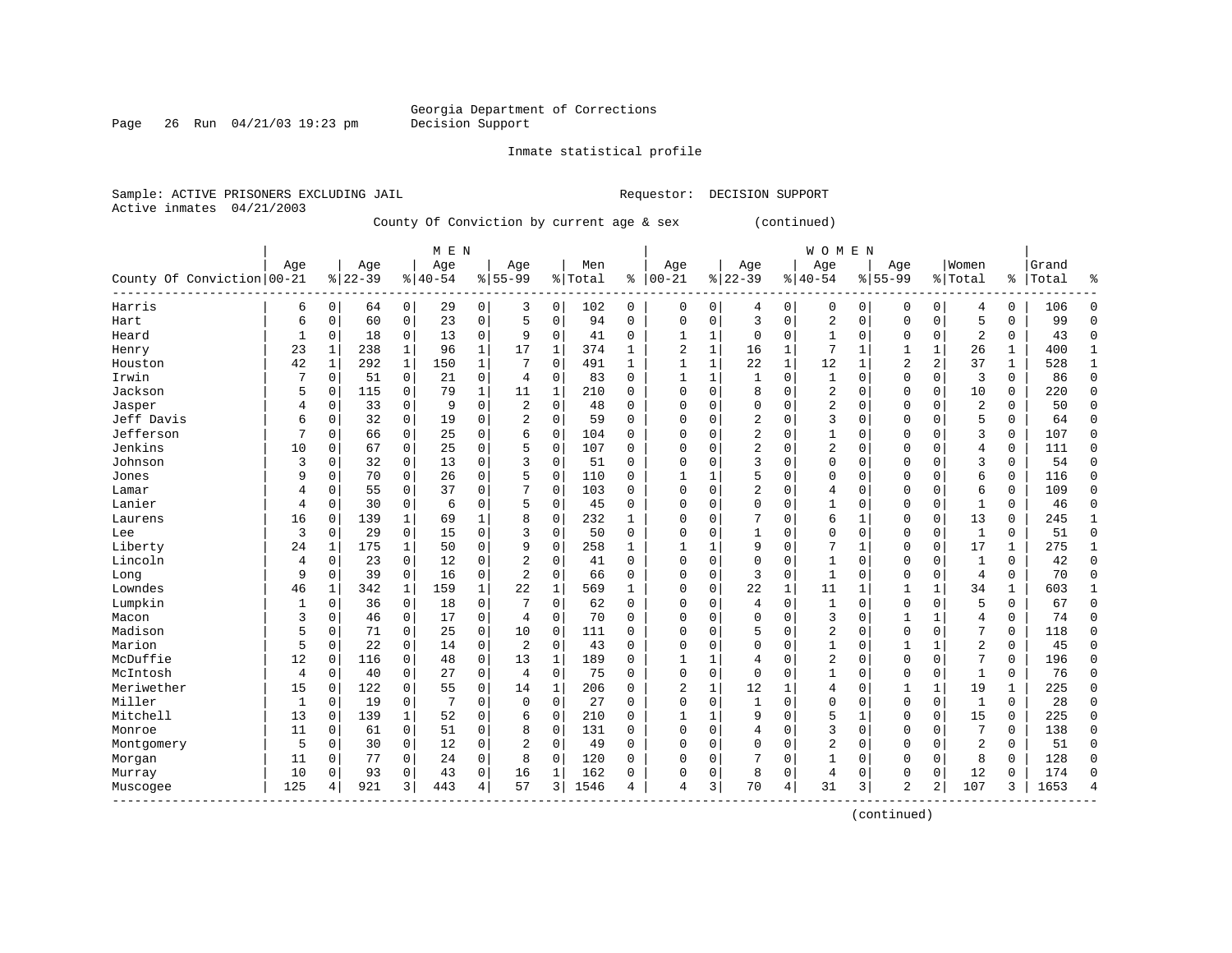Georgia Department of Corrections
Decision Support

Inmate statistical profile

Sample: ACTIVE PRISONERS EXCLUDING JAIL    Requestor: DECISION SUPPORT
Active inmates 04/21/2003

County Of Conviction by current age & sex (continued)

| County Of Conviction | MEN Age 00-21 | % | Age 22-39 | % | Age 40-54 | % | Age 55-99 | % | Men Total | % | WOMEN Age 00-21 | % | Age 22-39 | % | Age 40-54 | % | Age 55-99 | % | Women Total | % | Grand Total | % |
|---|---|---|---|---|---|---|---|---|---|---|---|---|---|---|---|---|---|---|---|---|---|---|
| Harris | 6 | 0 | 64 | 0 | 29 | 0 | 3 | 0 | 102 | 0 | 0 | 0 | 4 | 0 | 0 | 0 | 0 | 0 | 4 | 0 | 106 | 0 |
| Hart | 6 | 0 | 60 | 0 | 23 | 0 | 5 | 0 | 94 | 0 | 0 | 0 | 3 | 0 | 2 | 0 | 0 | 0 | 5 | 0 | 99 | 0 |
| Heard | 1 | 0 | 18 | 0 | 13 | 0 | 9 | 0 | 41 | 0 | 1 | 1 | 0 | 0 | 1 | 0 | 0 | 0 | 2 | 0 | 43 | 0 |
| Henry | 23 | 1 | 238 | 1 | 96 | 1 | 17 | 1 | 374 | 1 | 2 | 1 | 16 | 1 | 7 | 1 | 1 | 1 | 26 | 1 | 400 | 1 |
| Houston | 42 | 1 | 292 | 1 | 150 | 1 | 7 | 0 | 491 | 1 | 1 | 1 | 22 | 1 | 12 | 1 | 2 | 2 | 37 | 1 | 528 | 1 |
| Irwin | 7 | 0 | 51 | 0 | 21 | 0 | 4 | 0 | 83 | 0 | 1 | 1 | 1 | 0 | 1 | 0 | 0 | 0 | 3 | 0 | 86 | 0 |
| Jackson | 5 | 0 | 115 | 0 | 79 | 1 | 11 | 1 | 210 | 0 | 0 | 0 | 8 | 0 | 2 | 0 | 0 | 0 | 10 | 0 | 220 | 0 |
| Jasper | 4 | 0 | 33 | 0 | 9 | 0 | 2 | 0 | 48 | 0 | 0 | 0 | 0 | 0 | 2 | 0 | 0 | 0 | 2 | 0 | 50 | 0 |
| Jeff Davis | 6 | 0 | 32 | 0 | 19 | 0 | 2 | 0 | 59 | 0 | 0 | 0 | 2 | 0 | 3 | 0 | 0 | 0 | 5 | 0 | 64 | 0 |
| Jefferson | 7 | 0 | 66 | 0 | 25 | 0 | 6 | 0 | 104 | 0 | 0 | 0 | 2 | 0 | 1 | 0 | 0 | 0 | 3 | 0 | 107 | 0 |
| Jenkins | 10 | 0 | 67 | 0 | 25 | 0 | 5 | 0 | 107 | 0 | 0 | 0 | 2 | 0 | 2 | 0 | 0 | 0 | 4 | 0 | 111 | 0 |
| Johnson | 3 | 0 | 32 | 0 | 13 | 0 | 3 | 0 | 51 | 0 | 0 | 0 | 3 | 0 | 0 | 0 | 0 | 0 | 3 | 0 | 54 | 0 |
| Jones | 9 | 0 | 70 | 0 | 26 | 0 | 5 | 0 | 110 | 0 | 1 | 1 | 5 | 0 | 0 | 0 | 0 | 0 | 6 | 0 | 116 | 0 |
| Lamar | 4 | 0 | 55 | 0 | 37 | 0 | 7 | 0 | 103 | 0 | 0 | 0 | 2 | 0 | 4 | 0 | 0 | 0 | 6 | 0 | 109 | 0 |
| Lanier | 4 | 0 | 30 | 0 | 6 | 0 | 5 | 0 | 45 | 0 | 0 | 0 | 0 | 0 | 1 | 0 | 0 | 0 | 1 | 0 | 46 | 0 |
| Laurens | 16 | 0 | 139 | 1 | 69 | 1 | 8 | 0 | 232 | 1 | 0 | 0 | 7 | 0 | 6 | 1 | 0 | 0 | 13 | 0 | 245 | 1 |
| Lee | 3 | 0 | 29 | 0 | 15 | 0 | 3 | 0 | 50 | 0 | 0 | 0 | 1 | 0 | 0 | 0 | 0 | 0 | 1 | 0 | 51 | 0 |
| Liberty | 24 | 1 | 175 | 1 | 50 | 0 | 9 | 0 | 258 | 1 | 1 | 1 | 9 | 0 | 7 | 1 | 0 | 0 | 17 | 1 | 275 | 1 |
| Lincoln | 4 | 0 | 23 | 0 | 12 | 0 | 2 | 0 | 41 | 0 | 0 | 0 | 0 | 0 | 1 | 0 | 0 | 0 | 1 | 0 | 42 | 0 |
| Long | 9 | 0 | 39 | 0 | 16 | 0 | 2 | 0 | 66 | 0 | 0 | 0 | 3 | 0 | 1 | 0 | 0 | 0 | 4 | 0 | 70 | 0 |
| Lowndes | 46 | 1 | 342 | 1 | 159 | 1 | 22 | 1 | 569 | 1 | 0 | 0 | 22 | 1 | 11 | 1 | 1 | 1 | 34 | 1 | 603 | 1 |
| Lumpkin | 1 | 0 | 36 | 0 | 18 | 0 | 7 | 0 | 62 | 0 | 0 | 0 | 4 | 0 | 1 | 0 | 0 | 0 | 5 | 0 | 67 | 0 |
| Macon | 3 | 0 | 46 | 0 | 17 | 0 | 4 | 0 | 70 | 0 | 0 | 0 | 0 | 0 | 3 | 0 | 1 | 1 | 4 | 0 | 74 | 0 |
| Madison | 5 | 0 | 71 | 0 | 25 | 0 | 10 | 0 | 111 | 0 | 0 | 0 | 5 | 0 | 2 | 0 | 0 | 0 | 7 | 0 | 118 | 0 |
| Marion | 5 | 0 | 22 | 0 | 14 | 0 | 2 | 0 | 43 | 0 | 0 | 0 | 0 | 0 | 1 | 0 | 1 | 1 | 2 | 0 | 45 | 0 |
| McDuffie | 12 | 0 | 116 | 0 | 48 | 0 | 13 | 1 | 189 | 0 | 1 | 1 | 4 | 0 | 2 | 0 | 0 | 0 | 7 | 0 | 196 | 0 |
| McIntosh | 4 | 0 | 40 | 0 | 27 | 0 | 4 | 0 | 75 | 0 | 0 | 0 | 0 | 0 | 1 | 0 | 0 | 0 | 1 | 0 | 76 | 0 |
| Meriwether | 15 | 0 | 122 | 0 | 55 | 0 | 14 | 1 | 206 | 0 | 2 | 1 | 12 | 1 | 4 | 0 | 1 | 1 | 19 | 1 | 225 | 0 |
| Miller | 1 | 0 | 19 | 0 | 7 | 0 | 0 | 0 | 27 | 0 | 0 | 0 | 1 | 0 | 0 | 0 | 0 | 0 | 1 | 0 | 28 | 0 |
| Mitchell | 13 | 0 | 139 | 1 | 52 | 0 | 6 | 0 | 210 | 0 | 1 | 1 | 9 | 0 | 5 | 1 | 0 | 0 | 15 | 0 | 225 | 0 |
| Monroe | 11 | 0 | 61 | 0 | 51 | 0 | 8 | 0 | 131 | 0 | 0 | 0 | 4 | 0 | 3 | 0 | 0 | 0 | 7 | 0 | 138 | 0 |
| Montgomery | 5 | 0 | 30 | 0 | 12 | 0 | 2 | 0 | 49 | 0 | 0 | 0 | 0 | 0 | 2 | 0 | 0 | 0 | 2 | 0 | 51 | 0 |
| Morgan | 11 | 0 | 77 | 0 | 24 | 0 | 8 | 0 | 120 | 0 | 0 | 0 | 7 | 0 | 1 | 0 | 0 | 0 | 8 | 0 | 128 | 0 |
| Murray | 10 | 0 | 93 | 0 | 43 | 0 | 16 | 1 | 162 | 0 | 0 | 0 | 8 | 0 | 4 | 0 | 0 | 0 | 12 | 0 | 174 | 0 |
| Muscogee | 125 | 4 | 921 | 3 | 443 | 4 | 57 | 3 | 1546 | 4 | 4 | 3 | 70 | 4 | 31 | 3 | 2 | 2 | 107 | 3 | 1653 | 4 |

(continued)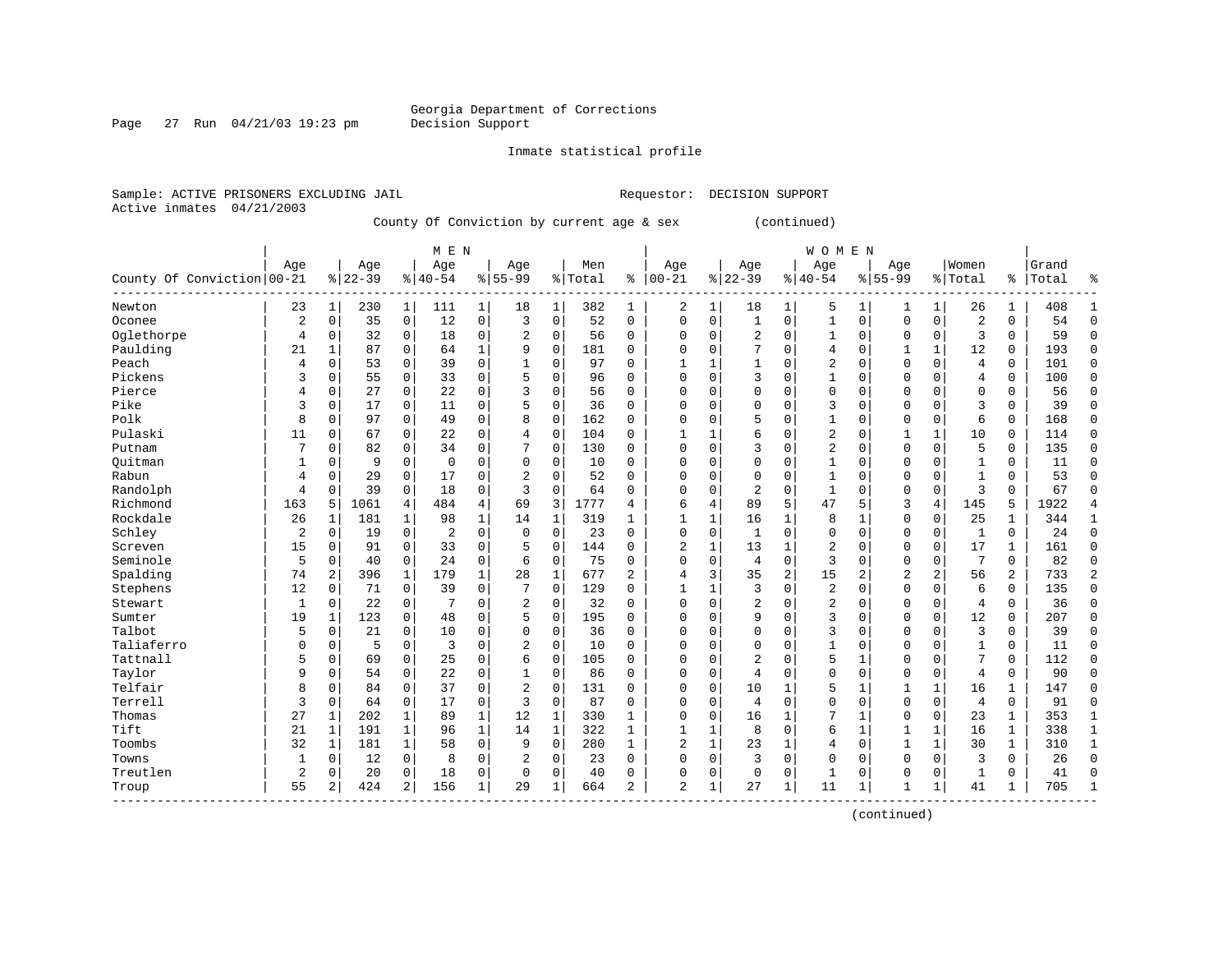Georgia Department of Corrections
Decision Support

Inmate statistical profile

Sample: ACTIVE PRISONERS EXCLUDING JAIL  Requestor: DECISION SUPPORT
Active inmates 04/21/2003

County Of Conviction by current age & sex (continued)

| County Of Conviction | MEN Age 00-21 | % | Age 22-39 | % | Age 40-54 | % | Age 55-99 | % | Men Total | % | WOMEN Age 00-21 | % | Age 22-39 | % | Age 40-54 | % | Age 55-99 | % | Women Total | % | Grand Total | % |
|---|---|---|---|---|---|---|---|---|---|---|---|---|---|---|---|---|---|---|---|---|---|---|
| Newton | 23 | 1 | 230 | 1 | 111 | 1 | 18 | 1 | 382 | 1 | 2 | 1 | 18 | 1 | 5 | 1 | 1 | 1 | 26 | 1 | 408 | 1 |
| Oconee | 2 | 0 | 35 | 0 | 12 | 0 | 3 | 0 | 52 | 0 | 0 | 0 | 1 | 0 | 1 | 0 | 0 | 0 | 2 | 0 | 54 | 0 |
| Oglethorpe | 4 | 0 | 32 | 0 | 18 | 0 | 2 | 0 | 56 | 0 | 0 | 0 | 2 | 0 | 1 | 0 | 0 | 0 | 3 | 0 | 59 | 0 |
| Paulding | 21 | 1 | 87 | 0 | 64 | 1 | 9 | 0 | 181 | 0 | 0 | 0 | 7 | 0 | 4 | 0 | 1 | 1 | 12 | 0 | 193 | 0 |
| Peach | 4 | 0 | 53 | 0 | 39 | 0 | 1 | 0 | 97 | 0 | 1 | 1 | 1 | 0 | 2 | 0 | 0 | 0 | 4 | 0 | 101 | 0 |
| Pickens | 3 | 0 | 55 | 0 | 33 | 0 | 5 | 0 | 96 | 0 | 0 | 0 | 3 | 0 | 1 | 0 | 0 | 0 | 4 | 0 | 100 | 0 |
| Pierce | 4 | 0 | 27 | 0 | 22 | 0 | 3 | 0 | 56 | 0 | 0 | 0 | 0 | 0 | 0 | 0 | 0 | 0 | 0 | 0 | 56 | 0 |
| Pike | 3 | 0 | 17 | 0 | 11 | 0 | 5 | 0 | 36 | 0 | 0 | 0 | 0 | 0 | 3 | 0 | 0 | 0 | 3 | 0 | 39 | 0 |
| Polk | 8 | 0 | 97 | 0 | 49 | 0 | 8 | 0 | 162 | 0 | 0 | 0 | 5 | 0 | 1 | 0 | 0 | 0 | 6 | 0 | 168 | 0 |
| Pulaski | 11 | 0 | 67 | 0 | 22 | 0 | 4 | 0 | 104 | 0 | 1 | 1 | 6 | 0 | 2 | 0 | 1 | 1 | 10 | 0 | 114 | 0 |
| Putnam | 7 | 0 | 82 | 0 | 34 | 0 | 7 | 0 | 130 | 0 | 0 | 0 | 3 | 0 | 2 | 0 | 0 | 0 | 5 | 0 | 135 | 0 |
| Quitman | 1 | 0 | 9 | 0 | 0 | 0 | 0 | 0 | 10 | 0 | 0 | 0 | 0 | 0 | 1 | 0 | 0 | 0 | 1 | 0 | 11 | 0 |
| Rabun | 4 | 0 | 29 | 0 | 17 | 0 | 2 | 0 | 52 | 0 | 0 | 0 | 0 | 0 | 1 | 0 | 0 | 0 | 1 | 0 | 53 | 0 |
| Randolph | 4 | 0 | 39 | 0 | 18 | 0 | 3 | 0 | 64 | 0 | 0 | 0 | 2 | 0 | 1 | 0 | 0 | 0 | 3 | 0 | 67 | 0 |
| Richmond | 163 | 5 | 1061 | 4 | 484 | 4 | 69 | 3 | 1777 | 4 | 6 | 4 | 89 | 5 | 47 | 5 | 3 | 4 | 145 | 5 | 1922 | 4 |
| Rockdale | 26 | 1 | 181 | 1 | 98 | 1 | 14 | 1 | 319 | 1 | 1 | 1 | 16 | 1 | 8 | 1 | 0 | 0 | 25 | 1 | 344 | 1 |
| Schley | 2 | 0 | 19 | 0 | 2 | 0 | 0 | 0 | 23 | 0 | 0 | 0 | 1 | 0 | 0 | 0 | 0 | 0 | 1 | 0 | 24 | 0 |
| Screven | 15 | 0 | 91 | 0 | 33 | 0 | 5 | 0 | 144 | 0 | 2 | 1 | 13 | 1 | 2 | 0 | 0 | 0 | 17 | 1 | 161 | 0 |
| Seminole | 5 | 0 | 40 | 0 | 24 | 0 | 6 | 0 | 75 | 0 | 0 | 0 | 4 | 0 | 3 | 0 | 0 | 0 | 7 | 0 | 82 | 0 |
| Spalding | 74 | 2 | 396 | 1 | 179 | 1 | 28 | 1 | 677 | 2 | 4 | 3 | 35 | 2 | 15 | 2 | 2 | 2 | 56 | 2 | 733 | 2 |
| Stephens | 12 | 0 | 71 | 0 | 39 | 0 | 7 | 0 | 129 | 0 | 1 | 1 | 3 | 0 | 2 | 0 | 0 | 0 | 6 | 0 | 135 | 0 |
| Stewart | 1 | 0 | 22 | 0 | 7 | 0 | 2 | 0 | 32 | 0 | 0 | 0 | 2 | 0 | 2 | 0 | 0 | 0 | 4 | 0 | 36 | 0 |
| Sumter | 19 | 1 | 123 | 0 | 48 | 0 | 5 | 0 | 195 | 0 | 0 | 0 | 9 | 0 | 3 | 0 | 0 | 0 | 12 | 0 | 207 | 0 |
| Talbot | 5 | 0 | 21 | 0 | 10 | 0 | 0 | 0 | 36 | 0 | 0 | 0 | 0 | 0 | 3 | 0 | 0 | 0 | 3 | 0 | 39 | 0 |
| Taliaferro | 0 | 0 | 5 | 0 | 3 | 0 | 2 | 0 | 10 | 0 | 0 | 0 | 0 | 0 | 1 | 0 | 0 | 0 | 1 | 0 | 11 | 0 |
| Tattnall | 5 | 0 | 69 | 0 | 25 | 0 | 6 | 0 | 105 | 0 | 0 | 0 | 2 | 0 | 5 | 1 | 0 | 0 | 7 | 0 | 112 | 0 |
| Taylor | 9 | 0 | 54 | 0 | 22 | 0 | 1 | 0 | 86 | 0 | 0 | 0 | 4 | 0 | 0 | 0 | 0 | 0 | 4 | 0 | 90 | 0 |
| Telfair | 8 | 0 | 84 | 0 | 37 | 0 | 2 | 0 | 131 | 0 | 0 | 0 | 10 | 1 | 5 | 1 | 1 | 1 | 16 | 1 | 147 | 0 |
| Terrell | 3 | 0 | 64 | 0 | 17 | 0 | 3 | 0 | 87 | 0 | 0 | 0 | 4 | 0 | 0 | 0 | 0 | 0 | 4 | 0 | 91 | 0 |
| Thomas | 27 | 1 | 202 | 1 | 89 | 1 | 12 | 1 | 330 | 1 | 0 | 0 | 16 | 1 | 7 | 1 | 0 | 0 | 23 | 1 | 353 | 1 |
| Tift | 21 | 1 | 191 | 1 | 96 | 1 | 14 | 1 | 322 | 1 | 1 | 1 | 8 | 0 | 6 | 1 | 1 | 1 | 16 | 1 | 338 | 1 |
| Toombs | 32 | 1 | 181 | 1 | 58 | 0 | 9 | 0 | 280 | 1 | 2 | 1 | 23 | 1 | 4 | 0 | 1 | 1 | 30 | 1 | 310 | 1 |
| Towns | 1 | 0 | 12 | 0 | 8 | 0 | 2 | 0 | 23 | 0 | 0 | 0 | 3 | 0 | 0 | 0 | 0 | 0 | 3 | 0 | 26 | 0 |
| Treutlen | 2 | 0 | 20 | 0 | 18 | 0 | 0 | 0 | 40 | 0 | 0 | 0 | 0 | 0 | 1 | 0 | 0 | 0 | 1 | 0 | 41 | 0 |
| Troup | 55 | 2 | 424 | 2 | 156 | 1 | 29 | 1 | 664 | 2 | 2 | 1 | 27 | 1 | 11 | 1 | 1 | 1 | 41 | 1 | 705 | 1 |

(continued)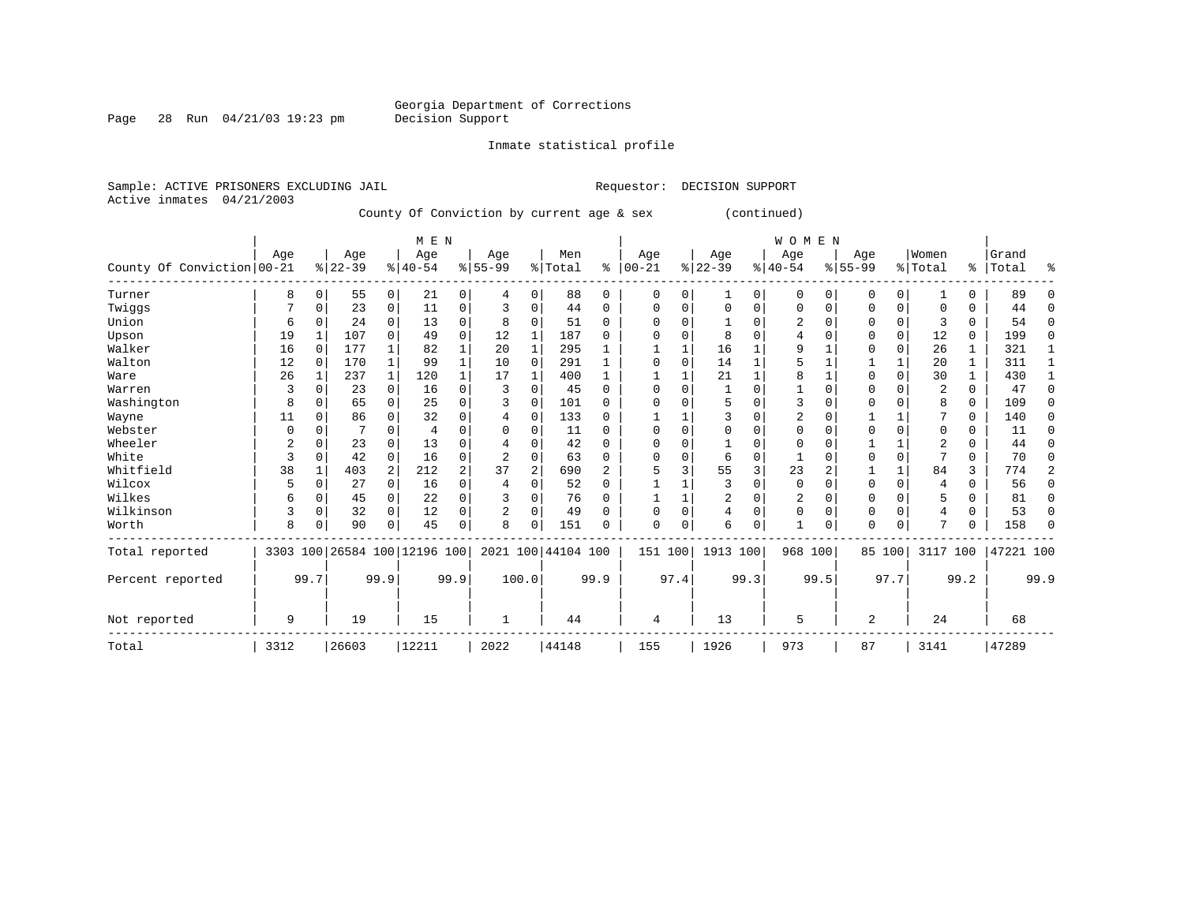Georgia Department of Corrections
Decision Support

Inmate statistical profile

Sample: ACTIVE PRISONERS EXCLUDING JAIL                                    Requestor: DECISION SUPPORT
Active inmates 04/21/2003

County Of Conviction by current age & sex (continued)

| County Of Conviction | MEN Age 00-21 | % | Age 22-39 | % | Age 40-54 | % | Age 55-99 | % | Men Total | % | WOMEN Age 00-21 | % | Age 22-39 | % | Age 40-54 | % | Age 55-99 | % | Women Total | % | Grand Total | % |
|---|---|---|---|---|---|---|---|---|---|---|---|---|---|---|---|---|---|---|---|---|---|---|
| Turner | 8 | 0 | 55 | 0 | 21 | 0 | 4 | 0 | 88 | 0 | 0 | 0 | 1 | 0 | 0 | 0 | 0 | 0 | 1 | 0 | 89 | 0 |
| Twiggs | 7 | 0 | 23 | 0 | 11 | 0 | 3 | 0 | 44 | 0 | 0 | 0 | 0 | 0 | 0 | 0 | 0 | 0 | 0 | 0 | 44 | 0 |
| Union | 6 | 0 | 24 | 0 | 13 | 0 | 8 | 0 | 51 | 0 | 0 | 0 | 1 | 0 | 2 | 0 | 0 | 0 | 3 | 0 | 54 | 0 |
| Upson | 19 | 1 | 107 | 0 | 49 | 0 | 12 | 1 | 187 | 0 | 0 | 0 | 8 | 0 | 4 | 0 | 0 | 0 | 12 | 0 | 199 | 0 |
| Walker | 16 | 0 | 177 | 1 | 82 | 1 | 20 | 1 | 295 | 1 | 1 | 1 | 16 | 1 | 9 | 1 | 0 | 0 | 26 | 1 | 321 | 1 |
| Walton | 12 | 0 | 170 | 1 | 99 | 1 | 10 | 0 | 291 | 1 | 0 | 0 | 14 | 1 | 5 | 1 | 1 | 1 | 20 | 1 | 311 | 1 |
| Ware | 26 | 1 | 237 | 1 | 120 | 1 | 17 | 1 | 400 | 1 | 1 | 1 | 21 | 1 | 8 | 1 | 0 | 0 | 30 | 1 | 430 | 1 |
| Warren | 3 | 0 | 23 | 0 | 16 | 0 | 3 | 0 | 45 | 0 | 0 | 0 | 1 | 0 | 1 | 0 | 0 | 0 | 2 | 0 | 47 | 0 |
| Washington | 8 | 0 | 65 | 0 | 25 | 0 | 3 | 0 | 101 | 0 | 0 | 0 | 5 | 0 | 3 | 0 | 0 | 0 | 8 | 0 | 109 | 0 |
| Wayne | 11 | 0 | 86 | 0 | 32 | 0 | 4 | 0 | 133 | 0 | 1 | 1 | 3 | 0 | 2 | 0 | 1 | 1 | 7 | 0 | 140 | 0 |
| Webster | 0 | 0 | 7 | 0 | 4 | 0 | 0 | 0 | 11 | 0 | 0 | 0 | 0 | 0 | 0 | 0 | 0 | 0 | 0 | 0 | 11 | 0 |
| Wheeler | 2 | 0 | 23 | 0 | 13 | 0 | 4 | 0 | 42 | 0 | 0 | 0 | 1 | 0 | 0 | 0 | 1 | 1 | 2 | 0 | 44 | 0 |
| White | 3 | 0 | 42 | 0 | 16 | 0 | 2 | 0 | 63 | 0 | 0 | 0 | 6 | 0 | 1 | 0 | 0 | 0 | 7 | 0 | 70 | 0 |
| Whitfield | 38 | 1 | 403 | 2 | 212 | 2 | 37 | 2 | 690 | 2 | 5 | 3 | 55 | 3 | 23 | 2 | 1 | 1 | 84 | 3 | 774 | 2 |
| Wilcox | 5 | 0 | 27 | 0 | 16 | 0 | 4 | 0 | 52 | 0 | 1 | 1 | 3 | 0 | 0 | 0 | 0 | 0 | 4 | 0 | 56 | 0 |
| Wilkes | 6 | 0 | 45 | 0 | 22 | 0 | 3 | 0 | 76 | 0 | 1 | 1 | 2 | 0 | 2 | 0 | 0 | 0 | 5 | 0 | 81 | 0 |
| Wilkinson | 3 | 0 | 32 | 0 | 12 | 0 | 2 | 0 | 49 | 0 | 0 | 0 | 4 | 0 | 0 | 0 | 0 | 0 | 4 | 0 | 53 | 0 |
| Worth | 8 | 0 | 90 | 0 | 45 | 0 | 8 | 0 | 151 | 0 | 0 | 0 | 6 | 0 | 1 | 0 | 0 | 0 | 7 | 0 | 158 | 0 |
| Total reported | 3303 | 100 | 26584 | 100 | 12196 | 100 | 2021 | 100 | 44104 | 100 | 151 | 100 | 1913 | 100 | 968 | 100 | 85 | 100 | 3117 | 100 | 47221 | 100 |
| Percent reported | | 99.7 | | 99.9 | | 99.9 | | 100.0 | | 99.9 | | 97.4 | | 99.3 | | 99.5 | | 97.7 | | 99.2 | | 99.9 |
| Not reported | 9 | | 19 | | 15 | | 1 | | 44 | | 4 | | 13 | | 5 | | 2 | | 24 | | 68 | |
| Total | 3312 | | 26603 | | 12211 | | 2022 | | 44148 | | 155 | | 1926 | | 973 | | 87 | | 3141 | | 47289 | |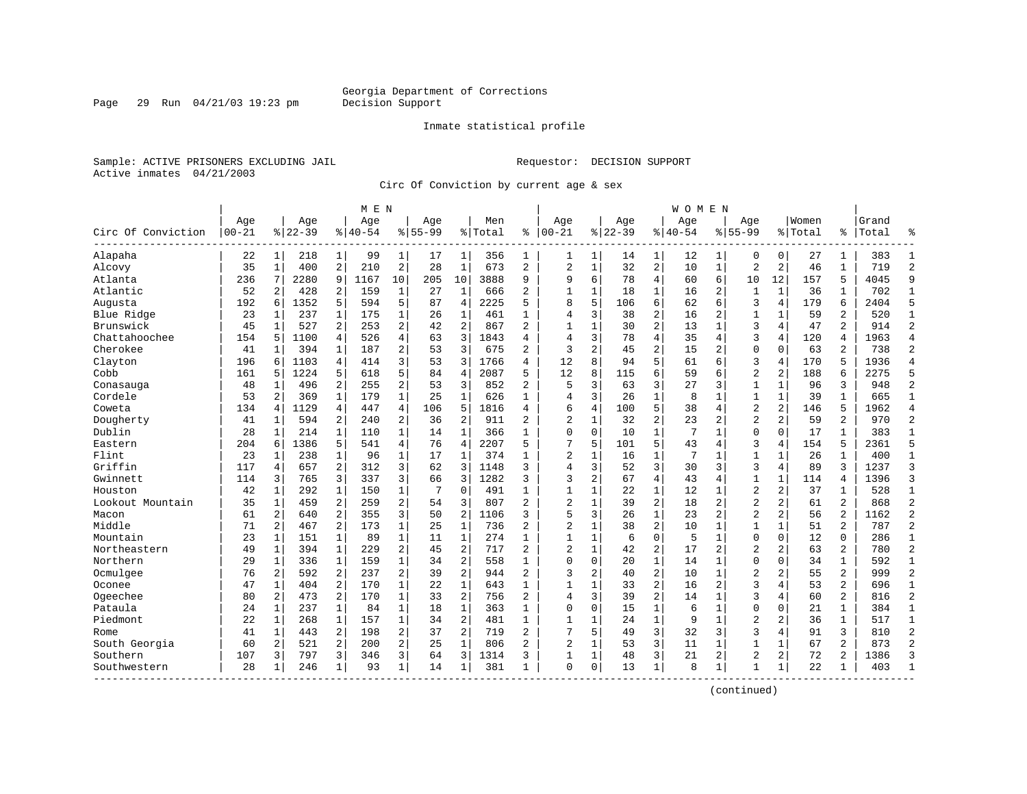Georgia Department of Corrections
Decision Support

Inmate statistical profile

Sample: ACTIVE PRISONERS EXCLUDING JAIL
Active inmates 04/21/2003

Requestor: DECISION SUPPORT

Circ Of Conviction by current age & sex

| Circ Of Conviction | MEN Age 00-21 | % | Age 22-39 | % | Age 40-54 | % | Age 55-99 | % | Men Total | % | WOMEN Age 00-21 | % | Age 22-39 | % | Age 40-54 | % | Age 55-99 | % | Women Total | % | Grand Total | % |
|---|---|---|---|---|---|---|---|---|---|---|---|---|---|---|---|---|---|---|---|---|---|---|
| Alapaha | 22 | 1 | 218 | 1 | 99 | 1 | 17 | 1 | 356 | 1 | 1 | 1 | 14 | 1 | 12 | 1 | 0 | 0 | 27 | 1 | 383 | 1 |
| Alcovy | 35 | 1 | 400 | 2 | 210 | 2 | 28 | 1 | 673 | 2 | 2 | 1 | 32 | 2 | 10 | 1 | 2 | 2 | 46 | 1 | 719 | 2 |
| Atlanta | 236 | 7 | 2280 | 9 | 1167 | 10 | 205 | 10 | 3888 | 9 | 9 | 6 | 78 | 4 | 60 | 6 | 10 | 12 | 157 | 5 | 4045 | 9 |
| Atlantic | 52 | 2 | 428 | 2 | 159 | 1 | 27 | 1 | 666 | 2 | 1 | 1 | 18 | 1 | 16 | 2 | 1 | 1 | 36 | 1 | 702 | 1 |
| Augusta | 192 | 6 | 1352 | 5 | 594 | 5 | 87 | 4 | 2225 | 5 | 8 | 5 | 106 | 6 | 62 | 6 | 3 | 4 | 179 | 6 | 2404 | 5 |
| Blue Ridge | 23 | 1 | 237 | 1 | 175 | 1 | 26 | 1 | 461 | 1 | 4 | 3 | 38 | 2 | 16 | 2 | 1 | 1 | 59 | 2 | 520 | 1 |
| Brunswick | 45 | 1 | 527 | 2 | 253 | 2 | 42 | 2 | 867 | 2 | 1 | 1 | 30 | 2 | 13 | 1 | 3 | 4 | 47 | 2 | 914 | 2 |
| Chattahoochee | 154 | 5 | 1100 | 4 | 526 | 4 | 63 | 3 | 1843 | 4 | 4 | 3 | 78 | 4 | 35 | 4 | 3 | 4 | 120 | 4 | 1963 | 4 |
| Cherokee | 41 | 1 | 394 | 1 | 187 | 2 | 53 | 3 | 675 | 2 | 3 | 2 | 45 | 2 | 15 | 2 | 0 | 0 | 63 | 2 | 738 | 2 |
| Clayton | 196 | 6 | 1103 | 4 | 414 | 3 | 53 | 3 | 1766 | 4 | 12 | 8 | 94 | 5 | 61 | 6 | 3 | 4 | 170 | 5 | 1936 | 4 |
| Cobb | 161 | 5 | 1224 | 5 | 618 | 5 | 84 | 4 | 2087 | 5 | 12 | 8 | 115 | 6 | 59 | 6 | 2 | 2 | 188 | 6 | 2275 | 5 |
| Conasauga | 48 | 1 | 496 | 2 | 255 | 2 | 53 | 3 | 852 | 2 | 5 | 3 | 63 | 3 | 27 | 3 | 1 | 1 | 96 | 3 | 948 | 2 |
| Cordele | 53 | 2 | 369 | 1 | 179 | 1 | 25 | 1 | 626 | 1 | 4 | 3 | 26 | 1 | 8 | 1 | 1 | 1 | 39 | 1 | 665 | 1 |
| Coweta | 134 | 4 | 1129 | 4 | 447 | 4 | 106 | 5 | 1816 | 4 | 6 | 4 | 100 | 5 | 38 | 4 | 2 | 2 | 146 | 5 | 1962 | 4 |
| Dougherty | 41 | 1 | 594 | 2 | 240 | 2 | 36 | 2 | 911 | 2 | 2 | 1 | 32 | 2 | 23 | 2 | 2 | 2 | 59 | 2 | 970 | 2 |
| Dublin | 28 | 1 | 214 | 1 | 110 | 1 | 14 | 1 | 366 | 1 | 0 | 0 | 10 | 1 | 7 | 1 | 0 | 0 | 17 | 1 | 383 | 1 |
| Eastern | 204 | 6 | 1386 | 5 | 541 | 4 | 76 | 4 | 2207 | 5 | 7 | 5 | 101 | 5 | 43 | 4 | 3 | 4 | 154 | 5 | 2361 | 5 |
| Flint | 23 | 1 | 238 | 1 | 96 | 1 | 17 | 1 | 374 | 1 | 2 | 1 | 16 | 1 | 7 | 1 | 1 | 1 | 26 | 1 | 400 | 1 |
| Griffin | 117 | 4 | 657 | 2 | 312 | 3 | 62 | 3 | 1148 | 3 | 4 | 3 | 52 | 3 | 30 | 3 | 3 | 4 | 89 | 3 | 1237 | 3 |
| Gwinnett | 114 | 3 | 765 | 3 | 337 | 3 | 66 | 3 | 1282 | 3 | 3 | 2 | 67 | 4 | 43 | 4 | 1 | 1 | 114 | 4 | 1396 | 3 |
| Houston | 42 | 1 | 292 | 1 | 150 | 1 | 7 | 0 | 491 | 1 | 1 | 1 | 22 | 1 | 12 | 1 | 2 | 2 | 37 | 1 | 528 | 1 |
| Lookout Mountain | 35 | 1 | 459 | 2 | 259 | 2 | 54 | 3 | 807 | 2 | 2 | 1 | 39 | 2 | 18 | 2 | 2 | 2 | 61 | 2 | 868 | 2 |
| Macon | 61 | 2 | 640 | 2 | 355 | 3 | 50 | 2 | 1106 | 3 | 5 | 3 | 26 | 1 | 23 | 2 | 2 | 2 | 56 | 2 | 1162 | 2 |
| Middle | 71 | 2 | 467 | 2 | 173 | 1 | 25 | 1 | 736 | 2 | 2 | 1 | 38 | 2 | 10 | 1 | 1 | 1 | 51 | 2 | 787 | 2 |
| Mountain | 23 | 1 | 151 | 1 | 89 | 1 | 11 | 1 | 274 | 1 | 1 | 1 | 6 | 0 | 5 | 1 | 0 | 0 | 12 | 0 | 286 | 1 |
| Northeastern | 49 | 1 | 394 | 1 | 229 | 2 | 45 | 2 | 717 | 2 | 2 | 1 | 42 | 2 | 17 | 2 | 2 | 2 | 63 | 2 | 780 | 2 |
| Northern | 29 | 1 | 336 | 1 | 159 | 1 | 34 | 2 | 558 | 1 | 0 | 0 | 20 | 1 | 14 | 1 | 0 | 0 | 34 | 1 | 592 | 1 |
| Ocmulgee | 76 | 2 | 592 | 2 | 237 | 2 | 39 | 2 | 944 | 2 | 3 | 2 | 40 | 2 | 10 | 1 | 2 | 2 | 55 | 2 | 999 | 2 |
| Oconee | 47 | 1 | 404 | 2 | 170 | 1 | 22 | 1 | 643 | 1 | 1 | 1 | 33 | 2 | 16 | 2 | 3 | 4 | 53 | 2 | 696 | 1 |
| Ogeechee | 80 | 2 | 473 | 2 | 170 | 1 | 33 | 2 | 756 | 2 | 4 | 3 | 39 | 2 | 14 | 1 | 3 | 4 | 60 | 2 | 816 | 2 |
| Pataula | 24 | 1 | 237 | 1 | 84 | 1 | 18 | 1 | 363 | 1 | 0 | 0 | 15 | 1 | 6 | 1 | 0 | 0 | 21 | 1 | 384 | 1 |
| Piedmont | 22 | 1 | 268 | 1 | 157 | 1 | 34 | 2 | 481 | 1 | 1 | 1 | 24 | 1 | 9 | 1 | 2 | 2 | 36 | 1 | 517 | 1 |
| Rome | 41 | 1 | 443 | 2 | 198 | 2 | 37 | 2 | 719 | 2 | 7 | 5 | 49 | 3 | 32 | 3 | 3 | 4 | 91 | 3 | 810 | 2 |
| South Georgia | 60 | 2 | 521 | 2 | 200 | 2 | 25 | 1 | 806 | 2 | 2 | 1 | 53 | 3 | 11 | 1 | 1 | 1 | 67 | 2 | 873 | 2 |
| Southern | 107 | 3 | 797 | 3 | 346 | 3 | 64 | 3 | 1314 | 3 | 1 | 1 | 48 | 3 | 21 | 2 | 2 | 2 | 72 | 2 | 1386 | 3 |
| Southwestern | 28 | 1 | 246 | 1 | 93 | 1 | 14 | 1 | 381 | 1 | 0 | 0 | 13 | 1 | 8 | 1 | 1 | 1 | 22 | 1 | 403 | 1 |

(continued)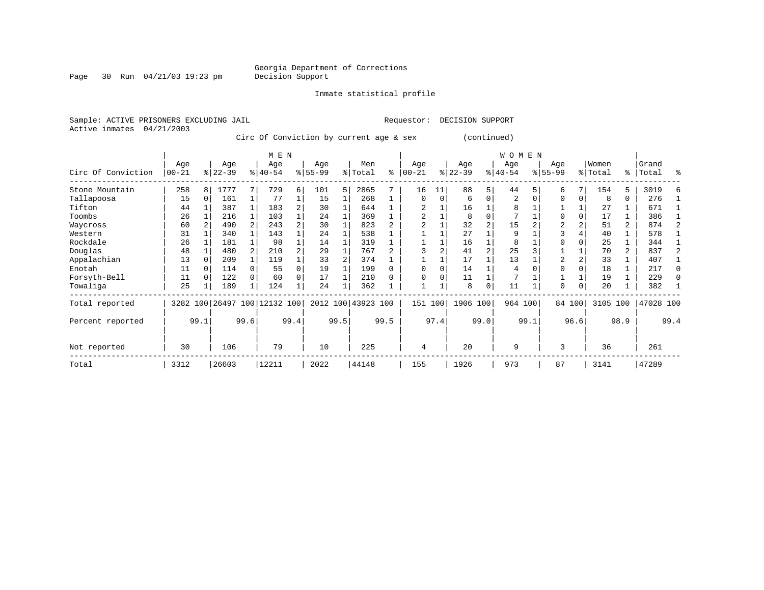Georgia Department of Corrections
Decision Support

Inmate statistical profile

Sample: ACTIVE PRISONERS EXCLUDING JAIL    Requestor: DECISION SUPPORT
Active inmates 04/21/2003

Circ Of Conviction by current age & sex (continued)

| Circ Of Conviction | MEN Age 00-21 | % | Age 22-39 | % | Age 40-54 | % | Age 55-99 | % | Men Total | % | WOMEN Age 00-21 | % | Age 22-39 | % | Age 40-54 | % | Age 55-99 | % | Women Total | % | Grand Total | % |
|---|---|---|---|---|---|---|---|---|---|---|---|---|---|---|---|---|---|---|---|---|---|---|
| Stone Mountain | 258 | 8 | 1777 | 7 | 729 | 6 | 101 | 5 | 2865 | 7 | 16 | 11 | 88 | 5 | 44 | 5 | 6 | 7 | 154 | 5 | 3019 | 6 |
| Tallapoosa | 15 | 0 | 161 | 1 | 77 | 1 | 15 | 1 | 268 | 1 | 0 | 0 | 6 | 0 | 2 | 0 | 0 | 0 | 8 | 0 | 276 | 1 |
| Tifton | 44 | 1 | 387 | 1 | 183 | 2 | 30 | 1 | 644 | 1 | 2 | 1 | 16 | 1 | 8 | 1 | 1 | 1 | 27 | 1 | 671 | 1 |
| Toombs | 26 | 1 | 216 | 1 | 103 | 1 | 24 | 1 | 369 | 1 | 2 | 1 | 8 | 0 | 7 | 1 | 0 | 0 | 17 | 1 | 386 | 1 |
| Waycross | 60 | 2 | 490 | 2 | 243 | 2 | 30 | 1 | 823 | 2 | 2 | 1 | 32 | 2 | 15 | 2 | 2 | 2 | 51 | 2 | 874 | 2 |
| Western | 31 | 1 | 340 | 1 | 143 | 1 | 24 | 1 | 538 | 1 | 1 | 1 | 27 | 1 | 9 | 1 | 3 | 4 | 40 | 1 | 578 | 1 |
| Rockdale | 26 | 1 | 181 | 1 | 98 | 1 | 14 | 1 | 319 | 1 | 1 | 1 | 16 | 1 | 8 | 1 | 0 | 0 | 25 | 1 | 344 | 1 |
| Douglas | 48 | 1 | 480 | 2 | 210 | 2 | 29 | 1 | 767 | 2 | 3 | 2 | 41 | 2 | 25 | 3 | 1 | 1 | 70 | 2 | 837 | 2 |
| Appalachian | 13 | 0 | 209 | 1 | 119 | 1 | 33 | 2 | 374 | 1 | 1 | 1 | 17 | 1 | 13 | 1 | 2 | 2 | 33 | 1 | 407 | 1 |
| Enotah | 11 | 0 | 114 | 0 | 55 | 0 | 19 | 1 | 199 | 0 | 0 | 0 | 14 | 1 | 4 | 0 | 0 | 0 | 18 | 1 | 217 | 0 |
| Forsyth-Bell | 11 | 0 | 122 | 0 | 60 | 0 | 17 | 1 | 210 | 0 | 0 | 0 | 11 | 1 | 7 | 1 | 1 | 1 | 19 | 1 | 229 | 0 |
| Towaliga | 25 | 1 | 189 | 1 | 124 | 1 | 24 | 1 | 362 | 1 | 1 | 1 | 8 | 0 | 11 | 1 | 0 | 0 | 20 | 1 | 382 | 1 |
| Total reported | 3282 | 100 | 26497 | 100 | 12132 | 100 | 2012 | 100 | 43923 | 100 | 151 | 100 | 1906 | 100 | 964 | 100 | 84 | 100 | 3105 | 100 | 47028 | 100 |
| Percent reported | | 99.1 | | 99.6 | | 99.4 | | 99.5 | | 99.5 | | 97.4 | | 99.0 | | 99.1 | | 96.6 | | 98.9 | | 99.4 |
| Not reported | 30 | | 106 | | 79 | | 10 | | 225 | | 4 | | 20 | | 9 | | 3 | | 36 | | 261 | |
| Total | 3312 | | 26603 | | 12211 | | 2022 | | 44148 | | 155 | | 1926 | | 973 | | 87 | | 3141 | | 47289 | |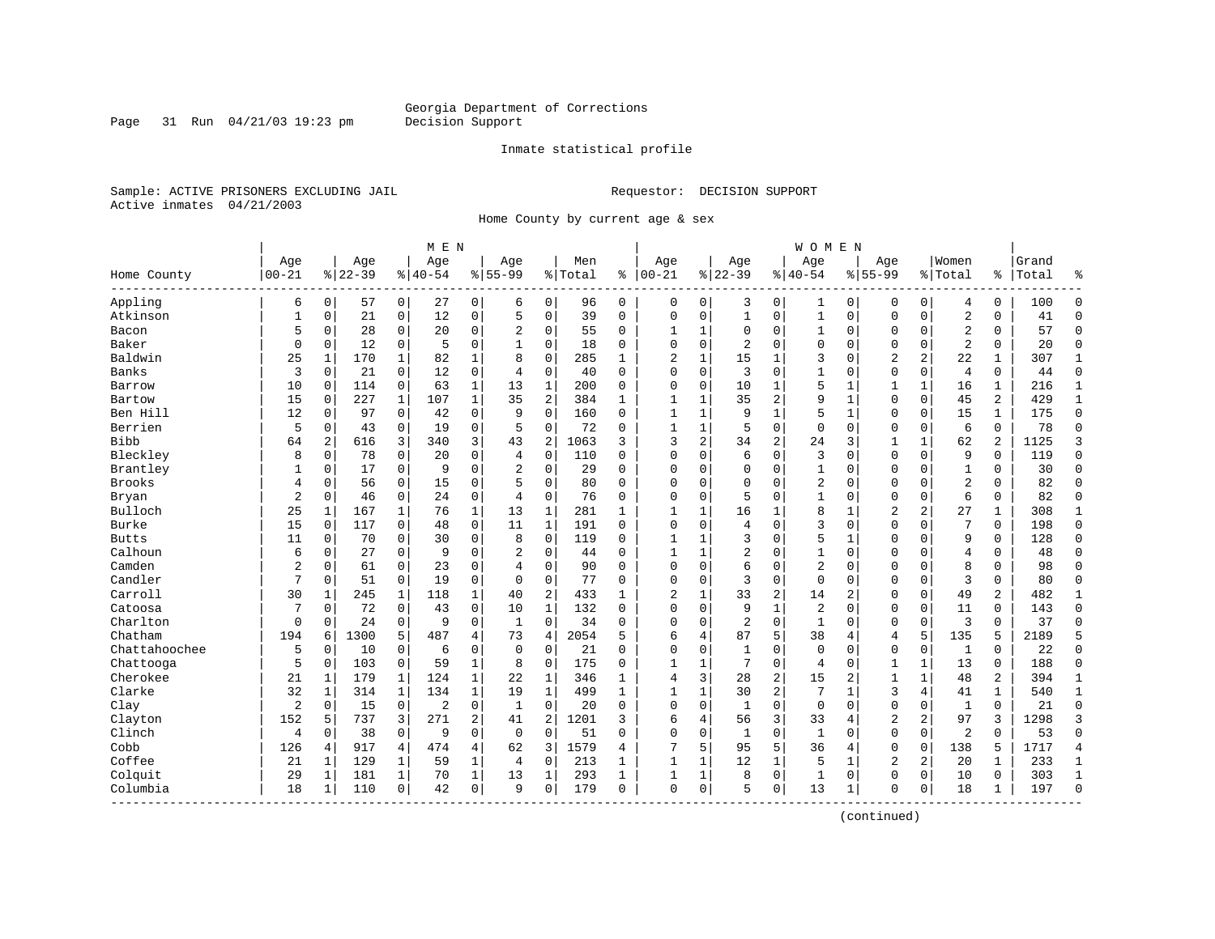Georgia Department of Corrections
Decision Support

Inmate statistical profile

Sample: ACTIVE PRISONERS EXCLUDING JAIL

Requestor: DECISION SUPPORT

Active inmates 04/21/2003

Home County by current age & sex

| Home County | MEN Age 00-21 | % | Age 22-39 | % | Age 40-54 | % | Age 55-99 | % | Men Total | % | WOMEN Age 00-21 | % | Age 22-39 | % | Age 40-54 | % | Age 55-99 | % | Women Total | % | Grand Total | % |
|---|---|---|---|---|---|---|---|---|---|---|---|---|---|---|---|---|---|---|---|---|---|---|
| Appling | 6 | 0 | 57 | 0 | 27 | 0 | 6 | 0 | 96 | 0 | 0 | 0 | 3 | 0 | 1 | 0 | 0 | 0 | 4 | 0 | 100 | 0 |
| Atkinson | 1 | 0 | 21 | 0 | 12 | 0 | 5 | 0 | 39 | 0 | 0 | 0 | 1 | 0 | 1 | 0 | 0 | 0 | 2 | 0 | 41 | 0 |
| Bacon | 5 | 0 | 28 | 0 | 20 | 0 | 2 | 0 | 55 | 0 | 1 | 1 | 0 | 0 | 1 | 0 | 0 | 0 | 2 | 0 | 57 | 0 |
| Baker | 0 | 0 | 12 | 0 | 5 | 0 | 1 | 0 | 18 | 0 | 0 | 0 | 2 | 0 | 0 | 0 | 0 | 0 | 2 | 0 | 20 | 0 |
| Baldwin | 25 | 1 | 170 | 1 | 82 | 1 | 8 | 0 | 285 | 1 | 2 | 1 | 15 | 1 | 3 | 0 | 2 | 2 | 22 | 1 | 307 | 1 |
| Banks | 3 | 0 | 21 | 0 | 12 | 0 | 4 | 0 | 40 | 0 | 0 | 0 | 3 | 0 | 1 | 0 | 0 | 0 | 4 | 0 | 44 | 0 |
| Barrow | 10 | 0 | 114 | 0 | 63 | 1 | 13 | 1 | 200 | 0 | 0 | 0 | 10 | 1 | 5 | 1 | 1 | 1 | 16 | 1 | 216 | 1 |
| Bartow | 15 | 0 | 227 | 1 | 107 | 1 | 35 | 2 | 384 | 1 | 1 | 1 | 35 | 2 | 9 | 1 | 0 | 0 | 45 | 2 | 429 | 1 |
| Ben Hill | 12 | 0 | 97 | 0 | 42 | 0 | 9 | 0 | 160 | 0 | 1 | 1 | 9 | 1 | 5 | 1 | 0 | 0 | 15 | 1 | 175 | 0 |
| Berrien | 5 | 0 | 43 | 0 | 19 | 0 | 5 | 0 | 72 | 0 | 1 | 1 | 5 | 0 | 0 | 0 | 0 | 0 | 6 | 0 | 78 | 0 |
| Bibb | 64 | 2 | 616 | 3 | 340 | 3 | 43 | 2 | 1063 | 3 | 3 | 2 | 34 | 2 | 24 | 3 | 1 | 1 | 62 | 2 | 1125 | 3 |
| Bleckley | 8 | 0 | 78 | 0 | 20 | 0 | 4 | 0 | 110 | 0 | 0 | 0 | 6 | 0 | 3 | 0 | 0 | 0 | 9 | 0 | 119 | 0 |
| Brantley | 1 | 0 | 17 | 0 | 9 | 0 | 2 | 0 | 29 | 0 | 0 | 0 | 0 | 0 | 1 | 0 | 0 | 0 | 1 | 0 | 30 | 0 |
| Brooks | 4 | 0 | 56 | 0 | 15 | 0 | 5 | 0 | 80 | 0 | 0 | 0 | 0 | 0 | 2 | 0 | 0 | 0 | 2 | 0 | 82 | 0 |
| Bryan | 2 | 0 | 46 | 0 | 24 | 0 | 4 | 0 | 76 | 0 | 0 | 0 | 5 | 0 | 1 | 0 | 0 | 0 | 6 | 0 | 82 | 0 |
| Bulloch | 25 | 1 | 167 | 1 | 76 | 1 | 13 | 1 | 281 | 1 | 1 | 1 | 16 | 1 | 8 | 1 | 2 | 2 | 27 | 1 | 308 | 1 |
| Burke | 15 | 0 | 117 | 0 | 48 | 0 | 11 | 1 | 191 | 0 | 0 | 0 | 4 | 0 | 3 | 0 | 0 | 0 | 7 | 0 | 198 | 0 |
| Butts | 11 | 0 | 70 | 0 | 30 | 0 | 8 | 0 | 119 | 0 | 1 | 1 | 3 | 0 | 5 | 1 | 0 | 0 | 9 | 0 | 128 | 0 |
| Calhoun | 6 | 0 | 27 | 0 | 9 | 0 | 2 | 0 | 44 | 0 | 1 | 1 | 2 | 0 | 1 | 0 | 0 | 0 | 4 | 0 | 48 | 0 |
| Camden | 2 | 0 | 61 | 0 | 23 | 0 | 4 | 0 | 90 | 0 | 0 | 0 | 6 | 0 | 2 | 0 | 0 | 0 | 8 | 0 | 98 | 0 |
| Candler | 7 | 0 | 51 | 0 | 19 | 0 | 0 | 0 | 77 | 0 | 0 | 0 | 3 | 0 | 0 | 0 | 0 | 0 | 3 | 0 | 80 | 0 |
| Carroll | 30 | 1 | 245 | 1 | 118 | 1 | 40 | 2 | 433 | 1 | 2 | 1 | 33 | 2 | 14 | 2 | 0 | 0 | 49 | 2 | 482 | 1 |
| Catoosa | 7 | 0 | 72 | 0 | 43 | 0 | 10 | 1 | 132 | 0 | 0 | 0 | 9 | 1 | 2 | 0 | 0 | 0 | 11 | 0 | 143 | 0 |
| Charlton | 0 | 0 | 24 | 0 | 9 | 0 | 1 | 0 | 34 | 0 | 0 | 0 | 2 | 0 | 1 | 0 | 0 | 0 | 3 | 0 | 37 | 0 |
| Chatham | 194 | 6 | 1300 | 5 | 487 | 4 | 73 | 4 | 2054 | 5 | 6 | 4 | 87 | 5 | 38 | 4 | 4 | 5 | 135 | 5 | 2189 | 5 |
| Chattahoochee | 5 | 0 | 10 | 0 | 6 | 0 | 0 | 0 | 21 | 0 | 0 | 0 | 1 | 0 | 0 | 0 | 0 | 0 | 1 | 0 | 22 | 0 |
| Chattooga | 5 | 0 | 103 | 0 | 59 | 1 | 8 | 0 | 175 | 0 | 1 | 1 | 7 | 0 | 4 | 0 | 1 | 1 | 13 | 0 | 188 | 0 |
| Cherokee | 21 | 1 | 179 | 1 | 124 | 1 | 22 | 1 | 346 | 1 | 4 | 3 | 28 | 2 | 15 | 2 | 1 | 1 | 48 | 2 | 394 | 1 |
| Clarke | 32 | 1 | 314 | 1 | 134 | 1 | 19 | 1 | 499 | 1 | 1 | 1 | 30 | 2 | 7 | 1 | 3 | 4 | 41 | 1 | 540 | 1 |
| Clay | 2 | 0 | 15 | 0 | 2 | 0 | 1 | 0 | 20 | 0 | 0 | 0 | 1 | 0 | 0 | 0 | 0 | 0 | 1 | 0 | 21 | 0 |
| Clayton | 152 | 5 | 737 | 3 | 271 | 2 | 41 | 2 | 1201 | 3 | 6 | 4 | 56 | 3 | 33 | 4 | 2 | 2 | 97 | 3 | 1298 | 3 |
| Clinch | 4 | 0 | 38 | 0 | 9 | 0 | 0 | 0 | 51 | 0 | 0 | 0 | 1 | 0 | 1 | 0 | 0 | 0 | 2 | 0 | 53 | 0 |
| Cobb | 126 | 4 | 917 | 4 | 474 | 4 | 62 | 3 | 1579 | 4 | 7 | 5 | 95 | 5 | 36 | 4 | 0 | 0 | 138 | 5 | 1717 | 4 |
| Coffee | 21 | 1 | 129 | 1 | 59 | 1 | 4 | 0 | 213 | 1 | 1 | 1 | 12 | 1 | 5 | 1 | 2 | 2 | 20 | 1 | 233 | 1 |
| Colquit | 29 | 1 | 181 | 1 | 70 | 1 | 13 | 1 | 293 | 1 | 1 | 1 | 8 | 0 | 1 | 0 | 0 | 0 | 10 | 0 | 303 | 1 |
| Columbia | 18 | 1 | 110 | 0 | 42 | 0 | 9 | 0 | 179 | 0 | 0 | 0 | 5 | 0 | 13 | 1 | 0 | 0 | 18 | 1 | 197 | 0 |

(continued)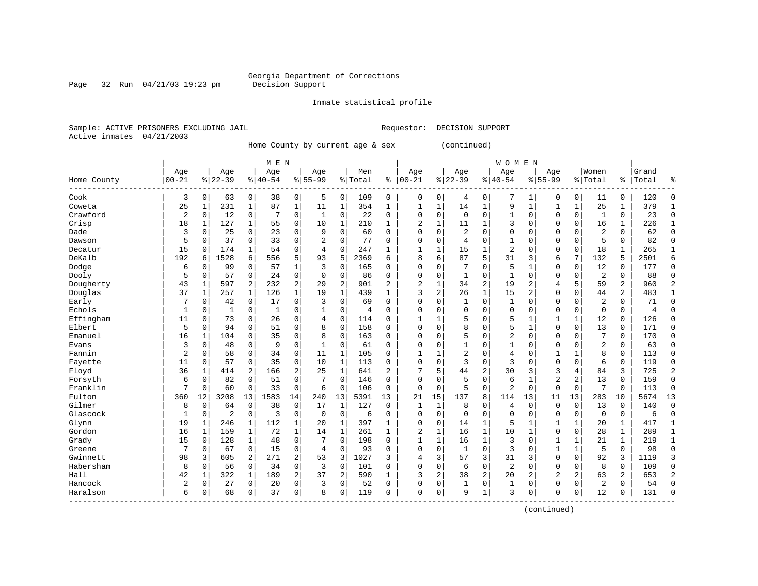Georgia Department of Corrections
Decision Support

Inmate statistical profile

Sample: ACTIVE PRISONERS EXCLUDING JAIL    Requestor: DECISION SUPPORT
Active inmates 04/21/2003

Home County by current age & sex (continued)

| Home County | MEN Age 00-21 | % | Age 22-39 | % | Age 40-54 | % | Age 55-99 | % | Men Total | % | WOMEN Age 00-21 | % | Age 22-39 | % | Age 40-54 | % | Age 55-99 | % | Women Total | % | Grand Total | % |
|---|---|---|---|---|---|---|---|---|---|---|---|---|---|---|---|---|---|---|---|---|---|---|
| Cook | 3 | 0 | 63 | 0 | 38 | 0 | 5 | 0 | 109 | 0 | 0 | 0 | 4 | 0 | 7 | 1 | 0 | 0 | 11 | 0 | 120 | 0 |
| Coweta | 25 | 1 | 231 | 1 | 87 | 1 | 11 | 1 | 354 | 1 | 1 | 1 | 14 | 1 | 9 | 1 | 1 | 1 | 25 | 1 | 379 | 1 |
| Crawford | 2 | 0 | 12 | 0 | 7 | 0 | 1 | 0 | 22 | 0 | 0 | 0 | 0 | 0 | 1 | 0 | 0 | 0 | 1 | 0 | 23 | 0 |
| Crisp | 18 | 1 | 127 | 1 | 55 | 0 | 10 | 1 | 210 | 1 | 2 | 1 | 11 | 1 | 3 | 0 | 0 | 0 | 16 | 1 | 226 | 1 |
| Dade | 3 | 0 | 25 | 0 | 23 | 0 | 9 | 0 | 60 | 0 | 0 | 0 | 2 | 0 | 0 | 0 | 0 | 0 | 2 | 0 | 62 | 0 |
| Dawson | 5 | 0 | 37 | 0 | 33 | 0 | 2 | 0 | 77 | 0 | 0 | 0 | 4 | 0 | 1 | 0 | 0 | 0 | 5 | 0 | 82 | 0 |
| Decatur | 15 | 0 | 174 | 1 | 54 | 0 | 4 | 0 | 247 | 1 | 1 | 1 | 15 | 1 | 2 | 0 | 0 | 0 | 18 | 1 | 265 | 1 |
| DeKalb | 192 | 6 | 1528 | 6 | 556 | 5 | 93 | 5 | 2369 | 6 | 8 | 6 | 87 | 5 | 31 | 3 | 6 | 7 | 132 | 5 | 2501 | 6 |
| Dodge | 6 | 0 | 99 | 0 | 57 | 1 | 3 | 0 | 165 | 0 | 0 | 0 | 7 | 0 | 5 | 1 | 0 | 0 | 12 | 0 | 177 | 0 |
| Dooly | 5 | 0 | 57 | 0 | 24 | 0 | 0 | 0 | 86 | 0 | 0 | 0 | 1 | 0 | 1 | 0 | 0 | 0 | 2 | 0 | 88 | 0 |
| Dougherty | 43 | 1 | 597 | 2 | 232 | 2 | 29 | 2 | 901 | 2 | 2 | 1 | 34 | 2 | 19 | 2 | 4 | 5 | 59 | 2 | 960 | 2 |
| Douglas | 37 | 1 | 257 | 1 | 126 | 1 | 19 | 1 | 439 | 1 | 3 | 2 | 26 | 1 | 15 | 2 | 0 | 0 | 44 | 2 | 483 | 1 |
| Early | 7 | 0 | 42 | 0 | 17 | 0 | 3 | 0 | 69 | 0 | 0 | 0 | 1 | 0 | 1 | 0 | 0 | 0 | 2 | 0 | 71 | 0 |
| Echols | 1 | 0 | 1 | 0 | 1 | 0 | 1 | 0 | 4 | 0 | 0 | 0 | 0 | 0 | 0 | 0 | 0 | 0 | 0 | 0 | 4 | 0 |
| Effingham | 11 | 0 | 73 | 0 | 26 | 0 | 4 | 0 | 114 | 0 | 1 | 1 | 5 | 0 | 5 | 1 | 1 | 1 | 12 | 0 | 126 | 0 |
| Elbert | 5 | 0 | 94 | 0 | 51 | 0 | 8 | 0 | 158 | 0 | 0 | 0 | 8 | 0 | 5 | 1 | 0 | 0 | 13 | 0 | 171 | 0 |
| Emanuel | 16 | 1 | 104 | 0 | 35 | 0 | 8 | 0 | 163 | 0 | 0 | 0 | 5 | 0 | 2 | 0 | 0 | 0 | 7 | 0 | 170 | 0 |
| Evans | 3 | 0 | 48 | 0 | 9 | 0 | 1 | 0 | 61 | 0 | 0 | 0 | 1 | 0 | 1 | 0 | 0 | 0 | 2 | 0 | 63 | 0 |
| Fannin | 2 | 0 | 58 | 0 | 34 | 0 | 11 | 1 | 105 | 0 | 1 | 1 | 2 | 0 | 4 | 0 | 1 | 1 | 8 | 0 | 113 | 0 |
| Fayette | 11 | 0 | 57 | 0 | 35 | 0 | 10 | 1 | 113 | 0 | 0 | 0 | 3 | 0 | 3 | 0 | 0 | 0 | 6 | 0 | 119 | 0 |
| Floyd | 36 | 1 | 414 | 2 | 166 | 2 | 25 | 1 | 641 | 2 | 7 | 5 | 44 | 2 | 30 | 3 | 3 | 4 | 84 | 3 | 725 | 2 |
| Forsyth | 6 | 0 | 82 | 0 | 51 | 0 | 7 | 0 | 146 | 0 | 0 | 0 | 5 | 0 | 6 | 1 | 2 | 2 | 13 | 0 | 159 | 0 |
| Franklin | 7 | 0 | 60 | 0 | 33 | 0 | 6 | 0 | 106 | 0 | 0 | 0 | 5 | 0 | 2 | 0 | 0 | 0 | 7 | 0 | 113 | 0 |
| Fulton | 360 | 12 | 3208 | 13 | 1583 | 14 | 240 | 13 | 5391 | 13 | 21 | 15 | 137 | 8 | 114 | 13 | 11 | 13 | 283 | 10 | 5674 | 13 |
| Gilmer | 8 | 0 | 64 | 0 | 38 | 0 | 17 | 1 | 127 | 0 | 1 | 1 | 8 | 0 | 4 | 0 | 0 | 0 | 13 | 0 | 140 | 0 |
| Glascock | 1 | 0 | 2 | 0 | 3 | 0 | 0 | 0 | 6 | 0 | 0 | 0 | 0 | 0 | 0 | 0 | 0 | 0 | 0 | 0 | 6 | 0 |
| Glynn | 19 | 1 | 246 | 1 | 112 | 1 | 20 | 1 | 397 | 1 | 0 | 0 | 14 | 1 | 5 | 1 | 1 | 1 | 20 | 1 | 417 | 1 |
| Gordon | 16 | 1 | 159 | 1 | 72 | 1 | 14 | 1 | 261 | 1 | 2 | 1 | 16 | 1 | 10 | 1 | 0 | 0 | 28 | 1 | 289 | 1 |
| Grady | 15 | 0 | 128 | 1 | 48 | 0 | 7 | 0 | 198 | 0 | 1 | 1 | 16 | 1 | 3 | 0 | 1 | 1 | 21 | 1 | 219 | 1 |
| Greene | 7 | 0 | 67 | 0 | 15 | 0 | 4 | 0 | 93 | 0 | 0 | 0 | 1 | 0 | 3 | 0 | 1 | 1 | 5 | 0 | 98 | 0 |
| Gwinnett | 98 | 3 | 605 | 2 | 271 | 2 | 53 | 3 | 1027 | 3 | 4 | 3 | 57 | 3 | 31 | 3 | 0 | 0 | 92 | 3 | 1119 | 3 |
| Habersham | 8 | 0 | 56 | 0 | 34 | 0 | 3 | 0 | 101 | 0 | 0 | 0 | 6 | 0 | 2 | 0 | 0 | 0 | 8 | 0 | 109 | 0 |
| Hall | 42 | 1 | 322 | 1 | 189 | 2 | 37 | 2 | 590 | 1 | 3 | 2 | 38 | 2 | 20 | 2 | 2 | 2 | 63 | 2 | 653 | 2 |
| Hancock | 2 | 0 | 27 | 0 | 20 | 0 | 3 | 0 | 52 | 0 | 0 | 0 | 1 | 0 | 1 | 0 | 0 | 0 | 2 | 0 | 54 | 0 |
| Haralson | 6 | 0 | 68 | 0 | 37 | 0 | 8 | 0 | 119 | 0 | 0 | 0 | 9 | 1 | 3 | 0 | 0 | 0 | 12 | 0 | 131 | 0 |

(continued)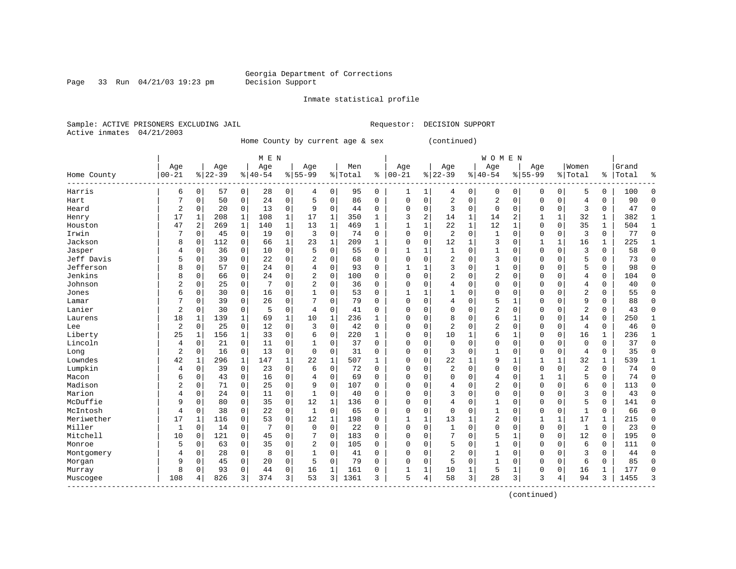Georgia Department of Corrections
Decision Support

Inmate statistical profile

Sample: ACTIVE PRISONERS EXCLUDING JAIL    Requestor: DECISION SUPPORT
Active inmates 04/21/2003

Home County by current age & sex (continued)

| Home County | MEN Age 00-21 | % | Age 22-39 | % | Age 40-54 | % | Age 55-99 | % | Men Total | % | WOMEN Age 00-21 | % | Age 22-39 | % | Age 40-54 | % | Age 55-99 | % | Women Total | % | Grand Total | % |
|---|---|---|---|---|---|---|---|---|---|---|---|---|---|---|---|---|---|---|---|---|---|---|
| Harris | 6 | 0 | 57 | 0 | 28 | 0 | 4 | 0 | 95 | 0 | 1 | 1 | 4 | 0 | 0 | 0 | 0 | 0 | 5 | 0 | 100 | 0 |
| Hart | 7 | 0 | 50 | 0 | 24 | 0 | 5 | 0 | 86 | 0 | 0 | 0 | 2 | 0 | 2 | 0 | 0 | 0 | 4 | 0 | 90 | 0 |
| Heard | 2 | 0 | 20 | 0 | 13 | 0 | 9 | 0 | 44 | 0 | 0 | 0 | 3 | 0 | 0 | 0 | 0 | 0 | 3 | 0 | 47 | 0 |
| Henry | 17 | 1 | 208 | 1 | 108 | 1 | 17 | 1 | 350 | 1 | 3 | 2 | 14 | 1 | 14 | 2 | 1 | 1 | 32 | 1 | 382 | 1 |
| Houston | 47 | 2 | 269 | 1 | 140 | 1 | 13 | 1 | 469 | 1 | 1 | 1 | 22 | 1 | 12 | 1 | 0 | 0 | 35 | 1 | 504 | 1 |
| Irwin | 7 | 0 | 45 | 0 | 19 | 0 | 3 | 0 | 74 | 0 | 0 | 0 | 2 | 0 | 1 | 0 | 0 | 0 | 3 | 0 | 77 | 0 |
| Jackson | 8 | 0 | 112 | 0 | 66 | 1 | 23 | 1 | 209 | 1 | 0 | 0 | 12 | 1 | 3 | 0 | 1 | 1 | 16 | 1 | 225 | 1 |
| Jasper | 4 | 0 | 36 | 0 | 10 | 0 | 5 | 0 | 55 | 0 | 1 | 1 | 1 | 0 | 1 | 0 | 0 | 0 | 3 | 0 | 58 | 0 |
| Jeff Davis | 5 | 0 | 39 | 0 | 22 | 0 | 2 | 0 | 68 | 0 | 0 | 0 | 2 | 0 | 3 | 0 | 0 | 0 | 5 | 0 | 73 | 0 |
| Jefferson | 8 | 0 | 57 | 0 | 24 | 0 | 4 | 0 | 93 | 0 | 1 | 1 | 3 | 0 | 1 | 0 | 0 | 0 | 5 | 0 | 98 | 0 |
| Jenkins | 8 | 0 | 66 | 0 | 24 | 0 | 2 | 0 | 100 | 0 | 0 | 0 | 2 | 0 | 2 | 0 | 0 | 0 | 4 | 0 | 104 | 0 |
| Johnson | 2 | 0 | 25 | 0 | 7 | 0 | 2 | 0 | 36 | 0 | 0 | 0 | 4 | 0 | 0 | 0 | 0 | 0 | 4 | 0 | 40 | 0 |
| Jones | 6 | 0 | 30 | 0 | 16 | 0 | 1 | 0 | 53 | 0 | 1 | 1 | 1 | 0 | 0 | 0 | 0 | 0 | 2 | 0 | 55 | 0 |
| Lamar | 7 | 0 | 39 | 0 | 26 | 0 | 7 | 0 | 79 | 0 | 0 | 0 | 4 | 0 | 5 | 1 | 0 | 0 | 9 | 0 | 88 | 0 |
| Lanier | 2 | 0 | 30 | 0 | 5 | 0 | 4 | 0 | 41 | 0 | 0 | 0 | 0 | 0 | 2 | 0 | 0 | 0 | 2 | 0 | 43 | 0 |
| Laurens | 18 | 1 | 139 | 1 | 69 | 1 | 10 | 1 | 236 | 1 | 0 | 0 | 8 | 0 | 6 | 1 | 0 | 0 | 14 | 0 | 250 | 1 |
| Lee | 2 | 0 | 25 | 0 | 12 | 0 | 3 | 0 | 42 | 0 | 0 | 0 | 2 | 0 | 2 | 0 | 0 | 0 | 4 | 0 | 46 | 0 |
| Liberty | 25 | 1 | 156 | 1 | 33 | 0 | 6 | 0 | 220 | 1 | 0 | 0 | 10 | 1 | 6 | 1 | 0 | 0 | 16 | 1 | 236 | 1 |
| Lincoln | 4 | 0 | 21 | 0 | 11 | 0 | 1 | 0 | 37 | 0 | 0 | 0 | 0 | 0 | 0 | 0 | 0 | 0 | 0 | 0 | 37 | 0 |
| Long | 2 | 0 | 16 | 0 | 13 | 0 | 0 | 0 | 31 | 0 | 0 | 0 | 3 | 0 | 1 | 0 | 0 | 0 | 4 | 0 | 35 | 0 |
| Lowndes | 42 | 1 | 296 | 1 | 147 | 1 | 22 | 1 | 507 | 1 | 0 | 0 | 22 | 1 | 9 | 1 | 1 | 1 | 32 | 1 | 539 | 1 |
| Lumpkin | 4 | 0 | 39 | 0 | 23 | 0 | 6 | 0 | 72 | 0 | 0 | 0 | 2 | 0 | 0 | 0 | 0 | 0 | 2 | 0 | 74 | 0 |
| Macon | 6 | 0 | 43 | 0 | 16 | 0 | 4 | 0 | 69 | 0 | 0 | 0 | 0 | 0 | 4 | 0 | 1 | 1 | 5 | 0 | 74 | 0 |
| Madison | 2 | 0 | 71 | 0 | 25 | 0 | 9 | 0 | 107 | 0 | 0 | 0 | 4 | 0 | 2 | 0 | 0 | 0 | 6 | 0 | 113 | 0 |
| Marion | 4 | 0 | 24 | 0 | 11 | 0 | 1 | 0 | 40 | 0 | 0 | 0 | 3 | 0 | 0 | 0 | 0 | 0 | 3 | 0 | 43 | 0 |
| McDuffie | 9 | 0 | 80 | 0 | 35 | 0 | 12 | 1 | 136 | 0 | 0 | 0 | 4 | 0 | 1 | 0 | 0 | 0 | 5 | 0 | 141 | 0 |
| McIntosh | 4 | 0 | 38 | 0 | 22 | 0 | 1 | 0 | 65 | 0 | 0 | 0 | 0 | 0 | 1 | 0 | 0 | 0 | 1 | 0 | 66 | 0 |
| Meriwether | 17 | 1 | 116 | 0 | 53 | 0 | 12 | 1 | 198 | 0 | 1 | 1 | 13 | 1 | 2 | 0 | 1 | 1 | 17 | 1 | 215 | 0 |
| Miller | 1 | 0 | 14 | 0 | 7 | 0 | 0 | 0 | 22 | 0 | 0 | 0 | 1 | 0 | 0 | 0 | 0 | 0 | 1 | 0 | 23 | 0 |
| Mitchell | 10 | 0 | 121 | 0 | 45 | 0 | 7 | 0 | 183 | 0 | 0 | 0 | 7 | 0 | 5 | 1 | 0 | 0 | 12 | 0 | 195 | 0 |
| Monroe | 5 | 0 | 63 | 0 | 35 | 0 | 2 | 0 | 105 | 0 | 0 | 0 | 5 | 0 | 1 | 0 | 0 | 0 | 6 | 0 | 111 | 0 |
| Montgomery | 4 | 0 | 28 | 0 | 8 | 0 | 1 | 0 | 41 | 0 | 0 | 0 | 2 | 0 | 1 | 0 | 0 | 0 | 3 | 0 | 44 | 0 |
| Morgan | 9 | 0 | 45 | 0 | 20 | 0 | 5 | 0 | 79 | 0 | 0 | 0 | 5 | 0 | 1 | 0 | 0 | 0 | 6 | 0 | 85 | 0 |
| Murray | 8 | 0 | 93 | 0 | 44 | 0 | 16 | 1 | 161 | 0 | 1 | 1 | 10 | 1 | 5 | 1 | 0 | 0 | 16 | 1 | 177 | 0 |
| Muscogee | 108 | 4 | 826 | 3 | 374 | 3 | 53 | 3 | 1361 | 3 | 5 | 4 | 58 | 3 | 28 | 3 | 3 | 4 | 94 | 3 | 1455 | 3 |

(continued)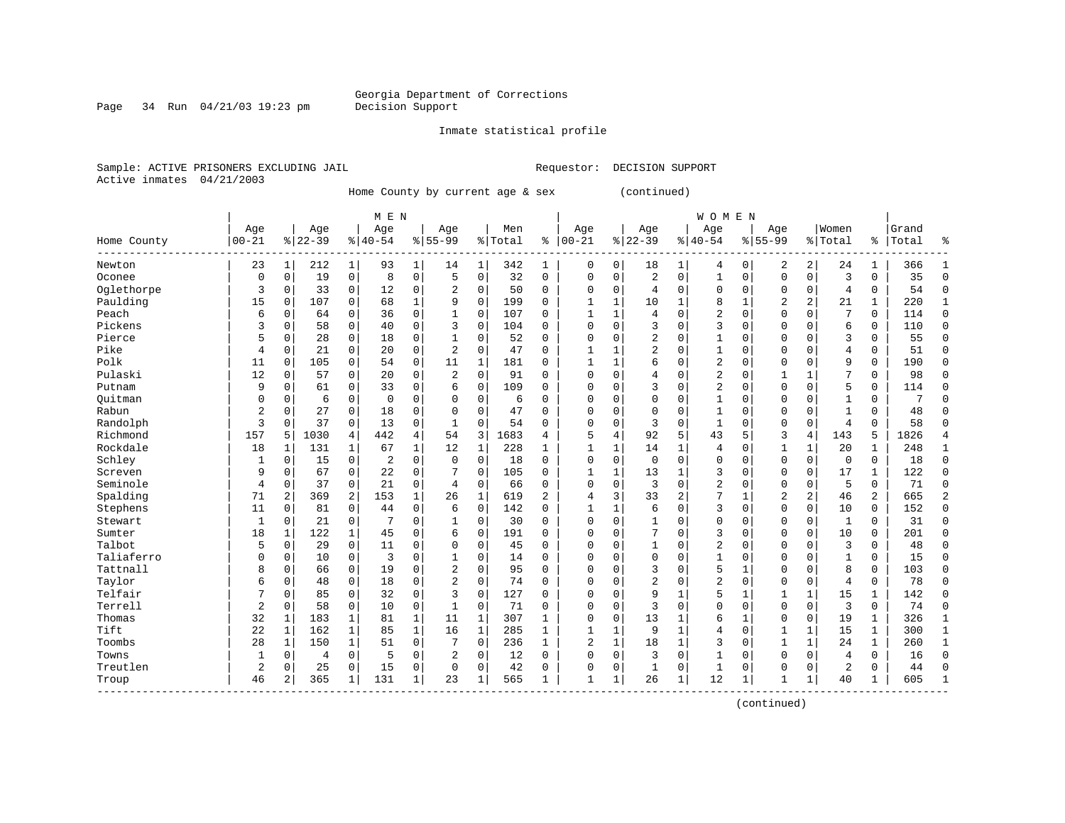Georgia Department of Corrections
Decision Support

Inmate statistical profile

Sample: ACTIVE PRISONERS EXCLUDING JAIL                    Requestor: DECISION SUPPORT
Active inmates 04/21/2003

Home County by current age & sex (continued)

| Home County | MEN Age 00-21 | % | Age 22-39 | % | Age 40-54 | % | Age 55-99 | % | Men Total | % | WOMEN Age 00-21 | % | Age 22-39 | % | Age 40-54 | % | Age 55-99 | % | Women Total | % | Grand Total | % |
|---|---|---|---|---|---|---|---|---|---|---|---|---|---|---|---|---|---|---|---|---|---|---|
| Newton | 23 | 1 | 212 | 1 | 93 | 1 | 14 | 1 | 342 | 1 | 0 | 0 | 18 | 1 | 4 | 0 | 2 | 2 | 24 | 1 | 366 | 1 |
| Oconee | 0 | 0 | 19 | 0 | 8 | 0 | 5 | 0 | 32 | 0 | 0 | 0 | 2 | 0 | 1 | 0 | 0 | 0 | 3 | 0 | 35 | 0 |
| Oglethorpe | 3 | 0 | 33 | 0 | 12 | 0 | 2 | 0 | 50 | 0 | 0 | 0 | 4 | 0 | 0 | 0 | 0 | 0 | 4 | 0 | 54 | 0 |
| Paulding | 15 | 0 | 107 | 0 | 68 | 1 | 9 | 0 | 199 | 0 | 1 | 1 | 10 | 1 | 8 | 1 | 2 | 2 | 21 | 1 | 220 | 1 |
| Peach | 6 | 0 | 64 | 0 | 36 | 0 | 1 | 0 | 107 | 0 | 1 | 1 | 4 | 0 | 2 | 0 | 0 | 0 | 7 | 0 | 114 | 0 |
| Pickens | 3 | 0 | 58 | 0 | 40 | 0 | 3 | 0 | 104 | 0 | 0 | 0 | 3 | 0 | 3 | 0 | 0 | 0 | 6 | 0 | 110 | 0 |
| Pierce | 5 | 0 | 28 | 0 | 18 | 0 | 1 | 0 | 52 | 0 | 0 | 0 | 2 | 0 | 1 | 0 | 0 | 0 | 3 | 0 | 55 | 0 |
| Pike | 4 | 0 | 21 | 0 | 20 | 0 | 2 | 0 | 47 | 0 | 1 | 1 | 2 | 0 | 1 | 0 | 0 | 0 | 4 | 0 | 51 | 0 |
| Polk | 11 | 0 | 105 | 0 | 54 | 0 | 11 | 1 | 181 | 0 | 1 | 1 | 6 | 0 | 2 | 0 | 0 | 0 | 9 | 0 | 190 | 0 |
| Pulaski | 12 | 0 | 57 | 0 | 20 | 0 | 2 | 0 | 91 | 0 | 0 | 0 | 4 | 0 | 2 | 0 | 1 | 1 | 7 | 0 | 98 | 0 |
| Putnam | 9 | 0 | 61 | 0 | 33 | 0 | 6 | 0 | 109 | 0 | 0 | 0 | 3 | 0 | 2 | 0 | 0 | 0 | 5 | 0 | 114 | 0 |
| Quitman | 0 | 0 | 6 | 0 | 0 | 0 | 0 | 0 | 6 | 0 | 0 | 0 | 0 | 0 | 1 | 0 | 0 | 0 | 1 | 0 | 7 | 0 |
| Rabun | 2 | 0 | 27 | 0 | 18 | 0 | 0 | 0 | 47 | 0 | 0 | 0 | 0 | 0 | 1 | 0 | 0 | 0 | 1 | 0 | 48 | 0 |
| Randolph | 3 | 0 | 37 | 0 | 13 | 0 | 1 | 0 | 54 | 0 | 0 | 0 | 3 | 0 | 1 | 0 | 0 | 0 | 4 | 0 | 58 | 0 |
| Richmond | 157 | 5 | 1030 | 4 | 442 | 4 | 54 | 3 | 1683 | 4 | 5 | 4 | 92 | 5 | 43 | 5 | 3 | 4 | 143 | 5 | 1826 | 4 |
| Rockdale | 18 | 1 | 131 | 1 | 67 | 1 | 12 | 1 | 228 | 1 | 1 | 1 | 14 | 1 | 4 | 0 | 1 | 1 | 20 | 1 | 248 | 1 |
| Schley | 1 | 0 | 15 | 0 | 2 | 0 | 0 | 0 | 18 | 0 | 0 | 0 | 0 | 0 | 0 | 0 | 0 | 0 | 0 | 0 | 18 | 0 |
| Screven | 9 | 0 | 67 | 0 | 22 | 0 | 7 | 0 | 105 | 0 | 1 | 1 | 13 | 1 | 3 | 0 | 0 | 0 | 17 | 1 | 122 | 0 |
| Seminole | 4 | 0 | 37 | 0 | 21 | 0 | 4 | 0 | 66 | 0 | 0 | 0 | 3 | 0 | 2 | 0 | 0 | 0 | 5 | 0 | 71 | 0 |
| Spalding | 71 | 2 | 369 | 2 | 153 | 1 | 26 | 1 | 619 | 2 | 4 | 3 | 33 | 2 | 7 | 1 | 2 | 2 | 46 | 2 | 665 | 2 |
| Stephens | 11 | 0 | 81 | 0 | 44 | 0 | 6 | 0 | 142 | 0 | 1 | 1 | 6 | 0 | 3 | 0 | 0 | 0 | 10 | 0 | 152 | 0 |
| Stewart | 1 | 0 | 21 | 0 | 7 | 0 | 1 | 0 | 30 | 0 | 0 | 0 | 1 | 0 | 0 | 0 | 0 | 0 | 1 | 0 | 31 | 0 |
| Sumter | 18 | 1 | 122 | 1 | 45 | 0 | 6 | 0 | 191 | 0 | 0 | 0 | 7 | 0 | 3 | 0 | 0 | 0 | 10 | 0 | 201 | 0 |
| Talbot | 5 | 0 | 29 | 0 | 11 | 0 | 0 | 0 | 45 | 0 | 0 | 0 | 1 | 0 | 2 | 0 | 0 | 0 | 3 | 0 | 48 | 0 |
| Taliaferro | 0 | 0 | 10 | 0 | 3 | 0 | 1 | 0 | 14 | 0 | 0 | 0 | 0 | 0 | 1 | 0 | 0 | 0 | 1 | 0 | 15 | 0 |
| Tattnall | 8 | 0 | 66 | 0 | 19 | 0 | 2 | 0 | 95 | 0 | 0 | 0 | 3 | 0 | 5 | 1 | 0 | 0 | 8 | 0 | 103 | 0 |
| Taylor | 6 | 0 | 48 | 0 | 18 | 0 | 2 | 0 | 74 | 0 | 0 | 0 | 2 | 0 | 2 | 0 | 0 | 0 | 4 | 0 | 78 | 0 |
| Telfair | 7 | 0 | 85 | 0 | 32 | 0 | 3 | 0 | 127 | 0 | 0 | 0 | 9 | 1 | 5 | 1 | 1 | 1 | 15 | 1 | 142 | 0 |
| Terrell | 2 | 0 | 58 | 0 | 10 | 0 | 1 | 0 | 71 | 0 | 0 | 0 | 3 | 0 | 0 | 0 | 0 | 0 | 3 | 0 | 74 | 0 |
| Thomas | 32 | 1 | 183 | 1 | 81 | 1 | 11 | 1 | 307 | 1 | 0 | 0 | 13 | 1 | 6 | 1 | 0 | 0 | 19 | 1 | 326 | 1 |
| Tift | 22 | 1 | 162 | 1 | 85 | 1 | 16 | 1 | 285 | 1 | 1 | 1 | 9 | 1 | 4 | 0 | 1 | 1 | 15 | 1 | 300 | 1 |
| Toombs | 28 | 1 | 150 | 1 | 51 | 0 | 7 | 0 | 236 | 1 | 2 | 1 | 18 | 1 | 3 | 0 | 1 | 1 | 24 | 1 | 260 | 1 |
| Towns | 1 | 0 | 4 | 0 | 5 | 0 | 2 | 0 | 12 | 0 | 0 | 0 | 3 | 0 | 1 | 0 | 0 | 0 | 4 | 0 | 16 | 0 |
| Treutlen | 2 | 0 | 25 | 0 | 15 | 0 | 0 | 0 | 42 | 0 | 0 | 0 | 1 | 0 | 1 | 0 | 0 | 0 | 2 | 0 | 44 | 0 |
| Troup | 46 | 2 | 365 | 1 | 131 | 1 | 23 | 1 | 565 | 1 | 1 | 1 | 26 | 1 | 12 | 1 | 1 | 1 | 40 | 1 | 605 | 1 |

(continued)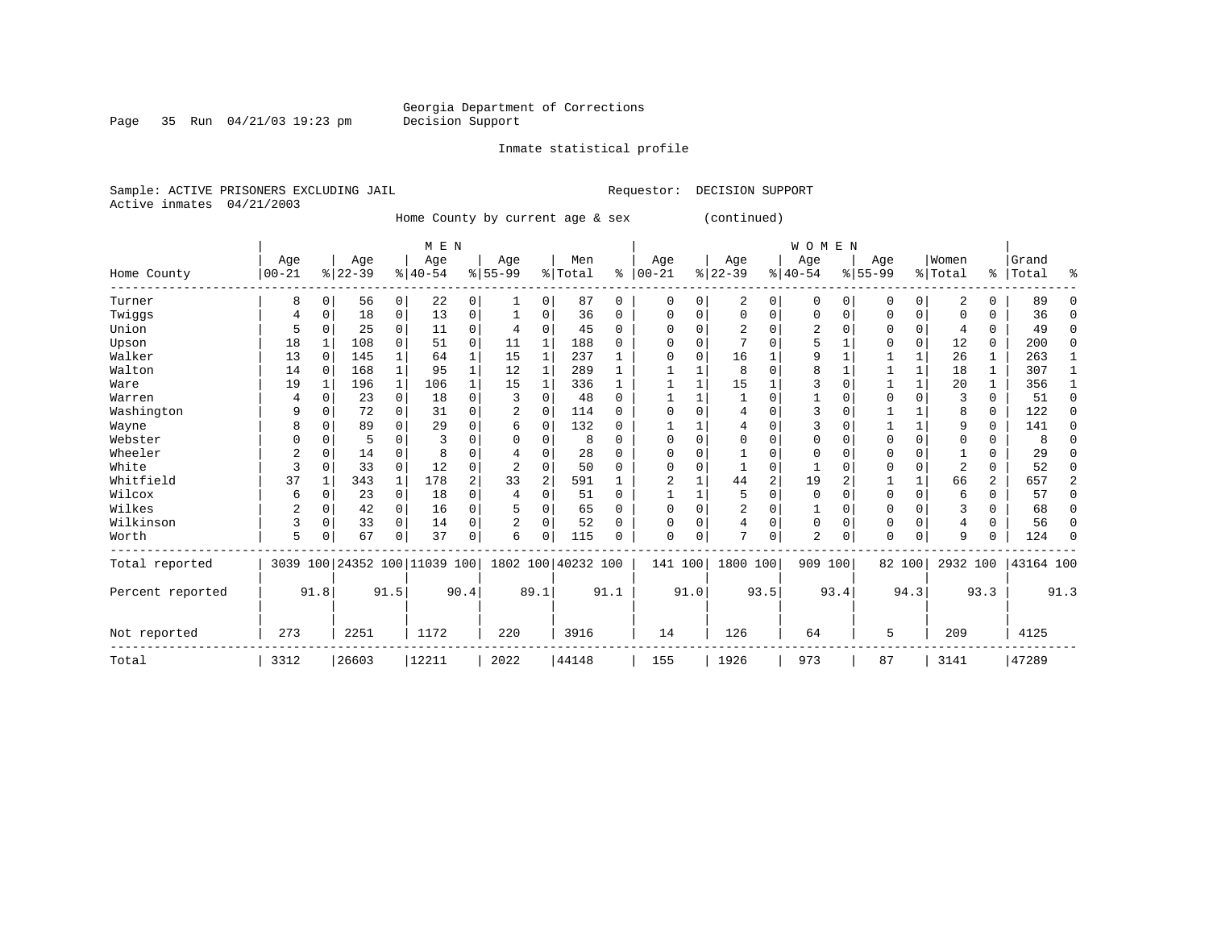Georgia Department of Corrections
Decision Support

Page 35 Run 04/21/03 19:23 pm

Inmate statistical profile

Sample: ACTIVE PRISONERS EXCLUDING JAIL

Requestor: DECISION SUPPORT

Active inmates 04/21/2003

Home County by current age & sex (continued)

| Home County | MEN Age 00-21 | % | Age 22-39 | % | Age 40-54 | % | Age 55-99 | % | Men Total | % | WOMEN Age 00-21 | % | Age 22-39 | % | Age 40-54 | % | Age 55-99 | % | Women Total | % | Grand Total | % |
|---|---|---|---|---|---|---|---|---|---|---|---|---|---|---|---|---|---|---|---|---|---|---|
| Turner | 8 | 0 | 56 | 0 | 22 | 0 | 1 | 0 | 87 | 0 | 0 | 0 | 2 | 0 | 0 | 0 | 0 | 0 | 2 | 0 | 89 | 0 |
| Twiggs | 4 | 0 | 18 | 0 | 13 | 0 | 1 | 0 | 36 | 0 | 0 | 0 | 0 | 0 | 0 | 0 | 0 | 0 | 0 | 0 | 36 | 0 |
| Union | 5 | 0 | 25 | 0 | 11 | 0 | 4 | 0 | 45 | 0 | 0 | 0 | 2 | 0 | 2 | 0 | 0 | 0 | 4 | 0 | 49 | 0 |
| Upson | 18 | 1 | 108 | 0 | 51 | 0 | 11 | 1 | 188 | 0 | 0 | 0 | 7 | 0 | 5 | 1 | 0 | 0 | 12 | 0 | 200 | 0 |
| Walker | 13 | 0 | 145 | 1 | 64 | 1 | 15 | 1 | 237 | 1 | 0 | 0 | 16 | 1 | 9 | 1 | 1 | 1 | 26 | 1 | 263 | 1 |
| Walton | 14 | 0 | 168 | 1 | 95 | 1 | 12 | 1 | 289 | 1 | 1 | 1 | 8 | 0 | 8 | 1 | 1 | 1 | 18 | 1 | 307 | 1 |
| Ware | 19 | 1 | 196 | 1 | 106 | 1 | 15 | 1 | 336 | 1 | 1 | 1 | 15 | 1 | 3 | 0 | 1 | 1 | 20 | 1 | 356 | 1 |
| Warren | 4 | 0 | 23 | 0 | 18 | 0 | 3 | 0 | 48 | 0 | 1 | 1 | 1 | 0 | 1 | 0 | 0 | 0 | 3 | 0 | 51 | 0 |
| Washington | 9 | 0 | 72 | 0 | 31 | 0 | 2 | 0 | 114 | 0 | 0 | 0 | 4 | 0 | 3 | 0 | 1 | 1 | 8 | 0 | 122 | 0 |
| Wayne | 8 | 0 | 89 | 0 | 29 | 0 | 6 | 0 | 132 | 0 | 1 | 1 | 4 | 0 | 3 | 0 | 1 | 1 | 9 | 0 | 141 | 0 |
| Webster | 0 | 0 | 5 | 0 | 3 | 0 | 0 | 0 | 8 | 0 | 0 | 0 | 0 | 0 | 0 | 0 | 0 | 0 | 0 | 0 | 8 | 0 |
| Wheeler | 2 | 0 | 14 | 0 | 8 | 0 | 4 | 0 | 28 | 0 | 0 | 0 | 1 | 0 | 0 | 0 | 0 | 0 | 1 | 0 | 29 | 0 |
| White | 3 | 0 | 33 | 0 | 12 | 0 | 2 | 0 | 50 | 0 | 0 | 0 | 1 | 0 | 1 | 0 | 0 | 0 | 2 | 0 | 52 | 0 |
| Whitfield | 37 | 1 | 343 | 1 | 178 | 2 | 33 | 2 | 591 | 1 | 2 | 1 | 44 | 2 | 19 | 2 | 1 | 1 | 66 | 2 | 657 | 2 |
| Wilcox | 6 | 0 | 23 | 0 | 18 | 0 | 4 | 0 | 51 | 0 | 1 | 1 | 5 | 0 | 0 | 0 | 0 | 0 | 6 | 0 | 57 | 0 |
| Wilkes | 2 | 0 | 42 | 0 | 16 | 0 | 5 | 0 | 65 | 0 | 0 | 0 | 2 | 0 | 1 | 0 | 0 | 0 | 3 | 0 | 68 | 0 |
| Wilkinson | 3 | 0 | 33 | 0 | 14 | 0 | 2 | 0 | 52 | 0 | 0 | 0 | 4 | 0 | 0 | 0 | 0 | 0 | 4 | 0 | 56 | 0 |
| Worth | 5 | 0 | 67 | 0 | 37 | 0 | 6 | 0 | 115 | 0 | 0 | 0 | 7 | 0 | 2 | 0 | 0 | 0 | 9 | 0 | 124 | 0 |
| Total reported | 3039 | 100 | 24352 | 100 | 11039 | 100 | 1802 | 100 | 40232 | 100 | 141 | 100 | 1800 | 100 | 909 | 100 | 82 | 100 | 2932 | 100 | 43164 | 100 |
| Percent reported | | 91.8 | | 91.5 | | 90.4 | | 89.1 | | 91.1 | | 91.0 | | 93.5 | | 93.4 | | 94.3 | | 93.3 | | 91.3 |
| Not reported | 273 | | 2251 | | 1172 | | 220 | | 3916 | | 14 | | 126 | | 64 | | 5 | | 209 | | 4125 | |
| Total | 3312 | | 26603 | | 12211 | | 2022 | | 44148 | | 155 | | 1926 | | 973 | | 87 | | 3141 | | 47289 | |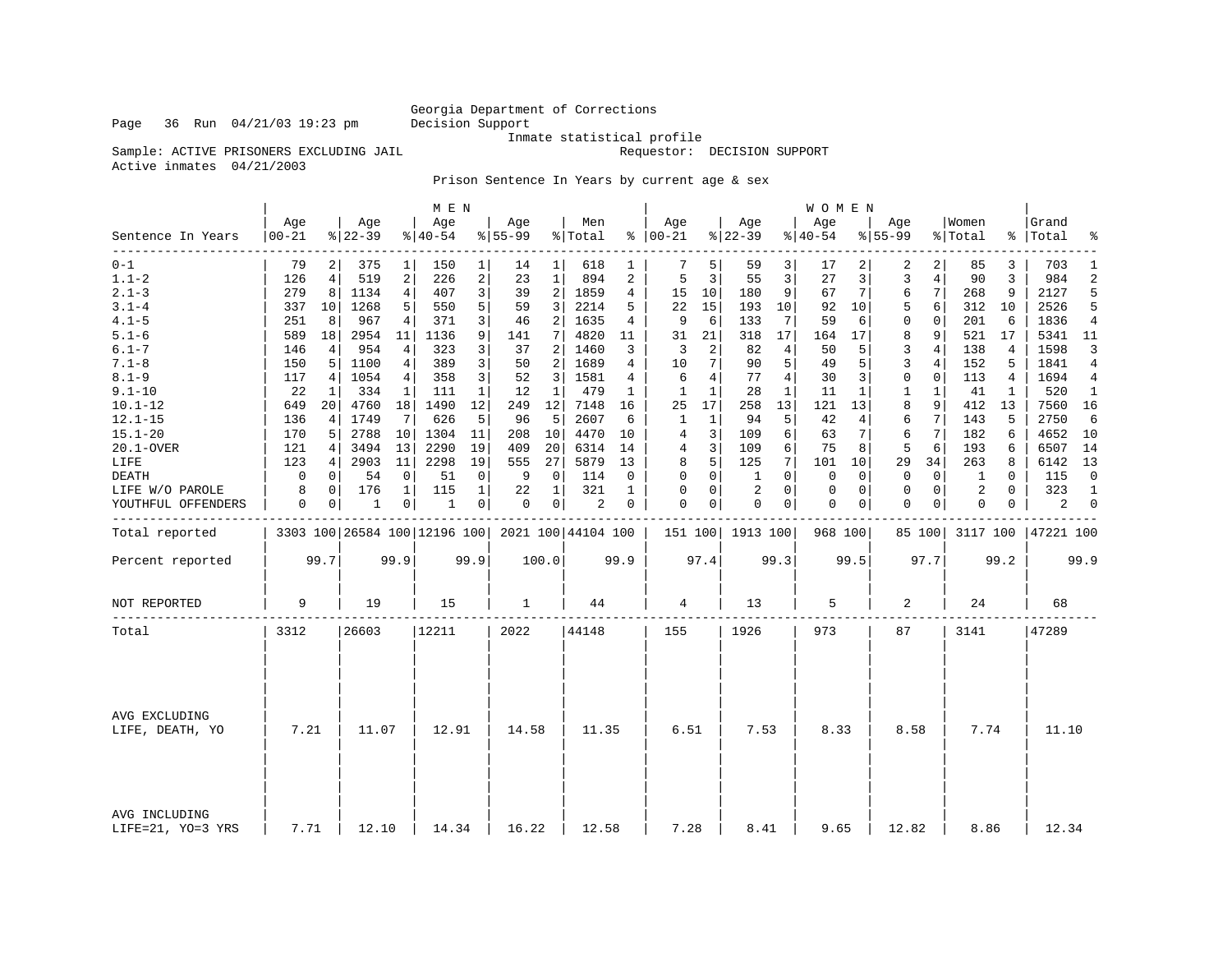Georgia Department of Corrections
Decision Support
Inmate statistical profile

Sample: ACTIVE PRISONERS EXCLUDING JAIL  Requestor: DECISION SUPPORT
Active inmates 04/21/2003

Prison Sentence In Years by current age & sex

| Sentence In Years | MEN Age 00-21 | % | Age 22-39 | % | Age 40-54 | % | Age 55-99 | % | Men Total | % | WOMEN Age 00-21 | % | Age 22-39 | % | Age 40-54 | % | Age 55-99 | % | Women Total | % | Grand Total | % |
|---|---|---|---|---|---|---|---|---|---|---|---|---|---|---|---|---|---|---|---|---|---|---|
| 0-1 | 79 | 2 | 375 | 1 | 150 | 1 | 14 | 1 | 618 | 1 | 7 | 5 | 59 | 3 | 17 | 2 | 2 | 2 | 85 | 3 | 703 | 1 |
| 1.1-2 | 126 | 4 | 519 | 2 | 226 | 2 | 23 | 1 | 894 | 2 | 5 | 3 | 55 | 3 | 27 | 3 | 3 | 4 | 90 | 3 | 984 | 2 |
| 2.1-3 | 279 | 8 | 1134 | 4 | 407 | 3 | 39 | 2 | 1859 | 4 | 15 | 10 | 180 | 9 | 67 | 7 | 6 | 7 | 268 | 9 | 2127 | 5 |
| 3.1-4 | 337 | 10 | 1268 | 5 | 550 | 5 | 59 | 3 | 2214 | 5 | 22 | 15 | 193 | 10 | 92 | 10 | 5 | 6 | 312 | 10 | 2526 | 5 |
| 4.1-5 | 251 | 8 | 967 | 4 | 371 | 3 | 46 | 2 | 1635 | 4 | 9 | 6 | 133 | 7 | 59 | 6 | 0 | 0 | 201 | 6 | 1836 | 4 |
| 5.1-6 | 589 | 18 | 2954 | 11 | 1136 | 9 | 141 | 7 | 4820 | 11 | 31 | 21 | 318 | 17 | 164 | 17 | 8 | 9 | 521 | 17 | 5341 | 11 |
| 6.1-7 | 146 | 4 | 954 | 4 | 323 | 3 | 37 | 2 | 1460 | 3 | 3 | 2 | 82 | 4 | 50 | 5 | 3 | 4 | 138 | 4 | 1598 | 3 |
| 7.1-8 | 150 | 5 | 1100 | 4 | 389 | 3 | 50 | 2 | 1689 | 4 | 10 | 7 | 90 | 5 | 49 | 5 | 3 | 4 | 152 | 5 | 1841 | 4 |
| 8.1-9 | 117 | 4 | 1054 | 4 | 358 | 3 | 52 | 3 | 1581 | 4 | 6 | 4 | 77 | 4 | 30 | 3 | 0 | 0 | 113 | 4 | 1694 | 4 |
| 9.1-10 | 22 | 1 | 334 | 1 | 111 | 1 | 12 | 1 | 479 | 1 | 1 | 1 | 28 | 1 | 11 | 1 | 1 | 1 | 41 | 1 | 520 | 1 |
| 10.1-12 | 649 | 20 | 4760 | 18 | 1490 | 12 | 249 | 12 | 7148 | 16 | 25 | 17 | 258 | 13 | 121 | 13 | 8 | 9 | 412 | 13 | 7560 | 16 |
| 12.1-15 | 136 | 4 | 1749 | 7 | 626 | 5 | 96 | 5 | 2607 | 6 | 1 | 1 | 94 | 5 | 42 | 4 | 6 | 7 | 143 | 5 | 2750 | 6 |
| 15.1-20 | 170 | 5 | 2788 | 10 | 1304 | 11 | 208 | 10 | 4470 | 10 | 4 | 3 | 109 | 6 | 63 | 7 | 6 | 7 | 182 | 6 | 4652 | 10 |
| 20.1-OVER | 121 | 4 | 3494 | 13 | 2290 | 19 | 409 | 20 | 6314 | 14 | 4 | 3 | 109 | 6 | 75 | 8 | 5 | 6 | 193 | 6 | 6507 | 14 |
| LIFE | 123 | 4 | 2903 | 11 | 2298 | 19 | 555 | 27 | 5879 | 13 | 8 | 5 | 125 | 7 | 101 | 10 | 29 | 34 | 263 | 8 | 6142 | 13 |
| DEATH | 0 | 0 | 54 | 0 | 51 | 0 | 9 | 0 | 114 | 0 | 0 | 0 | 1 | 0 | 0 | 0 | 0 | 0 | 1 | 0 | 115 | 0 |
| LIFE W/O PAROLE | 8 | 0 | 176 | 1 | 115 | 1 | 22 | 1 | 321 | 1 | 0 | 0 | 2 | 0 | 0 | 0 | 0 | 0 | 2 | 0 | 323 | 1 |
| YOUTHFUL OFFENDERS | 0 | 0 | 1 | 0 | 1 | 0 | 0 | 0 | 2 | 0 | 0 | 0 | 0 | 0 | 0 | 0 | 0 | 0 | 0 | 0 | 2 | 0 |
| Total reported | 3303 | 100 | 26584 | 100 | 12196 | 100 | 2021 | 100 | 44104 | 100 | 151 | 100 | 1913 | 100 | 968 | 100 | 85 | 100 | 3117 | 100 | 47221 | 100 |
| Percent reported | 99.7 | | 99.9 | | 99.9 | | 100.0 | | 99.9 | | 97.4 | | 99.3 | | 99.5 | | 97.7 | | 99.2 | | 99.9 | |
| NOT REPORTED | 9 | | 19 | | 15 | | 1 | | 44 | | 4 | | 13 | | 5 | | 2 | | 24 | | 68 | |
| Total | 3312 | | 26603 | | 12211 | | 2022 | | 44148 | | 155 | | 1926 | | 973 | | 87 | | 3141 | | 47289 | |
| AVG EXCLUDING LIFE, DEATH, YO | 7.21 | | 11.07 | | 12.91 | | 14.58 | | 11.35 | | 6.51 | | 7.53 | | 8.33 | | 8.58 | | 7.74 | | 11.10 | |
| AVG INCLUDING LIFE=21, YO=3 YRS | 7.71 | | 12.10 | | 14.34 | | 16.22 | | 12.58 | | 7.28 | | 8.41 | | 9.65 | | 12.82 | | 8.86 | | 12.34 | |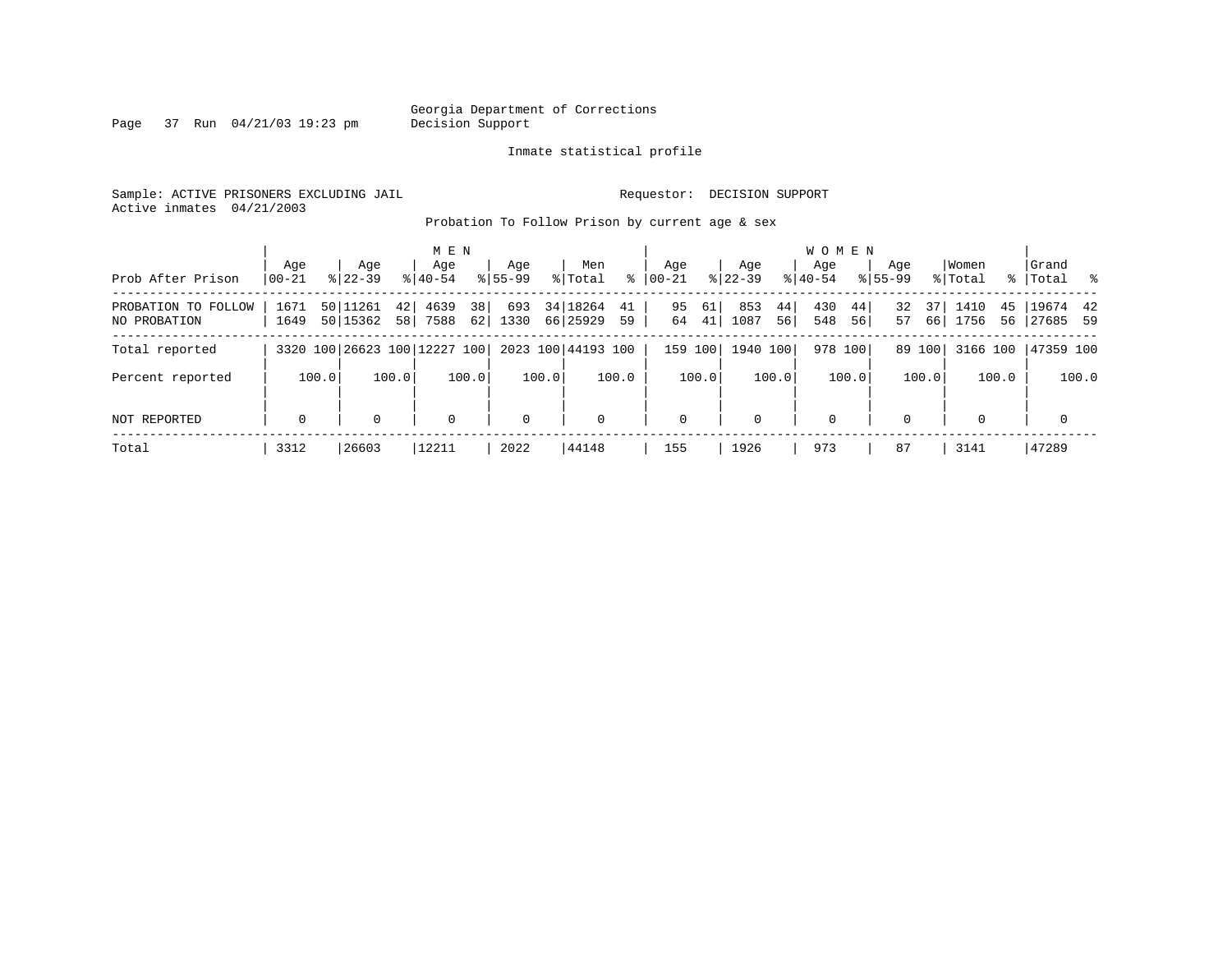Georgia Department of Corrections
Decision Support

Inmate statistical profile

Sample: ACTIVE PRISONERS EXCLUDING JAIL
Active inmates 04/21/2003

Requestor: DECISION SUPPORT

Probation To Follow Prison by current age & sex

| Prob After Prison | MEN Age 00-21 | % | MEN Age 22-39 | % | MEN Age 40-54 | % | MEN Age 55-99 | % | Men Total | % | WOMEN Age 00-21 | % | WOMEN Age 22-39 | % | WOMEN Age 40-54 | % | WOMEN Age 55-99 | % | Women Total | % | Grand Total | % |
|---|---|---|---|---|---|---|---|---|---|---|---|---|---|---|---|---|---|---|---|---|---|---|
| PROBATION TO FOLLOW | 1671 | 50 | 11261 | 42 | 4639 | 38 | 693 | 34 | 18264 | 41 | 95 | 61 | 853 | 44 | 430 | 44 | 32 | 37 | 1410 | 45 | 19674 | 42 |
| NO PROBATION | 1649 | 50 | 15362 | 58 | 7588 | 62 | 1330 | 66 | 25929 | 59 | 64 | 41 | 1087 | 56 | 548 | 56 | 57 | 66 | 1756 | 56 | 27685 | 59 |
| Total reported | 3320 | 100 | 26623 | 100 | 12227 | 100 | 2023 | 100 | 44193 | 100 | 159 | 100 | 1940 | 100 | 978 | 100 | 89 | 100 | 3166 | 100 | 47359 | 100 |
| Percent reported | | 100.0 | | 100.0 | | 100.0 | | 100.0 | | 100.0 | | 100.0 | | 100.0 | | 100.0 | | 100.0 | | 100.0 | | 100.0 |
| NOT REPORTED | 0 | | 0 | | 0 | | 0 | | 0 | | 0 | | 0 | | 0 | | 0 | | 0 | | 0 | |
| Total | 3312 | | 26603 | | 12211 | | 2022 | | 44148 | | 155 | | 1926 | | 973 | | 87 | | 3141 | | 47289 | |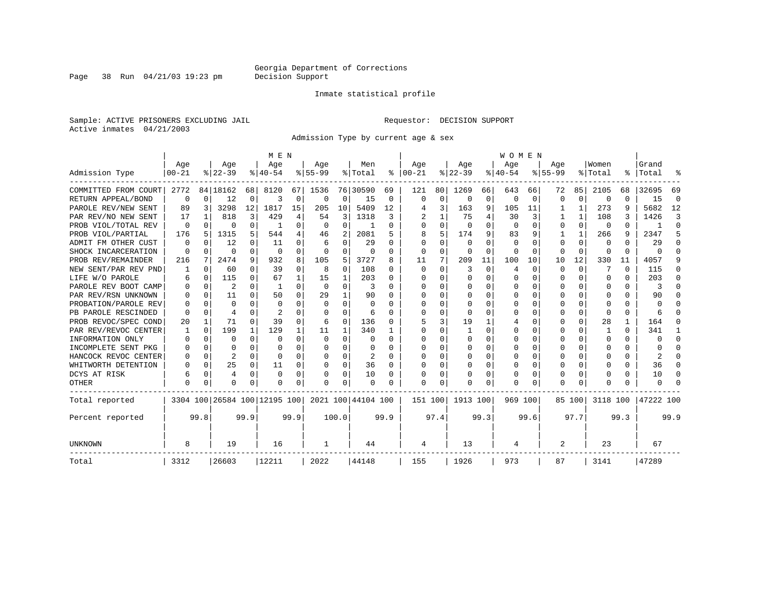Georgia Department of Corrections
Decision Support

Inmate statistical profile

Sample: ACTIVE PRISONERS EXCLUDING JAIL    Requestor: DECISION SUPPORT
Active inmates 04/21/2003

Admission Type by current age & sex

| Admission Type | MEN Age 00-21 | % | Age 22-39 | % | Age 40-54 | % | Age 55-99 | % | Men Total | % | WOMEN Age 00-21 | % | Age 22-39 | % | Age 40-54 | % | Age 55-99 | % | Women Total | % | Grand Total | % |
|---|---|---|---|---|---|---|---|---|---|---|---|---|---|---|---|---|---|---|---|---|---|---|
| COMMITTED FROM COURT | 2772 | 84 | 18162 | 68 | 8120 | 67 | 1536 | 76 | 30590 | 69 | 121 | 80 | 1269 | 66 | 643 | 66 | 72 | 85 | 2105 | 68 | 32695 | 69 |
| RETURN APPEAL/BOND | 0 | 0 | 12 | 0 | 3 | 0 | 0 | 0 | 15 | 0 | 0 | 0 | 0 | 0 | 0 | 0 | 0 | 0 | 0 | 0 | 15 | 0 |
| PAROLE REV/NEW SENT | 89 | 3 | 3298 | 12 | 1817 | 15 | 205 | 10 | 5409 | 12 | 4 | 3 | 163 | 9 | 105 | 11 | 1 | 1 | 273 | 9 | 5682 | 12 |
| PAR REV/NO NEW SENT | 17 | 1 | 818 | 3 | 429 | 4 | 54 | 3 | 1318 | 3 | 2 | 1 | 75 | 4 | 30 | 3 | 1 | 1 | 108 | 3 | 1426 | 3 |
| PROB VIOL/TOTAL REV | 0 | 0 | 0 | 0 | 1 | 0 | 0 | 0 | 1 | 0 | 0 | 0 | 0 | 0 | 0 | 0 | 0 | 0 | 0 | 0 | 1 | 0 |
| PROB VIOL/PARTIAL | 176 | 5 | 1315 | 5 | 544 | 4 | 46 | 2 | 2081 | 5 | 8 | 5 | 174 | 9 | 83 | 9 | 1 | 1 | 266 | 9 | 2347 | 5 |
| ADMIT FM OTHER CUST | 0 | 0 | 12 | 0 | 11 | 0 | 6 | 0 | 29 | 0 | 0 | 0 | 0 | 0 | 0 | 0 | 0 | 0 | 0 | 0 | 29 | 0 |
| SHOCK INCARCERATION | 0 | 0 | 0 | 0 | 0 | 0 | 0 | 0 | 0 | 0 | 0 | 0 | 0 | 0 | 0 | 0 | 0 | 0 | 0 | 0 | 0 | 0 |
| PROB REV/REMAINDER | 216 | 7 | 2474 | 9 | 932 | 8 | 105 | 5 | 3727 | 8 | 11 | 7 | 209 | 11 | 100 | 10 | 10 | 12 | 330 | 11 | 4057 | 9 |
| NEW SENT/PAR REV PND | 1 | 0 | 60 | 0 | 39 | 0 | 8 | 0 | 108 | 0 | 0 | 0 | 3 | 0 | 4 | 0 | 0 | 0 | 7 | 0 | 115 | 0 |
| LIFE W/O PAROLE | 6 | 0 | 115 | 0 | 67 | 1 | 15 | 1 | 203 | 0 | 0 | 0 | 0 | 0 | 0 | 0 | 0 | 0 | 0 | 0 | 203 | 0 |
| PAROLE REV BOOT CAMP | 0 | 0 | 2 | 0 | 1 | 0 | 0 | 0 | 3 | 0 | 0 | 0 | 0 | 0 | 0 | 0 | 0 | 0 | 0 | 0 | 3 | 0 |
| PAR REV/RSN UNKNOWN | 0 | 0 | 11 | 0 | 50 | 0 | 29 | 1 | 90 | 0 | 0 | 0 | 0 | 0 | 0 | 0 | 0 | 0 | 0 | 0 | 90 | 0 |
| PROBATION/PAROLE REV | 0 | 0 | 0 | 0 | 0 | 0 | 0 | 0 | 0 | 0 | 0 | 0 | 0 | 0 | 0 | 0 | 0 | 0 | 0 | 0 | 0 | 0 |
| PB PAROLE RESCINDED | 0 | 0 | 4 | 0 | 2 | 0 | 0 | 0 | 6 | 0 | 0 | 0 | 0 | 0 | 0 | 0 | 0 | 0 | 0 | 0 | 6 | 0 |
| PROB REVOC/SPEC COND | 20 | 1 | 71 | 0 | 39 | 0 | 6 | 0 | 136 | 0 | 5 | 3 | 19 | 1 | 4 | 0 | 0 | 0 | 28 | 1 | 164 | 0 |
| PAR REV/REVOC CENTER | 1 | 0 | 199 | 1 | 129 | 1 | 11 | 1 | 340 | 1 | 0 | 0 | 1 | 0 | 0 | 0 | 0 | 0 | 1 | 0 | 341 | 1 |
| INFORMATION ONLY | 0 | 0 | 0 | 0 | 0 | 0 | 0 | 0 | 0 | 0 | 0 | 0 | 0 | 0 | 0 | 0 | 0 | 0 | 0 | 0 | 0 | 0 |
| INCOMPLETE SENT PKG | 0 | 0 | 0 | 0 | 0 | 0 | 0 | 0 | 0 | 0 | 0 | 0 | 0 | 0 | 0 | 0 | 0 | 0 | 0 | 0 | 0 | 0 |
| HANCOCK REVOC CENTER | 0 | 0 | 2 | 0 | 0 | 0 | 0 | 0 | 2 | 0 | 0 | 0 | 0 | 0 | 0 | 0 | 0 | 0 | 0 | 0 | 2 | 0 |
| WHITWORTH DETENTION | 0 | 0 | 25 | 0 | 11 | 0 | 0 | 0 | 36 | 0 | 0 | 0 | 0 | 0 | 0 | 0 | 0 | 0 | 0 | 0 | 36 | 0 |
| DCYS AT RISK | 6 | 0 | 4 | 0 | 0 | 0 | 0 | 0 | 10 | 0 | 0 | 0 | 0 | 0 | 0 | 0 | 0 | 0 | 0 | 0 | 10 | 0 |
| OTHER | 0 | 0 | 0 | 0 | 0 | 0 | 0 | 0 | 0 | 0 | 0 | 0 | 0 | 0 | 0 | 0 | 0 | 0 | 0 | 0 | 0 | 0 |
| Total reported | 3304 | 100 | 26584 | 100 | 12195 | 100 | 2021 | 100 | 44104 | 100 | 151 | 100 | 1913 | 100 | 969 | 100 | 85 | 100 | 3118 | 100 | 47222 | 100 |
| Percent reported | | 99.8 | | 99.9 | | 99.9 | | 100.0 | | 99.9 | | 97.4 | | 99.3 | | 99.6 | | 97.7 | | 99.3 | | 99.9 |
| UNKNOWN | 8 | | 19 | | 16 | | 1 | | 44 | | 4 | | 13 | | 4 | | 2 | | 23 | | 67 | |
| Total | 3312 | | 26603 | | 12211 | | 2022 | | 44148 | | 155 | | 1926 | | 973 | | 87 | | 3141 | | 47289 | |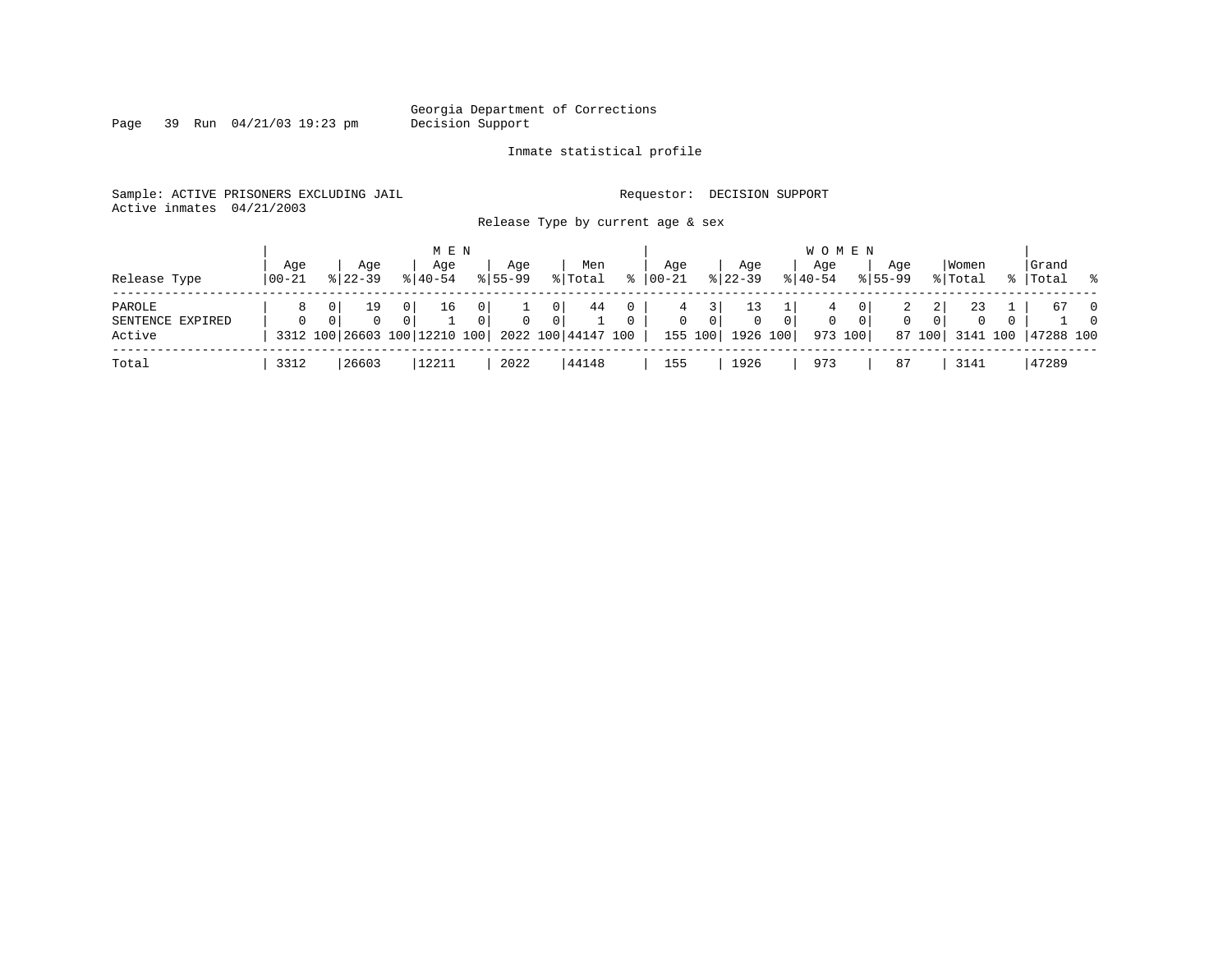Georgia Department of Corrections
Decision Support

Inmate statistical profile

Sample: ACTIVE PRISONERS EXCLUDING JAIL    Requestor: DECISION SUPPORT
Active inmates 04/21/2003

Release Type by current age & sex

| | MEN | | | | | | | | | | WOMEN | | | | | | | | | | | |
|---|---|---|---|---|---|---|---|---|---|---|---|---|---|---|---|---|---|---|---|---|---|---|
| Release Type | Age 00-21 | % | Age 22-39 | % | Age 40-54 | % | Age 55-99 | % | Men Total | % | Age 00-21 | % | Age 22-39 | % | Age 40-54 | % | Age 55-99 | % | Women Total | % | Grand Total | % |
| PAROLE | 8 | 0 | 19 | 0 | 16 | 0 | 1 | 0 | 44 | 0 | 4 | 3 | 13 | 1 | 4 | 0 | 2 | 2 | 23 | 1 | 67 | 0 |
| SENTENCE EXPIRED | 0 | 0 | 0 | 0 | 1 | 0 | 0 | 0 | 1 | 0 | 0 | 0 | 0 | 0 | 0 | 0 | 0 | 0 | 0 | 0 | 1 | 0 |
| Active | 3312 | 100 | 26603 | 100 | 12210 | 100 | 2022 | 100 | 44147 | 100 | 155 | 100 | 1926 | 100 | 973 | 100 | 87 | 100 | 3141 | 100 | 47288 | 100 |
| Total | 3312 | | 26603 | | 12211 | | 2022 | | 44148 | | 155 | | 1926 | | 973 | | 87 | | 3141 | | 47289 | |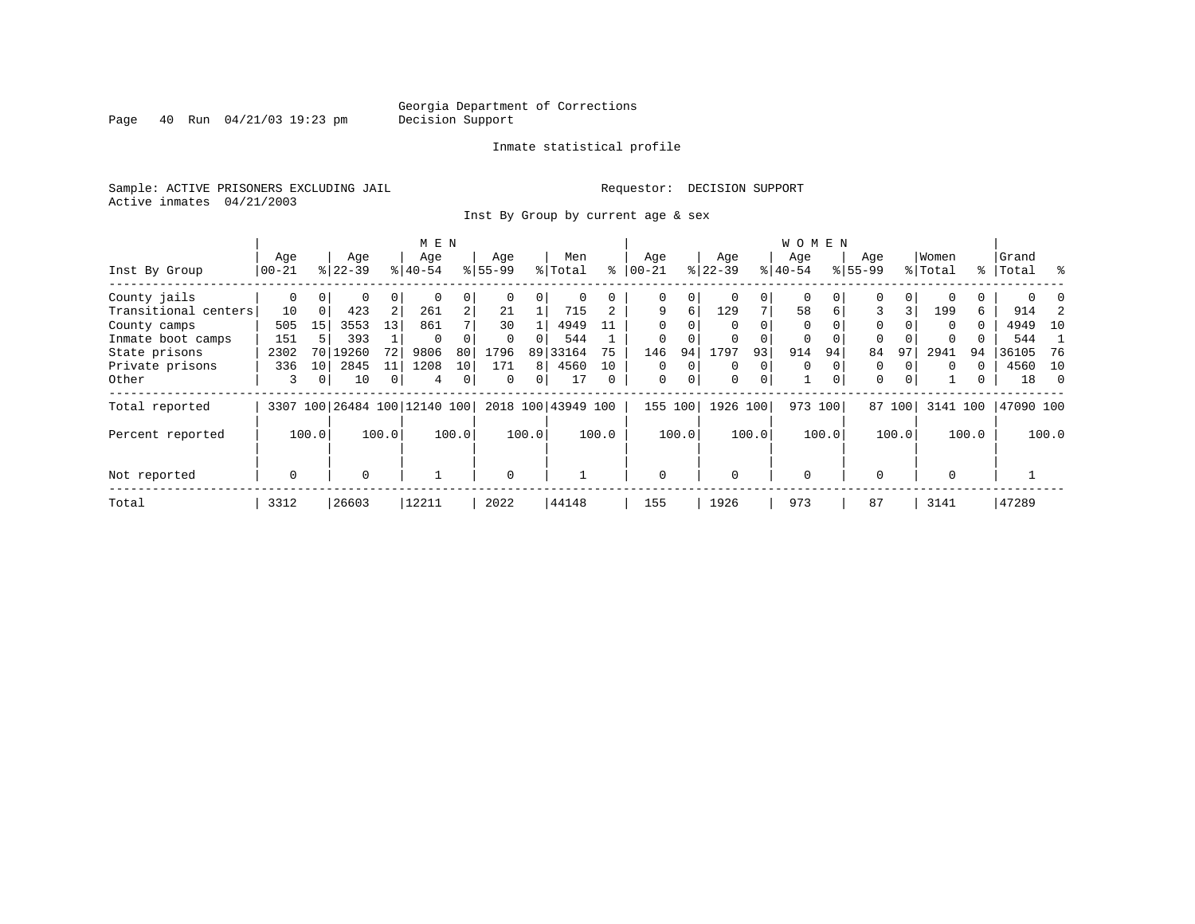Georgia Department of Corrections
Decision Support

Inmate statistical profile

Sample: ACTIVE PRISONERS EXCLUDING JAIL

Requestor: DECISION SUPPORT

Active inmates 04/21/2003

Inst By Group by current age & sex

| Inst By Group | MEN Age 00-21 | % | Age 22-39 | % | Age 40-54 | % | Age 55-99 | % | Men Total | % | WOMEN Age 00-21 | % | Age 22-39 | % | Age 40-54 | % | Age 55-99 | % | Women Total | % | Grand Total | % |
|---|---|---|---|---|---|---|---|---|---|---|---|---|---|---|---|---|---|---|---|---|---|---|
| County jails | 0 | 0 | 0 | 0 | 0 | 0 | 0 | 0 | 0 | 0 | 0 | 0 | 0 | 0 | 0 | 0 | 0 | 0 | 0 | 0 | 0 | 0 |
| Transitional centers | 10 | 0 | 423 | 2 | 261 | 2 | 21 | 1 | 715 | 2 | 9 | 6 | 129 | 7 | 58 | 6 | 3 | 3 | 199 | 6 | 914 | 2 |
| County camps | 505 | 15 | 3553 | 13 | 861 | 7 | 30 | 1 | 4949 | 11 | 0 | 0 | 0 | 0 | 0 | 0 | 0 | 0 | 0 | 0 | 4949 | 10 |
| Inmate boot camps | 151 | 5 | 393 | 1 | 0 | 0 | 0 | 0 | 544 | 1 | 0 | 0 | 0 | 0 | 0 | 0 | 0 | 0 | 0 | 0 | 544 | 1 |
| State prisons | 2302 | 70 | 19260 | 72 | 9806 | 80 | 1796 | 89 | 33164 | 75 | 146 | 94 | 1797 | 93 | 914 | 94 | 84 | 97 | 2941 | 94 | 36105 | 76 |
| Private prisons | 336 | 10 | 2845 | 11 | 1208 | 10 | 171 | 8 | 4560 | 10 | 0 | 0 | 0 | 0 | 0 | 0 | 0 | 0 | 0 | 0 | 4560 | 10 |
| Other | 3 | 0 | 10 | 0 | 4 | 0 | 0 | 0 | 17 | 0 | 0 | 0 | 0 | 0 | 1 | 0 | 0 | 0 | 1 | 0 | 18 | 0 |
| Total reported | 3307 | 100 | 26484 | 100 | 12140 | 100 | 2018 | 100 | 43949 | 100 | 155 | 100 | 1926 | 100 | 973 | 100 | 87 | 100 | 3141 | 100 | 47090 | 100 |
| Percent reported | | 100.0 | | 100.0 | | 100.0 | | 100.0 | | 100.0 | | 100.0 | | 100.0 | | 100.0 | | 100.0 | | 100.0 | | 100.0 |
| Not reported | 0 | | 0 | | 1 | | 0 | | 1 | | 0 | | 0 | | 0 | | 0 | | 0 | | 1 | |
| Total | 3312 | | 26603 | | 12211 | | 2022 | | 44148 | | 155 | | 1926 | | 973 | | 87 | | 3141 | | 47289 | |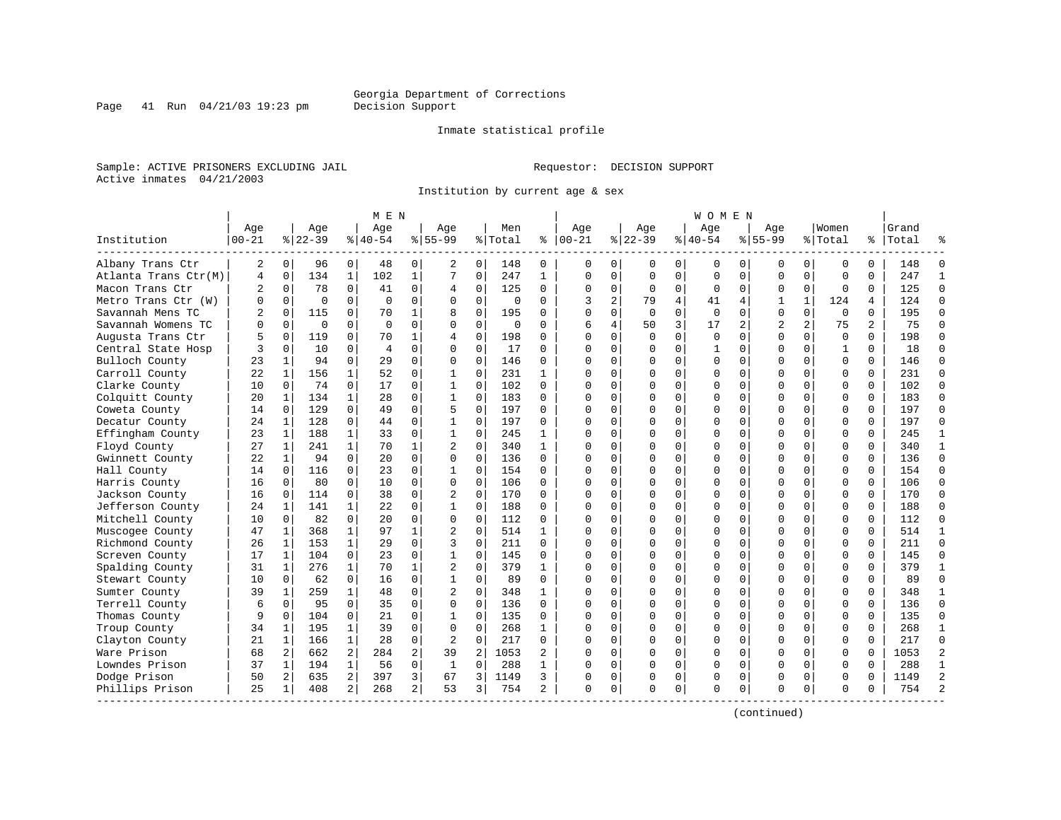Georgia Department of Corrections
Decision Support

Inmate statistical profile

Sample: ACTIVE PRISONERS EXCLUDING JAIL

Requestor: DECISION SUPPORT

Active inmates 04/21/2003

Institution by current age & sex

| Institution | MEN Age 00-21 | % | Age 22-39 | % | Age 40-54 | % | Age 55-99 | % | Men Total | % | WOMEN Age 00-21 | % | Age 22-39 | % | Age 40-54 | % | Age 55-99 | % | Women Total | % | Grand Total | % |
|---|---|---|---|---|---|---|---|---|---|---|---|---|---|---|---|---|---|---|---|---|---|---|
| Albany Trans Ctr | 2 | 0 | 96 | 0 | 48 | 0 | 2 | 0 | 148 | 0 | 0 | 0 | 0 | 0 | 0 | 0 | 0 | 0 | 0 | 0 | 148 | 0 |
| Atlanta Trans Ctr(M) | 4 | 0 | 134 | 1 | 102 | 1 | 7 | 0 | 247 | 1 | 0 | 0 | 0 | 0 | 0 | 0 | 0 | 0 | 0 | 0 | 247 | 1 |
| Macon Trans Ctr | 2 | 0 | 78 | 0 | 41 | 0 | 4 | 0 | 125 | 0 | 0 | 0 | 0 | 0 | 0 | 0 | 0 | 0 | 0 | 0 | 125 | 0 |
| Metro Trans Ctr (W) | 0 | 0 | 0 | 0 | 0 | 0 | 0 | 0 | 0 | 0 | 3 | 2 | 79 | 4 | 41 | 4 | 1 | 1 | 124 | 4 | 124 | 0 |
| Savannah Mens TC | 2 | 0 | 115 | 0 | 70 | 1 | 8 | 0 | 195 | 0 | 0 | 0 | 0 | 0 | 0 | 0 | 0 | 0 | 0 | 0 | 195 | 0 |
| Savannah Womens TC | 0 | 0 | 0 | 0 | 0 | 0 | 0 | 0 | 0 | 0 | 6 | 4 | 50 | 3 | 17 | 2 | 2 | 2 | 75 | 2 | 75 | 0 |
| Augusta Trans Ctr | 5 | 0 | 119 | 0 | 70 | 1 | 4 | 0 | 198 | 0 | 0 | 0 | 0 | 0 | 0 | 0 | 0 | 0 | 0 | 0 | 198 | 0 |
| Central State Hosp | 3 | 0 | 10 | 0 | 4 | 0 | 0 | 0 | 17 | 0 | 0 | 0 | 0 | 0 | 1 | 0 | 0 | 0 | 1 | 0 | 18 | 0 |
| Bulloch County | 23 | 1 | 94 | 0 | 29 | 0 | 0 | 0 | 146 | 0 | 0 | 0 | 0 | 0 | 0 | 0 | 0 | 0 | 0 | 0 | 146 | 0 |
| Carroll County | 22 | 1 | 156 | 1 | 52 | 0 | 1 | 0 | 231 | 1 | 0 | 0 | 0 | 0 | 0 | 0 | 0 | 0 | 0 | 0 | 231 | 0 |
| Clarke County | 10 | 0 | 74 | 0 | 17 | 0 | 1 | 0 | 102 | 0 | 0 | 0 | 0 | 0 | 0 | 0 | 0 | 0 | 0 | 0 | 102 | 0 |
| Colquitt County | 20 | 1 | 134 | 1 | 28 | 0 | 1 | 0 | 183 | 0 | 0 | 0 | 0 | 0 | 0 | 0 | 0 | 0 | 0 | 0 | 183 | 0 |
| Coweta County | 14 | 0 | 129 | 0 | 49 | 0 | 5 | 0 | 197 | 0 | 0 | 0 | 0 | 0 | 0 | 0 | 0 | 0 | 0 | 0 | 197 | 0 |
| Decatur County | 24 | 1 | 128 | 0 | 44 | 0 | 1 | 0 | 197 | 0 | 0 | 0 | 0 | 0 | 0 | 0 | 0 | 0 | 0 | 0 | 197 | 0 |
| Effingham County | 23 | 1 | 188 | 1 | 33 | 0 | 1 | 0 | 245 | 1 | 0 | 0 | 0 | 0 | 0 | 0 | 0 | 0 | 0 | 0 | 245 | 1 |
| Floyd County | 27 | 1 | 241 | 1 | 70 | 1 | 2 | 0 | 340 | 1 | 0 | 0 | 0 | 0 | 0 | 0 | 0 | 0 | 0 | 0 | 340 | 1 |
| Gwinnett County | 22 | 1 | 94 | 0 | 20 | 0 | 0 | 0 | 136 | 0 | 0 | 0 | 0 | 0 | 0 | 0 | 0 | 0 | 0 | 0 | 136 | 0 |
| Hall County | 14 | 0 | 116 | 0 | 23 | 0 | 1 | 0 | 154 | 0 | 0 | 0 | 0 | 0 | 0 | 0 | 0 | 0 | 0 | 0 | 154 | 0 |
| Harris County | 16 | 0 | 80 | 0 | 10 | 0 | 0 | 0 | 106 | 0 | 0 | 0 | 0 | 0 | 0 | 0 | 0 | 0 | 0 | 0 | 106 | 0 |
| Jackson County | 16 | 0 | 114 | 0 | 38 | 0 | 2 | 0 | 170 | 0 | 0 | 0 | 0 | 0 | 0 | 0 | 0 | 0 | 0 | 0 | 170 | 0 |
| Jefferson County | 24 | 1 | 141 | 1 | 22 | 0 | 1 | 0 | 188 | 0 | 0 | 0 | 0 | 0 | 0 | 0 | 0 | 0 | 0 | 0 | 188 | 0 |
| Mitchell County | 10 | 0 | 82 | 0 | 20 | 0 | 0 | 0 | 112 | 0 | 0 | 0 | 0 | 0 | 0 | 0 | 0 | 0 | 0 | 0 | 112 | 0 |
| Muscogee County | 47 | 1 | 368 | 1 | 97 | 1 | 2 | 0 | 514 | 1 | 0 | 0 | 0 | 0 | 0 | 0 | 0 | 0 | 0 | 0 | 514 | 1 |
| Richmond County | 26 | 1 | 153 | 1 | 29 | 0 | 3 | 0 | 211 | 0 | 0 | 0 | 0 | 0 | 0 | 0 | 0 | 0 | 0 | 0 | 211 | 0 |
| Screven County | 17 | 1 | 104 | 0 | 23 | 0 | 1 | 0 | 145 | 0 | 0 | 0 | 0 | 0 | 0 | 0 | 0 | 0 | 0 | 0 | 145 | 0 |
| Spalding County | 31 | 1 | 276 | 1 | 70 | 1 | 2 | 0 | 379 | 1 | 0 | 0 | 0 | 0 | 0 | 0 | 0 | 0 | 0 | 0 | 379 | 1 |
| Stewart County | 10 | 0 | 62 | 0 | 16 | 0 | 1 | 0 | 89 | 0 | 0 | 0 | 0 | 0 | 0 | 0 | 0 | 0 | 0 | 0 | 89 | 0 |
| Sumter County | 39 | 1 | 259 | 1 | 48 | 0 | 2 | 0 | 348 | 1 | 0 | 0 | 0 | 0 | 0 | 0 | 0 | 0 | 0 | 0 | 348 | 1 |
| Terrell County | 6 | 0 | 95 | 0 | 35 | 0 | 0 | 0 | 136 | 0 | 0 | 0 | 0 | 0 | 0 | 0 | 0 | 0 | 0 | 0 | 136 | 0 |
| Thomas County | 9 | 0 | 104 | 0 | 21 | 0 | 1 | 0 | 135 | 0 | 0 | 0 | 0 | 0 | 0 | 0 | 0 | 0 | 0 | 0 | 135 | 0 |
| Troup County | 34 | 1 | 195 | 1 | 39 | 0 | 0 | 0 | 268 | 1 | 0 | 0 | 0 | 0 | 0 | 0 | 0 | 0 | 0 | 0 | 268 | 1 |
| Clayton County | 21 | 1 | 166 | 1 | 28 | 0 | 2 | 0 | 217 | 0 | 0 | 0 | 0 | 0 | 0 | 0 | 0 | 0 | 0 | 0 | 217 | 0 |
| Ware Prison | 68 | 2 | 662 | 2 | 284 | 2 | 39 | 2 | 1053 | 2 | 0 | 0 | 0 | 0 | 0 | 0 | 0 | 0 | 0 | 0 | 1053 | 2 |
| Lowndes Prison | 37 | 1 | 194 | 1 | 56 | 0 | 1 | 0 | 288 | 1 | 0 | 0 | 0 | 0 | 0 | 0 | 0 | 0 | 0 | 0 | 288 | 1 |
| Dodge Prison | 50 | 2 | 635 | 2 | 397 | 3 | 67 | 3 | 1149 | 3 | 0 | 0 | 0 | 0 | 0 | 0 | 0 | 0 | 0 | 0 | 1149 | 2 |
| Phillips Prison | 25 | 1 | 408 | 2 | 268 | 2 | 53 | 3 | 754 | 2 | 0 | 0 | 0 | 0 | 0 | 0 | 0 | 0 | 0 | 0 | 754 | 2 |

(continued)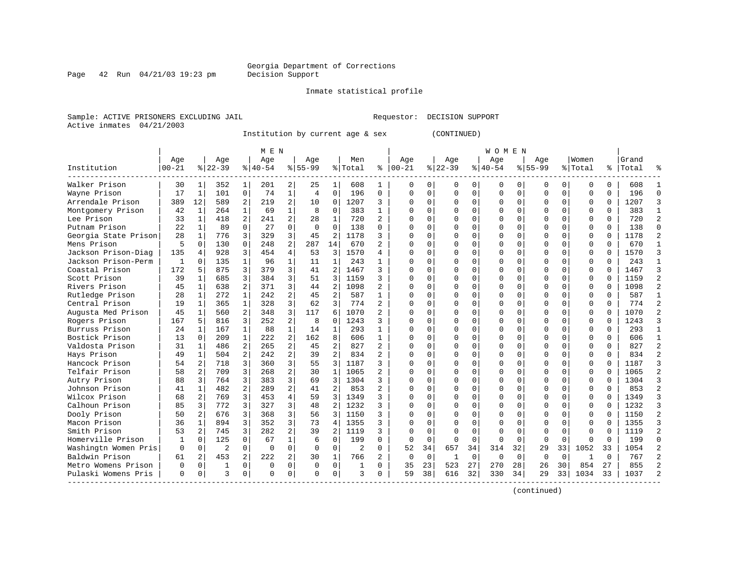Georgia Department of Corrections
Decision Support

Inmate statistical profile

Sample: ACTIVE PRISONERS EXCLUDING JAIL &emsp;&emsp;&emsp;&emsp; Requestor: DECISION SUPPORT
Active inmates 04/21/2003

Institution by current age & sex (CONTINUED)

| Institution | MEN Age 00-21 | % | Age 22-39 | % | Age 40-54 | % | Age 55-99 | % | Men Total | % | WOMEN Age 00-21 | % | Age 22-39 | % | Age 40-54 | % | Age 55-99 | % | Women Total | % | Grand Total | % |
|---|---|---|---|---|---|---|---|---|---|---|---|---|---|---|---|---|---|---|---|---|---|---|
| Walker Prison | 30 | 1 | 352 | 1 | 201 | 2 | 25 | 1 | 608 | 1 | 0 | 0 | 0 | 0 | 0 | 0 | 0 | 0 | 0 | 0 | 608 | 1 |
| Wayne Prison | 17 | 1 | 101 | 0 | 74 | 1 | 4 | 0 | 196 | 0 | 0 | 0 | 0 | 0 | 0 | 0 | 0 | 0 | 0 | 0 | 196 | 0 |
| Arrendale Prison | 389 | 12 | 589 | 2 | 219 | 2 | 10 | 0 | 1207 | 3 | 0 | 0 | 0 | 0 | 0 | 0 | 0 | 0 | 0 | 0 | 1207 | 3 |
| Montgomery Prison | 42 | 1 | 264 | 1 | 69 | 1 | 8 | 0 | 383 | 1 | 0 | 0 | 0 | 0 | 0 | 0 | 0 | 0 | 0 | 0 | 383 | 1 |
| Lee Prison | 33 | 1 | 418 | 2 | 241 | 2 | 28 | 1 | 720 | 2 | 0 | 0 | 0 | 0 | 0 | 0 | 0 | 0 | 0 | 0 | 720 | 2 |
| Putnam Prison | 22 | 1 | 89 | 0 | 27 | 0 | 0 | 0 | 138 | 0 | 0 | 0 | 0 | 0 | 0 | 0 | 0 | 0 | 0 | 0 | 138 | 0 |
| Georgia State Prison | 28 | 1 | 776 | 3 | 329 | 3 | 45 | 2 | 1178 | 3 | 0 | 0 | 0 | 0 | 0 | 0 | 0 | 0 | 0 | 0 | 1178 | 2 |
| Mens Prison | 5 | 0 | 130 | 0 | 248 | 2 | 287 | 14 | 670 | 2 | 0 | 0 | 0 | 0 | 0 | 0 | 0 | 0 | 0 | 0 | 670 | 1 |
| Jackson Prison-Diag | 135 | 4 | 928 | 3 | 454 | 4 | 53 | 3 | 1570 | 4 | 0 | 0 | 0 | 0 | 0 | 0 | 0 | 0 | 0 | 0 | 1570 | 3 |
| Jackson Prison-Perm | 1 | 0 | 135 | 1 | 96 | 1 | 11 | 1 | 243 | 1 | 0 | 0 | 0 | 0 | 0 | 0 | 0 | 0 | 0 | 0 | 243 | 1 |
| Coastal Prison | 172 | 5 | 875 | 3 | 379 | 3 | 41 | 2 | 1467 | 3 | 0 | 0 | 0 | 0 | 0 | 0 | 0 | 0 | 0 | 0 | 1467 | 3 |
| Scott Prison | 39 | 1 | 685 | 3 | 384 | 3 | 51 | 3 | 1159 | 3 | 0 | 0 | 0 | 0 | 0 | 0 | 0 | 0 | 0 | 0 | 1159 | 2 |
| Rivers Prison | 45 | 1 | 638 | 2 | 371 | 3 | 44 | 2 | 1098 | 2 | 0 | 0 | 0 | 0 | 0 | 0 | 0 | 0 | 0 | 0 | 1098 | 2 |
| Rutledge Prison | 28 | 1 | 272 | 1 | 242 | 2 | 45 | 2 | 587 | 1 | 0 | 0 | 0 | 0 | 0 | 0 | 0 | 0 | 0 | 0 | 587 | 1 |
| Central Prison | 19 | 1 | 365 | 1 | 328 | 3 | 62 | 3 | 774 | 2 | 0 | 0 | 0 | 0 | 0 | 0 | 0 | 0 | 0 | 0 | 774 | 2 |
| Augusta Med Prison | 45 | 1 | 560 | 2 | 348 | 3 | 117 | 6 | 1070 | 2 | 0 | 0 | 0 | 0 | 0 | 0 | 0 | 0 | 0 | 0 | 1070 | 2 |
| Rogers Prison | 167 | 5 | 816 | 3 | 252 | 2 | 8 | 0 | 1243 | 3 | 0 | 0 | 0 | 0 | 0 | 0 | 0 | 0 | 0 | 0 | 1243 | 3 |
| Burruss Prison | 24 | 1 | 167 | 1 | 88 | 1 | 14 | 1 | 293 | 1 | 0 | 0 | 0 | 0 | 0 | 0 | 0 | 0 | 0 | 0 | 293 | 1 |
| Bostick Prison | 13 | 0 | 209 | 1 | 222 | 2 | 162 | 8 | 606 | 1 | 0 | 0 | 0 | 0 | 0 | 0 | 0 | 0 | 0 | 0 | 606 | 1 |
| Valdosta Prison | 31 | 1 | 486 | 2 | 265 | 2 | 45 | 2 | 827 | 2 | 0 | 0 | 0 | 0 | 0 | 0 | 0 | 0 | 0 | 0 | 827 | 2 |
| Hays Prison | 49 | 1 | 504 | 2 | 242 | 2 | 39 | 2 | 834 | 2 | 0 | 0 | 0 | 0 | 0 | 0 | 0 | 0 | 0 | 0 | 834 | 2 |
| Hancock Prison | 54 | 2 | 718 | 3 | 360 | 3 | 55 | 3 | 1187 | 3 | 0 | 0 | 0 | 0 | 0 | 0 | 0 | 0 | 0 | 0 | 1187 | 3 |
| Telfair Prison | 58 | 2 | 709 | 3 | 268 | 2 | 30 | 1 | 1065 | 2 | 0 | 0 | 0 | 0 | 0 | 0 | 0 | 0 | 0 | 0 | 1065 | 2 |
| Autry Prison | 88 | 3 | 764 | 3 | 383 | 3 | 69 | 3 | 1304 | 3 | 0 | 0 | 0 | 0 | 0 | 0 | 0 | 0 | 0 | 0 | 1304 | 3 |
| Johnson Prison | 41 | 1 | 482 | 2 | 289 | 2 | 41 | 2 | 853 | 2 | 0 | 0 | 0 | 0 | 0 | 0 | 0 | 0 | 0 | 0 | 853 | 2 |
| Wilcox Prison | 68 | 2 | 769 | 3 | 453 | 4 | 59 | 3 | 1349 | 3 | 0 | 0 | 0 | 0 | 0 | 0 | 0 | 0 | 0 | 0 | 1349 | 3 |
| Calhoun Prison | 85 | 3 | 772 | 3 | 327 | 3 | 48 | 2 | 1232 | 3 | 0 | 0 | 0 | 0 | 0 | 0 | 0 | 0 | 0 | 0 | 1232 | 3 |
| Dooly Prison | 50 | 2 | 676 | 3 | 368 | 3 | 56 | 3 | 1150 | 3 | 0 | 0 | 0 | 0 | 0 | 0 | 0 | 0 | 0 | 0 | 1150 | 2 |
| Macon Prison | 36 | 1 | 894 | 3 | 352 | 3 | 73 | 4 | 1355 | 3 | 0 | 0 | 0 | 0 | 0 | 0 | 0 | 0 | 0 | 0 | 1355 | 3 |
| Smith Prison | 53 | 2 | 745 | 3 | 282 | 2 | 39 | 2 | 1119 | 3 | 0 | 0 | 0 | 0 | 0 | 0 | 0 | 0 | 0 | 0 | 1119 | 2 |
| Homerville Prison | 1 | 0 | 125 | 0 | 67 | 1 | 6 | 0 | 199 | 0 | 0 | 0 | 0 | 0 | 0 | 0 | 0 | 0 | 0 | 0 | 199 | 0 |
| Washingtn Women Pris | 0 | 0 | 2 | 0 | 0 | 0 | 0 | 0 | 2 | 0 | 52 | 34 | 657 | 34 | 314 | 32 | 29 | 33 | 1052 | 33 | 1054 | 2 |
| Baldwin Prison | 61 | 2 | 453 | 2 | 222 | 2 | 30 | 1 | 766 | 2 | 0 | 0 | 1 | 0 | 0 | 0 | 0 | 0 | 1 | 0 | 767 | 2 |
| Metro Womens Prison | 0 | 0 | 1 | 0 | 0 | 0 | 0 | 0 | 1 | 0 | 35 | 23 | 523 | 27 | 270 | 28 | 26 | 30 | 854 | 27 | 855 | 2 |
| Pulaski Womens Pris | 0 | 0 | 3 | 0 | 0 | 0 | 0 | 0 | 3 | 0 | 59 | 38 | 616 | 32 | 330 | 34 | 29 | 33 | 1034 | 33 | 1037 | 2 |

(continued)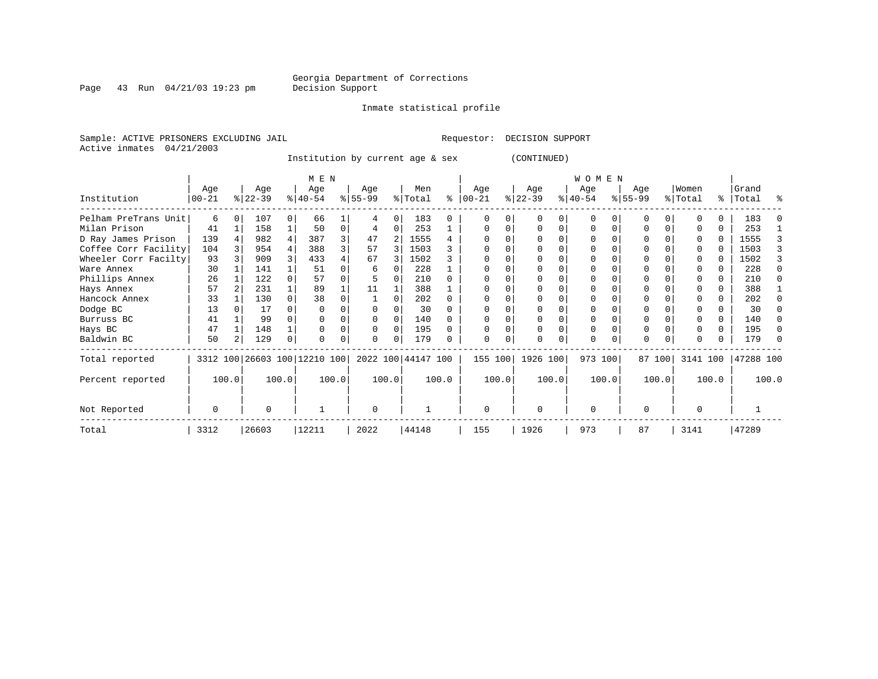Georgia Department of Corrections
Decision Support

Inmate statistical profile

Sample: ACTIVE PRISONERS EXCLUDING JAIL  Requestor: DECISION SUPPORT
Active inmates 04/21/2003

Institution by current age & sex (CONTINUED)

| Institution | MEN Age 00-21 | % | Age 22-39 | % | Age 40-54 | % | Age 55-99 | % | Men Total | % | WOMEN Age 00-21 | % | Age 22-39 | % | Age 40-54 | % | Age 55-99 | % | Women Total | % | Grand Total | % |
|---|---|---|---|---|---|---|---|---|---|---|---|---|---|---|---|---|---|---|---|---|---|---|
| Pelham PreTrans Unit | 6 | 0 | 107 | 0 | 66 | 1 | 4 | 0 | 183 | 0 | 0 | 0 | 0 | 0 | 0 | 0 | 0 | 0 | 0 | 0 | 183 | 0 |
| Milan Prison | 41 | 1 | 158 | 1 | 50 | 0 | 4 | 0 | 253 | 1 | 0 | 0 | 0 | 0 | 0 | 0 | 0 | 0 | 0 | 0 | 253 | 1 |
| D Ray James Prison | 139 | 4 | 982 | 4 | 387 | 3 | 47 | 2 | 1555 | 4 | 0 | 0 | 0 | 0 | 0 | 0 | 0 | 0 | 0 | 0 | 1555 | 3 |
| Coffee Corr Facility | 104 | 3 | 954 | 4 | 388 | 3 | 57 | 3 | 1503 | 3 | 0 | 0 | 0 | 0 | 0 | 0 | 0 | 0 | 0 | 0 | 1503 | 3 |
| Wheeler Corr Facilty | 93 | 3 | 909 | 3 | 433 | 4 | 67 | 3 | 1502 | 3 | 0 | 0 | 0 | 0 | 0 | 0 | 0 | 0 | 0 | 0 | 1502 | 3 |
| Ware Annex | 30 | 1 | 141 | 1 | 51 | 0 | 6 | 0 | 228 | 1 | 0 | 0 | 0 | 0 | 0 | 0 | 0 | 0 | 0 | 0 | 228 | 0 |
| Phillips Annex | 26 | 1 | 122 | 0 | 57 | 0 | 5 | 0 | 210 | 0 | 0 | 0 | 0 | 0 | 0 | 0 | 0 | 0 | 0 | 0 | 210 | 0 |
| Hays Annex | 57 | 2 | 231 | 1 | 89 | 1 | 11 | 1 | 388 | 1 | 0 | 0 | 0 | 0 | 0 | 0 | 0 | 0 | 0 | 0 | 388 | 1 |
| Hancock Annex | 33 | 1 | 130 | 0 | 38 | 0 | 1 | 0 | 202 | 0 | 0 | 0 | 0 | 0 | 0 | 0 | 0 | 0 | 0 | 0 | 202 | 0 |
| Dodge BC | 13 | 0 | 17 | 0 | 0 | 0 | 0 | 0 | 30 | 0 | 0 | 0 | 0 | 0 | 0 | 0 | 0 | 0 | 0 | 0 | 30 | 0 |
| Burruss BC | 41 | 1 | 99 | 0 | 0 | 0 | 0 | 0 | 140 | 0 | 0 | 0 | 0 | 0 | 0 | 0 | 0 | 0 | 0 | 0 | 140 | 0 |
| Hays BC | 47 | 1 | 148 | 1 | 0 | 0 | 0 | 0 | 195 | 0 | 0 | 0 | 0 | 0 | 0 | 0 | 0 | 0 | 0 | 0 | 195 | 0 |
| Baldwin BC | 50 | 2 | 129 | 0 | 0 | 0 | 0 | 0 | 179 | 0 | 0 | 0 | 0 | 0 | 0 | 0 | 0 | 0 | 0 | 0 | 179 | 0 |
| Total reported | 3312 | 100 | 26603 | 100 | 12210 | 100 | 2022 | 100 | 44147 | 100 | 155 | 100 | 1926 | 100 | 973 | 100 | 87 | 100 | 3141 | 100 | 47288 | 100 |
| Percent reported | | 100.0 | | 100.0 | | 100.0 | | 100.0 | | 100.0 | | 100.0 | | 100.0 | | 100.0 | | 100.0 | | 100.0 | | 100.0 |
| Not Reported | 0 | | 0 | | 1 | | 0 | | 1 | | 0 | | 0 | | 0 | | 0 | | 0 | | 1 | |
| Total | 3312 | | 26603 | | 12211 | | 2022 | | 44148 | | 155 | | 1926 | | 973 | | 87 | | 3141 | | 47289 | |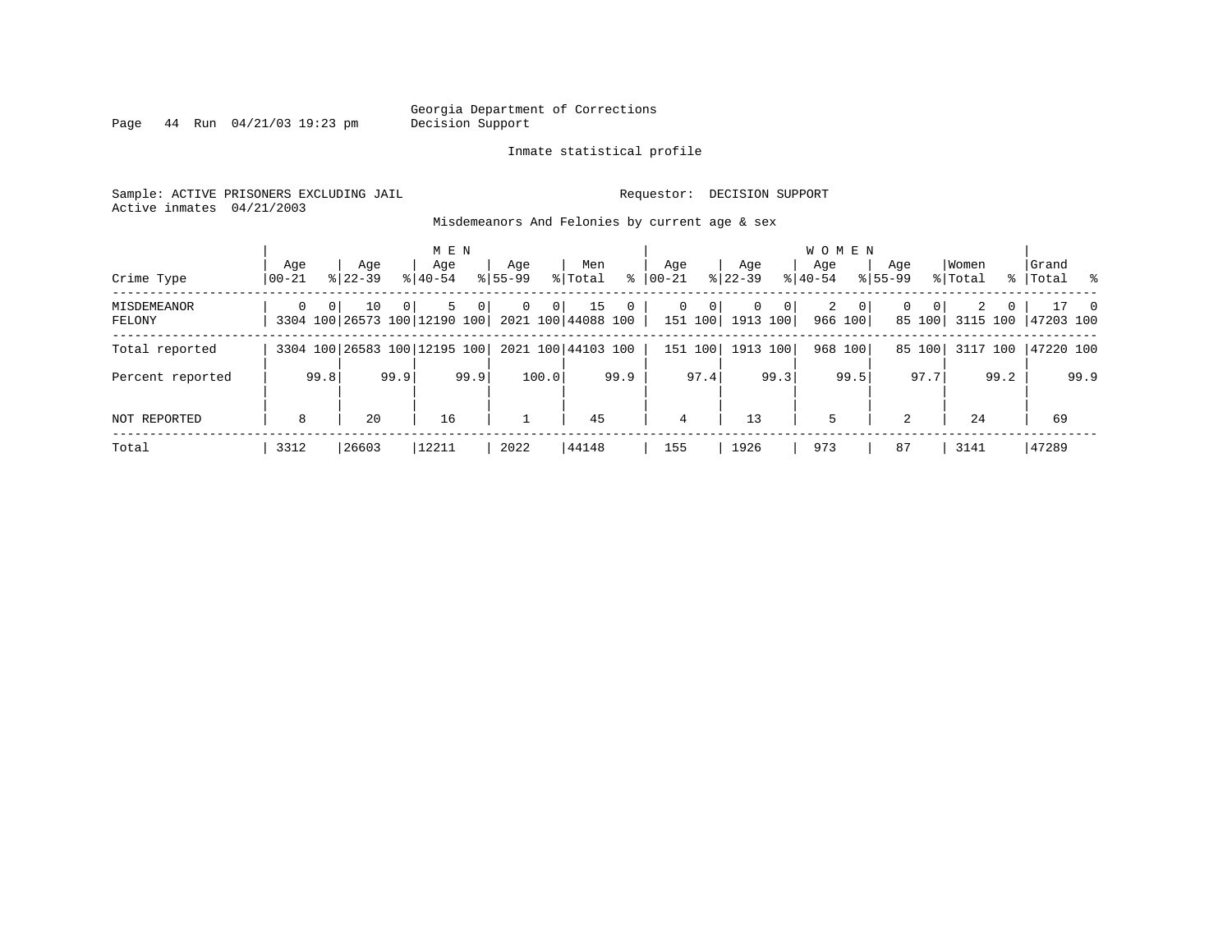Georgia Department of Corrections
Decision Support

Inmate statistical profile

Sample: ACTIVE PRISONERS EXCLUDING JAIL                Requestor: DECISION SUPPORT
Active inmates 04/21/2003

Misdemeanors And Felonies by current age & sex

| Crime Type | MEN Age 00-21 | % | Age 22-39 | % | Age 40-54 | % | Age 55-99 | % | Men Total | % | WOMEN Age 00-21 | % | Age 22-39 | % | Age 40-54 | % | Age 55-99 | % | Women Total | % | Grand Total | % |
|---|---|---|---|---|---|---|---|---|---|---|---|---|---|---|---|---|---|---|---|---|---|---|
| MISDEMEANOR | 0 | 0 | 10 | 0 | 5 | 0 | 0 | 0 | 15 | 0 | 0 | 0 | 0 | 0 | 2 | 0 | 0 | 0 | 2 | 0 | 17 | 0 |
| FELONY | 3304 | 100 | 26573 | 100 | 12190 | 100 | 2021 | 100 | 44088 | 100 | 151 | 100 | 1913 | 100 | 966 | 100 | 85 | 100 | 3115 | 100 | 47203 | 100 |
| Total reported | 3304 | 100 | 26583 | 100 | 12195 | 100 | 2021 | 100 | 44103 | 100 | 151 | 100 | 1913 | 100 | 968 | 100 | 85 | 100 | 3117 | 100 | 47220 | 100 |
| Percent reported | | 99.8 | | 99.9 | | 99.9 | | 100.0 | | 99.9 | | 97.4 | | 99.3 | | 99.5 | | 97.7 | | 99.2 | | 99.9 |
| NOT REPORTED | 8 | | 20 | | 16 | | 1 | | 45 | | 4 | | 13 | | 5 | | 2 | | 24 | | 69 | |
| Total | 3312 | | 26603 | | 12211 | | 2022 | | 44148 | | 155 | | 1926 | | 973 | | 87 | | 3141 | | 47289 | |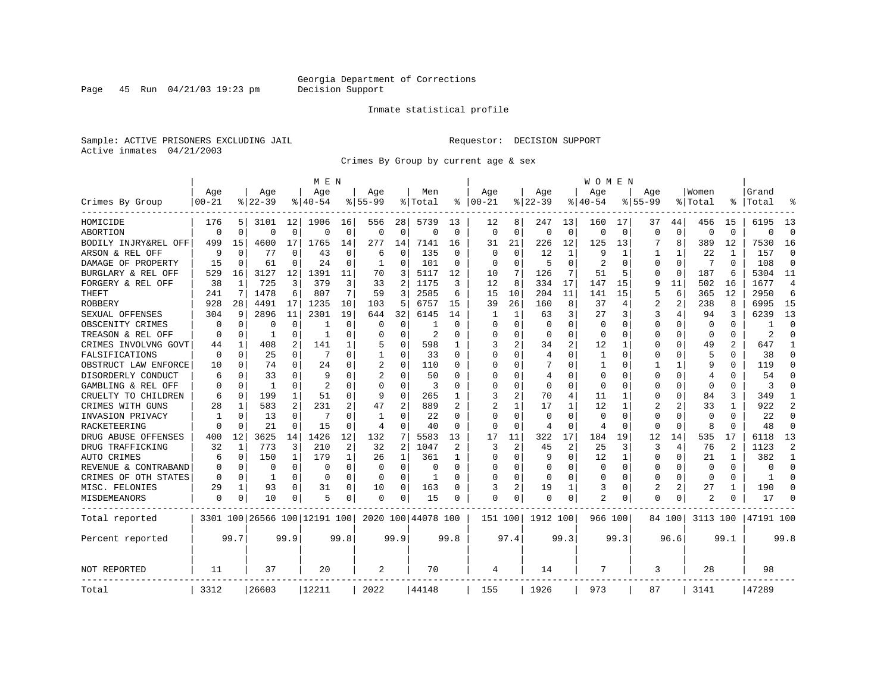Georgia Department of Corrections
Decision Support

Inmate statistical profile

Sample: ACTIVE PRISONERS EXCLUDING JAIL
Active inmates 04/21/2003

Requestor: DECISION SUPPORT

Crimes By Group by current age & sex

| Crimes By Group | MEN Age 00-21 | % | Age 22-39 | % | Age 40-54 | % | Age 55-99 | % | Men Total | % | WOMEN Age 00-21 | % | Age 22-39 | % | Age 40-54 | % | Age 55-99 | % | Women Total | % | Grand Total | % |
|---|---|---|---|---|---|---|---|---|---|---|---|---|---|---|---|---|---|---|---|---|---|---|
| HOMICIDE | 176 | 5 | 3101 | 12 | 1906 | 16 | 556 | 28 | 5739 | 13 | 12 | 8 | 247 | 13 | 160 | 17 | 37 | 44 | 456 | 15 | 6195 | 13 |
| ABORTION | 0 | 0 | 0 | 0 | 0 | 0 | 0 | 0 | 0 | 0 | 0 | 0 | 0 | 0 | 0 | 0 | 0 | 0 | 0 | 0 | 0 | 0 |
| BODILY INJRY&REL OFF | 499 | 15 | 4600 | 17 | 1765 | 14 | 277 | 14 | 7141 | 16 | 31 | 21 | 226 | 12 | 125 | 13 | 7 | 8 | 389 | 12 | 7530 | 16 |
| ARSON & REL OFF | 9 | 0 | 77 | 0 | 43 | 0 | 6 | 0 | 135 | 0 | 0 | 0 | 12 | 1 | 9 | 1 | 1 | 1 | 22 | 1 | 157 | 0 |
| DAMAGE OF PROPERTY | 15 | 0 | 61 | 0 | 24 | 0 | 1 | 0 | 101 | 0 | 0 | 0 | 5 | 0 | 2 | 0 | 0 | 0 | 7 | 0 | 108 | 0 |
| BURGLARY & REL OFF | 529 | 16 | 3127 | 12 | 1391 | 11 | 70 | 3 | 5117 | 12 | 10 | 7 | 126 | 7 | 51 | 5 | 0 | 0 | 187 | 6 | 5304 | 11 |
| FORGERY & REL OFF | 38 | 1 | 725 | 3 | 379 | 3 | 33 | 2 | 1175 | 3 | 12 | 8 | 334 | 17 | 147 | 15 | 9 | 11 | 502 | 16 | 1677 | 4 |
| THEFT | 241 | 7 | 1478 | 6 | 807 | 7 | 59 | 3 | 2585 | 6 | 15 | 10 | 204 | 11 | 141 | 15 | 5 | 6 | 365 | 12 | 2950 | 6 |
| ROBBERY | 928 | 28 | 4491 | 17 | 1235 | 10 | 103 | 5 | 6757 | 15 | 39 | 26 | 160 | 8 | 37 | 4 | 2 | 2 | 238 | 8 | 6995 | 15 |
| SEXUAL OFFENSES | 304 | 9 | 2896 | 11 | 2301 | 19 | 644 | 32 | 6145 | 14 | 1 | 1 | 63 | 3 | 27 | 3 | 3 | 4 | 94 | 3 | 6239 | 13 |
| OBSCENITY CRIMES | 0 | 0 | 0 | 0 | 1 | 0 | 0 | 0 | 1 | 0 | 0 | 0 | 0 | 0 | 0 | 0 | 0 | 0 | 0 | 0 | 1 | 0 |
| TREASON & REL OFF | 0 | 0 | 1 | 0 | 1 | 0 | 0 | 0 | 2 | 0 | 0 | 0 | 0 | 0 | 0 | 0 | 0 | 0 | 0 | 0 | 2 | 0 |
| CRIMES INVOLVNG GOVT | 44 | 1 | 408 | 2 | 141 | 1 | 5 | 0 | 598 | 1 | 3 | 2 | 34 | 2 | 12 | 1 | 0 | 0 | 49 | 2 | 647 | 1 |
| FALSIFICATIONS | 0 | 0 | 25 | 0 | 7 | 0 | 1 | 0 | 33 | 0 | 0 | 0 | 4 | 0 | 1 | 0 | 0 | 0 | 5 | 0 | 38 | 0 |
| OBSTRUCT LAW ENFORCE | 10 | 0 | 74 | 0 | 24 | 0 | 2 | 0 | 110 | 0 | 0 | 0 | 7 | 0 | 1 | 0 | 1 | 1 | 9 | 0 | 119 | 0 |
| DISORDERLY CONDUCT | 6 | 0 | 33 | 0 | 9 | 0 | 2 | 0 | 50 | 0 | 0 | 0 | 4 | 0 | 0 | 0 | 0 | 0 | 4 | 0 | 54 | 0 |
| GAMBLING & REL OFF | 0 | 0 | 1 | 0 | 2 | 0 | 0 | 0 | 3 | 0 | 0 | 0 | 0 | 0 | 0 | 0 | 0 | 0 | 0 | 0 | 3 | 0 |
| CRUELTY TO CHILDREN | 6 | 0 | 199 | 1 | 51 | 0 | 9 | 0 | 265 | 1 | 3 | 2 | 70 | 4 | 11 | 1 | 0 | 0 | 84 | 3 | 349 | 1 |
| CRIMES WITH GUNS | 28 | 1 | 583 | 2 | 231 | 2 | 47 | 2 | 889 | 2 | 2 | 1 | 17 | 1 | 12 | 1 | 2 | 2 | 33 | 1 | 922 | 2 |
| INVASION PRIVACY | 1 | 0 | 13 | 0 | 7 | 0 | 1 | 0 | 22 | 0 | 0 | 0 | 0 | 0 | 0 | 0 | 0 | 0 | 0 | 0 | 22 | 0 |
| RACKETEERING | 0 | 0 | 21 | 0 | 15 | 0 | 4 | 0 | 40 | 0 | 0 | 0 | 4 | 0 | 4 | 0 | 0 | 0 | 8 | 0 | 48 | 0 |
| DRUG ABUSE OFFENSES | 400 | 12 | 3625 | 14 | 1426 | 12 | 132 | 7 | 5583 | 13 | 17 | 11 | 322 | 17 | 184 | 19 | 12 | 14 | 535 | 17 | 6118 | 13 |
| DRUG TRAFFICKING | 32 | 1 | 773 | 3 | 210 | 2 | 32 | 2 | 1047 | 2 | 3 | 2 | 45 | 2 | 25 | 3 | 3 | 4 | 76 | 2 | 1123 | 2 |
| AUTO CRIMES | 6 | 0 | 150 | 1 | 179 | 1 | 26 | 1 | 361 | 1 | 0 | 0 | 9 | 0 | 12 | 1 | 0 | 0 | 21 | 1 | 382 | 1 |
| REVENUE & CONTRABAND | 0 | 0 | 0 | 0 | 0 | 0 | 0 | 0 | 0 | 0 | 0 | 0 | 0 | 0 | 0 | 0 | 0 | 0 | 0 | 0 | 0 | 0 |
| CRIMES OF OTH STATES | 0 | 0 | 1 | 0 | 0 | 0 | 0 | 0 | 1 | 0 | 0 | 0 | 0 | 0 | 0 | 0 | 0 | 0 | 0 | 0 | 1 | 0 |
| MISC. FELONIES | 29 | 1 | 93 | 0 | 31 | 0 | 10 | 0 | 163 | 0 | 3 | 2 | 19 | 1 | 3 | 0 | 2 | 2 | 27 | 1 | 190 | 0 |
| MISDEMEANORS | 0 | 0 | 10 | 0 | 5 | 0 | 0 | 0 | 15 | 0 | 0 | 0 | 0 | 0 | 2 | 0 | 0 | 0 | 2 | 0 | 17 | 0 |
| Total reported | 3301 | 100 | 26566 | 100 | 12191 | 100 | 2020 | 100 | 44078 | 100 | 151 | 100 | 1912 | 100 | 966 | 100 | 84 | 100 | 3113 | 100 | 47191 | 100 |
| Percent reported | | 99.7 | | 99.9 | | 99.8 | | 99.9 | | 99.8 | | 97.4 | | 99.3 | | 99.3 | | 96.6 | | 99.1 | | 99.8 |
| NOT REPORTED | 11 | | 37 | | 20 | | 2 | | 70 | | 4 | | 14 | | 7 | | 3 | | 28 | | 98 | |
| Total | 3312 | | 26603 | | 12211 | | 2022 | | 44148 | | 155 | | 1926 | | 973 | | 87 | | 3141 | | 47289 | |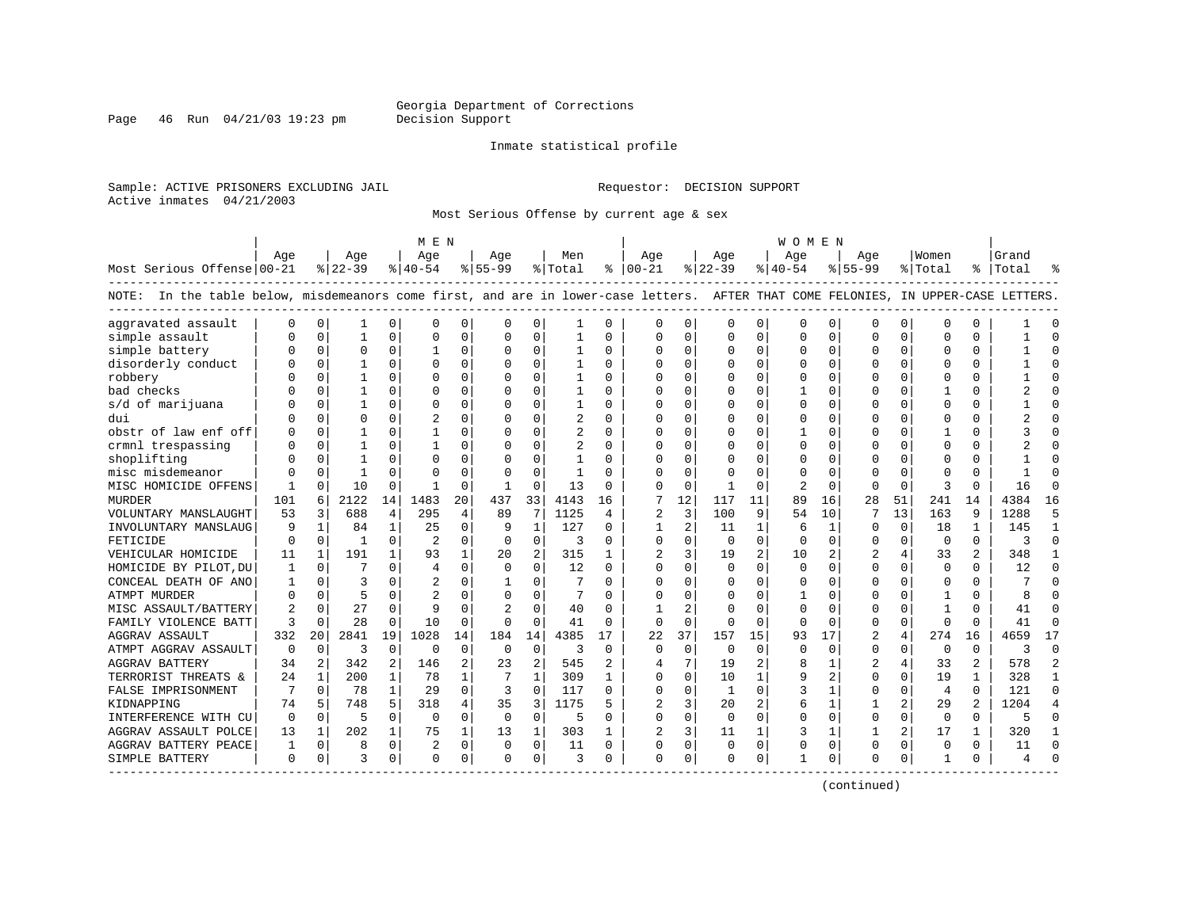Georgia Department of Corrections
Decision Support

Inmate statistical profile

Sample: ACTIVE PRISONERS EXCLUDING JAIL    Requestor: DECISION SUPPORT
Active inmates 04/21/2003

Most Serious Offense by current age & sex

NOTE: In the table below, misdemeanors come first, and are in lower-case letters. AFTER THAT COME FELONIES, IN UPPER-CASE LETTERS.

| Most Serious Offense | MEN Age 00-21 | % | Age 22-39 | % | Age 40-54 | % | Age 55-99 | % | Men Total | % | WOMEN Age 00-21 | % | Age 22-39 | % | Age 40-54 | % | Age 55-99 | % | Women Total | % | Grand Total | % |
|---|---|---|---|---|---|---|---|---|---|---|---|---|---|---|---|---|---|---|---|---|---|---|
| aggravated assault | 0 | 0 | 1 | 0 | 0 | 0 | 0 | 0 | 1 | 0 | 0 | 0 | 0 | 0 | 0 | 0 | 0 | 0 | 0 | 0 | 1 | 0 |
| simple assault | 0 | 0 | 1 | 0 | 0 | 0 | 0 | 0 | 1 | 0 | 0 | 0 | 0 | 0 | 0 | 0 | 0 | 0 | 0 | 0 | 1 | 0 |
| simple battery | 0 | 0 | 0 | 0 | 1 | 0 | 0 | 0 | 1 | 0 | 0 | 0 | 0 | 0 | 0 | 0 | 0 | 0 | 0 | 0 | 1 | 0 |
| disorderly conduct | 0 | 0 | 1 | 0 | 0 | 0 | 0 | 0 | 1 | 0 | 0 | 0 | 0 | 0 | 0 | 0 | 0 | 0 | 0 | 0 | 1 | 0 |
| robbery | 0 | 0 | 1 | 0 | 0 | 0 | 0 | 0 | 1 | 0 | 0 | 0 | 0 | 0 | 0 | 0 | 0 | 0 | 0 | 0 | 1 | 0 |
| bad checks | 0 | 0 | 1 | 0 | 0 | 0 | 0 | 0 | 1 | 0 | 0 | 0 | 0 | 0 | 1 | 0 | 0 | 0 | 1 | 0 | 2 | 0 |
| s/d of marijuana | 0 | 0 | 1 | 0 | 0 | 0 | 0 | 0 | 1 | 0 | 0 | 0 | 0 | 0 | 0 | 0 | 0 | 0 | 0 | 0 | 1 | 0 |
| dui | 0 | 0 | 0 | 0 | 2 | 0 | 0 | 0 | 2 | 0 | 0 | 0 | 0 | 0 | 0 | 0 | 0 | 0 | 0 | 0 | 2 | 0 |
| obstr of law enf off | 0 | 0 | 1 | 0 | 1 | 0 | 0 | 0 | 2 | 0 | 0 | 0 | 0 | 0 | 1 | 0 | 0 | 0 | 1 | 0 | 3 | 0 |
| crmnl trespassing | 0 | 0 | 1 | 0 | 1 | 0 | 0 | 0 | 2 | 0 | 0 | 0 | 0 | 0 | 0 | 0 | 0 | 0 | 0 | 0 | 2 | 0 |
| shoplifting | 0 | 0 | 1 | 0 | 0 | 0 | 0 | 0 | 1 | 0 | 0 | 0 | 0 | 0 | 0 | 0 | 0 | 0 | 0 | 0 | 1 | 0 |
| misc misdemeanor | 0 | 0 | 1 | 0 | 0 | 0 | 0 | 0 | 1 | 0 | 0 | 0 | 0 | 0 | 0 | 0 | 0 | 0 | 0 | 0 | 1 | 0 |
| MISC HOMICIDE OFFENS | 1 | 0 | 10 | 0 | 1 | 0 | 1 | 0 | 13 | 0 | 0 | 0 | 1 | 0 | 2 | 0 | 0 | 0 | 3 | 0 | 16 | 0 |
| MURDER | 101 | 6 | 2122 | 14 | 1483 | 20 | 437 | 33 | 4143 | 16 | 7 | 12 | 117 | 11 | 89 | 16 | 28 | 51 | 241 | 14 | 4384 | 16 |
| VOLUNTARY MANSLAUGHT | 53 | 3 | 688 | 4 | 295 | 4 | 89 | 7 | 1125 | 4 | 2 | 3 | 100 | 9 | 54 | 10 | 7 | 13 | 163 | 9 | 1288 | 5 |
| INVOLUNTARY MANSLAUG | 9 | 1 | 84 | 1 | 25 | 0 | 9 | 1 | 127 | 0 | 1 | 2 | 11 | 1 | 6 | 1 | 0 | 0 | 18 | 1 | 145 | 1 |
| FETICIDE | 0 | 0 | 1 | 0 | 2 | 0 | 0 | 0 | 3 | 0 | 0 | 0 | 0 | 0 | 0 | 0 | 0 | 0 | 0 | 0 | 3 | 0 |
| VEHICULAR HOMICIDE | 11 | 1 | 191 | 1 | 93 | 1 | 20 | 2 | 315 | 1 | 2 | 3 | 19 | 2 | 10 | 2 | 2 | 4 | 33 | 2 | 348 | 1 |
| HOMICIDE BY PILOT,DU | 1 | 0 | 7 | 0 | 4 | 0 | 0 | 0 | 12 | 0 | 0 | 0 | 0 | 0 | 0 | 0 | 0 | 0 | 0 | 0 | 12 | 0 |
| CONCEAL DEATH OF ANO | 1 | 0 | 3 | 0 | 2 | 0 | 1 | 0 | 7 | 0 | 0 | 0 | 0 | 0 | 0 | 0 | 0 | 0 | 0 | 0 | 7 | 0 |
| ATMPT MURDER | 0 | 0 | 5 | 0 | 2 | 0 | 0 | 0 | 7 | 0 | 0 | 0 | 0 | 0 | 1 | 0 | 0 | 0 | 1 | 0 | 8 | 0 |
| MISC ASSAULT/BATTERY | 2 | 0 | 27 | 0 | 9 | 0 | 2 | 0 | 40 | 0 | 1 | 2 | 0 | 0 | 0 | 0 | 0 | 0 | 1 | 0 | 41 | 0 |
| FAMILY VIOLENCE BATT | 3 | 0 | 28 | 0 | 10 | 0 | 0 | 0 | 41 | 0 | 0 | 0 | 0 | 0 | 0 | 0 | 0 | 0 | 0 | 0 | 41 | 0 |
| AGGRAV ASSAULT | 332 | 20 | 2841 | 19 | 1028 | 14 | 184 | 14 | 4385 | 17 | 22 | 37 | 157 | 15 | 93 | 17 | 2 | 4 | 274 | 16 | 4659 | 17 |
| ATMPT AGGRAV ASSAULT | 0 | 0 | 3 | 0 | 0 | 0 | 0 | 0 | 3 | 0 | 0 | 0 | 0 | 0 | 0 | 0 | 0 | 0 | 0 | 0 | 3 | 0 |
| AGGRAV BATTERY | 34 | 2 | 342 | 2 | 146 | 2 | 23 | 2 | 545 | 2 | 4 | 7 | 19 | 2 | 8 | 1 | 2 | 4 | 33 | 2 | 578 | 2 |
| TERRORIST THREATS & | 24 | 1 | 200 | 1 | 78 | 1 | 7 | 1 | 309 | 1 | 0 | 0 | 10 | 1 | 9 | 2 | 0 | 0 | 19 | 1 | 328 | 1 |
| FALSE IMPRISONMENT | 7 | 0 | 78 | 1 | 29 | 0 | 3 | 0 | 117 | 0 | 0 | 0 | 1 | 0 | 3 | 1 | 0 | 0 | 4 | 0 | 121 | 0 |
| KIDNAPPING | 74 | 5 | 748 | 5 | 318 | 4 | 35 | 3 | 1175 | 5 | 2 | 3 | 20 | 2 | 6 | 1 | 1 | 2 | 29 | 2 | 1204 | 4 |
| INTERFERENCE WITH CU | 0 | 0 | 5 | 0 | 0 | 0 | 0 | 0 | 5 | 0 | 0 | 0 | 0 | 0 | 0 | 0 | 0 | 0 | 0 | 0 | 5 | 0 |
| AGGRAV ASSAULT POLCE | 13 | 1 | 202 | 1 | 75 | 1 | 13 | 1 | 303 | 1 | 2 | 3 | 11 | 1 | 3 | 1 | 1 | 2 | 17 | 1 | 320 | 1 |
| AGGRAV BATTERY PEACE | 1 | 0 | 8 | 0 | 2 | 0 | 0 | 0 | 11 | 0 | 0 | 0 | 0 | 0 | 0 | 0 | 0 | 0 | 0 | 0 | 11 | 0 |
| SIMPLE BATTERY | 0 | 0 | 3 | 0 | 0 | 0 | 0 | 0 | 3 | 0 | 0 | 0 | 0 | 0 | 1 | 0 | 0 | 0 | 1 | 0 | 4 | 0 |

(continued)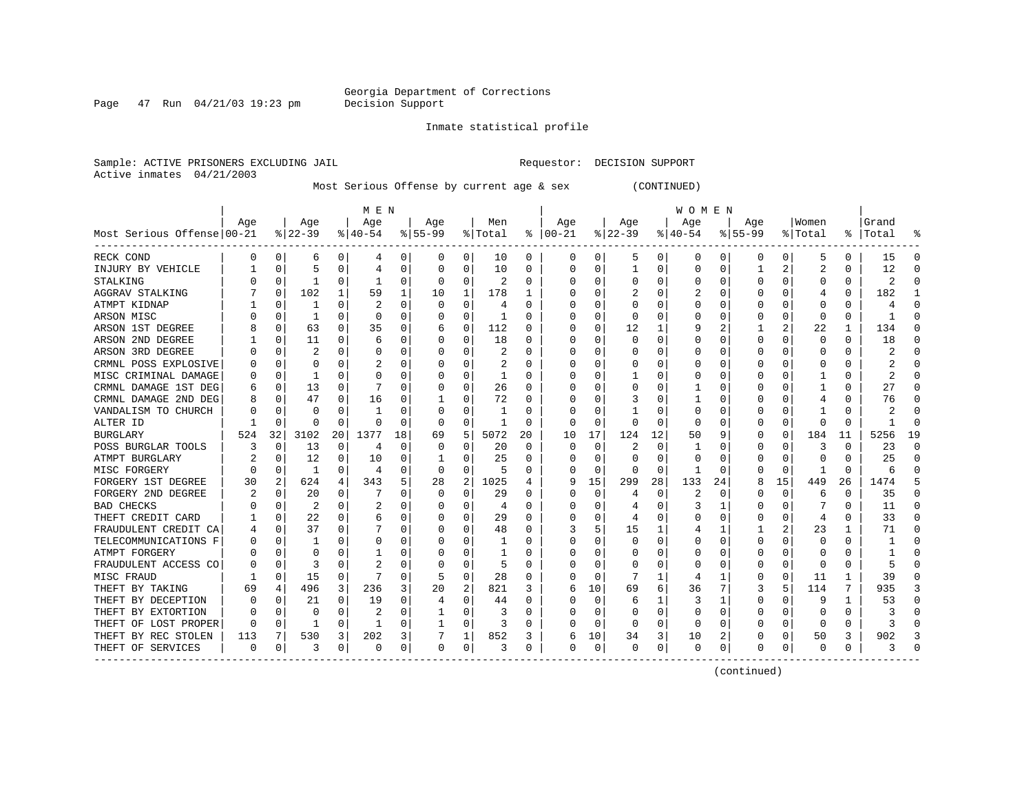Georgia Department of Corrections
Decision Support

Inmate statistical profile

Sample: ACTIVE PRISONERS EXCLUDING JAIL                Requestor: DECISION SUPPORT
Active inmates 04/21/2003

Most Serious Offense by current age & sex (CONTINUED)

| Most Serious Offense | MEN Age 00-21 | % | Age 22-39 | % | Age 40-54 | % | Age 55-99 | % | Men Total | % | WOMEN Age 00-21 | % | Age 22-39 | % | Age 40-54 | % | Age 55-99 | % | Women Total | % | Grand Total | % |
|---|---|---|---|---|---|---|---|---|---|---|---|---|---|---|---|---|---|---|---|---|---|---|
| RECK COND | 0 | 0 | 6 | 0 | 4 | 0 | 0 | 0 | 10 | 0 | 0 | 0 | 5 | 0 | 0 | 0 | 0 | 0 | 5 | 0 | 15 | 0 |
| INJURY BY VEHICLE | 1 | 0 | 5 | 0 | 4 | 0 | 0 | 0 | 10 | 0 | 0 | 0 | 1 | 0 | 0 | 0 | 1 | 2 | 2 | 0 | 12 | 0 |
| STALKING | 0 | 0 | 1 | 0 | 1 | 0 | 0 | 0 | 2 | 0 | 0 | 0 | 0 | 0 | 0 | 0 | 0 | 0 | 0 | 0 | 2 | 0 |
| AGGRAV STALKING | 7 | 0 | 102 | 1 | 59 | 1 | 10 | 1 | 178 | 1 | 0 | 0 | 2 | 0 | 2 | 0 | 0 | 0 | 4 | 0 | 182 | 1 |
| ATMPT KIDNAP | 1 | 0 | 1 | 0 | 2 | 0 | 0 | 0 | 4 | 0 | 0 | 0 | 0 | 0 | 0 | 0 | 0 | 0 | 0 | 0 | 4 | 0 |
| ARSON MISC | 0 | 0 | 1 | 0 | 0 | 0 | 0 | 0 | 1 | 0 | 0 | 0 | 0 | 0 | 0 | 0 | 0 | 0 | 0 | 0 | 1 | 0 |
| ARSON 1ST DEGREE | 8 | 0 | 63 | 0 | 35 | 0 | 6 | 0 | 112 | 0 | 0 | 0 | 12 | 1 | 9 | 2 | 1 | 2 | 22 | 1 | 134 | 0 |
| ARSON 2ND DEGREE | 1 | 0 | 11 | 0 | 6 | 0 | 0 | 0 | 18 | 0 | 0 | 0 | 0 | 0 | 0 | 0 | 0 | 0 | 0 | 0 | 18 | 0 |
| ARSON 3RD DEGREE | 0 | 0 | 2 | 0 | 0 | 0 | 0 | 0 | 2 | 0 | 0 | 0 | 0 | 0 | 0 | 0 | 0 | 0 | 0 | 0 | 2 | 0 |
| CRMNL POSS EXPLOSIVE | 0 | 0 | 0 | 0 | 2 | 0 | 0 | 0 | 2 | 0 | 0 | 0 | 0 | 0 | 0 | 0 | 0 | 0 | 0 | 0 | 2 | 0 |
| MISC CRIMINAL DAMAGE | 0 | 0 | 1 | 0 | 0 | 0 | 0 | 0 | 1 | 0 | 0 | 0 | 1 | 0 | 0 | 0 | 0 | 0 | 1 | 0 | 2 | 0 |
| CRMNL DAMAGE 1ST DEG | 6 | 0 | 13 | 0 | 7 | 0 | 0 | 0 | 26 | 0 | 0 | 0 | 0 | 0 | 1 | 0 | 0 | 0 | 1 | 0 | 27 | 0 |
| CRMNL DAMAGE 2ND DEG | 8 | 0 | 47 | 0 | 16 | 0 | 1 | 0 | 72 | 0 | 0 | 0 | 3 | 0 | 1 | 0 | 0 | 0 | 4 | 0 | 76 | 0 |
| VANDALISM TO CHURCH | 0 | 0 | 0 | 0 | 1 | 0 | 0 | 0 | 1 | 0 | 0 | 0 | 1 | 0 | 0 | 0 | 0 | 0 | 1 | 0 | 2 | 0 |
| ALTER ID | 1 | 0 | 0 | 0 | 0 | 0 | 0 | 0 | 1 | 0 | 0 | 0 | 0 | 0 | 0 | 0 | 0 | 0 | 0 | 0 | 1 | 0 |
| BURGLARY | 524 | 32 | 3102 | 20 | 1377 | 18 | 69 | 5 | 5072 | 20 | 10 | 17 | 124 | 12 | 50 | 9 | 0 | 0 | 184 | 11 | 5256 | 19 |
| POSS BURGLAR TOOLS | 3 | 0 | 13 | 0 | 4 | 0 | 0 | 0 | 20 | 0 | 0 | 0 | 2 | 0 | 1 | 0 | 0 | 0 | 3 | 0 | 23 | 0 |
| ATMPT BURGLARY | 2 | 0 | 12 | 0 | 10 | 0 | 1 | 0 | 25 | 0 | 0 | 0 | 0 | 0 | 0 | 0 | 0 | 0 | 0 | 0 | 25 | 0 |
| MISC FORGERY | 0 | 0 | 1 | 0 | 4 | 0 | 0 | 0 | 5 | 0 | 0 | 0 | 0 | 0 | 1 | 0 | 0 | 0 | 1 | 0 | 6 | 0 |
| FORGERY 1ST DEGREE | 30 | 2 | 624 | 4 | 343 | 5 | 28 | 2 | 1025 | 4 | 9 | 15 | 299 | 28 | 133 | 24 | 8 | 15 | 449 | 26 | 1474 | 5 |
| FORGERY 2ND DEGREE | 2 | 0 | 20 | 0 | 7 | 0 | 0 | 0 | 29 | 0 | 0 | 0 | 4 | 0 | 2 | 0 | 0 | 0 | 6 | 0 | 35 | 0 |
| BAD CHECKS | 0 | 0 | 2 | 0 | 2 | 0 | 0 | 0 | 4 | 0 | 0 | 0 | 4 | 0 | 3 | 1 | 0 | 0 | 7 | 0 | 11 | 0 |
| THEFT CREDIT CARD | 1 | 0 | 22 | 0 | 6 | 0 | 0 | 0 | 29 | 0 | 0 | 0 | 4 | 0 | 0 | 0 | 0 | 0 | 4 | 0 | 33 | 0 |
| FRAUDULENT CREDIT CA | 4 | 0 | 37 | 0 | 7 | 0 | 0 | 0 | 48 | 0 | 3 | 5 | 15 | 1 | 4 | 1 | 1 | 2 | 23 | 1 | 71 | 0 |
| TELECOMMUNICATIONS F | 0 | 0 | 1 | 0 | 0 | 0 | 0 | 0 | 1 | 0 | 0 | 0 | 0 | 0 | 0 | 0 | 0 | 0 | 0 | 0 | 1 | 0 |
| ATMPT FORGERY | 0 | 0 | 0 | 0 | 1 | 0 | 0 | 0 | 1 | 0 | 0 | 0 | 0 | 0 | 0 | 0 | 0 | 0 | 0 | 0 | 1 | 0 |
| FRAUDULENT ACCESS CO | 0 | 0 | 3 | 0 | 2 | 0 | 0 | 0 | 5 | 0 | 0 | 0 | 0 | 0 | 0 | 0 | 0 | 0 | 0 | 0 | 5 | 0 |
| MISC FRAUD | 1 | 0 | 15 | 0 | 7 | 0 | 5 | 0 | 28 | 0 | 0 | 0 | 7 | 1 | 4 | 1 | 0 | 0 | 11 | 1 | 39 | 0 |
| THEFT BY TAKING | 69 | 4 | 496 | 3 | 236 | 3 | 20 | 2 | 821 | 3 | 6 | 10 | 69 | 6 | 36 | 7 | 3 | 5 | 114 | 7 | 935 | 3 |
| THEFT BY DECEPTION | 0 | 0 | 21 | 0 | 19 | 0 | 4 | 0 | 44 | 0 | 0 | 0 | 6 | 1 | 3 | 1 | 0 | 0 | 9 | 1 | 53 | 0 |
| THEFT BY EXTORTION | 0 | 0 | 0 | 0 | 2 | 0 | 1 | 0 | 3 | 0 | 0 | 0 | 0 | 0 | 0 | 0 | 0 | 0 | 0 | 0 | 3 | 0 |
| THEFT OF LOST PROPER | 0 | 0 | 1 | 0 | 1 | 0 | 1 | 0 | 3 | 0 | 0 | 0 | 0 | 0 | 0 | 0 | 0 | 0 | 0 | 0 | 3 | 0 |
| THEFT BY REC STOLEN | 113 | 7 | 530 | 3 | 202 | 3 | 7 | 1 | 852 | 3 | 6 | 10 | 34 | 3 | 10 | 2 | 0 | 0 | 50 | 3 | 902 | 3 |
| THEFT OF SERVICES | 0 | 0 | 3 | 0 | 0 | 0 | 0 | 0 | 3 | 0 | 0 | 0 | 0 | 0 | 0 | 0 | 0 | 0 | 0 | 0 | 3 | 0 |

(continued)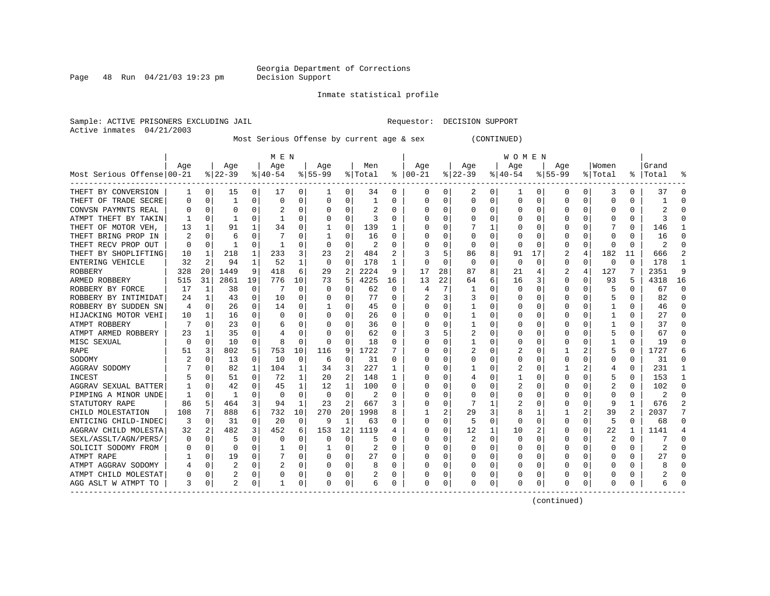Georgia Department of Corrections
Decision Support

Inmate statistical profile

Sample: ACTIVE PRISONERS EXCLUDING JAIL                Requestor: DECISION SUPPORT
Active inmates 04/21/2003

Most Serious Offense by current age & sex (CONTINUED)

| Most Serious Offense | MEN Age 00-21 | % | Age 22-39 | % | Age 40-54 | % | Age 55-99 | % | Men Total | % | WOMEN Age 00-21 | % | Age 22-39 | % | Age 40-54 | % | Age 55-99 | % | Women Total | % | Grand Total | % |
|---|---|---|---|---|---|---|---|---|---|---|---|---|---|---|---|---|---|---|---|---|---|---|
| THEFT BY CONVERSION | 1 | 0 | 15 | 0 | 17 | 0 | 1 | 0 | 34 | 0 | 0 | 0 | 2 | 0 | 1 | 0 | 0 | 0 | 3 | 0 | 37 | 0 |
| THEFT OF TRADE SECRE | 0 | 0 | 1 | 0 | 0 | 0 | 0 | 0 | 1 | 0 | 0 | 0 | 0 | 0 | 0 | 0 | 0 | 0 | 0 | 0 | 1 | 0 |
| CONVSN PAYMNTS REAL | 0 | 0 | 0 | 0 | 2 | 0 | 0 | 0 | 2 | 0 | 0 | 0 | 0 | 0 | 0 | 0 | 0 | 0 | 0 | 0 | 2 | 0 |
| ATMPT THEFT BY TAKIN | 1 | 0 | 1 | 0 | 1 | 0 | 0 | 0 | 3 | 0 | 0 | 0 | 0 | 0 | 0 | 0 | 0 | 0 | 0 | 0 | 3 | 0 |
| THEFT OF MOTOR VEH, | 13 | 1 | 91 | 1 | 34 | 0 | 1 | 0 | 139 | 1 | 0 | 0 | 7 | 1 | 0 | 0 | 0 | 0 | 7 | 0 | 146 | 1 |
| THEFT BRING PROP IN | 2 | 0 | 6 | 0 | 7 | 0 | 1 | 0 | 16 | 0 | 0 | 0 | 0 | 0 | 0 | 0 | 0 | 0 | 0 | 0 | 16 | 0 |
| THEFT RECV PROP OUT | 0 | 0 | 1 | 0 | 1 | 0 | 0 | 0 | 2 | 0 | 0 | 0 | 0 | 0 | 0 | 0 | 0 | 0 | 0 | 0 | 2 | 0 |
| THEFT BY SHOPLIFTING | 10 | 1 | 218 | 1 | 233 | 3 | 23 | 2 | 484 | 2 | 3 | 5 | 86 | 8 | 91 | 17 | 2 | 4 | 182 | 11 | 666 | 2 |
| ENTERING VEHICLE | 32 | 2 | 94 | 1 | 52 | 1 | 0 | 0 | 178 | 1 | 0 | 0 | 0 | 0 | 0 | 0 | 0 | 0 | 0 | 0 | 178 | 1 |
| ROBBERY | 328 | 20 | 1449 | 9 | 418 | 6 | 29 | 2 | 2224 | 9 | 17 | 28 | 87 | 8 | 21 | 4 | 2 | 4 | 127 | 7 | 2351 | 9 |
| ARMED ROBBERY | 515 | 31 | 2861 | 19 | 776 | 10 | 73 | 5 | 4225 | 16 | 13 | 22 | 64 | 6 | 16 | 3 | 0 | 0 | 93 | 5 | 4318 | 16 |
| ROBBERY BY FORCE | 17 | 1 | 38 | 0 | 7 | 0 | 0 | 0 | 62 | 0 | 4 | 7 | 1 | 0 | 0 | 0 | 0 | 0 | 5 | 0 | 67 | 0 |
| ROBBERY BY INTIMIDAT | 24 | 1 | 43 | 0 | 10 | 0 | 0 | 0 | 77 | 0 | 2 | 3 | 3 | 0 | 0 | 0 | 0 | 0 | 5 | 0 | 82 | 0 |
| ROBBERY BY SUDDEN SN | 4 | 0 | 26 | 0 | 14 | 0 | 1 | 0 | 45 | 0 | 0 | 0 | 1 | 0 | 0 | 0 | 0 | 0 | 1 | 0 | 46 | 0 |
| HIJACKING MOTOR VEHI | 10 | 1 | 16 | 0 | 0 | 0 | 0 | 0 | 26 | 0 | 0 | 0 | 1 | 0 | 0 | 0 | 0 | 0 | 1 | 0 | 27 | 0 |
| ATMPT ROBBERY | 7 | 0 | 23 | 0 | 6 | 0 | 0 | 0 | 36 | 0 | 0 | 0 | 1 | 0 | 0 | 0 | 0 | 0 | 1 | 0 | 37 | 0 |
| ATMPT ARMED ROBBERY | 23 | 1 | 35 | 0 | 4 | 0 | 0 | 0 | 62 | 0 | 3 | 5 | 2 | 0 | 0 | 0 | 0 | 0 | 5 | 0 | 67 | 0 |
| MISC SEXUAL | 0 | 0 | 10 | 0 | 8 | 0 | 0 | 0 | 18 | 0 | 0 | 0 | 1 | 0 | 0 | 0 | 0 | 0 | 1 | 0 | 19 | 0 |
| RAPE | 51 | 3 | 802 | 5 | 753 | 10 | 116 | 9 | 1722 | 7 | 0 | 0 | 2 | 0 | 2 | 0 | 1 | 2 | 5 | 0 | 1727 | 6 |
| SODOMY | 2 | 0 | 13 | 0 | 10 | 0 | 6 | 0 | 31 | 0 | 0 | 0 | 0 | 0 | 0 | 0 | 0 | 0 | 0 | 0 | 31 | 0 |
| AGGRAV SODOMY | 7 | 0 | 82 | 1 | 104 | 1 | 34 | 3 | 227 | 1 | 0 | 0 | 1 | 0 | 2 | 0 | 1 | 2 | 4 | 0 | 231 | 1 |
| INCEST | 5 | 0 | 51 | 0 | 72 | 1 | 20 | 2 | 148 | 1 | 0 | 0 | 4 | 0 | 1 | 0 | 0 | 0 | 5 | 0 | 153 | 1 |
| AGGRAV SEXUAL BATTER | 1 | 0 | 42 | 0 | 45 | 1 | 12 | 1 | 100 | 0 | 0 | 0 | 0 | 0 | 2 | 0 | 0 | 0 | 2 | 0 | 102 | 0 |
| PIMPING A MINOR UNDE | 1 | 0 | 1 | 0 | 0 | 0 | 0 | 0 | 2 | 0 | 0 | 0 | 0 | 0 | 0 | 0 | 0 | 0 | 0 | 0 | 2 | 0 |
| STATUTORY RAPE | 86 | 5 | 464 | 3 | 94 | 1 | 23 | 2 | 667 | 3 | 0 | 0 | 7 | 1 | 2 | 0 | 0 | 0 | 9 | 1 | 676 | 2 |
| CHILD MOLESTATION | 108 | 7 | 888 | 6 | 732 | 10 | 270 | 20 | 1998 | 8 | 1 | 2 | 29 | 3 | 8 | 1 | 1 | 2 | 39 | 2 | 2037 | 7 |
| ENTICING CHILD-INDEC | 3 | 0 | 31 | 0 | 20 | 0 | 9 | 1 | 63 | 0 | 0 | 0 | 5 | 0 | 0 | 0 | 0 | 0 | 5 | 0 | 68 | 0 |
| AGGRAV CHILD MOLESTA | 32 | 2 | 482 | 3 | 452 | 6 | 153 | 12 | 1119 | 4 | 0 | 0 | 12 | 1 | 10 | 2 | 0 | 0 | 22 | 1 | 1141 | 4 |
| SEXL/ASSLT/AGN/PERS/ | 0 | 0 | 5 | 0 | 0 | 0 | 0 | 0 | 5 | 0 | 0 | 0 | 2 | 0 | 0 | 0 | 0 | 0 | 2 | 0 | 7 | 0 |
| SOLICIT SODOMY FROM | 0 | 0 | 0 | 0 | 1 | 0 | 1 | 0 | 2 | 0 | 0 | 0 | 0 | 0 | 0 | 0 | 0 | 0 | 0 | 0 | 2 | 0 |
| ATMPT RAPE | 1 | 0 | 19 | 0 | 7 | 0 | 0 | 0 | 27 | 0 | 0 | 0 | 0 | 0 | 0 | 0 | 0 | 0 | 0 | 0 | 27 | 0 |
| ATMPT AGGRAV SODOMY | 4 | 0 | 2 | 0 | 2 | 0 | 0 | 0 | 8 | 0 | 0 | 0 | 0 | 0 | 0 | 0 | 0 | 0 | 0 | 0 | 8 | 0 |
| ATMPT CHILD MOLESTAT | 0 | 0 | 2 | 0 | 0 | 0 | 0 | 0 | 2 | 0 | 0 | 0 | 0 | 0 | 0 | 0 | 0 | 0 | 0 | 0 | 2 | 0 |
| AGG ASLT W ATMPT TO | 3 | 0 | 2 | 0 | 1 | 0 | 0 | 0 | 6 | 0 | 0 | 0 | 0 | 0 | 0 | 0 | 0 | 0 | 0 | 0 | 6 | 0 |

(continued)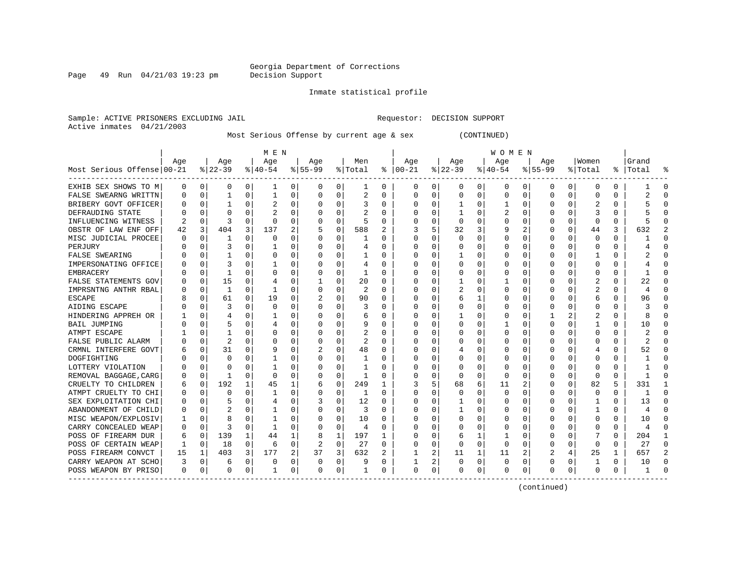Georgia Department of Corrections
Decision Support

Inmate statistical profile

Sample: ACTIVE PRISONERS EXCLUDING JAIL　　　　Requestor: DECISION SUPPORT
Active inmates 04/21/2003

Most Serious Offense by current age & sex　　(CONTINUED)

| Most Serious Offense | MEN Age 00-21 | % | Age 22-39 | % | Age 40-54 | % | Age 55-99 | % | Men Total | % | WOMEN Age 00-21 | % | Age 22-39 | % | Age 40-54 | % | Age 55-99 | % | Women Total | % | Grand Total | % |
|---|---|---|---|---|---|---|---|---|---|---|---|---|---|---|---|---|---|---|---|---|---|---|
| EXHIB SEX SHOWS TO M | 0 | 0 | 0 | 0 | 1 | 0 | 0 | 0 | 1 | 0 | 0 | 0 | 0 | 0 | 0 | 0 | 0 | 0 | 0 | 0 | 1 | 0 |
| FALSE SWEARNG WRITTN | 0 | 0 | 1 | 0 | 1 | 0 | 0 | 0 | 2 | 0 | 0 | 0 | 0 | 0 | 0 | 0 | 0 | 0 | 0 | 0 | 2 | 0 |
| BRIBERY GOVT OFFICER | 0 | 0 | 1 | 0 | 2 | 0 | 0 | 0 | 3 | 0 | 0 | 0 | 1 | 0 | 1 | 0 | 0 | 0 | 2 | 0 | 5 | 0 |
| DEFRAUDING STATE | 0 | 0 | 0 | 0 | 2 | 0 | 0 | 0 | 2 | 0 | 0 | 0 | 1 | 0 | 2 | 0 | 0 | 0 | 3 | 0 | 5 | 0 |
| INFLUENCING WITNESS | 2 | 0 | 3 | 0 | 0 | 0 | 0 | 0 | 5 | 0 | 0 | 0 | 0 | 0 | 0 | 0 | 0 | 0 | 0 | 0 | 5 | 0 |
| OBSTR OF LAW ENF OFF | 42 | 3 | 404 | 3 | 137 | 2 | 5 | 0 | 588 | 2 | 3 | 5 | 32 | 3 | 9 | 2 | 0 | 0 | 44 | 3 | 632 | 2 |
| MISC JUDICIAL PROCEE | 0 | 0 | 1 | 0 | 0 | 0 | 0 | 0 | 1 | 0 | 0 | 0 | 0 | 0 | 0 | 0 | 0 | 0 | 0 | 0 | 1 | 0 |
| PERJURY | 0 | 0 | 3 | 0 | 1 | 0 | 0 | 0 | 4 | 0 | 0 | 0 | 0 | 0 | 0 | 0 | 0 | 0 | 0 | 0 | 4 | 0 |
| FALSE SWEARING | 0 | 0 | 1 | 0 | 0 | 0 | 0 | 0 | 1 | 0 | 0 | 0 | 1 | 0 | 0 | 0 | 0 | 0 | 1 | 0 | 2 | 0 |
| IMPERSONATING OFFICE | 0 | 0 | 3 | 0 | 1 | 0 | 0 | 0 | 4 | 0 | 0 | 0 | 0 | 0 | 0 | 0 | 0 | 0 | 0 | 0 | 4 | 0 |
| EMBRACERY | 0 | 0 | 1 | 0 | 0 | 0 | 0 | 0 | 1 | 0 | 0 | 0 | 0 | 0 | 0 | 0 | 0 | 0 | 0 | 0 | 1 | 0 |
| FALSE STATEMENTS GOV | 0 | 0 | 15 | 0 | 4 | 0 | 1 | 0 | 20 | 0 | 0 | 0 | 1 | 0 | 1 | 0 | 0 | 0 | 2 | 0 | 22 | 0 |
| IMPRSNTNG ANTHR RBAL | 0 | 0 | 1 | 0 | 1 | 0 | 0 | 0 | 2 | 0 | 0 | 0 | 2 | 0 | 0 | 0 | 0 | 0 | 2 | 0 | 4 | 0 |
| ESCAPE | 8 | 0 | 61 | 0 | 19 | 0 | 2 | 0 | 90 | 0 | 0 | 0 | 6 | 1 | 0 | 0 | 0 | 0 | 6 | 0 | 96 | 0 |
| AIDING ESCAPE | 0 | 0 | 3 | 0 | 0 | 0 | 0 | 0 | 3 | 0 | 0 | 0 | 0 | 0 | 0 | 0 | 0 | 0 | 0 | 0 | 3 | 0 |
| HINDERING APPREH OR | 1 | 0 | 4 | 0 | 1 | 0 | 0 | 0 | 6 | 0 | 0 | 0 | 1 | 0 | 0 | 0 | 1 | 2 | 2 | 0 | 8 | 0 |
| BAIL JUMPING | 0 | 0 | 5 | 0 | 4 | 0 | 0 | 0 | 9 | 0 | 0 | 0 | 0 | 0 | 1 | 0 | 0 | 0 | 1 | 0 | 10 | 0 |
| ATMPT ESCAPE | 1 | 0 | 1 | 0 | 0 | 0 | 0 | 0 | 2 | 0 | 0 | 0 | 0 | 0 | 0 | 0 | 0 | 0 | 0 | 0 | 2 | 0 |
| FALSE PUBLIC ALARM | 0 | 0 | 2 | 0 | 0 | 0 | 0 | 0 | 2 | 0 | 0 | 0 | 0 | 0 | 0 | 0 | 0 | 0 | 0 | 0 | 2 | 0 |
| CRMNL INTERFERE GOVT | 6 | 0 | 31 | 0 | 9 | 0 | 2 | 0 | 48 | 0 | 0 | 0 | 4 | 0 | 0 | 0 | 0 | 0 | 4 | 0 | 52 | 0 |
| DOGFIGHTING | 0 | 0 | 0 | 0 | 1 | 0 | 0 | 0 | 1 | 0 | 0 | 0 | 0 | 0 | 0 | 0 | 0 | 0 | 0 | 0 | 1 | 0 |
| LOTTERY VIOLATION | 0 | 0 | 0 | 0 | 1 | 0 | 0 | 0 | 1 | 0 | 0 | 0 | 0 | 0 | 0 | 0 | 0 | 0 | 0 | 0 | 1 | 0 |
| REMOVAL BAGGAGE,CARG | 0 | 0 | 1 | 0 | 0 | 0 | 0 | 0 | 1 | 0 | 0 | 0 | 0 | 0 | 0 | 0 | 0 | 0 | 0 | 0 | 1 | 0 |
| CRUELTY TO CHILDREN | 6 | 0 | 192 | 1 | 45 | 1 | 6 | 0 | 249 | 1 | 3 | 5 | 68 | 6 | 11 | 2 | 0 | 0 | 82 | 5 | 331 | 1 |
| ATMPT CRUELTY TO CHI | 0 | 0 | 0 | 0 | 1 | 0 | 0 | 0 | 1 | 0 | 0 | 0 | 0 | 0 | 0 | 0 | 0 | 0 | 0 | 0 | 1 | 0 |
| SEX EXPLOITATION CHI | 0 | 0 | 5 | 0 | 4 | 0 | 3 | 0 | 12 | 0 | 0 | 0 | 1 | 0 | 0 | 0 | 0 | 0 | 1 | 0 | 13 | 0 |
| ABANDONMENT OF CHILD | 0 | 0 | 2 | 0 | 1 | 0 | 0 | 0 | 3 | 0 | 0 | 0 | 1 | 0 | 0 | 0 | 0 | 0 | 1 | 0 | 4 | 0 |
| MISC WEAPON/EXPLOSIV | 1 | 0 | 8 | 0 | 1 | 0 | 0 | 0 | 10 | 0 | 0 | 0 | 0 | 0 | 0 | 0 | 0 | 0 | 0 | 0 | 10 | 0 |
| CARRY CONCEALED WEAP | 0 | 0 | 3 | 0 | 1 | 0 | 0 | 0 | 4 | 0 | 0 | 0 | 0 | 0 | 0 | 0 | 0 | 0 | 0 | 0 | 4 | 0 |
| POSS OF FIREARM DUR | 6 | 0 | 139 | 1 | 44 | 1 | 8 | 1 | 197 | 1 | 0 | 0 | 6 | 1 | 1 | 0 | 0 | 0 | 7 | 0 | 204 | 1 |
| POSS OF CERTAIN WEAP | 1 | 0 | 18 | 0 | 6 | 0 | 2 | 0 | 27 | 0 | 0 | 0 | 0 | 0 | 0 | 0 | 0 | 0 | 0 | 0 | 27 | 0 |
| POSS FIREARM CONVCT | 15 | 1 | 403 | 3 | 177 | 2 | 37 | 3 | 632 | 2 | 1 | 2 | 11 | 1 | 11 | 2 | 2 | 4 | 25 | 1 | 657 | 2 |
| CARRY WEAPON AT SCHO | 3 | 0 | 6 | 0 | 0 | 0 | 0 | 0 | 9 | 0 | 1 | 2 | 0 | 0 | 0 | 0 | 0 | 0 | 1 | 0 | 10 | 0 |
| POSS WEAPON BY PRISO | 0 | 0 | 0 | 0 | 1 | 0 | 0 | 0 | 1 | 0 | 0 | 0 | 0 | 0 | 0 | 0 | 0 | 0 | 0 | 0 | 1 | 0 |

(continued)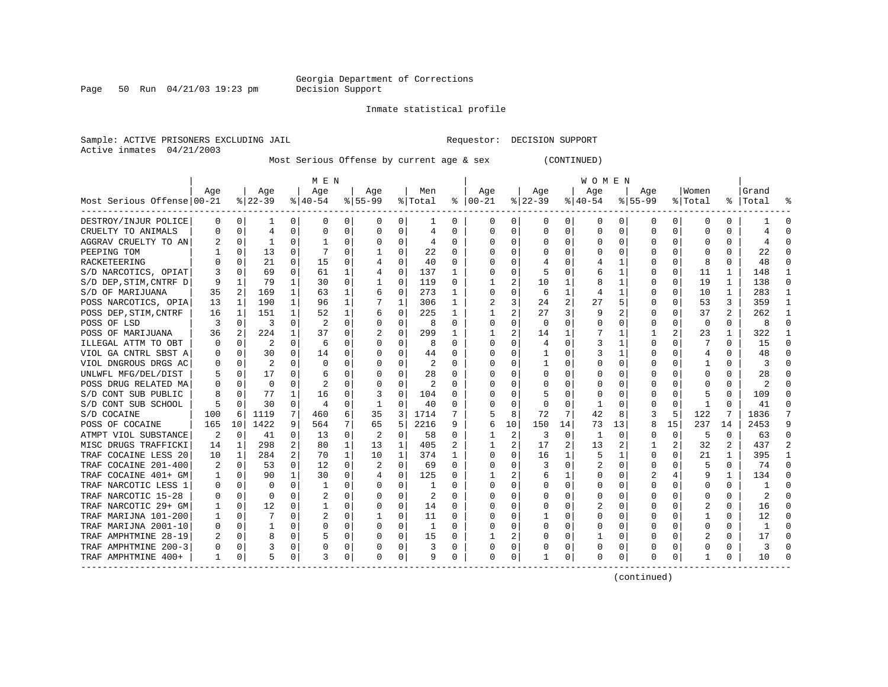Georgia Department of Corrections
Decision Support

Inmate statistical profile

Sample: ACTIVE PRISONERS EXCLUDING JAIL    Requestor: DECISION SUPPORT
Active inmates 04/21/2003

Most Serious Offense by current age & sex (CONTINUED)

| Most Serious Offense | MEN Age 00-21 | % | Age 22-39 | % | Age 40-54 | % | Age 55-99 | % | Men Total | % | WOMEN Age 00-21 | % | Age 22-39 | % | Age 40-54 | % | Age 55-99 | % | Women Total | % | Grand Total | % |
|---|---|---|---|---|---|---|---|---|---|---|---|---|---|---|---|---|---|---|---|---|---|---|
| DESTROY/INJUR POLICE | 0 | 0 | 1 | 0 | 0 | 0 | 0 | 0 | 1 | 0 | 0 | 0 | 0 | 0 | 0 | 0 | 0 | 0 | 0 | 0 | 1 | 0 |
| CRUELTY TO ANIMALS | 0 | 0 | 4 | 0 | 0 | 0 | 0 | 0 | 4 | 0 | 0 | 0 | 0 | 0 | 0 | 0 | 0 | 0 | 0 | 0 | 4 | 0 |
| AGGRAV CRUELTY TO AN | 2 | 0 | 1 | 0 | 1 | 0 | 0 | 0 | 4 | 0 | 0 | 0 | 0 | 0 | 0 | 0 | 0 | 0 | 0 | 0 | 4 | 0 |
| PEEPING TOM | 1 | 0 | 13 | 0 | 7 | 0 | 1 | 0 | 22 | 0 | 0 | 0 | 0 | 0 | 0 | 0 | 0 | 0 | 0 | 0 | 22 | 0 |
| RACKETEERING | 0 | 0 | 21 | 0 | 15 | 0 | 4 | 0 | 40 | 0 | 0 | 0 | 4 | 0 | 4 | 1 | 0 | 0 | 8 | 0 | 48 | 0 |
| S/D NARCOTICS, OPIAT | 3 | 0 | 69 | 0 | 61 | 1 | 4 | 0 | 137 | 1 | 0 | 0 | 5 | 0 | 6 | 1 | 0 | 0 | 11 | 1 | 148 | 1 |
| S/D DEP,STIM,CNTRF D | 9 | 1 | 79 | 1 | 30 | 0 | 1 | 0 | 119 | 0 | 1 | 2 | 10 | 1 | 8 | 1 | 0 | 0 | 19 | 1 | 138 | 0 |
| S/D OF MARIJUANA | 35 | 2 | 169 | 1 | 63 | 1 | 6 | 0 | 273 | 1 | 0 | 0 | 6 | 1 | 4 | 1 | 0 | 0 | 10 | 1 | 283 | 1 |
| POSS NARCOTICS, OPIA | 13 | 1 | 190 | 1 | 96 | 1 | 7 | 1 | 306 | 1 | 2 | 3 | 24 | 2 | 27 | 5 | 0 | 0 | 53 | 3 | 359 | 1 |
| POSS DEP,STIM,CNTRF | 16 | 1 | 151 | 1 | 52 | 1 | 6 | 0 | 225 | 1 | 1 | 2 | 27 | 3 | 9 | 2 | 0 | 0 | 37 | 2 | 262 | 1 |
| POSS OF LSD | 3 | 0 | 3 | 0 | 2 | 0 | 0 | 0 | 8 | 0 | 0 | 0 | 0 | 0 | 0 | 0 | 0 | 0 | 0 | 0 | 8 | 0 |
| POSS OF MARIJUANA | 36 | 2 | 224 | 1 | 37 | 0 | 2 | 0 | 299 | 1 | 1 | 2 | 14 | 1 | 7 | 1 | 1 | 2 | 23 | 1 | 322 | 1 |
| ILLEGAL ATTM TO OBT | 0 | 0 | 2 | 0 | 6 | 0 | 0 | 0 | 8 | 0 | 0 | 0 | 4 | 0 | 3 | 1 | 0 | 0 | 7 | 0 | 15 | 0 |
| VIOL GA CNTRL SBST A | 0 | 0 | 30 | 0 | 14 | 0 | 0 | 0 | 44 | 0 | 0 | 0 | 1 | 0 | 3 | 1 | 0 | 0 | 4 | 0 | 48 | 0 |
| VIOL DNGROUS DRGS AC | 0 | 0 | 2 | 0 | 0 | 0 | 0 | 0 | 2 | 0 | 0 | 0 | 1 | 0 | 0 | 0 | 0 | 0 | 1 | 0 | 3 | 0 |
| UNLWFL MFG/DEL/DIST | 5 | 0 | 17 | 0 | 6 | 0 | 0 | 0 | 28 | 0 | 0 | 0 | 0 | 0 | 0 | 0 | 0 | 0 | 0 | 0 | 28 | 0 |
| POSS DRUG RELATED MA | 0 | 0 | 0 | 0 | 2 | 0 | 0 | 0 | 2 | 0 | 0 | 0 | 0 | 0 | 0 | 0 | 0 | 0 | 0 | 0 | 2 | 0 |
| S/D CONT SUB PUBLIC | 8 | 0 | 77 | 1 | 16 | 0 | 3 | 0 | 104 | 0 | 0 | 0 | 5 | 0 | 0 | 0 | 0 | 0 | 5 | 0 | 109 | 0 |
| S/D CONT SUB SCHOOL | 5 | 0 | 30 | 0 | 4 | 0 | 1 | 0 | 40 | 0 | 0 | 0 | 0 | 0 | 1 | 0 | 0 | 0 | 1 | 0 | 41 | 0 |
| S/D COCAINE | 100 | 6 | 1119 | 7 | 460 | 6 | 35 | 3 | 1714 | 7 | 5 | 8 | 72 | 7 | 42 | 8 | 3 | 5 | 122 | 7 | 1836 | 7 |
| POSS OF COCAINE | 165 | 10 | 1422 | 9 | 564 | 7 | 65 | 5 | 2216 | 9 | 6 | 10 | 150 | 14 | 73 | 13 | 8 | 15 | 237 | 14 | 2453 | 9 |
| ATMPT VIOL SUBSTANCE | 2 | 0 | 41 | 0 | 13 | 0 | 2 | 0 | 58 | 0 | 1 | 2 | 3 | 0 | 1 | 0 | 0 | 0 | 5 | 0 | 63 | 0 |
| MISC DRUGS TRAFFICKI | 14 | 1 | 298 | 2 | 80 | 1 | 13 | 1 | 405 | 2 | 1 | 2 | 17 | 2 | 13 | 2 | 1 | 2 | 32 | 2 | 437 | 2 |
| TRAF COCAINE LESS 20 | 10 | 1 | 284 | 2 | 70 | 1 | 10 | 1 | 374 | 1 | 0 | 0 | 16 | 1 | 5 | 1 | 0 | 0 | 21 | 1 | 395 | 1 |
| TRAF COCAINE 201-400 | 2 | 0 | 53 | 0 | 12 | 0 | 2 | 0 | 69 | 0 | 0 | 0 | 3 | 0 | 2 | 0 | 0 | 0 | 5 | 0 | 74 | 0 |
| TRAF COCAINE 401+ GM | 1 | 0 | 90 | 1 | 30 | 0 | 4 | 0 | 125 | 0 | 1 | 2 | 6 | 1 | 0 | 0 | 2 | 4 | 9 | 1 | 134 | 0 |
| TRAF NARCOTIC LESS 1 | 0 | 0 | 0 | 0 | 1 | 0 | 0 | 0 | 1 | 0 | 0 | 0 | 0 | 0 | 0 | 0 | 0 | 0 | 0 | 0 | 1 | 0 |
| TRAF NARCOTIC 15-28 | 0 | 0 | 0 | 0 | 2 | 0 | 0 | 0 | 2 | 0 | 0 | 0 | 0 | 0 | 0 | 0 | 0 | 0 | 0 | 0 | 2 | 0 |
| TRAF NARCOTIC 29+ GM | 1 | 0 | 12 | 0 | 1 | 0 | 0 | 0 | 14 | 0 | 0 | 0 | 0 | 0 | 2 | 0 | 0 | 0 | 2 | 0 | 16 | 0 |
| TRAF MARIJNA 101-200 | 1 | 0 | 7 | 0 | 2 | 0 | 1 | 0 | 11 | 0 | 0 | 0 | 1 | 0 | 0 | 0 | 0 | 0 | 1 | 0 | 12 | 0 |
| TRAF MARIJNA 2001-10 | 0 | 0 | 1 | 0 | 0 | 0 | 0 | 0 | 1 | 0 | 0 | 0 | 0 | 0 | 0 | 0 | 0 | 0 | 0 | 0 | 1 | 0 |
| TRAF AMPHTMINE 28-19 | 2 | 0 | 8 | 0 | 5 | 0 | 0 | 0 | 15 | 0 | 1 | 2 | 0 | 0 | 1 | 0 | 0 | 0 | 2 | 0 | 17 | 0 |
| TRAF AMPHTMINE 200-3 | 0 | 0 | 3 | 0 | 0 | 0 | 0 | 0 | 3 | 0 | 0 | 0 | 0 | 0 | 0 | 0 | 0 | 0 | 0 | 0 | 3 | 0 |
| TRAF AMPHTMINE 400+ | 1 | 0 | 5 | 0 | 3 | 0 | 0 | 0 | 9 | 0 | 0 | 0 | 1 | 0 | 0 | 0 | 0 | 0 | 1 | 0 | 10 | 0 |

(continued)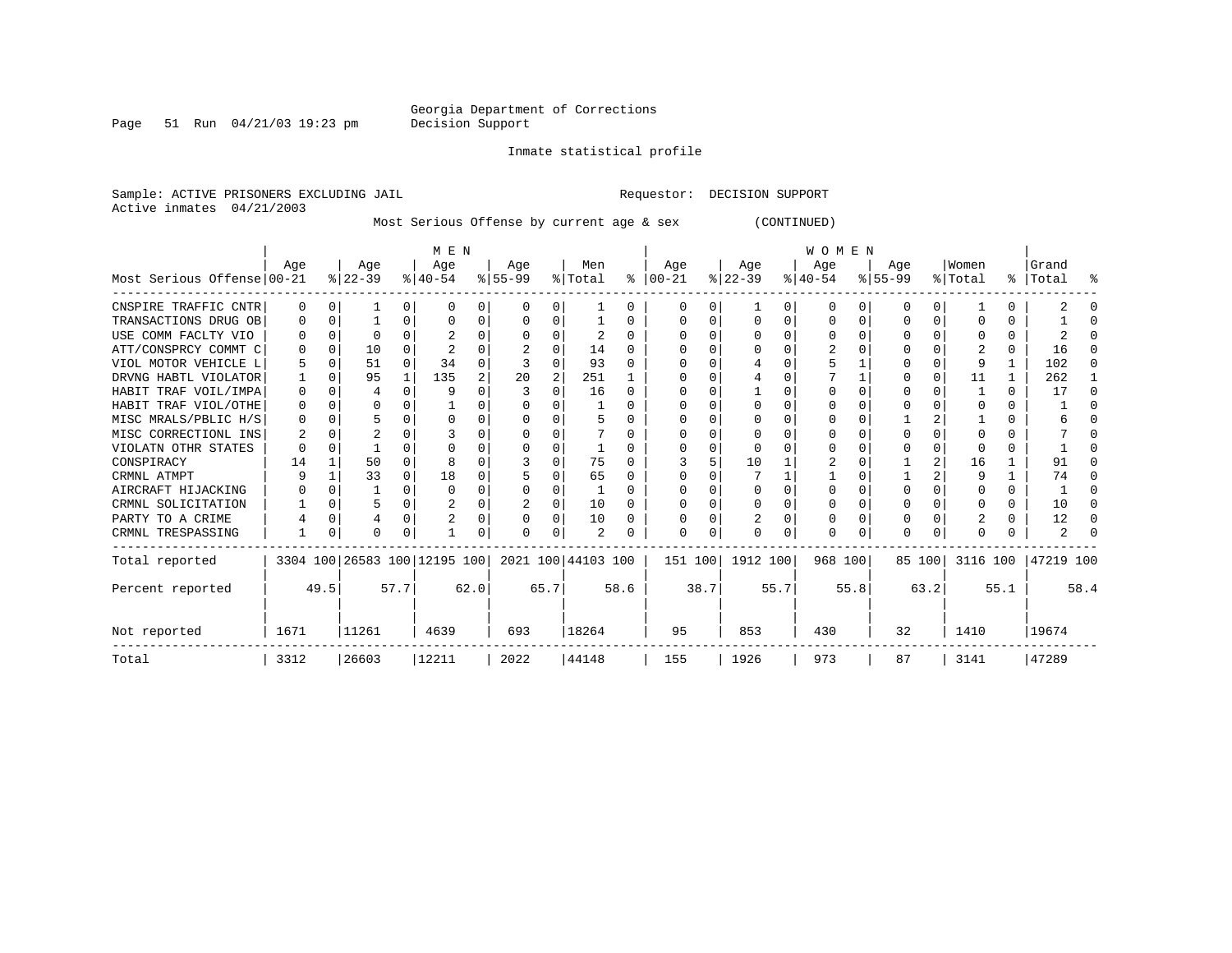Georgia Department of Corrections
Decision Support

Inmate statistical profile

Sample: ACTIVE PRISONERS EXCLUDING JAIL    Requestor: DECISION SUPPORT
Active inmates 04/21/2003

Most Serious Offense by current age & sex (CONTINUED)

| Most Serious Offense | MEN Age 00-21 | % | Age 22-39 | % | Age 40-54 | % | Age 55-99 | % | Men Total | % | WOMEN Age 00-21 | % | Age 22-39 | % | Age 40-54 | % | Age 55-99 | % | Women Total | % | Grand Total | % |
|---|---|---|---|---|---|---|---|---|---|---|---|---|---|---|---|---|---|---|---|---|---|---|
| CNSPIRE TRAFFIC CNTR | 0 | 0 | 1 | 0 | 0 | 0 | 0 | 0 | 1 | 0 | 0 | 0 | 1 | 0 | 0 | 0 | 0 | 0 | 1 | 0 | 2 | 0 |
| TRANSACTIONS DRUG OB | 0 | 0 | 1 | 0 | 0 | 0 | 0 | 0 | 1 | 0 | 0 | 0 | 0 | 0 | 0 | 0 | 0 | 0 | 0 | 0 | 1 | 0 |
| USE COMM FACLTY VIO | 0 | 0 | 0 | 0 | 2 | 0 | 0 | 0 | 2 | 0 | 0 | 0 | 0 | 0 | 0 | 0 | 0 | 0 | 0 | 0 | 2 | 0 |
| ATT/CONSPRCY COMMT C | 0 | 0 | 10 | 0 | 2 | 0 | 2 | 0 | 14 | 0 | 0 | 0 | 0 | 0 | 2 | 0 | 0 | 0 | 2 | 0 | 16 | 0 |
| VIOL MOTOR VEHICLE L | 5 | 0 | 51 | 0 | 34 | 0 | 3 | 0 | 93 | 0 | 0 | 0 | 4 | 0 | 5 | 1 | 0 | 0 | 9 | 1 | 102 | 0 |
| DRVNG HABTL VIOLATOR | 1 | 0 | 95 | 1 | 135 | 2 | 20 | 2 | 251 | 1 | 0 | 0 | 4 | 0 | 7 | 1 | 0 | 0 | 11 | 1 | 262 | 1 |
| HABIT TRAF VOIL/IMPA | 0 | 0 | 4 | 0 | 9 | 0 | 3 | 0 | 16 | 0 | 0 | 0 | 1 | 0 | 0 | 0 | 0 | 0 | 1 | 0 | 17 | 0 |
| HABIT TRAF VIOL/OTHE | 0 | 0 | 0 | 0 | 1 | 0 | 0 | 0 | 1 | 0 | 0 | 0 | 0 | 0 | 0 | 0 | 0 | 0 | 0 | 0 | 1 | 0 |
| MISC MRALS/PBLIC H/S | 0 | 0 | 5 | 0 | 0 | 0 | 0 | 0 | 5 | 0 | 0 | 0 | 0 | 0 | 0 | 0 | 1 | 2 | 1 | 0 | 6 | 0 |
| MISC CORRECTIONL INS | 2 | 0 | 2 | 0 | 3 | 0 | 0 | 0 | 7 | 0 | 0 | 0 | 0 | 0 | 0 | 0 | 0 | 0 | 0 | 0 | 7 | 0 |
| VIOLATN OTHR STATES | 0 | 0 | 1 | 0 | 0 | 0 | 0 | 0 | 1 | 0 | 0 | 0 | 0 | 0 | 0 | 0 | 0 | 0 | 0 | 0 | 1 | 0 |
| CONSPIRACY | 14 | 1 | 50 | 0 | 8 | 0 | 3 | 0 | 75 | 0 | 3 | 5 | 10 | 1 | 2 | 0 | 1 | 2 | 16 | 1 | 91 | 0 |
| CRMNL ATMPT | 9 | 1 | 33 | 0 | 18 | 0 | 5 | 0 | 65 | 0 | 0 | 0 | 7 | 1 | 1 | 0 | 1 | 2 | 9 | 1 | 74 | 0 |
| AIRCRAFT HIJACKING | 0 | 0 | 1 | 0 | 0 | 0 | 0 | 0 | 1 | 0 | 0 | 0 | 0 | 0 | 0 | 0 | 0 | 0 | 0 | 0 | 1 | 0 |
| CRMNL SOLICITATION | 1 | 0 | 5 | 0 | 2 | 0 | 2 | 0 | 10 | 0 | 0 | 0 | 0 | 0 | 0 | 0 | 0 | 0 | 0 | 0 | 10 | 0 |
| PARTY TO A CRIME | 4 | 0 | 4 | 0 | 2 | 0 | 0 | 0 | 10 | 0 | 0 | 0 | 2 | 0 | 0 | 0 | 0 | 0 | 2 | 0 | 12 | 0 |
| CRMNL TRESPASSING | 1 | 0 | 0 | 0 | 1 | 0 | 0 | 0 | 2 | 0 | 0 | 0 | 0 | 0 | 0 | 0 | 0 | 0 | 0 | 0 | 2 | 0 |
| Total reported | 3304 | 100 | 26583 | 100 | 12195 | 100 | 2021 | 100 | 44103 | 100 | 151 | 100 | 1912 | 100 | 968 | 100 | 85 | 100 | 3116 | 100 | 47219 | 100 |
| Percent reported | | 49.5 | | 57.7 | | 62.0 | | 65.7 | | 58.6 | | 38.7 | | 55.7 | | 55.8 | | 63.2 | | 55.1 | | 58.4 |
| Not reported | 1671 | | 11261 | | 4639 | | 693 | | 18264 | | 95 | | 853 | | 430 | | 32 | | 1410 | | 19674 | |
| Total | 3312 | | 26603 | | 12211 | | 2022 | | 44148 | | 155 | | 1926 | | 973 | | 87 | | 3141 | | 47289 | |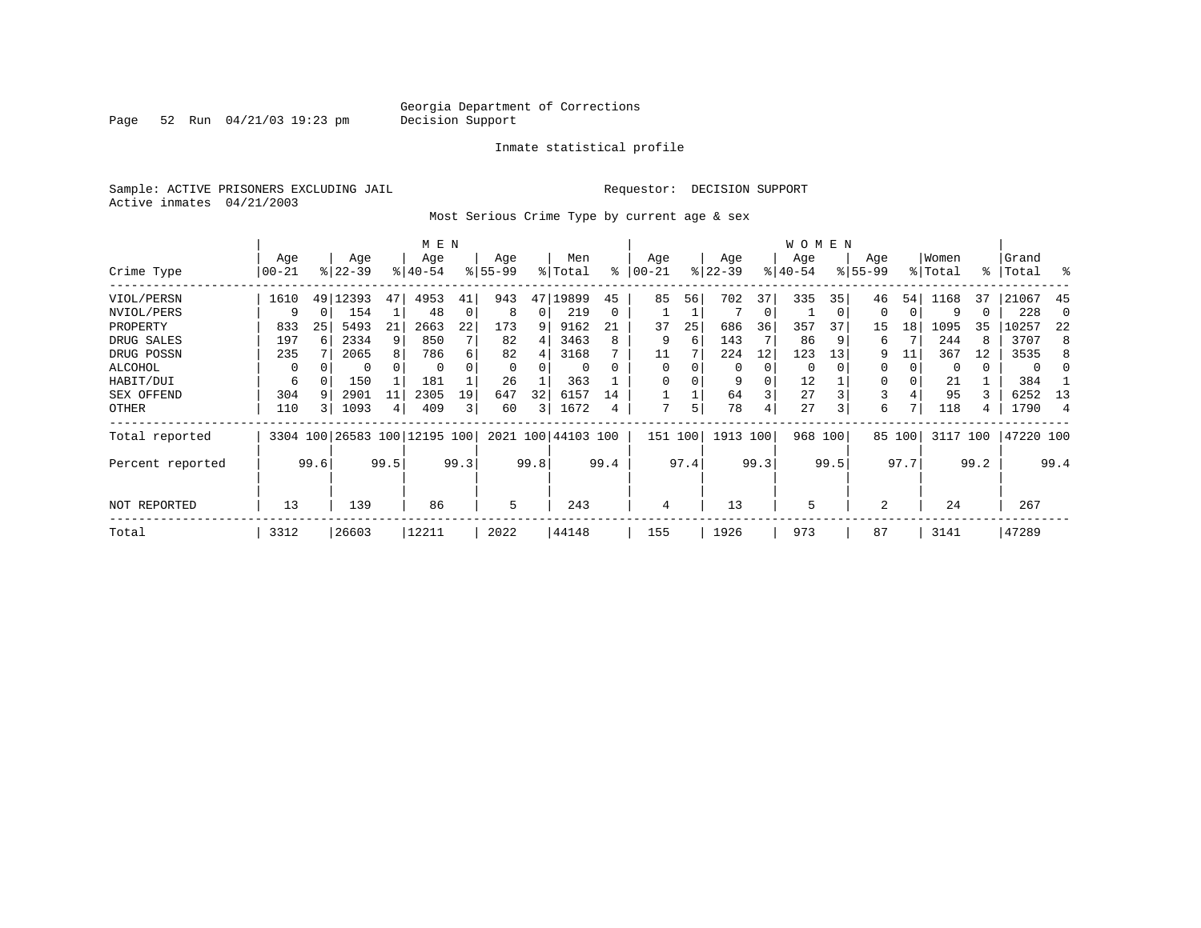Georgia Department of Corrections
Decision Support

Inmate statistical profile

Sample: ACTIVE PRISONERS EXCLUDING JAIL
Active inmates 04/21/2003

Requestor: DECISION SUPPORT

Most Serious Crime Type by current age & sex

| | MEN | | | | | | | | | | WOMEN | | | | | | | | | | | |
|---|---|---|---|---|---|---|---|---|---|---|---|---|---|---|---|---|---|---|---|---|---|---|
| Crime Type | Age 00-21 | % | Age 22-39 | % | Age 40-54 | % | Age 55-99 | % | Men Total | % | Age 00-21 | % | Age 22-39 | % | Age 40-54 | % | Age 55-99 | % | Women Total | % | Grand Total | % |
| VIOL/PERSN | 1610 | 49 | 12393 | 47 | 4953 | 41 | 943 | 47 | 19899 | 45 | 85 | 56 | 702 | 37 | 335 | 35 | 46 | 54 | 1168 | 37 | 21067 | 45 |
| NVIOL/PERS | 9 | 0 | 154 | 1 | 48 | 0 | 8 | 0 | 219 | 0 | 1 | 1 | 7 | 0 | 1 | 0 | 0 | 0 | 9 | 0 | 228 | 0 |
| PROPERTY | 833 | 25 | 5493 | 21 | 2663 | 22 | 173 | 9 | 9162 | 21 | 37 | 25 | 686 | 36 | 357 | 37 | 15 | 18 | 1095 | 35 | 10257 | 22 |
| DRUG SALES | 197 | 6 | 2334 | 9 | 850 | 7 | 82 | 4 | 3463 | 8 | 9 | 6 | 143 | 7 | 86 | 9 | 6 | 7 | 244 | 8 | 3707 | 8 |
| DRUG POSSN | 235 | 7 | 2065 | 8 | 786 | 6 | 82 | 4 | 3168 | 7 | 11 | 7 | 224 | 12 | 123 | 13 | 9 | 11 | 367 | 12 | 3535 | 8 |
| ALCOHOL | 0 | 0 | 0 | 0 | 0 | 0 | 0 | 0 | 0 | 0 | 0 | 0 | 0 | 0 | 0 | 0 | 0 | 0 | 0 | 0 | 0 | 0 |
| HABIT/DUI | 6 | 0 | 150 | 1 | 181 | 1 | 26 | 1 | 363 | 1 | 0 | 0 | 9 | 0 | 12 | 1 | 0 | 0 | 21 | 1 | 384 | 1 |
| SEX OFFEND | 304 | 9 | 2901 | 11 | 2305 | 19 | 647 | 32 | 6157 | 14 | 1 | 1 | 64 | 3 | 27 | 3 | 3 | 4 | 95 | 3 | 6252 | 13 |
| OTHER | 110 | 3 | 1093 | 4 | 409 | 3 | 60 | 3 | 1672 | 4 | 7 | 5 | 78 | 4 | 27 | 3 | 6 | 7 | 118 | 4 | 1790 | 4 |
| Total reported | 3304 | 100 | 26583 | 100 | 12195 | 100 | 2021 | 100 | 44103 | 100 | 151 | 100 | 1913 | 100 | 968 | 100 | 85 | 100 | 3117 | 100 | 47220 | 100 |
| Percent reported | | 99.6 | | 99.5 | | 99.3 | | 99.8 | | 99.4 | | 97.4 | | 99.3 | | 99.5 | | 97.7 | | 99.2 | | 99.4 |
| NOT REPORTED | 13 | | 139 | | 86 | | 5 | | 243 | | 4 | | 13 | | 5 | | 2 | | 24 | | 267 | |
| Total | 3312 | | 26603 | | 12211 | | 2022 | | 44148 | | 155 | | 1926 | | 973 | | 87 | | 3141 | | 47289 | |